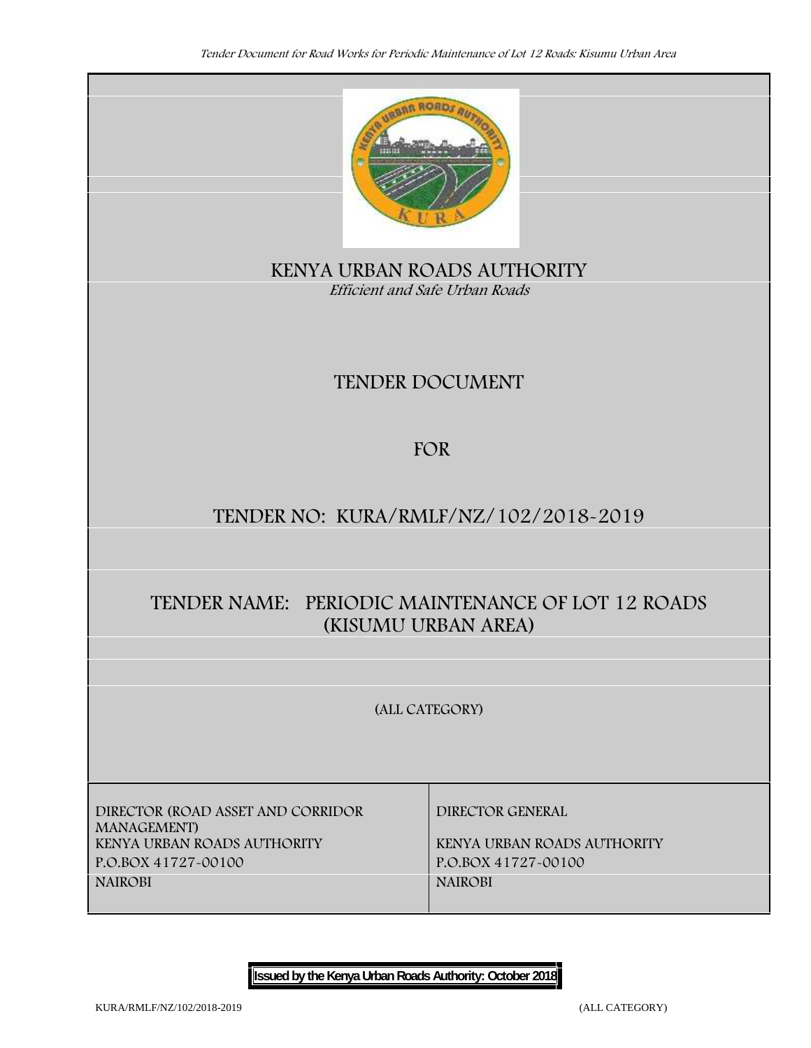# KENYA URBAN ROADS AUTHORITY

*Efficient and Safe Urban Roads*

## TENDER DOCUMENT

## FOR

## TENDER NO: KURA/RMLF/NZ/102/2018-2019

## TENDER NAME: PERIODIC MAINTENANCE OF LOT 12 ROADS (KISUMU URBAN AREA)

(ALL CATEGORY)

| DIRECTOR (ROAD ASSET AND CORRIDOR MANAGEMENT) | DIRECTOR GENERAL |
| --- | --- |
| KENYA URBAN ROADS AUTHORITY | KENYA URBAN ROADS AUTHORITY |
| P.O.BOX 41727-00100 | P.O.BOX 41727-00100 |
| NAIROBI | NAIROBI |

**Issued by the Kenya Urban Roads Authority: October 2018**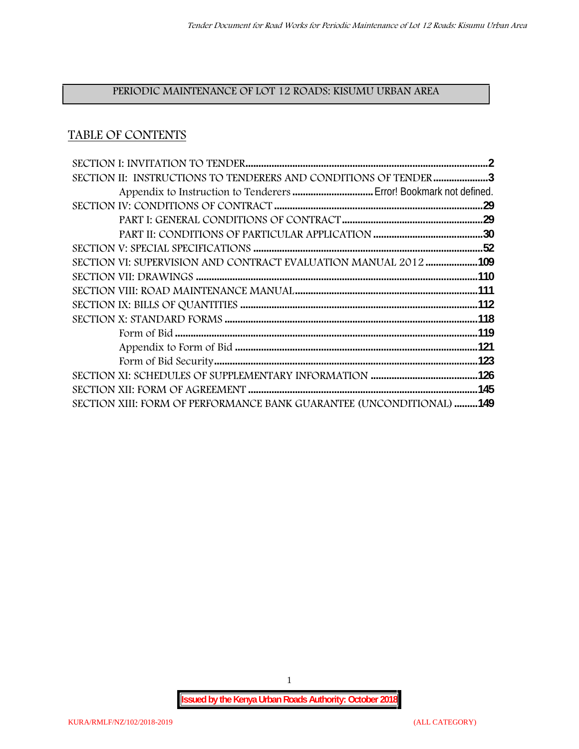PERIODIC MAINTENANCE OF LOT 12 ROADS: KISUMU URBAN AREA

## TABLE OF CONTENTS

SECTION I: INVITATION TO TENDER ....2

SECTION II: INSTRUCTIONS TO TENDERERS AND CONDITIONS OF TENDER ....3

- Appendix to Instruction to Tenderers .... Error! Bookmark not defined.

SECTION IV: CONDITIONS OF CONTRACT ....29

- PART I: GENERAL CONDITIONS OF CONTRACT ....29
- PART II: CONDITIONS OF PARTICULAR APPLICATION ....30

SECTION V: SPECIAL SPECIFICATIONS ....52

SECTION VI: SUPERVISION AND CONTRACT EVALUATION MANUAL 2012 ....109

SECTION VII: DRAWINGS ....110

SECTION VIII: ROAD MAINTENANCE MANUAL ....111

SECTION IX: BILLS OF QUANTITIES ....112

SECTION X: STANDARD FORMS ....118

- Form of Bid ....119
- Appendix to Form of Bid ....121
- Form of Bid Security ....123

SECTION XI: SCHEDULES OF SUPPLEMENTARY INFORMATION ....126

SECTION XII: FORM OF AGREEMENT ....145

SECTION XIII: FORM OF PERFORMANCE BANK GUARANTEE (UNCONDITIONAL) ....149

**Issued by the Kenya Urban Roads Authority: October 2018**

KURA/RMLF/NZ/102/2018-2019 (ALL CATEGORY)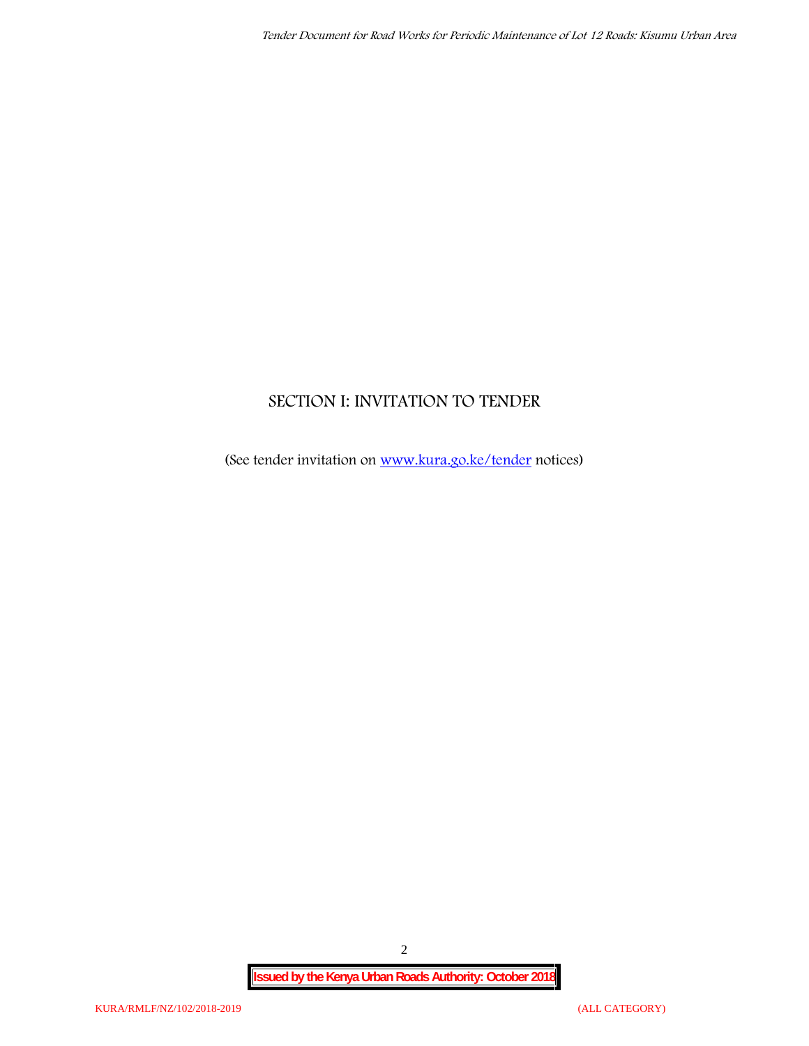# SECTION I: INVITATION TO TENDER

(See tender invitation on [www.kura.go.ke/tender](http://www.kura.go.ke/tender) notices)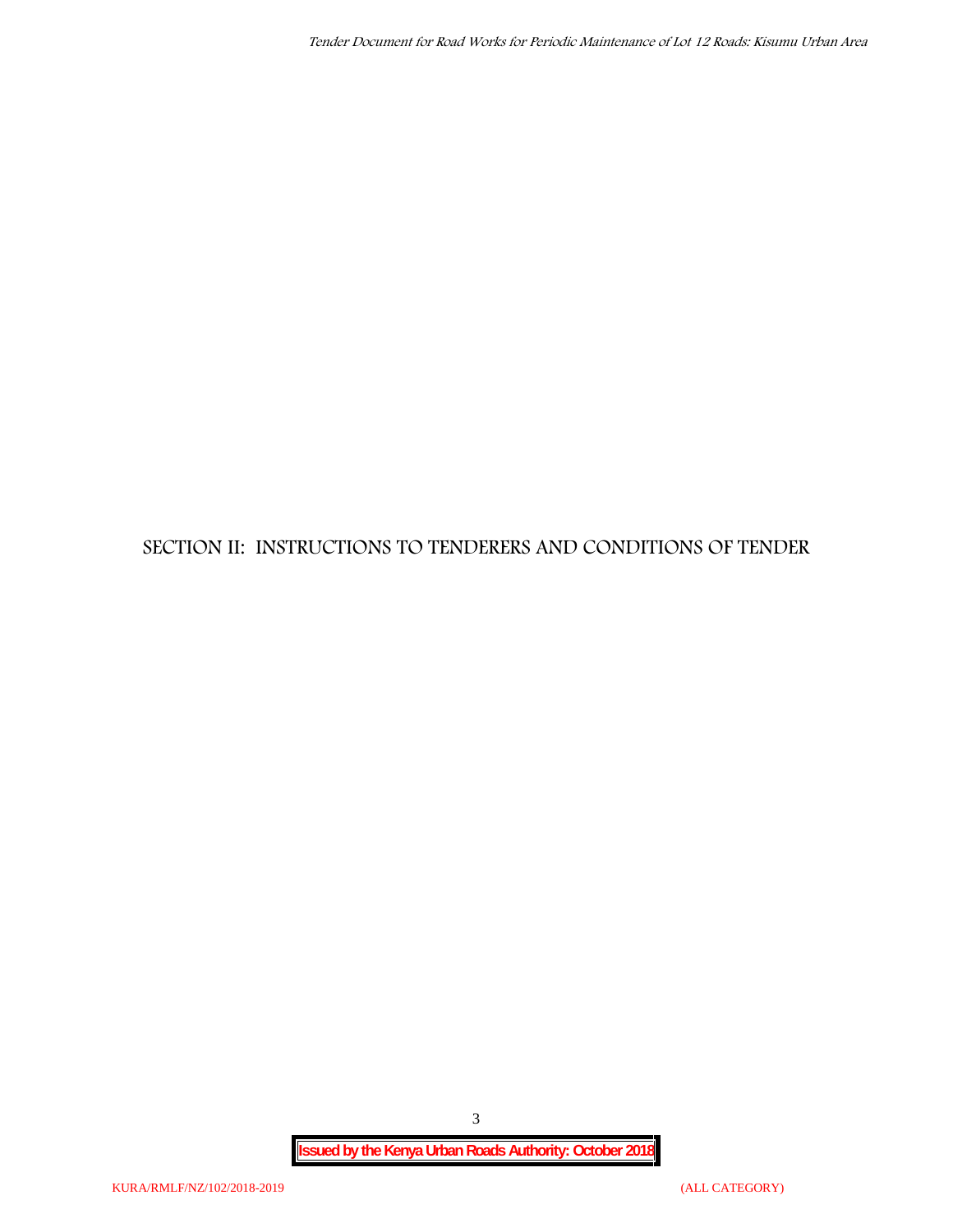# SECTION II: INSTRUCTIONS TO TENDERERS AND CONDITIONS OF TENDER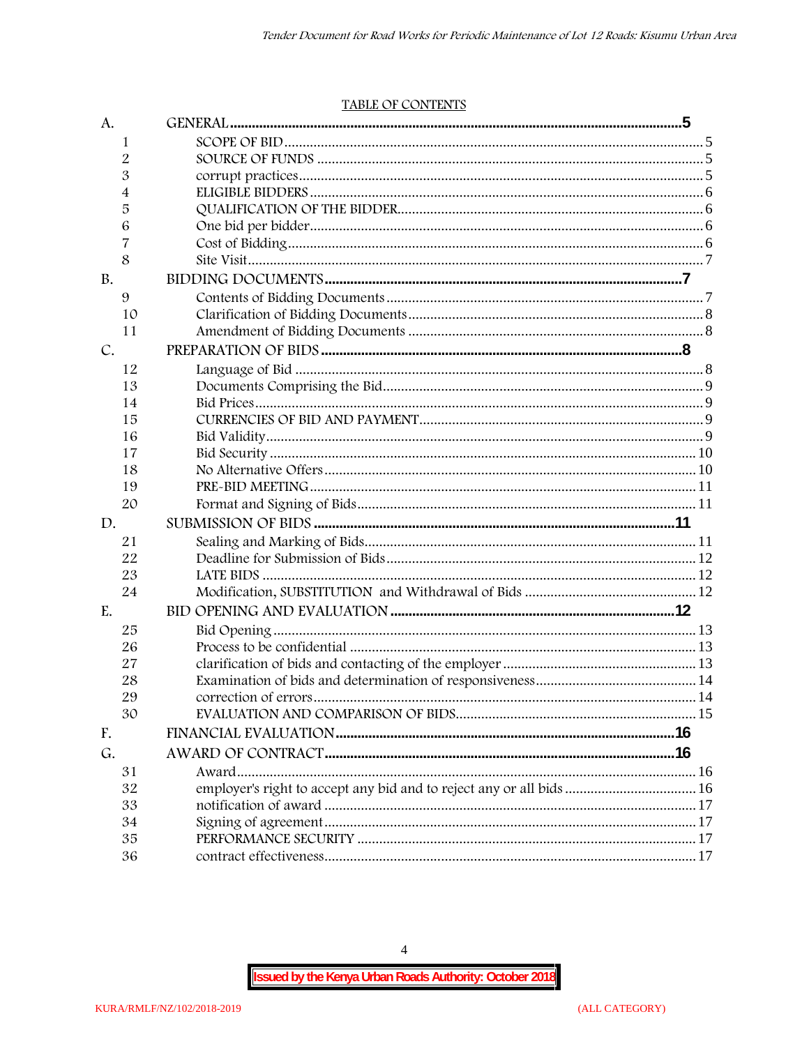TABLE OF CONTENTS

| | | |
|---|---|---|
| A. | **GENERAL** | **5** |
| 1 | SCOPE OF BID | 5 |
| 2 | SOURCE OF FUNDS | 5 |
| 3 | corrupt practices | 5 |
| 4 | ELIGIBLE BIDDERS | 6 |
| 5 | QUALIFICATION OF THE BIDDER | 6 |
| 6 | One bid per bidder | 6 |
| 7 | Cost of Bidding | 6 |
| 8 | Site Visit | 7 |
| B. | **BIDDING DOCUMENTS** | **7** |
| 9 | Contents of Bidding Documents | 7 |
| 10 | Clarification of Bidding Documents | 8 |
| 11 | Amendment of Bidding Documents | 8 |
| C. | **PREPARATION OF BIDS** | **8** |
| 12 | Language of Bid | 8 |
| 13 | Documents Comprising the Bid | 9 |
| 14 | Bid Prices | 9 |
| 15 | CURRENCIES OF BID AND PAYMENT | 9 |
| 16 | Bid Validity | 9 |
| 17 | Bid Security | 10 |
| 18 | No Alternative Offers | 10 |
| 19 | PRE-BID MEETING | 11 |
| 20 | Format and Signing of Bids | 11 |
| D. | **SUBMISSION OF BIDS** | **11** |
| 21 | Sealing and Marking of Bids | 11 |
| 22 | Deadline for Submission of Bids | 12 |
| 23 | LATE BIDS | 12 |
| 24 | Modification, SUBSTITUTION and Withdrawal of Bids | 12 |
| E. | **BID OPENING AND EVALUATION** | **12** |
| 25 | Bid Opening | 13 |
| 26 | Process to be confidential | 13 |
| 27 | clarification of bids and contacting of the employer | 13 |
| 28 | Examination of bids and determination of responsiveness | 14 |
| 29 | correction of errors | 14 |
| 30 | EVALUATION AND COMPARISON OF BIDS | 15 |
| F. | **FINANCIAL EVALUATION** | **16** |
| G. | **AWARD OF CONTRACT** | **16** |
| 31 | Award | 16 |
| 32 | employer's right to accept any bid and to reject any or all bids | 16 |
| 33 | notification of award | 17 |
| 34 | Signing of agreement | 17 |
| 35 | PERFORMANCE SECURITY | 17 |
| 36 | contract effectiveness | 17 |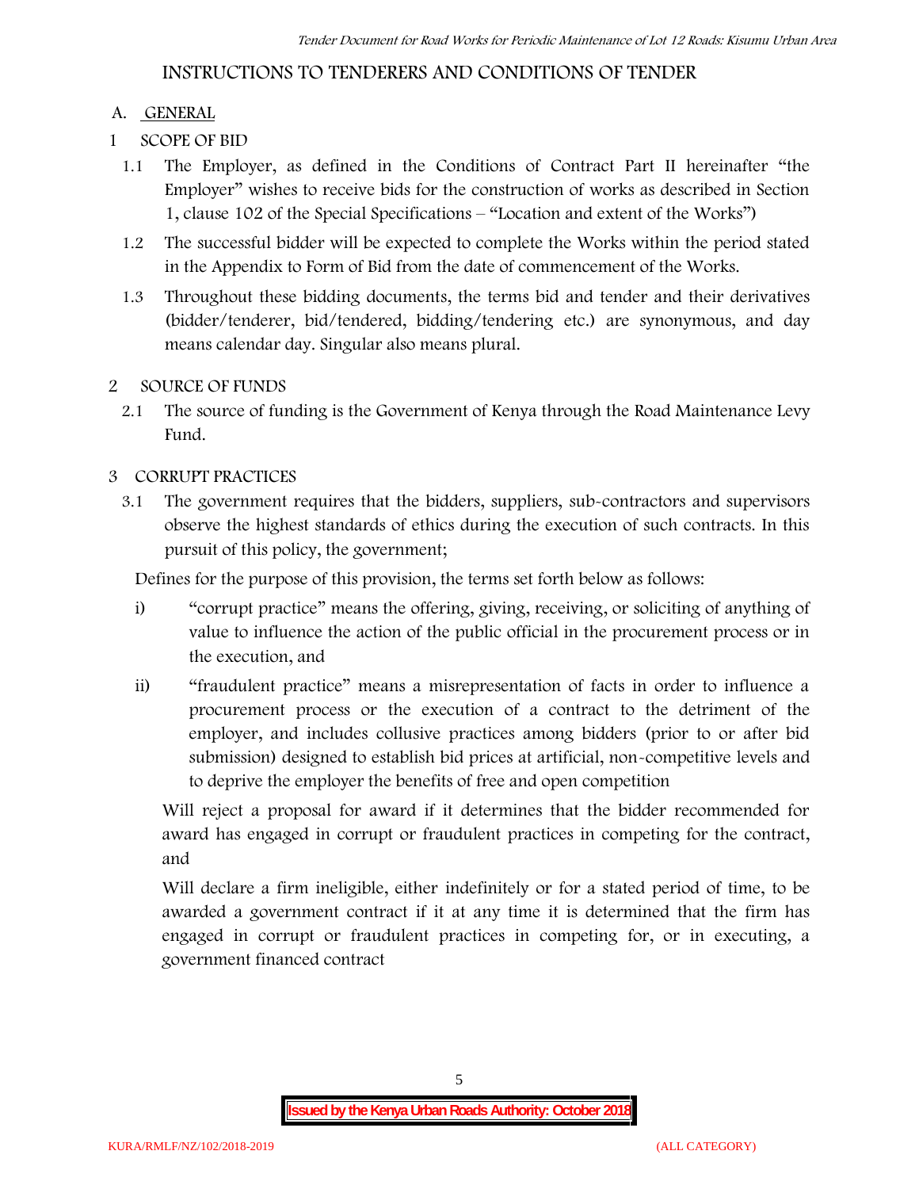# INSTRUCTIONS TO TENDERERS AND CONDITIONS OF TENDER

## A. GENERAL

### 1 SCOPE OF BID

1.1 The Employer, as defined in the Conditions of Contract Part II hereinafter "the Employer" wishes to receive bids for the construction of works as described in Section 1, clause 102 of the Special Specifications – "Location and extent of the Works")

1.2 The successful bidder will be expected to complete the Works within the period stated in the Appendix to Form of Bid from the date of commencement of the Works.

1.3 Throughout these bidding documents, the terms bid and tender and their derivatives (bidder/tenderer, bid/tendered, bidding/tendering etc.) are synonymous, and day means calendar day. Singular also means plural.

### 2 SOURCE OF FUNDS

2.1 The source of funding is the Government of Kenya through the Road Maintenance Levy Fund.

### 3 CORRUPT PRACTICES

3.1 The government requires that the bidders, suppliers, sub-contractors and supervisors observe the highest standards of ethics during the execution of such contracts. In this pursuit of this policy, the government;

Defines for the purpose of this provision, the terms set forth below as follows:

i) "corrupt practice" means the offering, giving, receiving, or soliciting of anything of value to influence the action of the public official in the procurement process or in the execution, and

ii) "fraudulent practice" means a misrepresentation of facts in order to influence a procurement process or the execution of a contract to the detriment of the employer, and includes collusive practices among bidders (prior to or after bid submission) designed to establish bid prices at artificial, non-competitive levels and to deprive the employer the benefits of free and open competition

Will reject a proposal for award if it determines that the bidder recommended for award has engaged in corrupt or fraudulent practices in competing for the contract, and

Will declare a firm ineligible, either indefinitely or for a stated period of time, to be awarded a government contract if it at any time it is determined that the firm has engaged in corrupt or fraudulent practices in competing for, or in executing, a government financed contract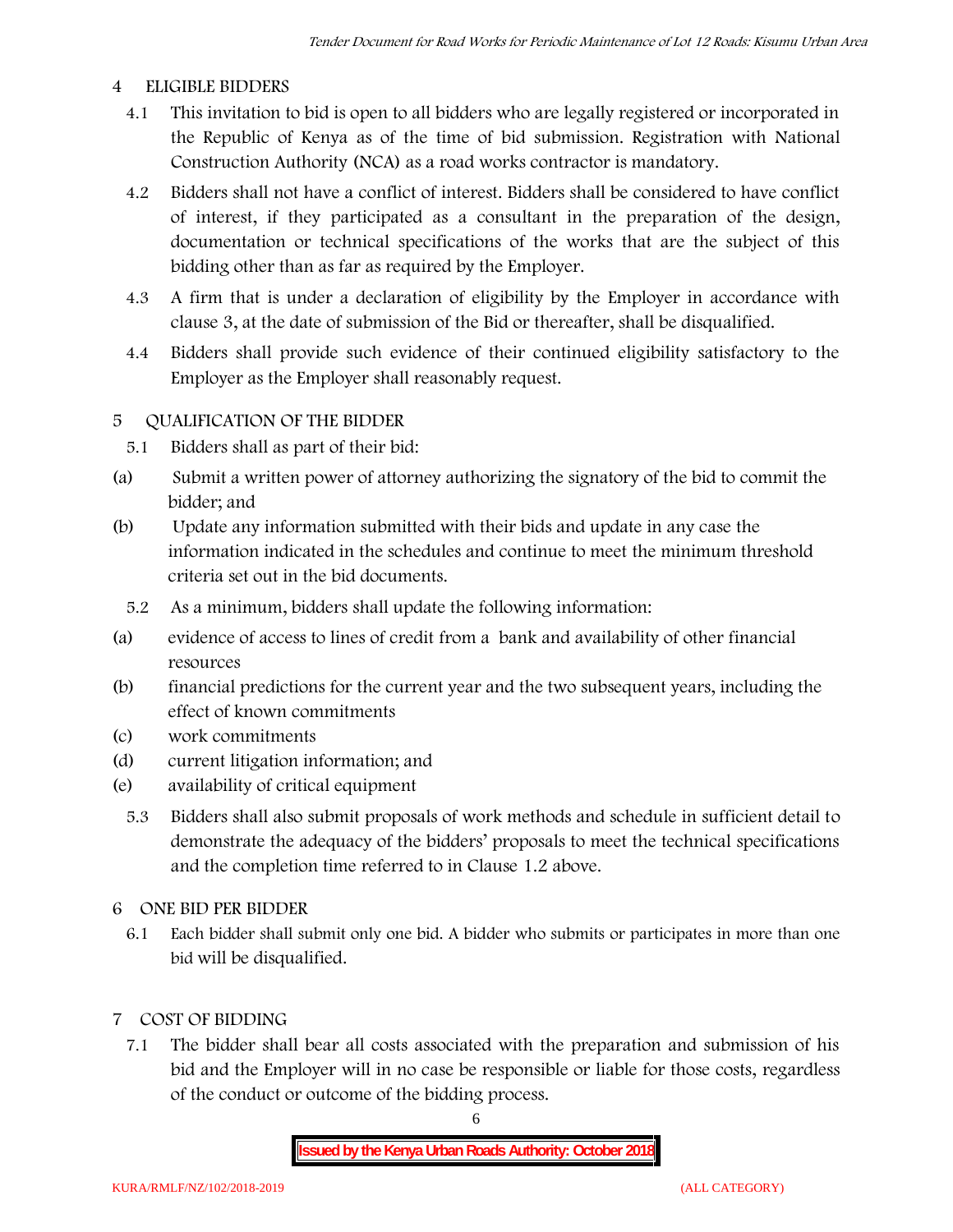## 4 ELIGIBLE BIDDERS

4.1 This invitation to bid is open to all bidders who are legally registered or incorporated in the Republic of Kenya as of the time of bid submission. Registration with National Construction Authority (NCA) as a road works contractor is mandatory.

4.2 Bidders shall not have a conflict of interest. Bidders shall be considered to have conflict of interest, if they participated as a consultant in the preparation of the design, documentation or technical specifications of the works that are the subject of this bidding other than as far as required by the Employer.

4.3 A firm that is under a declaration of eligibility by the Employer in accordance with clause 3, at the date of submission of the Bid or thereafter, shall be disqualified.

4.4 Bidders shall provide such evidence of their continued eligibility satisfactory to the Employer as the Employer shall reasonably request.

## 5 QUALIFICATION OF THE BIDDER

5.1 Bidders shall as part of their bid:

(a) Submit a written power of attorney authorizing the signatory of the bid to commit the bidder; and

(b) Update any information submitted with their bids and update in any case the information indicated in the schedules and continue to meet the minimum threshold criteria set out in the bid documents.

5.2 As a minimum, bidders shall update the following information:

(a) evidence of access to lines of credit from a bank and availability of other financial resources

(b) financial predictions for the current year and the two subsequent years, including the effect of known commitments

(c) work commitments

(d) current litigation information; and

(e) availability of critical equipment

5.3 Bidders shall also submit proposals of work methods and schedule in sufficient detail to demonstrate the adequacy of the bidders' proposals to meet the technical specifications and the completion time referred to in Clause 1.2 above.

## 6 ONE BID PER BIDDER

6.1 Each bidder shall submit only one bid. A bidder who submits or participates in more than one bid will be disqualified.

## 7 COST OF BIDDING

7.1 The bidder shall bear all costs associated with the preparation and submission of his bid and the Employer will in no case be responsible or liable for those costs, regardless of the conduct or outcome of the bidding process.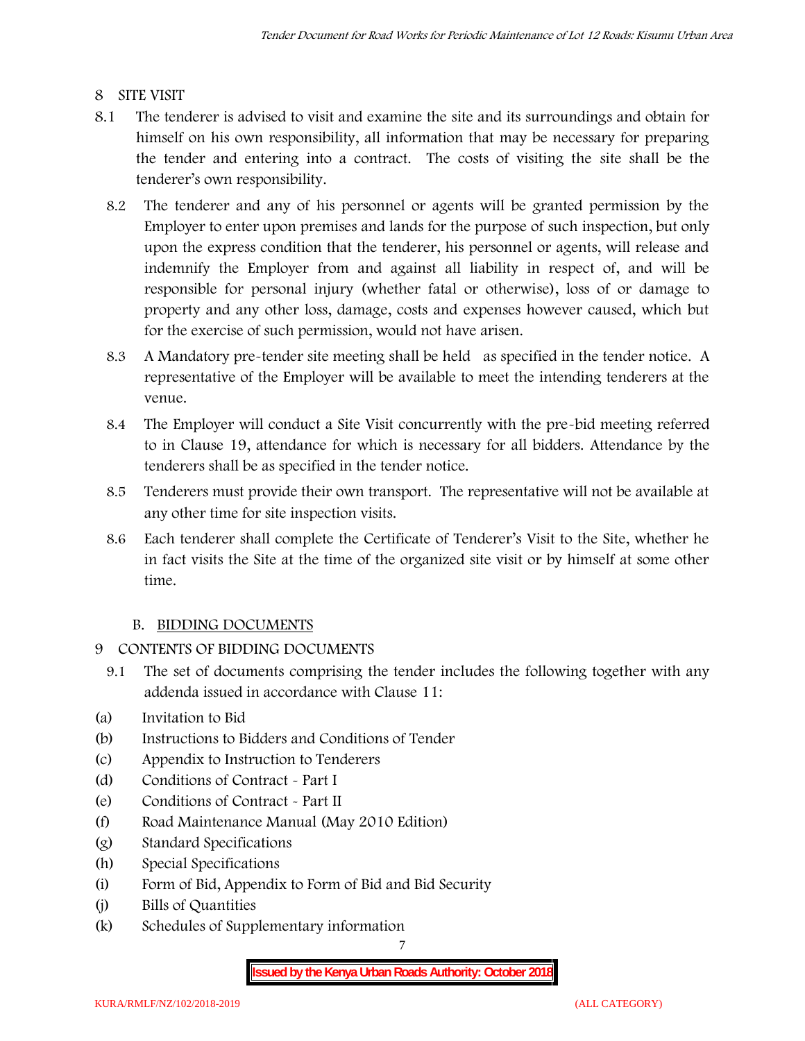## 8 SITE VISIT

8.1 The tenderer is advised to visit and examine the site and its surroundings and obtain for himself on his own responsibility, all information that may be necessary for preparing the tender and entering into a contract. The costs of visiting the site shall be the tenderer's own responsibility.

8.2 The tenderer and any of his personnel or agents will be granted permission by the Employer to enter upon premises and lands for the purpose of such inspection, but only upon the express condition that the tenderer, his personnel or agents, will release and indemnify the Employer from and against all liability in respect of, and will be responsible for personal injury (whether fatal or otherwise), loss of or damage to property and any other loss, damage, costs and expenses however caused, which but for the exercise of such permission, would not have arisen.

8.3 A Mandatory pre-tender site meeting shall be held as specified in the tender notice. A representative of the Employer will be available to meet the intending tenderers at the venue.

8.4 The Employer will conduct a Site Visit concurrently with the pre-bid meeting referred to in Clause 19, attendance for which is necessary for all bidders. Attendance by the tenderers shall be as specified in the tender notice.

8.5 Tenderers must provide their own transport. The representative will not be available at any other time for site inspection visits.

8.6 Each tenderer shall complete the Certificate of Tenderer's Visit to the Site, whether he in fact visits the Site at the time of the organized site visit or by himself at some other time.

### B. BIDDING DOCUMENTS

## 9 CONTENTS OF BIDDING DOCUMENTS

9.1 The set of documents comprising the tender includes the following together with any addenda issued in accordance with Clause 11:

(a) Invitation to Bid
(b) Instructions to Bidders and Conditions of Tender
(c) Appendix to Instruction to Tenderers
(d) Conditions of Contract - Part I
(e) Conditions of Contract - Part II
(f) Road Maintenance Manual (May 2010 Edition)
(g) Standard Specifications
(h) Special Specifications
(i) Form of Bid, Appendix to Form of Bid and Bid Security
(j) Bills of Quantities
(k) Schedules of Supplementary information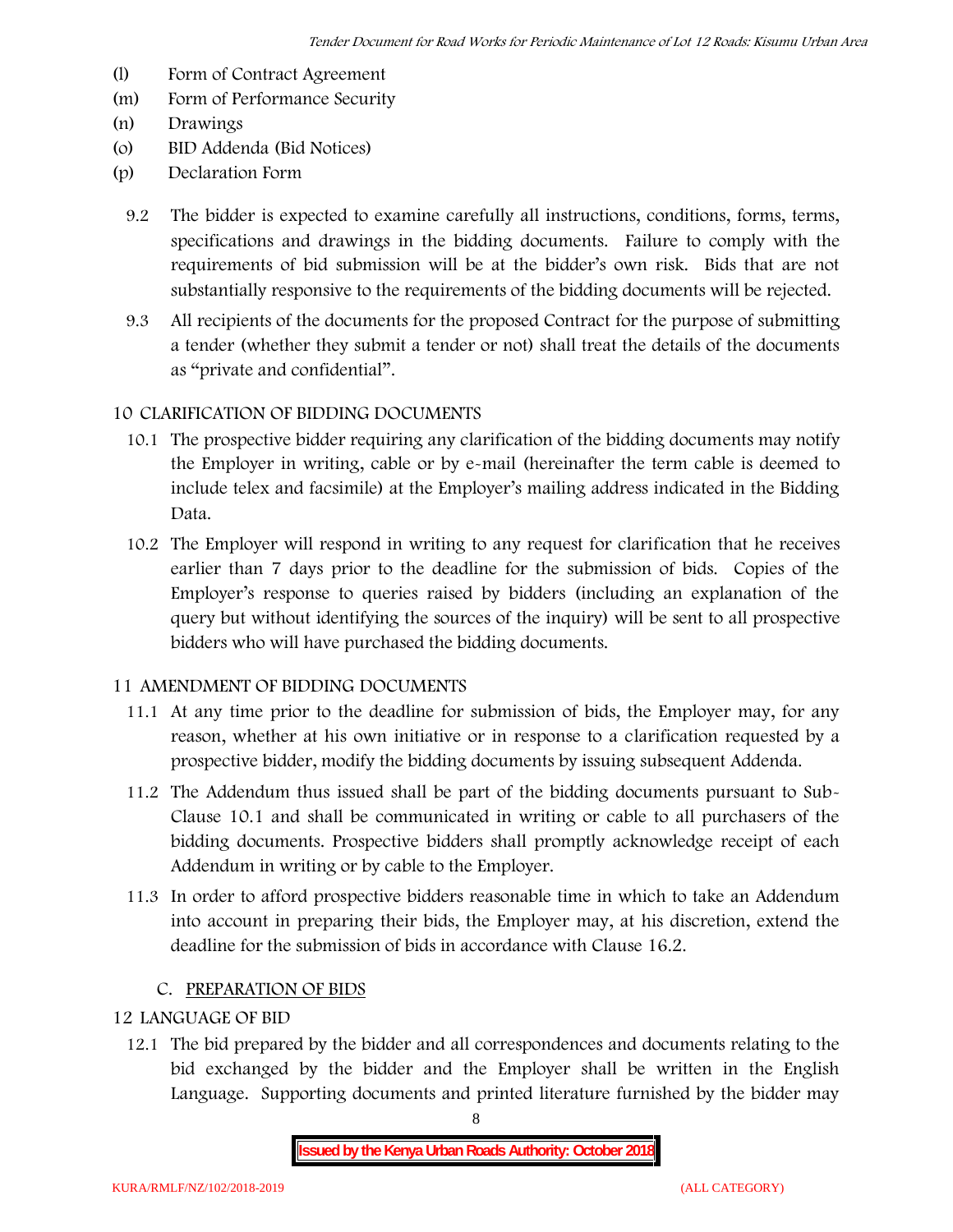(l) Form of Contract Agreement
(m) Form of Performance Security
(n) Drawings
(o) BID Addenda (Bid Notices)
(p) Declaration Form

9.2 The bidder is expected to examine carefully all instructions, conditions, forms, terms, specifications and drawings in the bidding documents. Failure to comply with the requirements of bid submission will be at the bidder's own risk. Bids that are not substantially responsive to the requirements of the bidding documents will be rejected.

9.3 All recipients of the documents for the proposed Contract for the purpose of submitting a tender (whether they submit a tender or not) shall treat the details of the documents as "private and confidential".

## 10 CLARIFICATION OF BIDDING DOCUMENTS

10.1 The prospective bidder requiring any clarification of the bidding documents may notify the Employer in writing, cable or by e-mail (hereinafter the term cable is deemed to include telex and facsimile) at the Employer's mailing address indicated in the Bidding Data.

10.2 The Employer will respond in writing to any request for clarification that he receives earlier than 7 days prior to the deadline for the submission of bids. Copies of the Employer's response to queries raised by bidders (including an explanation of the query but without identifying the sources of the inquiry) will be sent to all prospective bidders who will have purchased the bidding documents.

## 11 AMENDMENT OF BIDDING DOCUMENTS

11.1 At any time prior to the deadline for submission of bids, the Employer may, for any reason, whether at his own initiative or in response to a clarification requested by a prospective bidder, modify the bidding documents by issuing subsequent Addenda.

11.2 The Addendum thus issued shall be part of the bidding documents pursuant to Sub-Clause 10.1 and shall be communicated in writing or cable to all purchasers of the bidding documents. Prospective bidders shall promptly acknowledge receipt of each Addendum in writing or by cable to the Employer.

11.3 In order to afford prospective bidders reasonable time in which to take an Addendum into account in preparing their bids, the Employer may, at his discretion, extend the deadline for the submission of bids in accordance with Clause 16.2.

## C. PREPARATION OF BIDS

## 12 LANGUAGE OF BID

12.1 The bid prepared by the bidder and all correspondences and documents relating to the bid exchanged by the bidder and the Employer shall be written in the English Language. Supporting documents and printed literature furnished by the bidder may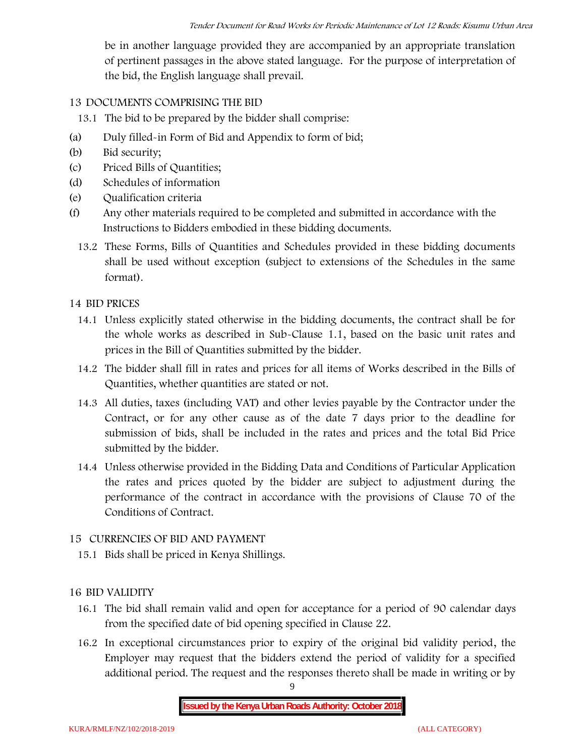be in another language provided they are accompanied by an appropriate translation of pertinent passages in the above stated language. For the purpose of interpretation of the bid, the English language shall prevail.

## 13 DOCUMENTS COMPRISING THE BID

13.1 The bid to be prepared by the bidder shall comprise:

(a) Duly filled-in Form of Bid and Appendix to form of bid;
(b) Bid security;
(c) Priced Bills of Quantities;
(d) Schedules of information
(e) Qualification criteria
(f) Any other materials required to be completed and submitted in accordance with the Instructions to Bidders embodied in these bidding documents.

13.2 These Forms, Bills of Quantities and Schedules provided in these bidding documents shall be used without exception (subject to extensions of the Schedules in the same format).

## 14 BID PRICES

14.1 Unless explicitly stated otherwise in the bidding documents, the contract shall be for the whole works as described in Sub-Clause 1.1, based on the basic unit rates and prices in the Bill of Quantities submitted by the bidder.

14.2 The bidder shall fill in rates and prices for all items of Works described in the Bills of Quantities, whether quantities are stated or not.

14.3 All duties, taxes (including VAT) and other levies payable by the Contractor under the Contract, or for any other cause as of the date 7 days prior to the deadline for submission of bids, shall be included in the rates and prices and the total Bid Price submitted by the bidder.

14.4 Unless otherwise provided in the Bidding Data and Conditions of Particular Application the rates and prices quoted by the bidder are subject to adjustment during the performance of the contract in accordance with the provisions of Clause 70 of the Conditions of Contract.

## 15 CURRENCIES OF BID AND PAYMENT

15.1 Bids shall be priced in Kenya Shillings.

## 16 BID VALIDITY

16.1 The bid shall remain valid and open for acceptance for a period of 90 calendar days from the specified date of bid opening specified in Clause 22.

16.2 In exceptional circumstances prior to expiry of the original bid validity period, the Employer may request that the bidders extend the period of validity for a specified additional period. The request and the responses thereto shall be made in writing or by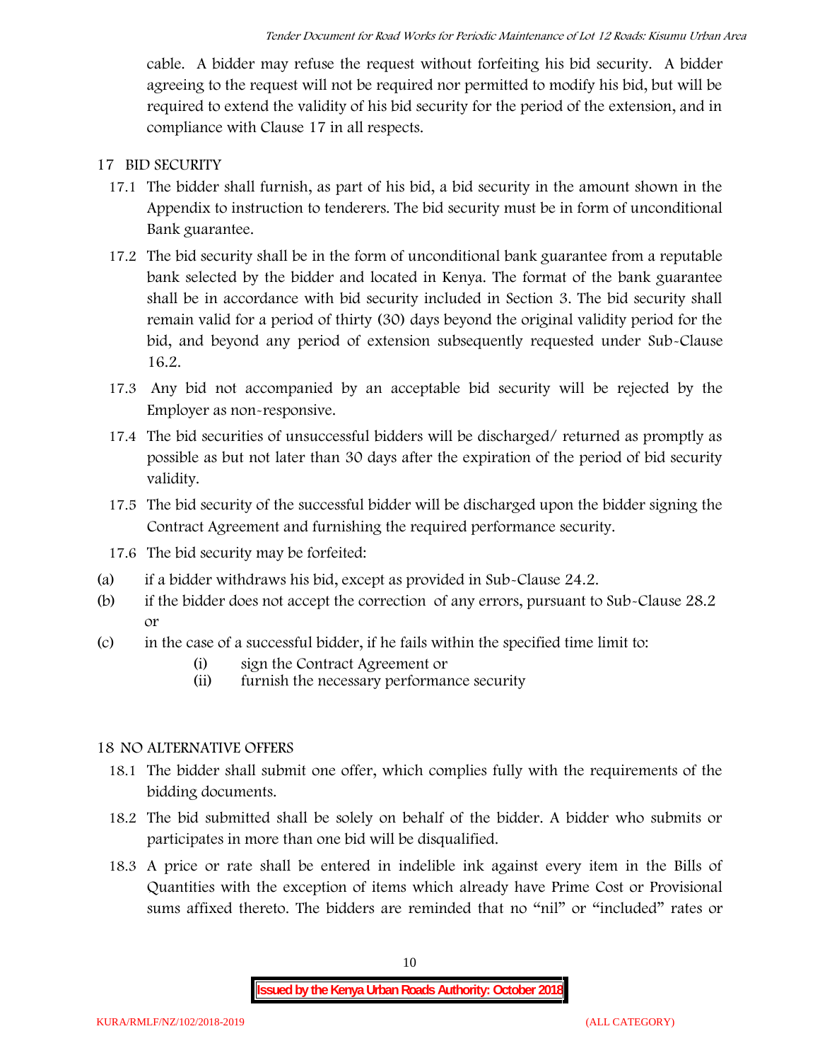cable. A bidder may refuse the request without forfeiting his bid security. A bidder agreeing to the request will not be required nor permitted to modify his bid, but will be required to extend the validity of his bid security for the period of the extension, and in compliance with Clause 17 in all respects.

## 17 BID SECURITY

17.1 The bidder shall furnish, as part of his bid, a bid security in the amount shown in the Appendix to instruction to tenderers. The bid security must be in form of unconditional Bank guarantee.

17.2 The bid security shall be in the form of unconditional bank guarantee from a reputable bank selected by the bidder and located in Kenya. The format of the bank guarantee shall be in accordance with bid security included in Section 3. The bid security shall remain valid for a period of thirty (30) days beyond the original validity period for the bid, and beyond any period of extension subsequently requested under Sub-Clause 16.2.

17.3 Any bid not accompanied by an acceptable bid security will be rejected by the Employer as non-responsive.

17.4 The bid securities of unsuccessful bidders will be discharged/ returned as promptly as possible as but not later than 30 days after the expiration of the period of bid security validity.

17.5 The bid security of the successful bidder will be discharged upon the bidder signing the Contract Agreement and furnishing the required performance security.

17.6 The bid security may be forfeited:

(a) if a bidder withdraws his bid, except as provided in Sub-Clause 24.2.

(b) if the bidder does not accept the correction of any errors, pursuant to Sub-Clause 28.2 or

(c) in the case of a successful bidder, if he fails within the specified time limit to:

- (i) sign the Contract Agreement or
- (ii) furnish the necessary performance security

## 18 NO ALTERNATIVE OFFERS

18.1 The bidder shall submit one offer, which complies fully with the requirements of the bidding documents.

18.2 The bid submitted shall be solely on behalf of the bidder. A bidder who submits or participates in more than one bid will be disqualified.

18.3 A price or rate shall be entered in indelible ink against every item in the Bills of Quantities with the exception of items which already have Prime Cost or Provisional sums affixed thereto. The bidders are reminded that no "nil" or "included" rates or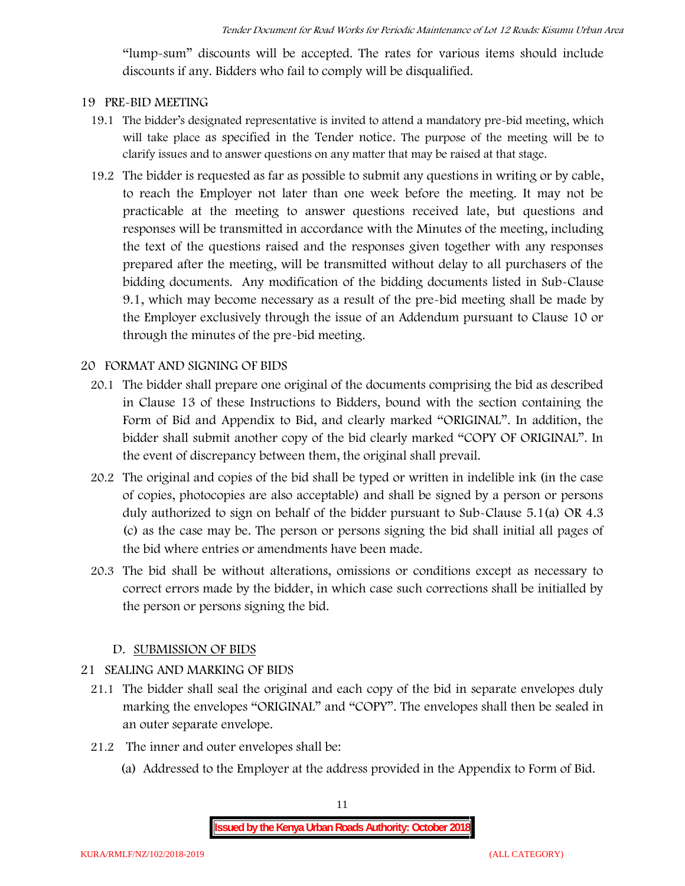"lump-sum" discounts will be accepted. The rates for various items should include discounts if any. Bidders who fail to comply will be disqualified.

## 19 PRE-BID MEETING

19.1 The bidder's designated representative is invited to attend a mandatory pre-bid meeting, which will take place as specified in the Tender notice. The purpose of the meeting will be to clarify issues and to answer questions on any matter that may be raised at that stage.

19.2 The bidder is requested as far as possible to submit any questions in writing or by cable, to reach the Employer not later than one week before the meeting. It may not be practicable at the meeting to answer questions received late, but questions and responses will be transmitted in accordance with the Minutes of the meeting, including the text of the questions raised and the responses given together with any responses prepared after the meeting, will be transmitted without delay to all purchasers of the bidding documents. Any modification of the bidding documents listed in Sub-Clause 9.1, which may become necessary as a result of the pre-bid meeting shall be made by the Employer exclusively through the issue of an Addendum pursuant to Clause 10 or through the minutes of the pre-bid meeting.

## 20 FORMAT AND SIGNING OF BIDS

20.1 The bidder shall prepare one original of the documents comprising the bid as described in Clause 13 of these Instructions to Bidders, bound with the section containing the Form of Bid and Appendix to Bid, and clearly marked "ORIGINAL". In addition, the bidder shall submit another copy of the bid clearly marked "COPY OF ORIGINAL". In the event of discrepancy between them, the original shall prevail.

20.2 The original and copies of the bid shall be typed or written in indelible ink (in the case of copies, photocopies are also acceptable) and shall be signed by a person or persons duly authorized to sign on behalf of the bidder pursuant to Sub-Clause 5.1(a) OR 4.3 (c) as the case may be. The person or persons signing the bid shall initial all pages of the bid where entries or amendments have been made.

20.3 The bid shall be without alterations, omissions or conditions except as necessary to correct errors made by the bidder, in which case such corrections shall be initialled by the person or persons signing the bid.

### D. SUBMISSION OF BIDS

## 21 SEALING AND MARKING OF BIDS

21.1 The bidder shall seal the original and each copy of the bid in separate envelopes duly marking the envelopes "ORIGINAL" and "COPY". The envelopes shall then be sealed in an outer separate envelope.

21.2 The inner and outer envelopes shall be:

(a) Addressed to the Employer at the address provided in the Appendix to Form of Bid.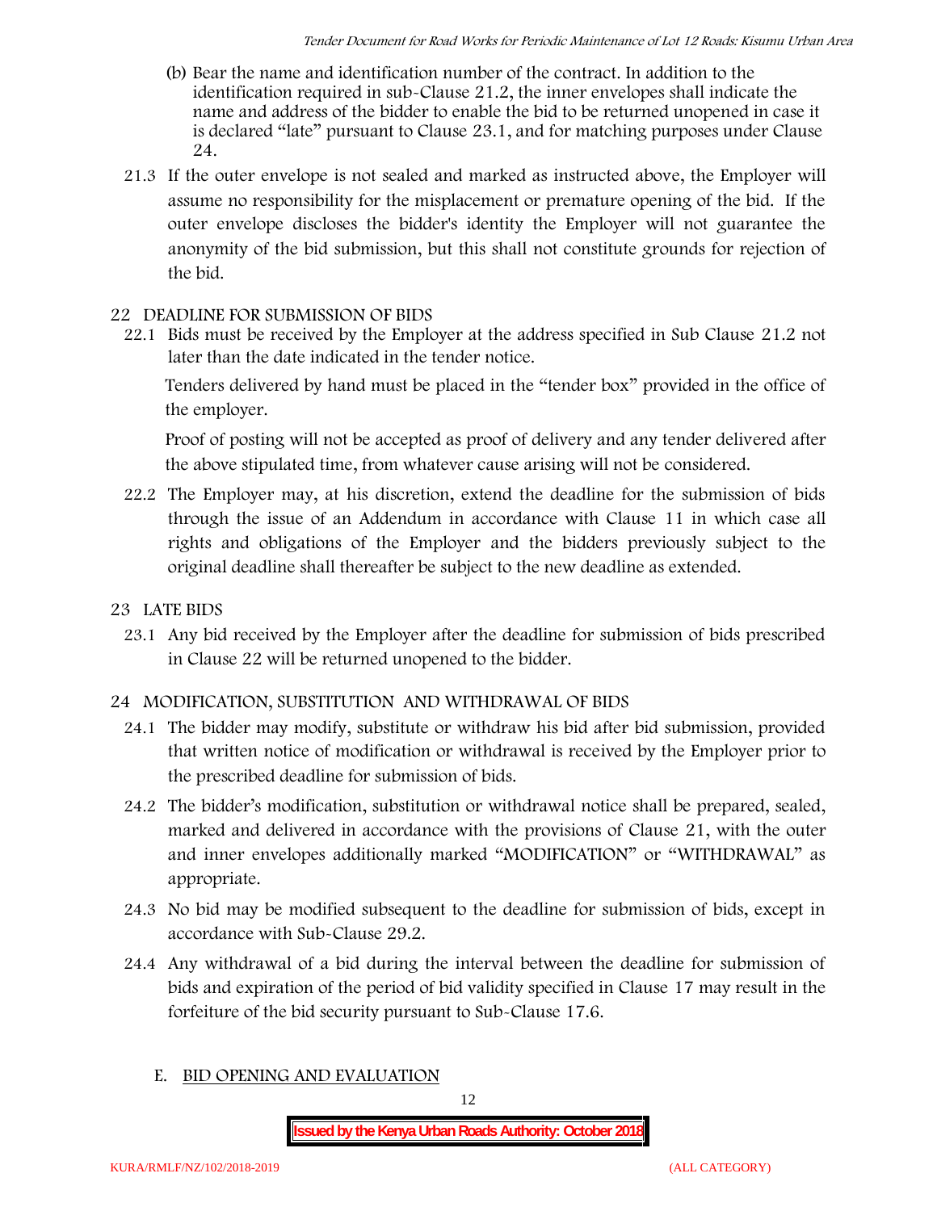(b) Bear the name and identification number of the contract. In addition to the identification required in sub-Clause 21.2, the inner envelopes shall indicate the name and address of the bidder to enable the bid to be returned unopened in case it is declared "late" pursuant to Clause 23.1, and for matching purposes under Clause 24.

21.3 If the outer envelope is not sealed and marked as instructed above, the Employer will assume no responsibility for the misplacement or premature opening of the bid. If the outer envelope discloses the bidder's identity the Employer will not guarantee the anonymity of the bid submission, but this shall not constitute grounds for rejection of the bid.

## 22 DEADLINE FOR SUBMISSION OF BIDS

22.1 Bids must be received by the Employer at the address specified in Sub Clause 21.2 not later than the date indicated in the tender notice.

Tenders delivered by hand must be placed in the "tender box" provided in the office of the employer.

Proof of posting will not be accepted as proof of delivery and any tender delivered after the above stipulated time, from whatever cause arising will not be considered.

22.2 The Employer may, at his discretion, extend the deadline for the submission of bids through the issue of an Addendum in accordance with Clause 11 in which case all rights and obligations of the Employer and the bidders previously subject to the original deadline shall thereafter be subject to the new deadline as extended.

## 23 LATE BIDS

23.1 Any bid received by the Employer after the deadline for submission of bids prescribed in Clause 22 will be returned unopened to the bidder.

## 24 MODIFICATION, SUBSTITUTION AND WITHDRAWAL OF BIDS

24.1 The bidder may modify, substitute or withdraw his bid after bid submission, provided that written notice of modification or withdrawal is received by the Employer prior to the prescribed deadline for submission of bids.

24.2 The bidder's modification, substitution or withdrawal notice shall be prepared, sealed, marked and delivered in accordance with the provisions of Clause 21, with the outer and inner envelopes additionally marked "MODIFICATION" or "WITHDRAWAL" as appropriate.

24.3 No bid may be modified subsequent to the deadline for submission of bids, except in accordance with Sub-Clause 29.2.

24.4 Any withdrawal of a bid during the interval between the deadline for submission of bids and expiration of the period of bid validity specified in Clause 17 may result in the forfeiture of the bid security pursuant to Sub-Clause 17.6.

## E. BID OPENING AND EVALUATION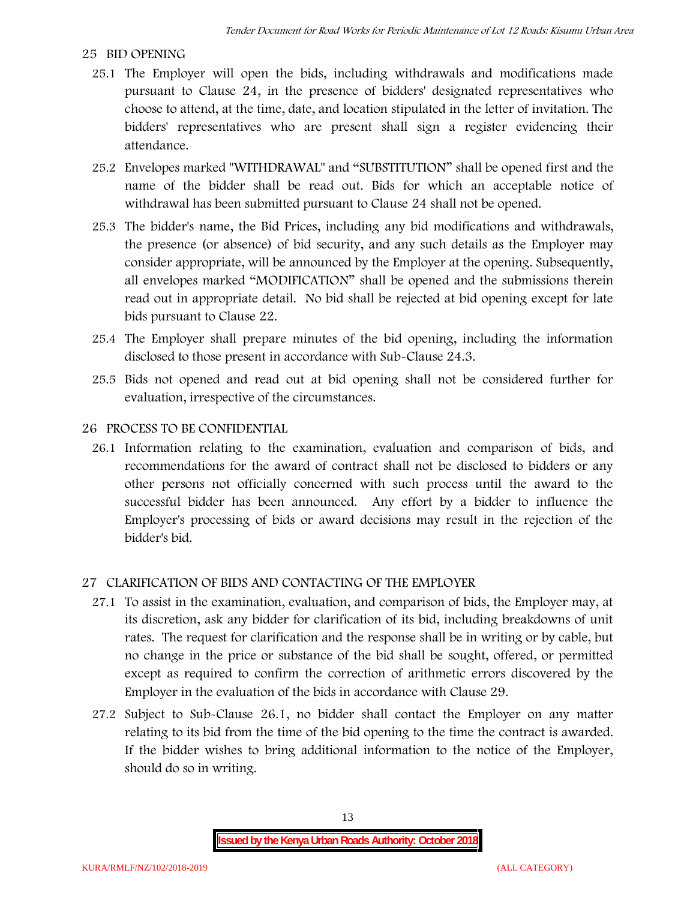## 25 BID OPENING

25.1 The Employer will open the bids, including withdrawals and modifications made pursuant to Clause 24, in the presence of bidders' designated representatives who choose to attend, at the time, date, and location stipulated in the letter of invitation. The bidders' representatives who are present shall sign a register evidencing their attendance.

25.2 Envelopes marked "WITHDRAWAL" and "SUBSTITUTION" shall be opened first and the name of the bidder shall be read out. Bids for which an acceptable notice of withdrawal has been submitted pursuant to Clause 24 shall not be opened.

25.3 The bidder's name, the Bid Prices, including any bid modifications and withdrawals, the presence (or absence) of bid security, and any such details as the Employer may consider appropriate, will be announced by the Employer at the opening. Subsequently, all envelopes marked "MODIFICATION" shall be opened and the submissions therein read out in appropriate detail. No bid shall be rejected at bid opening except for late bids pursuant to Clause 22.

25.4 The Employer shall prepare minutes of the bid opening, including the information disclosed to those present in accordance with Sub-Clause 24.3.

25.5 Bids not opened and read out at bid opening shall not be considered further for evaluation, irrespective of the circumstances.

## 26 PROCESS TO BE CONFIDENTIAL

26.1 Information relating to the examination, evaluation and comparison of bids, and recommendations for the award of contract shall not be disclosed to bidders or any other persons not officially concerned with such process until the award to the successful bidder has been announced. Any effort by a bidder to influence the Employer's processing of bids or award decisions may result in the rejection of the bidder's bid.

## 27 CLARIFICATION OF BIDS AND CONTACTING OF THE EMPLOYER

27.1 To assist in the examination, evaluation, and comparison of bids, the Employer may, at its discretion, ask any bidder for clarification of its bid, including breakdowns of unit rates. The request for clarification and the response shall be in writing or by cable, but no change in the price or substance of the bid shall be sought, offered, or permitted except as required to confirm the correction of arithmetic errors discovered by the Employer in the evaluation of the bids in accordance with Clause 29.

27.2 Subject to Sub-Clause 26.1, no bidder shall contact the Employer on any matter relating to its bid from the time of the bid opening to the time the contract is awarded. If the bidder wishes to bring additional information to the notice of the Employer, should do so in writing.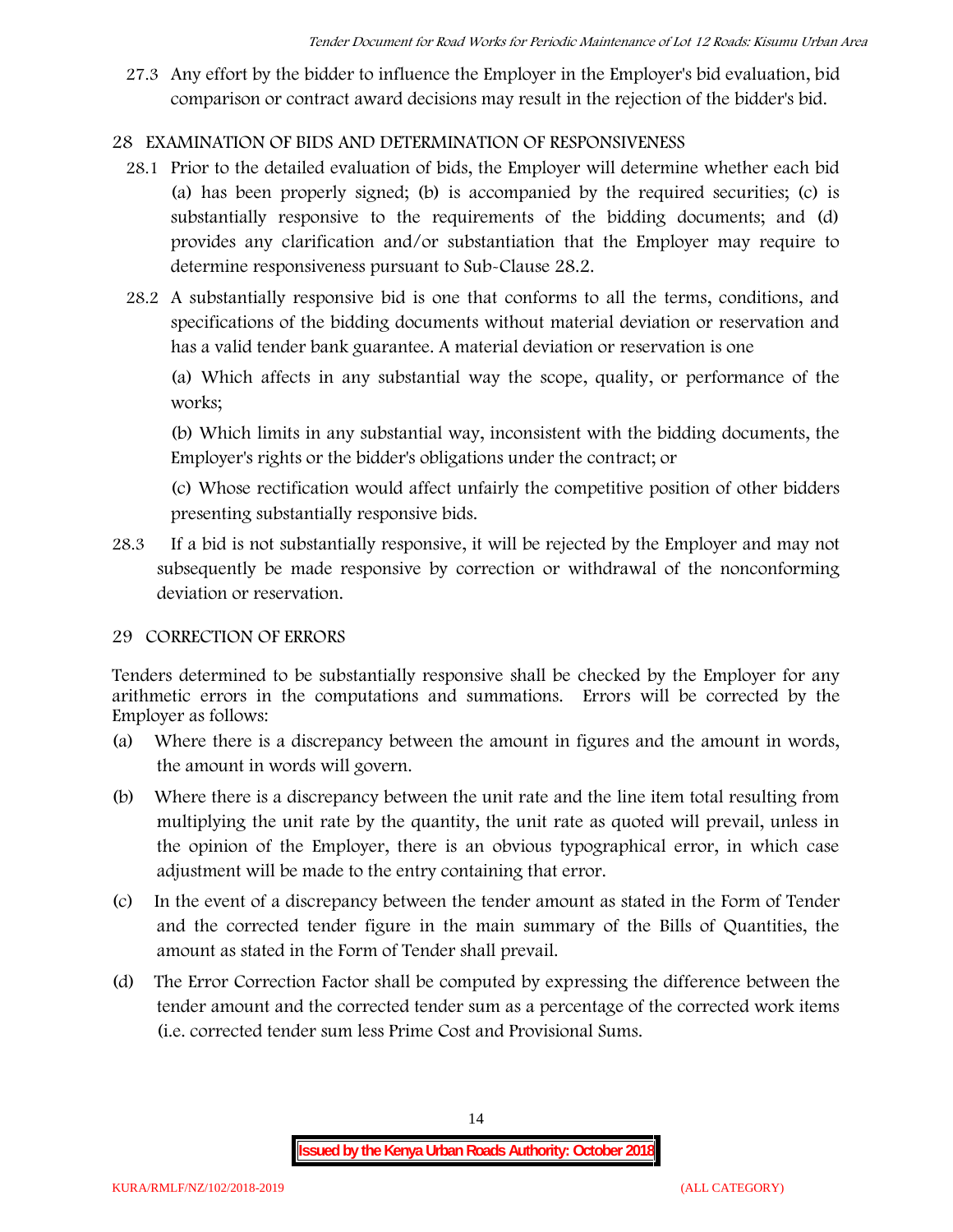27.3 Any effort by the bidder to influence the Employer in the Employer's bid evaluation, bid comparison or contract award decisions may result in the rejection of the bidder's bid.

## 28 EXAMINATION OF BIDS AND DETERMINATION OF RESPONSIVENESS

28.1 Prior to the detailed evaluation of bids, the Employer will determine whether each bid (a) has been properly signed; (b) is accompanied by the required securities; (c) is substantially responsive to the requirements of the bidding documents; and (d) provides any clarification and/or substantiation that the Employer may require to determine responsiveness pursuant to Sub-Clause 28.2.

28.2 A substantially responsive bid is one that conforms to all the terms, conditions, and specifications of the bidding documents without material deviation or reservation and has a valid tender bank guarantee. A material deviation or reservation is one

(a) Which affects in any substantial way the scope, quality, or performance of the works;

(b) Which limits in any substantial way, inconsistent with the bidding documents, the Employer's rights or the bidder's obligations under the contract; or

(c) Whose rectification would affect unfairly the competitive position of other bidders presenting substantially responsive bids.

28.3 If a bid is not substantially responsive, it will be rejected by the Employer and may not subsequently be made responsive by correction or withdrawal of the nonconforming deviation or reservation.

## 29 CORRECTION OF ERRORS

Tenders determined to be substantially responsive shall be checked by the Employer for any arithmetic errors in the computations and summations. Errors will be corrected by the Employer as follows:

(a) Where there is a discrepancy between the amount in figures and the amount in words, the amount in words will govern.

(b) Where there is a discrepancy between the unit rate and the line item total resulting from multiplying the unit rate by the quantity, the unit rate as quoted will prevail, unless in the opinion of the Employer, there is an obvious typographical error, in which case adjustment will be made to the entry containing that error.

(c) In the event of a discrepancy between the tender amount as stated in the Form of Tender and the corrected tender figure in the main summary of the Bills of Quantities, the amount as stated in the Form of Tender shall prevail.

(d) The Error Correction Factor shall be computed by expressing the difference between the tender amount and the corrected tender sum as a percentage of the corrected work items (i.e. corrected tender sum less Prime Cost and Provisional Sums.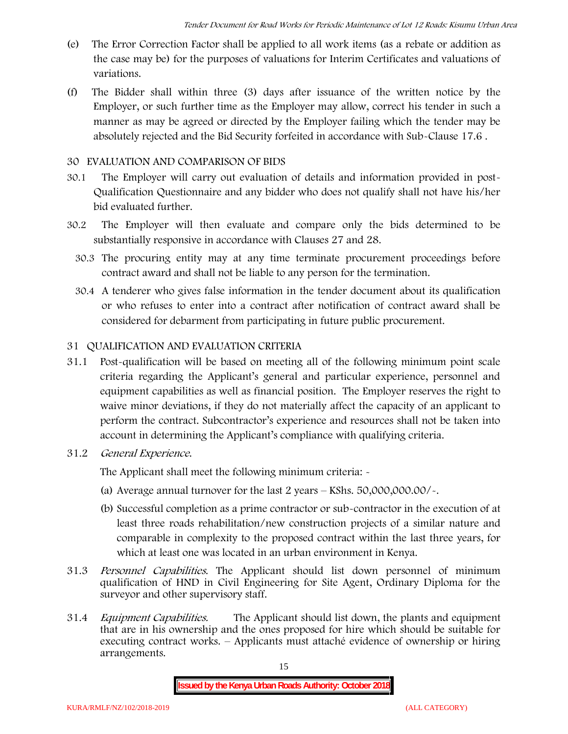(e) The Error Correction Factor shall be applied to all work items (as a rebate or addition as the case may be) for the purposes of valuations for Interim Certificates and valuations of variations.

(f) The Bidder shall within three (3) days after issuance of the written notice by the Employer, or such further time as the Employer may allow, correct his tender in such a manner as may be agreed or directed by the Employer failing which the tender may be absolutely rejected and the Bid Security forfeited in accordance with Sub-Clause 17.6 .

## 30 EVALUATION AND COMPARISON OF BIDS

30.1 The Employer will carry out evaluation of details and information provided in post-Qualification Questionnaire and any bidder who does not qualify shall not have his/her bid evaluated further.

30.2 The Employer will then evaluate and compare only the bids determined to be substantially responsive in accordance with Clauses 27 and 28.

30.3 The procuring entity may at any time terminate procurement proceedings before contract award and shall not be liable to any person for the termination.

30.4 A tenderer who gives false information in the tender document about its qualification or who refuses to enter into a contract after notification of contract award shall be considered for debarment from participating in future public procurement.

## 31 QUALIFICATION AND EVALUATION CRITERIA

31.1 Post-qualification will be based on meeting all of the following minimum point scale criteria regarding the Applicant's general and particular experience, personnel and equipment capabilities as well as financial position. The Employer reserves the right to waive minor deviations, if they do not materially affect the capacity of an applicant to perform the contract. Subcontractor's experience and resources shall not be taken into account in determining the Applicant's compliance with qualifying criteria.

31.2 *General Experience.*

The Applicant shall meet the following minimum criteria: -

(a) Average annual turnover for the last 2 years – KShs. 50,000,000.00/-.

(b) Successful completion as a prime contractor or sub-contractor in the execution of at least three roads rehabilitation/new construction projects of a similar nature and comparable in complexity to the proposed contract within the last three years, for which at least one was located in an urban environment in Kenya.

31.3 *Personnel Capabilities.* The Applicant should list down personnel of minimum qualification of HND in Civil Engineering for Site Agent, Ordinary Diploma for the surveyor and other supervisory staff.

31.4 *Equipment Capabilities.* The Applicant should list down, the plants and equipment that are in his ownership and the ones proposed for hire which should be suitable for executing contract works. – Applicants must attaché evidence of ownership or hiring arrangements.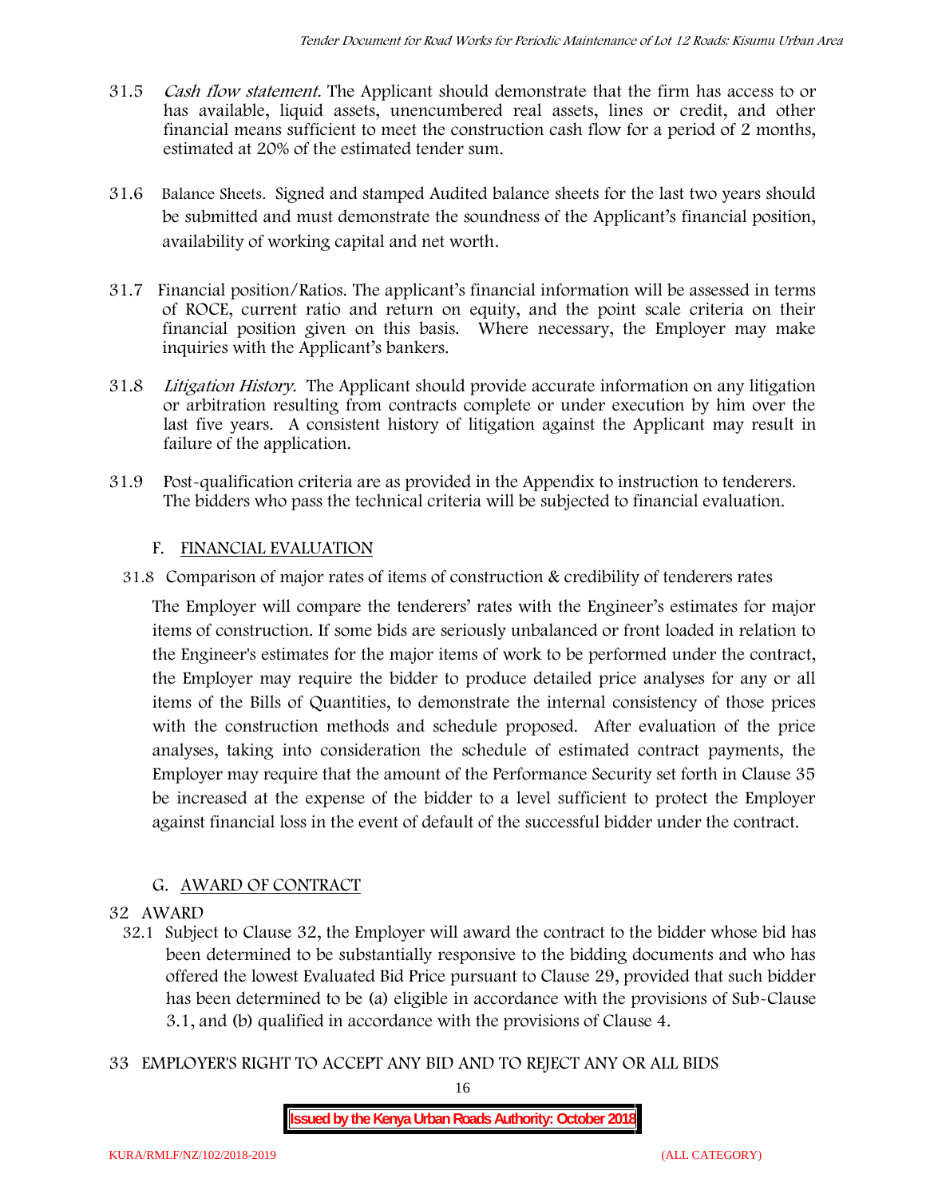31.5 *Cash flow statement.* The Applicant should demonstrate that the firm has access to or has available, liquid assets, unencumbered real assets, lines or credit, and other financial means sufficient to meet the construction cash flow for a period of 2 months, estimated at 20% of the estimated tender sum.

31.6 Balance Sheets. Signed and stamped Audited balance sheets for the last two years should be submitted and must demonstrate the soundness of the Applicant's financial position, availability of working capital and net worth.

31.7 Financial position/Ratios. The applicant's financial information will be assessed in terms of ROCE, current ratio and return on equity, and the point scale criteria on their financial position given on this basis. Where necessary, the Employer may make inquiries with the Applicant's bankers.

31.8 *Litigation History.* The Applicant should provide accurate information on any litigation or arbitration resulting from contracts complete or under execution by him over the last five years. A consistent history of litigation against the Applicant may result in failure of the application.

31.9 Post-qualification criteria are as provided in the Appendix to instruction to tenderers. The bidders who pass the technical criteria will be subjected to financial evaluation.

## F. FINANCIAL EVALUATION

31.8 Comparison of major rates of items of construction & credibility of tenderers rates

The Employer will compare the tenderers' rates with the Engineer's estimates for major items of construction. If some bids are seriously unbalanced or front loaded in relation to the Engineer's estimates for the major items of work to be performed under the contract, the Employer may require the bidder to produce detailed price analyses for any or all items of the Bills of Quantities, to demonstrate the internal consistency of those prices with the construction methods and schedule proposed. After evaluation of the price analyses, taking into consideration the schedule of estimated contract payments, the Employer may require that the amount of the Performance Security set forth in Clause 35 be increased at the expense of the bidder to a level sufficient to protect the Employer against financial loss in the event of default of the successful bidder under the contract.

## G. AWARD OF CONTRACT

### 32 AWARD

32.1 Subject to Clause 32, the Employer will award the contract to the bidder whose bid has been determined to be substantially responsive to the bidding documents and who has offered the lowest Evaluated Bid Price pursuant to Clause 29, provided that such bidder has been determined to be (a) eligible in accordance with the provisions of Sub-Clause 3.1, and (b) qualified in accordance with the provisions of Clause 4.

### 33 EMPLOYER'S RIGHT TO ACCEPT ANY BID AND TO REJECT ANY OR ALL BIDS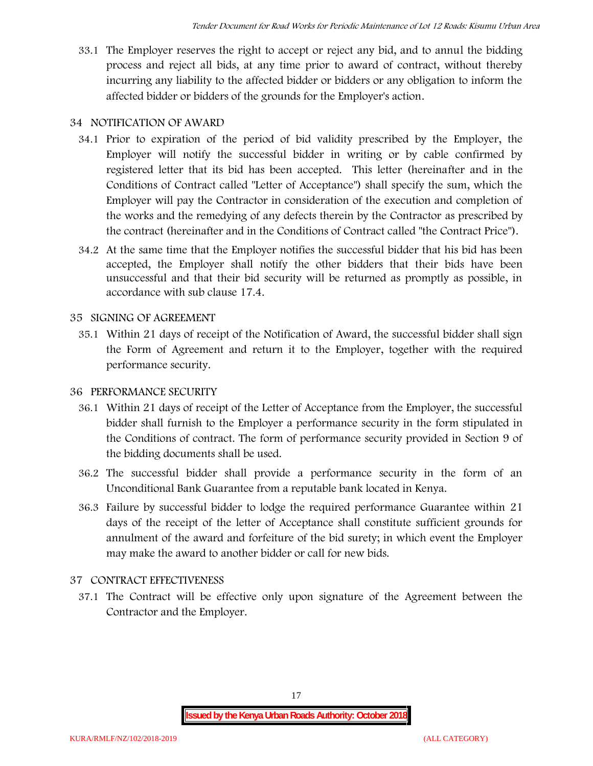33.1 The Employer reserves the right to accept or reject any bid, and to annul the bidding process and reject all bids, at any time prior to award of contract, without thereby incurring any liability to the affected bidder or bidders or any obligation to inform the affected bidder or bidders of the grounds for the Employer's action.

## 34 NOTIFICATION OF AWARD

34.1 Prior to expiration of the period of bid validity prescribed by the Employer, the Employer will notify the successful bidder in writing or by cable confirmed by registered letter that its bid has been accepted. This letter (hereinafter and in the Conditions of Contract called "Letter of Acceptance") shall specify the sum, which the Employer will pay the Contractor in consideration of the execution and completion of the works and the remedying of any defects therein by the Contractor as prescribed by the contract (hereinafter and in the Conditions of Contract called "the Contract Price").

34.2 At the same time that the Employer notifies the successful bidder that his bid has been accepted, the Employer shall notify the other bidders that their bids have been unsuccessful and that their bid security will be returned as promptly as possible, in accordance with sub clause 17.4.

## 35 SIGNING OF AGREEMENT

35.1 Within 21 days of receipt of the Notification of Award, the successful bidder shall sign the Form of Agreement and return it to the Employer, together with the required performance security.

## 36 PERFORMANCE SECURITY

36.1 Within 21 days of receipt of the Letter of Acceptance from the Employer, the successful bidder shall furnish to the Employer a performance security in the form stipulated in the Conditions of contract. The form of performance security provided in Section 9 of the bidding documents shall be used.

36.2 The successful bidder shall provide a performance security in the form of an Unconditional Bank Guarantee from a reputable bank located in Kenya.

36.3 Failure by successful bidder to lodge the required performance Guarantee within 21 days of the receipt of the letter of Acceptance shall constitute sufficient grounds for annulment of the award and forfeiture of the bid surety; in which event the Employer may make the award to another bidder or call for new bids.

## 37 CONTRACT EFFECTIVENESS

37.1 The Contract will be effective only upon signature of the Agreement between the Contractor and the Employer.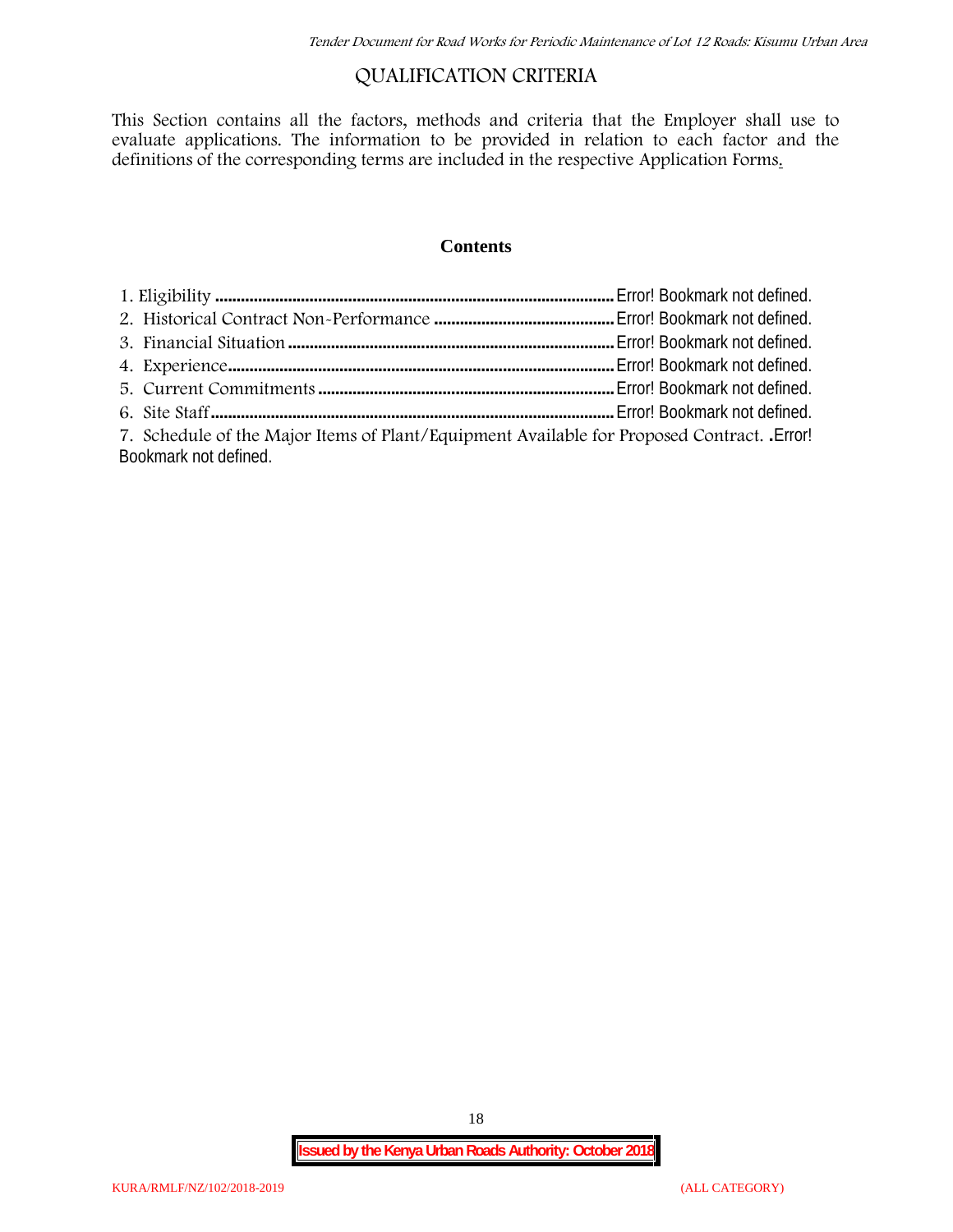# QUALIFICATION CRITERIA

This Section contains all the factors, methods and criteria that the Employer shall use to evaluate applications. The information to be provided in relation to each factor and the definitions of the corresponding terms are included in the respective Application Forms.

## Contents

1. Eligibility ............................................................................................ Error! Bookmark not defined.
2. Historical Contract Non-Performance .......................................... Error! Bookmark not defined.
3. Financial Situation ........................................................................... Error! Bookmark not defined.
4. Experience......................................................................................... Error! Bookmark not defined.
5. Current Commitments .................................................................... Error! Bookmark not defined.
6. Site Staff............................................................................................. Error! Bookmark not defined.
7. Schedule of the Major Items of Plant/Equipment Available for Proposed Contract. .Error! Bookmark not defined.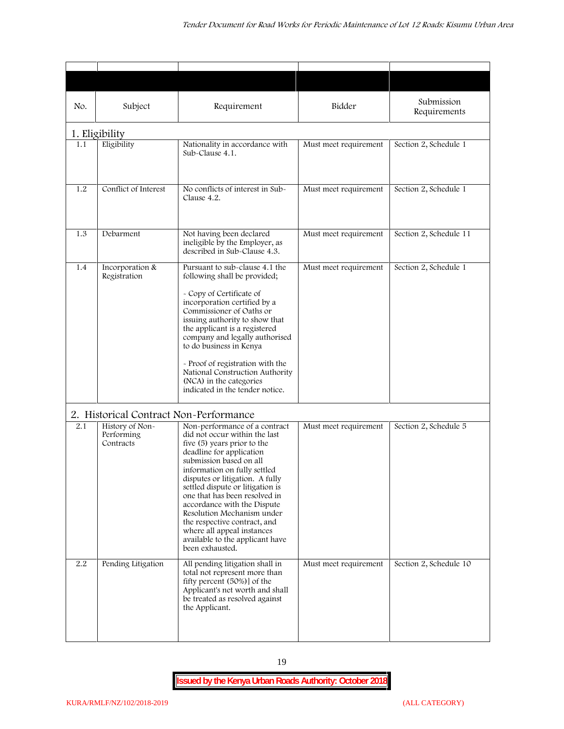| No. | Subject | Requirement | Bidder | Submission Requirements |
|---|---|---|---|---|
| **1. Eligibility** | | | | |
| 1.1 | Eligibility | Nationality in accordance with Sub-Clause 4.1. | Must meet requirement | Section 2, Schedule 1 |
| 1.2 | Conflict of Interest | No conflicts of interest in Sub-Clause 4.2. | Must meet requirement | Section 2, Schedule 1 |
| 1.3 | Debarment | Not having been declared ineligible by the Employer, as described in Sub-Clause 4.3. | Must meet requirement | Section 2, Schedule 11 |
| 1.4 | Incorporation & Registration | Pursuant to sub-clause 4.1 the following shall be provided;<br><br>- Copy of Certificate of incorporation certified by a Commissioner of Oaths or issuing authority to show that the applicant is a registered company and legally authorised to do business in Kenya<br><br>- Proof of registration with the National Construction Authority (NCA) in the categories indicated in the tender notice. | Must meet requirement | Section 2, Schedule 1 |
| **2. Historical Contract Non-Performance** | | | | |
| 2.1 | History of Non-Performing Contracts | Non-performance of a contract did not occur within the last five (5) years prior to the deadline for application submission based on all information on fully settled disputes or litigation. A fully settled dispute or litigation is one that has been resolved in accordance with the Dispute Resolution Mechanism under the respective contract, and where all appeal instances available to the applicant have been exhausted. | Must meet requirement | Section 2, Schedule 5 |
| 2.2 | Pending Litigation | All pending litigation shall in total not represent more than fifty percent (50%)] of the Applicant's net worth and shall be treated as resolved against the Applicant. | Must meet requirement | Section 2, Schedule 10 |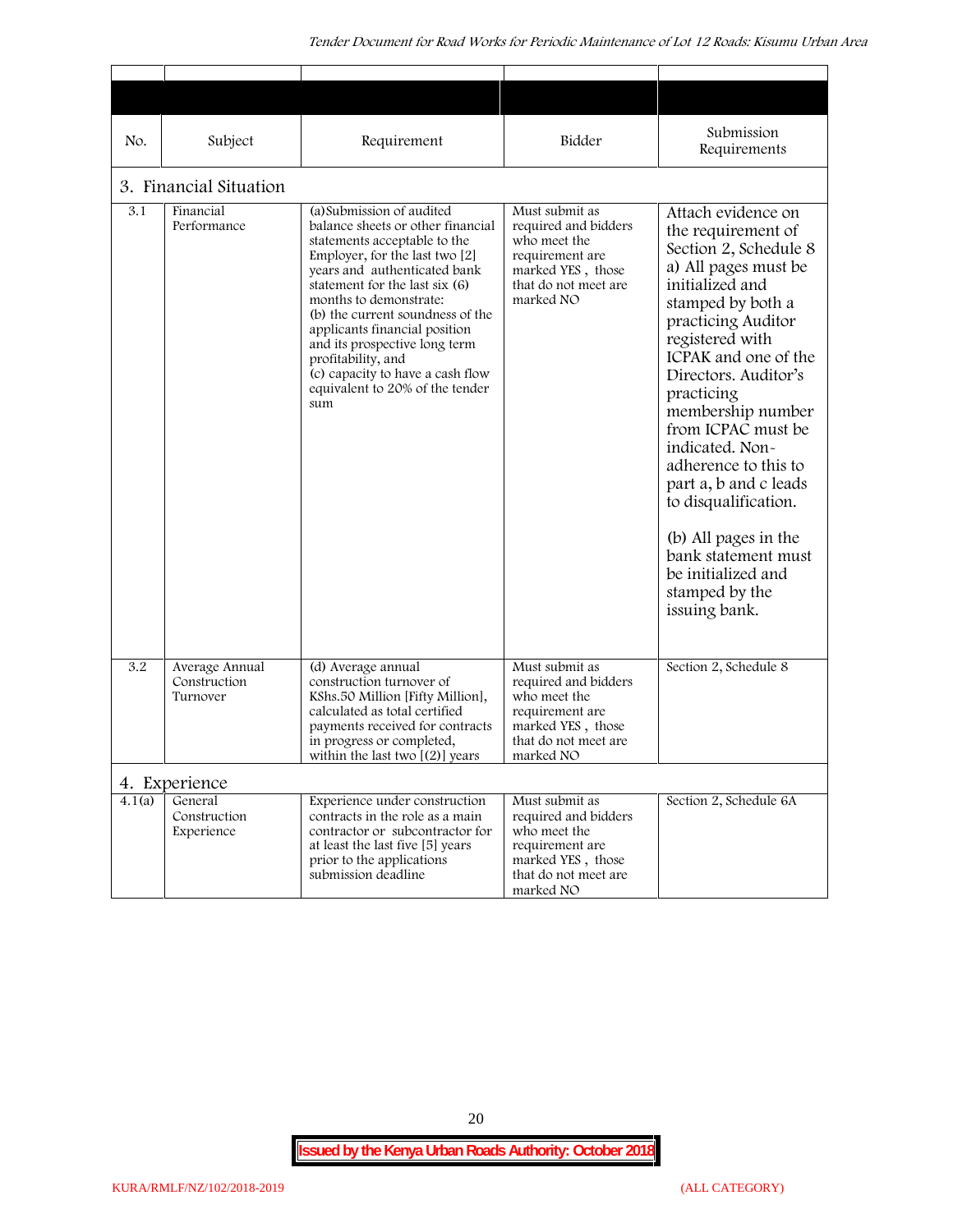| No. | Subject | Requirement | Bidder | Submission Requirements |
|---|---|---|---|---|
| **3. Financial Situation** | | | | |
| 3.1 | Financial Performance | (a)Submission of audited balance sheets or other financial statements acceptable to the Employer, for the last two [2] years and authenticated bank statement for the last six (6) months to demonstrate:<br>(b) the current soundness of the applicants financial position and its prospective long term profitability, and<br>(c) capacity to have a cash flow equivalent to 20% of the tender sum | Must submit as required and bidders who meet the requirement are marked YES , those that do not meet are marked NO | Attach evidence on the requirement of Section 2, Schedule 8 a) All pages must be initialized and stamped by both a practicing Auditor registered with ICPAK and one of the Directors. Auditor's practicing membership number from ICPAC must be indicated. Non-adherence to this to part a, b and c leads to disqualification.<br><br>(b) All pages in the bank statement must be initialized and stamped by the issuing bank. |
| 3.2 | Average Annual Construction Turnover | (d) Average annual construction turnover of KShs.50 Million [Fifty Million], calculated as total certified payments received for contracts in progress or completed, within the last two [(2)] years | Must submit as required and bidders who meet the requirement are marked YES , those that do not meet are marked NO | Section 2, Schedule 8 |
| **4. Experience** | | | | |
| 4.1(a) | General Construction Experience | Experience under construction contracts in the role as a main contractor or subcontractor for at least the last five [5] years prior to the applications submission deadline | Must submit as required and bidders who meet the requirement are marked YES , those that do not meet are marked NO | Section 2, Schedule 6A |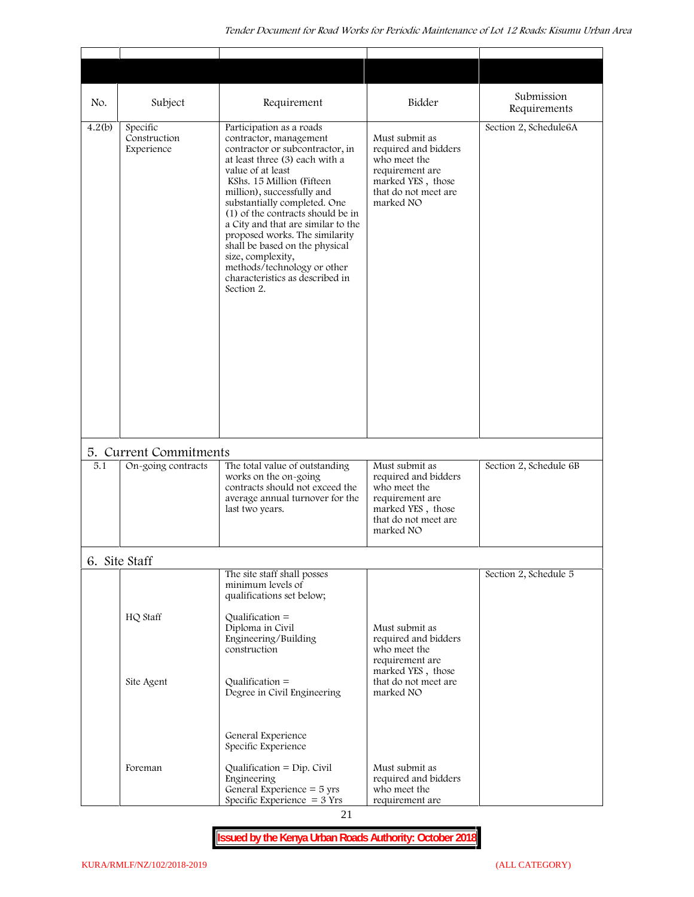| No. | Subject | Requirement | Bidder | Submission Requirements |
|---|---|---|---|---|
| 4.2(b) | Specific Construction Experience | Participation as a roads contractor, management contractor or subcontractor, in at least three (3) each with a value of at least KShs. 15 Million (Fifteen million), successfully and substantially completed. One (1) of the contracts should be in a City and that are similar to the proposed works. The similarity shall be based on the physical size, complexity, methods/technology or other characteristics as described in Section 2. | Must submit as required and bidders who meet the requirement are marked YES , those that do not meet are marked NO | Section 2, Schedule6A |
| **5. Current Commitments** | | | | |
| 5.1 | On-going contracts | The total value of outstanding works on the on-going contracts should not exceed the average annual turnover for the last two years. | Must submit as required and bidders who meet the requirement are marked YES , those that do not meet are marked NO | Section 2, Schedule 6B |
| **6. Site Staff** | | | | |
| | | The site staff shall posses minimum levels of qualifications set below; | | Section 2, Schedule 5 |
| | HQ Staff | Qualification = Diploma in Civil Engineering/Building construction | Must submit as required and bidders who meet the requirement are marked YES , those that do not meet are marked NO | |
| | Site Agent | Qualification = Degree in Civil Engineering<br><br>General Experience<br>Specific Experience | | |
| | Foreman | Qualification = Dip. Civil Engineering<br>General Experience = 5 yrs<br>Specific Experience = 3 Yrs | Must submit as required and bidders who meet the requirement are | |

**Issued by the Kenya Urban Roads Authority: October 2018**

KURA/RMLF/NZ/102/2018-2019 (ALL CATEGORY)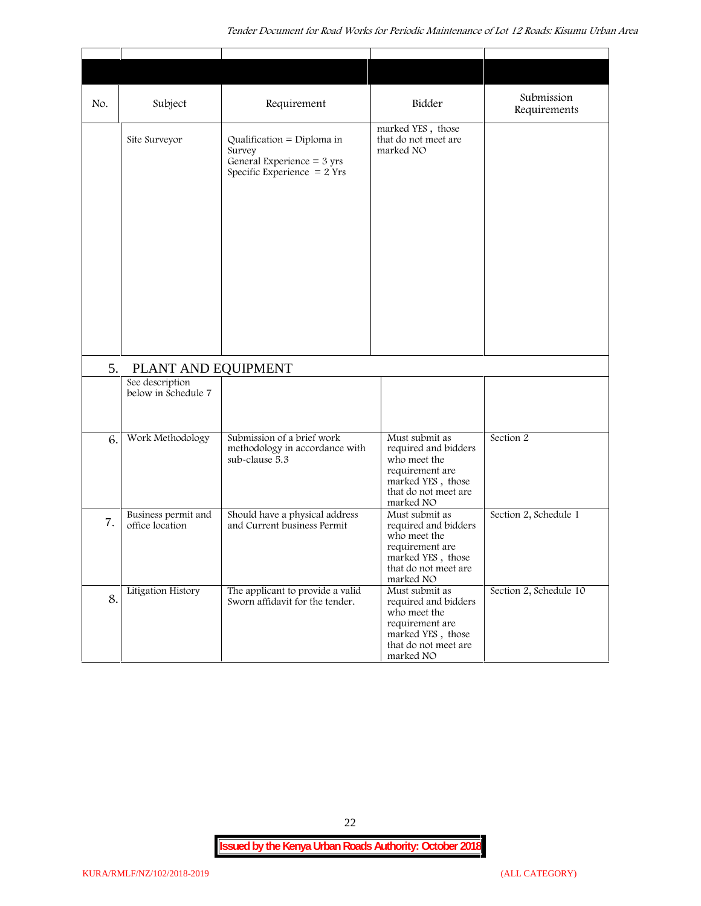| No. | Subject | Requirement | Bidder | Submission Requirements |
|---|---|---|---|---|
| | Site Surveyor | Qualification = Diploma in Survey<br>General Experience = 3 yrs<br>Specific Experience = 2 Yrs | marked YES , those that do not meet are marked NO | |
| 5. | PLANT AND EQUIPMENT | | | |
| | See description below in Schedule 7 | | | |
| 6. | Work Methodology | Submission of a brief work methodology in accordance with sub-clause 5.3 | Must submit as required and bidders who meet the requirement are marked YES , those that do not meet are marked NO | Section 2 |
| 7. | Business permit and office location | Should have a physical address and Current business Permit | Must submit as required and bidders who meet the requirement are marked YES , those that do not meet are marked NO | Section 2, Schedule 1 |
| 8. | Litigation History | The applicant to provide a valid Sworn affidavit for the tender. | Must submit as required and bidders who meet the requirement are marked YES , those that do not meet are marked NO | Section 2, Schedule 10 |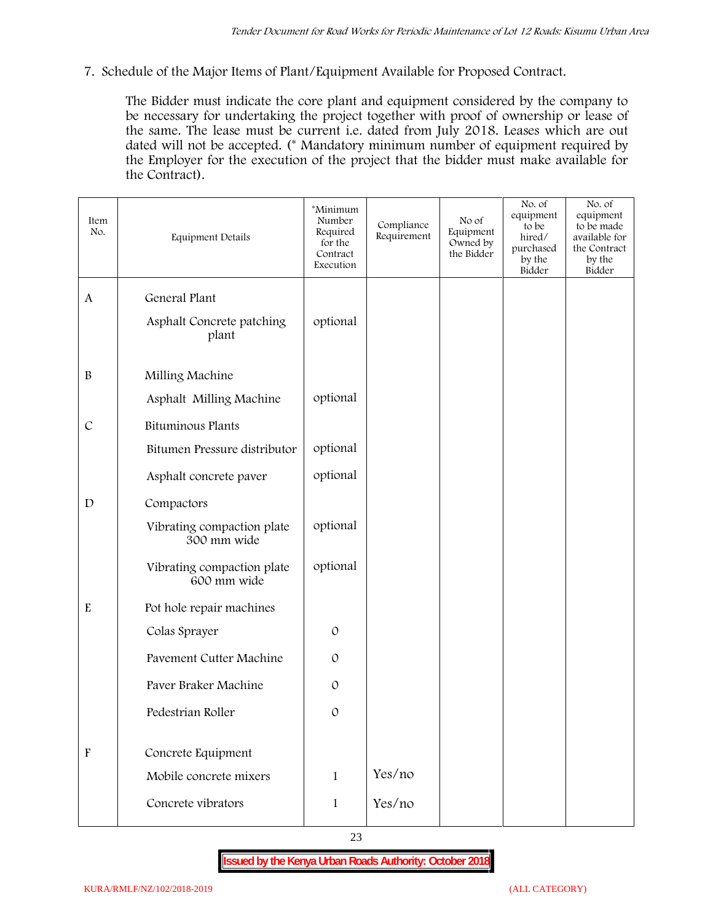7. Schedule of the Major Items of Plant/Equipment Available for Proposed Contract.

The Bidder must indicate the core plant and equipment considered by the company to be necessary for undertaking the project together with proof of ownership or lease of the same. The lease must be current i.e. dated from July 2018. Leases which are out dated will not be accepted. (* Mandatory minimum number of equipment required by the Employer for the execution of the project that the bidder must make available for the Contract).

| Item No. | Equipment Details | *Minimum Number Required for the Contract Execution | Compliance Requirement | No of Equipment Owned by the Bidder | No. of equipment to be hired/ purchased by the Bidder | No. of equipment to be made available for the Contract by the Bidder |
|---|---|---|---|---|---|---|
| A | General Plant | | | | | |
| | Asphalt Concrete patching plant | optional | | | | |
| B | Milling Machine | | | | | |
| | Asphalt Milling Machine | optional | | | | |
| C | Bituminous Plants | | | | | |
| | Bitumen Pressure distributor | optional | | | | |
| | Asphalt concrete paver | optional | | | | |
| D | Compactors | | | | | |
| | Vibrating compaction plate 300 mm wide | optional | | | | |
| | Vibrating compaction plate 600 mm wide | optional | | | | |
| E | Pot hole repair machines | | | | | |
| | Colas Sprayer | 0 | | | | |
| | Pavement Cutter Machine | 0 | | | | |
| | Paver Braker Machine | 0 | | | | |
| | Pedestrian Roller | 0 | | | | |
| F | Concrete Equipment | | | | | |
| | Mobile concrete mixers | 1 | Yes/no | | | |
| | Concrete vibrators | 1 | Yes/no | | | |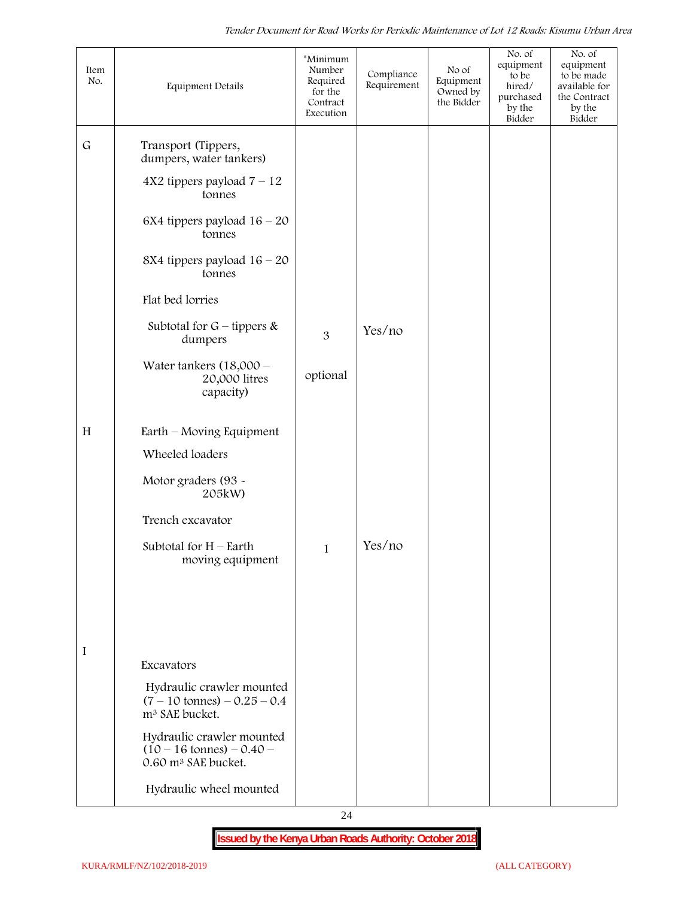| Item No. | Equipment Details | *Minimum Number Required for the Contract Execution | Compliance Requirement | No of Equipment Owned by the Bidder | No. of equipment to be hired/ purchased by the Bidder | No. of equipment to be made available for the Contract by the Bidder |
|---|---|---|---|---|---|---|
| G | Transport (Tippers, dumpers, water tankers) | | | | | |
| | 4X2 tippers payload 7 – 12 tonnes | | | | | |
| | 6X4 tippers payload 16 – 20 tonnes | | | | | |
| | 8X4 tippers payload 16 – 20 tonnes | | | | | |
| | Flat bed lorries | | | | | |
| | Subtotal for G – tippers & dumpers | 3 | Yes/no | | | |
| | Water tankers (18,000 – 20,000 litres capacity) | optional | | | | |
| H | Earth – Moving Equipment | | | | | |
| | Wheeled loaders | | | | | |
| | Motor graders (93 - 205kW) | | | | | |
| | Trench excavator | | | | | |
| | Subtotal for H – Earth moving equipment | 1 | Yes/no | | | |
| I | Excavators | | | | | |
| | Hydraulic crawler mounted (7 – 10 tonnes) – 0.25 – 0.4 $m^3$ SAE bucket. | | | | | |
| | Hydraulic crawler mounted (10 – 16 tonnes) – 0.40 – 0.60 $m^3$ SAE bucket. | | | | | |
| | Hydraulic wheel mounted | | | | | |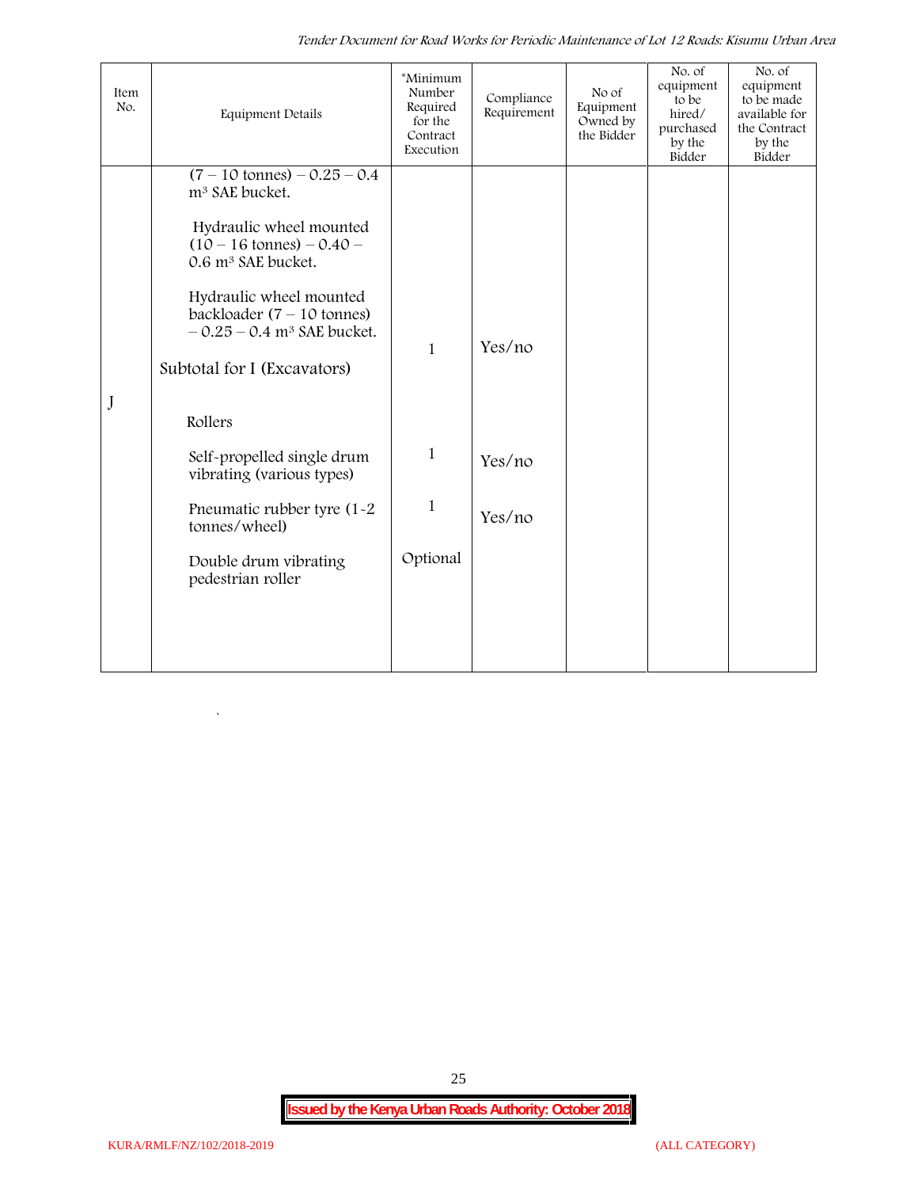| Item No. | Equipment Details | *Minimum Number Required for the Contract Execution | Compliance Requirement | No of Equipment Owned by the Bidder | No. of equipment to be hired/ purchased by the Bidder | No. of equipment to be made available for the Contract by the Bidder |
|---|---|---|---|---|---|---|
| | (7 – 10 tonnes) – 0.25 – 0.4 $m^3$ SAE bucket. | | | | | |
| | Hydraulic wheel mounted (10 – 16 tonnes) – 0.40 – 0.6 $m^3$ SAE bucket. | | | | | |
| | Hydraulic wheel mounted backloader (7 – 10 tonnes) – 0.25 – 0.4 $m^3$ SAE bucket. | 1 | Yes/no | | | |
| | Subtotal for I (Excavators) | | | | | |
| J | Rollers | | | | | |
| | Self-propelled single drum vibrating (various types) | 1 | Yes/no | | | |
| | Pneumatic rubber tyre (1-2 tonnes/wheel) | 1 | Yes/no | | | |
| | Double drum vibrating pedestrian roller | Optional | | | | |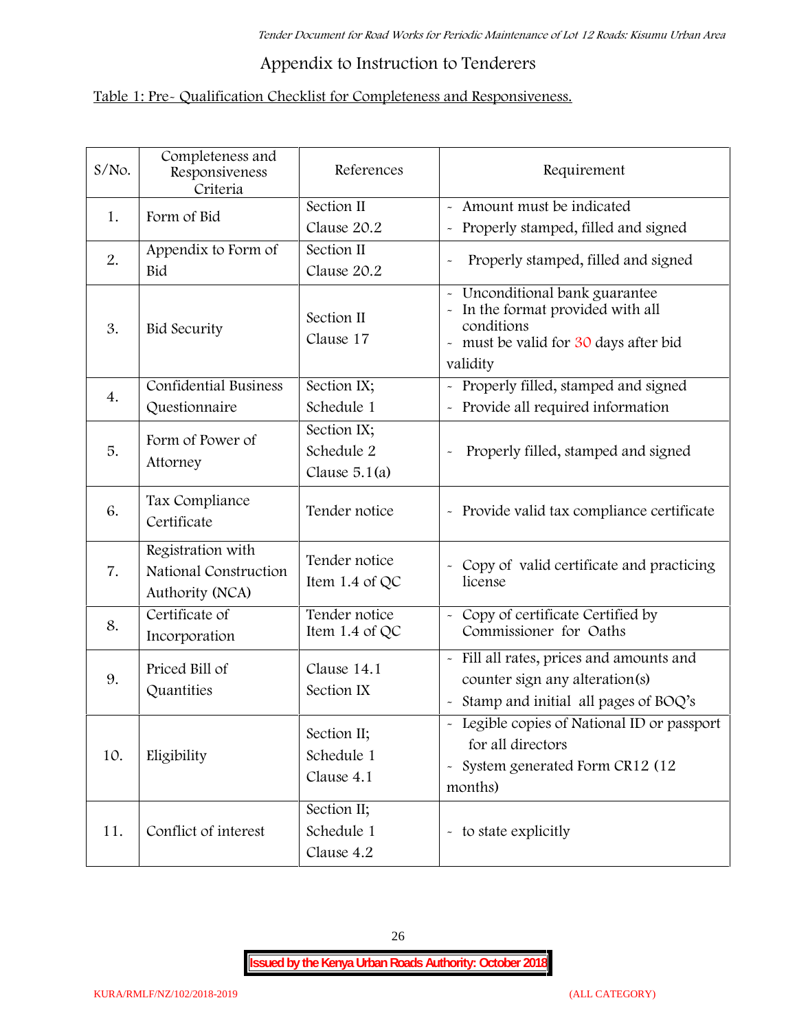## Appendix to Instruction to Tenderers

Table 1: Pre- Qualification Checklist for Completeness and Responsiveness.

| S/No. | Completeness and Responsiveness Criteria | References | Requirement |
|---|---|---|---|
| 1. | Form of Bid | Section II Clause 20.2 | - Amount must be indicated<br>- Properly stamped, filled and signed |
| 2. | Appendix to Form of Bid | Section II Clause 20.2 | - Properly stamped, filled and signed |
| 3. | Bid Security | Section II Clause 17 | - Unconditional bank guarantee<br>- In the format provided with all conditions<br>- must be valid for 30 days after bid validity |
| 4. | Confidential Business Questionnaire | Section IX; Schedule 1 | - Properly filled, stamped and signed<br>- Provide all required information |
| 5. | Form of Power of Attorney | Section IX; Schedule 2 Clause 5.1(a) | - Properly filled, stamped and signed |
| 6. | Tax Compliance Certificate | Tender notice | - Provide valid tax compliance certificate |
| 7. | Registration with National Construction Authority (NCA) | Tender notice Item 1.4 of QC | - Copy of valid certificate and practicing license |
| 8. | Certificate of Incorporation | Tender notice Item 1.4 of QC | - Copy of certificate Certified by Commissioner for Oaths |
| 9. | Priced Bill of Quantities | Clause 14.1 Section IX | - Fill all rates, prices and amounts and counter sign any alteration(s)<br>- Stamp and initial all pages of BOQ's |
| 10. | Eligibility | Section II; Schedule 1 Clause 4.1 | - Legible copies of National ID or passport for all directors<br>- System generated Form CR12 (12 months) |
| 11. | Conflict of interest | Section II; Schedule 1 Clause 4.2 | - to state explicitly |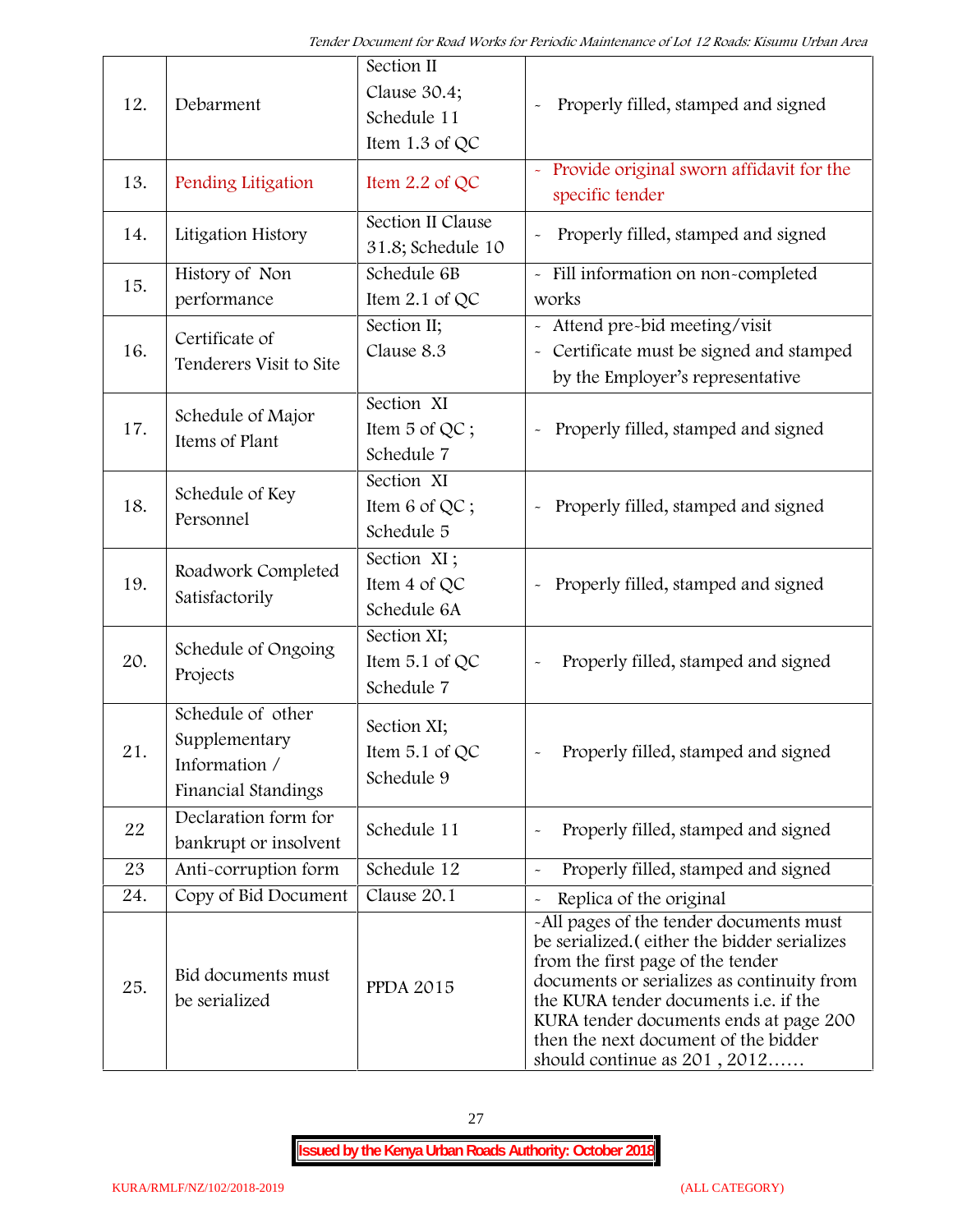| 12. | Debarment | Section II Clause 30.4; Schedule 11 Item 1.3 of QC | - Properly filled, stamped and signed |
|---|---|---|---|
| 13. | Pending Litigation | Item 2.2 of QC | - Provide original sworn affidavit for the specific tender |
| 14. | Litigation History | Section II Clause 31.8; Schedule 10 | - Properly filled, stamped and signed |
| 15. | History of Non performance | Schedule 6B Item 2.1 of QC | - Fill information on non-completed works |
| 16. | Certificate of Tenderers Visit to Site | Section II; Clause 8.3 | - Attend pre-bid meeting/visit<br>- Certificate must be signed and stamped by the Employer's representative |
| 17. | Schedule of Major Items of Plant | Section XI Item 5 of QC ; Schedule 7 | - Properly filled, stamped and signed |
| 18. | Schedule of Key Personnel | Section XI Item 6 of QC ; Schedule 5 | - Properly filled, stamped and signed |
| 19. | Roadwork Completed Satisfactorily | Section XI ; Item 4 of QC Schedule 6A | - Properly filled, stamped and signed |
| 20. | Schedule of Ongoing Projects | Section XI; Item 5.1 of QC Schedule 7 | - Properly filled, stamped and signed |
| 21. | Schedule of other Supplementary Information / Financial Standings | Section XI; Item 5.1 of QC Schedule 9 | - Properly filled, stamped and signed |
| 22 | Declaration form for bankrupt or insolvent | Schedule 11 | - Properly filled, stamped and signed |
| 23 | Anti-corruption form | Schedule 12 | - Properly filled, stamped and signed |
| 24. | Copy of Bid Document | Clause 20.1 | - Replica of the original |
| 25. | Bid documents must be serialized | PPDA 2015 | -All pages of the tender documents must be serialized.( either the bidder serializes from the first page of the tender documents or serializes as continuity from the KURA tender documents i.e. if the KURA tender documents ends at page 200 then the next document of the bidder should continue as 201 , 2012…… |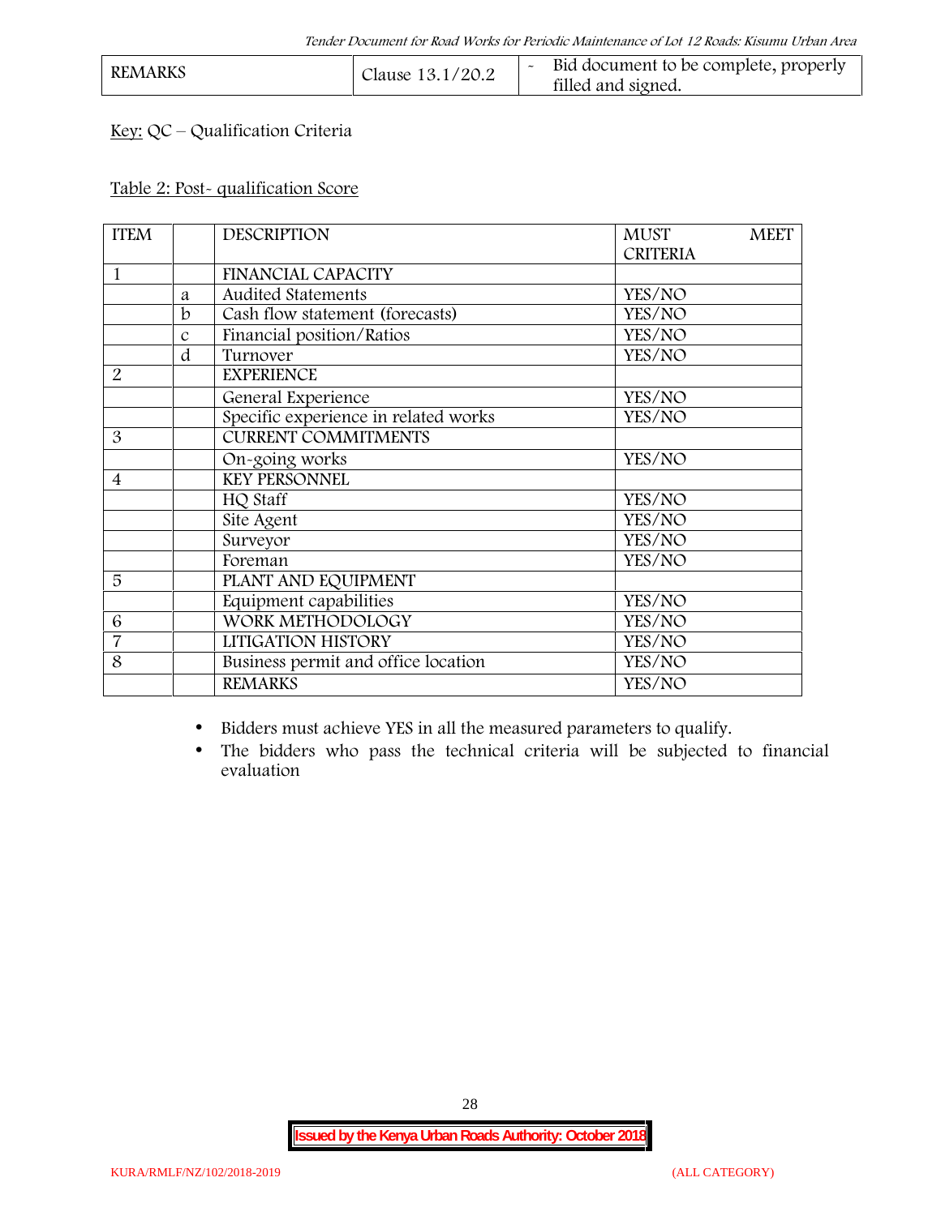| REMARKS | Clause 13.1/20.2 | - Bid document to be complete, properly filled and signed. |
|---|---|---|

Key: QC – Qualification Criteria

Table 2: Post- qualification Score

| ITEM | | DESCRIPTION | MUST MEET CRITERIA |
|---|---|---|---|
| 1 | | FINANCIAL CAPACITY | |
| | a | Audited Statements | YES/NO |
| | b | Cash flow statement (forecasts) | YES/NO |
| | c | Financial position/Ratios | YES/NO |
| | d | Turnover | YES/NO |
| 2 | | EXPERIENCE | |
| | | General Experience | YES/NO |
| | | Specific experience in related works | YES/NO |
| 3 | | CURRENT COMMITMENTS | |
| | | On-going works | YES/NO |
| 4 | | KEY PERSONNEL | |
| | | HQ Staff | YES/NO |
| | | Site Agent | YES/NO |
| | | Surveyor | YES/NO |
| | | Foreman | YES/NO |
| 5 | | PLANT AND EQUIPMENT | |
| | | Equipment capabilities | YES/NO |
| 6 | | WORK METHODOLOGY | YES/NO |
| 7 | | LITIGATION HISTORY | YES/NO |
| 8 | | Business permit and office location | YES/NO |
| | | REMARKS | YES/NO |

- Bidders must achieve YES in all the measured parameters to qualify.
- The bidders who pass the technical criteria will be subjected to financial evaluation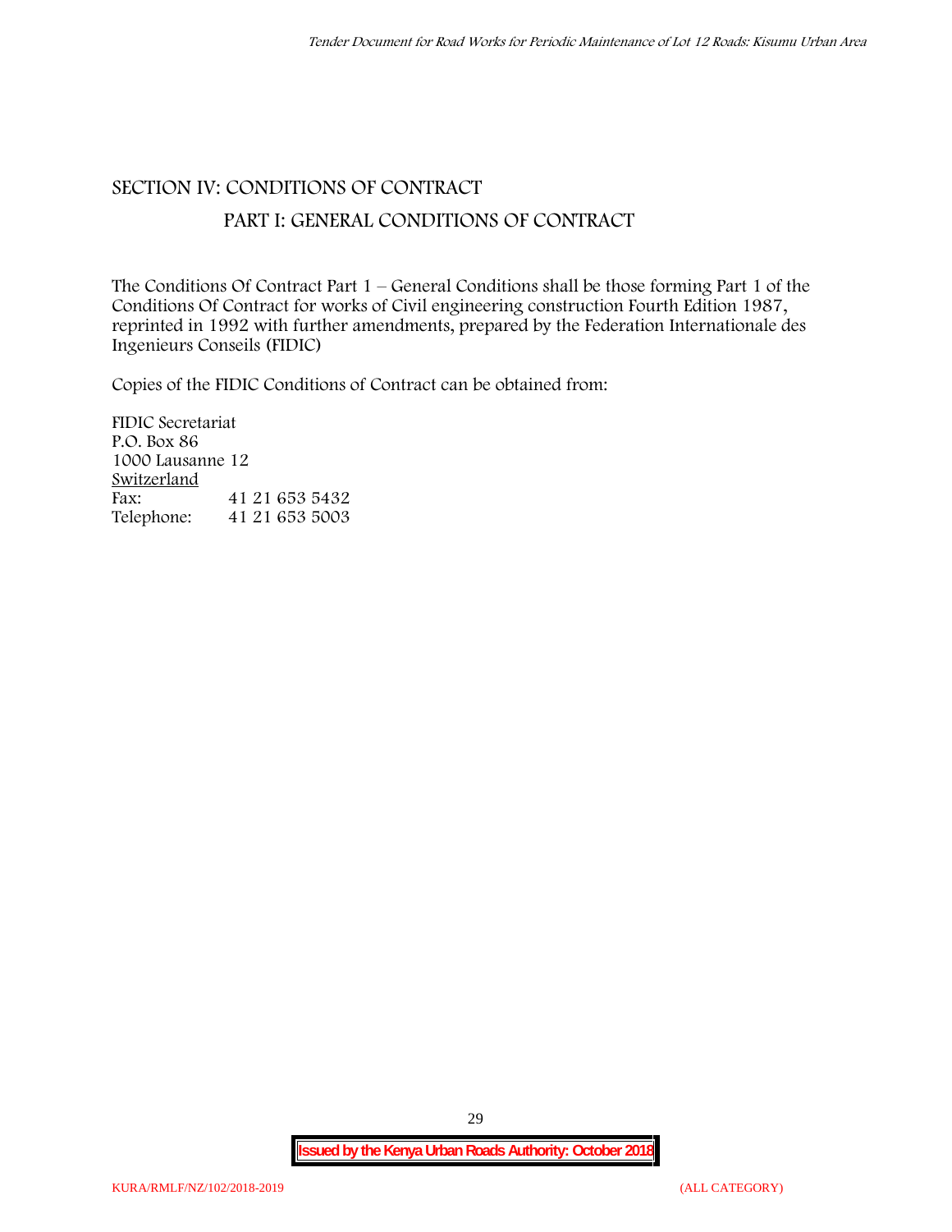# SECTION IV: CONDITIONS OF CONTRACT

## PART I: GENERAL CONDITIONS OF CONTRACT

The Conditions Of Contract Part 1 – General Conditions shall be those forming Part 1 of the Conditions Of Contract for works of Civil engineering construction Fourth Edition 1987, reprinted in 1992 with further amendments, prepared by the Federation Internationale des Ingenieurs Conseils (FIDIC)

Copies of the FIDIC Conditions of Contract can be obtained from:

FIDIC Secretariat
P.O. Box 86
1000 Lausanne 12
Switzerland
Fax: 41 21 653 5432
Telephone: 41 21 653 5003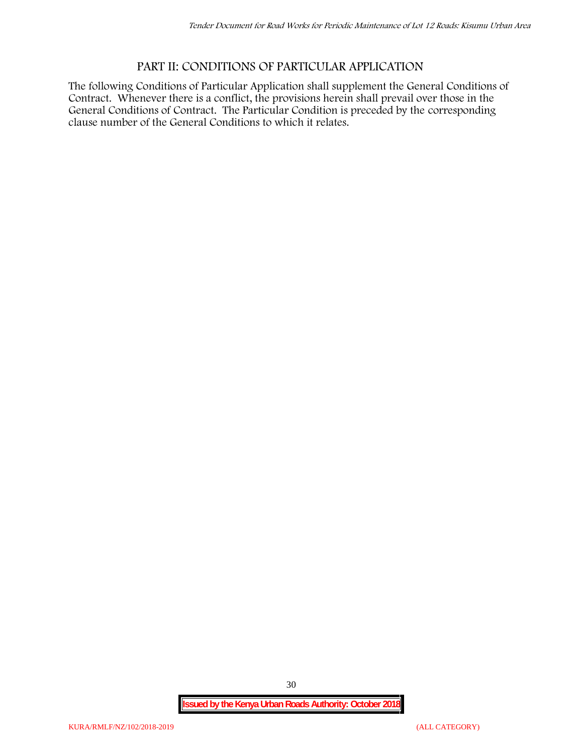# PART II: CONDITIONS OF PARTICULAR APPLICATION

The following Conditions of Particular Application shall supplement the General Conditions of Contract. Whenever there is a conflict, the provisions herein shall prevail over those in the General Conditions of Contract. The Particular Condition is preceded by the corresponding clause number of the General Conditions to which it relates.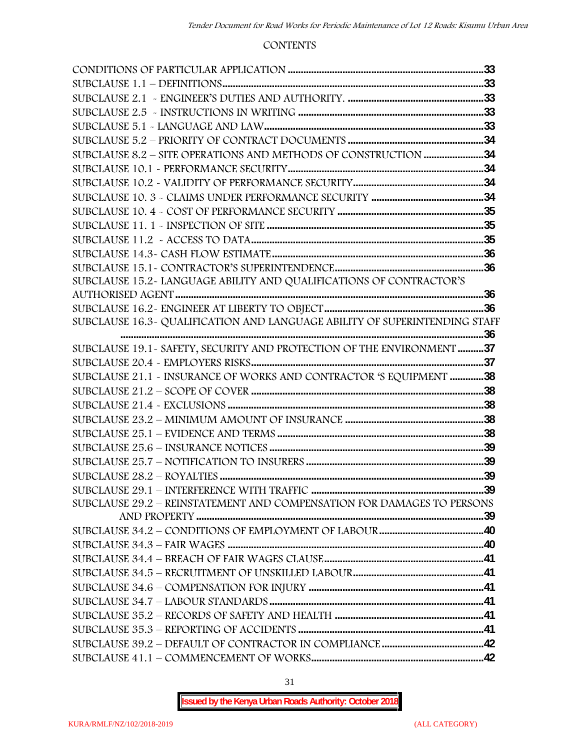CONTENTS

| | |
|---|---|
| CONDITIONS OF PARTICULAR APPLICATION | 33 |
| SUBCLAUSE 1.1 – DEFINITIONS | 33 |
| SUBCLAUSE 2.1 - ENGINEER'S DUTIES AND AUTHORITY. | 33 |
| SUBCLAUSE 2.5 - INSTRUCTIONS IN WRITING | 33 |
| SUBCLAUSE 5.1 - LANGUAGE AND LAW | 33 |
| SUBCLAUSE 5.2 – PRIORITY OF CONTRACT DOCUMENTS | 34 |
| SUBCLAUSE 8.2 – SITE OPERATIONS AND METHODS OF CONSTRUCTION | 34 |
| SUBCLAUSE 10.1 - PERFORMANCE SECURITY | 34 |
| SUBCLAUSE 10.2 - VALIDITY OF PERFORMANCE SECURITY | 34 |
| SUBCLAUSE 10. 3 - CLAIMS UNDER PERFORMANCE SECURITY | 34 |
| SUBCLAUSE 10. 4 - COST OF PERFORMANCE SECURITY | 35 |
| SUBCLAUSE 11. 1 - INSPECTION OF SITE | 35 |
| SUBCLAUSE 11.2 - ACCESS TO DATA | 35 |
| SUBCLAUSE 14.3- CASH FLOW ESTIMATE | 36 |
| SUBCLAUSE 15.1- CONTRACTOR'S SUPERINTENDENCE | 36 |
| SUBCLAUSE 15.2- LANGUAGE ABILITY AND QUALIFICATIONS OF CONTRACTOR'S AUTHORISED AGENT | 36 |
| SUBCLAUSE 16.2- ENGINEER AT LIBERTY TO OBJECT | 36 |
| SUBCLAUSE 16.3- QUALIFICATION AND LANGUAGE ABILITY OF SUPERINTENDING STAFF | 36 |
| SUBCLAUSE 19.1- SAFETY, SECURITY AND PROTECTION OF THE ENVIRONMENT | 37 |
| SUBCLAUSE 20.4 - EMPLOYERS RISKS | 37 |
| SUBCLAUSE 21.1 - INSURANCE OF WORKS AND CONTRACTOR 'S EQUIPMENT | 38 |
| SUBCLAUSE 21.2 – SCOPE OF COVER | 38 |
| SUBCLAUSE 21.4 - EXCLUSIONS | 38 |
| SUBCLAUSE 23.2 – MINIMUM AMOUNT OF INSURANCE | 38 |
| SUBCLAUSE 25.1 – EVIDENCE AND TERMS | 38 |
| SUBCLAUSE 25.6 – INSURANCE NOTICES | 39 |
| SUBCLAUSE 25.7 – NOTIFICATION TO INSURERS | 39 |
| SUBCLAUSE 28.2 – ROYALTIES | 39 |
| SUBCLAUSE 29.1 – INTERFERENCE WITH TRAFFIC | 39 |
| SUBCLAUSE 29.2 – REINSTATEMENT AND COMPENSATION FOR DAMAGES TO PERSONS AND PROPERTY | 39 |
| SUBCLAUSE 34.2 – CONDITIONS OF EMPLOYMENT OF LABOUR | 40 |
| SUBCLAUSE 34.3 – FAIR WAGES | 40 |
| SUBCLAUSE 34.4 – BREACH OF FAIR WAGES CLAUSE | 41 |
| SUBCLAUSE 34.5 – RECRUITMENT OF UNSKILLED LABOUR | 41 |
| SUBCLAUSE 34.6 – COMPENSATION FOR INJURY | 41 |
| SUBCLAUSE 34.7 – LABOUR STANDARDS | 41 |
| SUBCLAUSE 35.2 – RECORDS OF SAFETY AND HEALTH | 41 |
| SUBCLAUSE 35.3 – REPORTING OF ACCIDENTS | 41 |
| SUBCLAUSE 39.2 – DEFAULT OF CONTRACTOR IN COMPLIANCE | 42 |
| SUBCLAUSE 41.1 – COMMENCEMENT OF WORKS | 42 |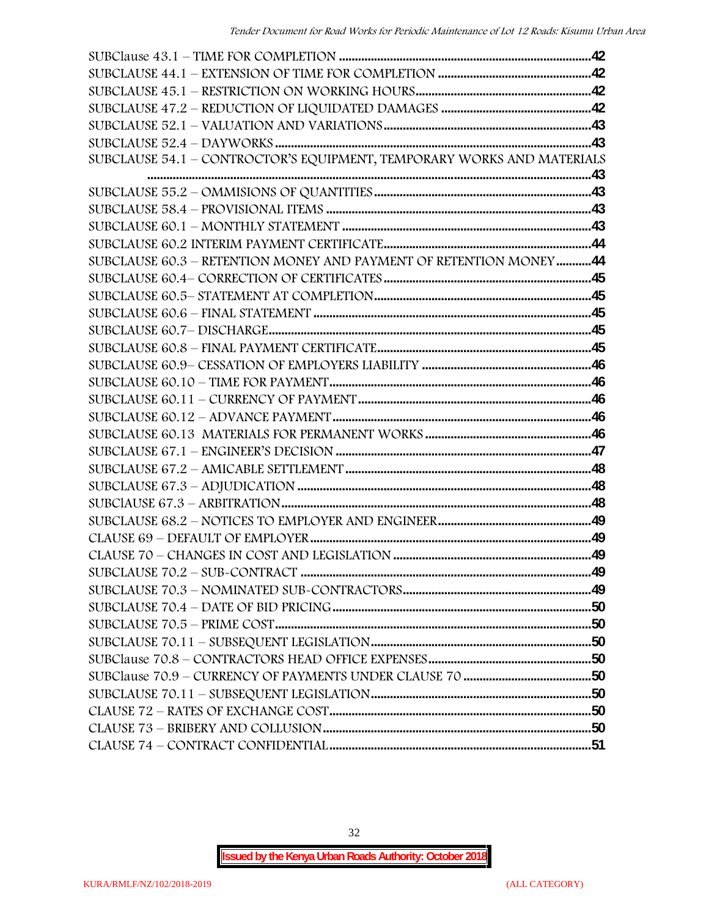SUBClause 43.1 – TIME FOR COMPLETION ....................................................................................42
SUBCLAUSE 44.1 – EXTENSION OF TIME FOR COMPLETION ....................................................42
SUBCLAUSE 45.1 – RESTRICTION ON WORKING HOURS..........................................................42
SUBCLAUSE 47.2 – REDUCTION OF LIQUIDATED DAMAGES ..................................................42
SUBCLAUSE 52.1 – VALUATION AND VARIATIONS....................................................................43
SUBCLAUSE 52.4 – DAYWORKS ......................................................................................................43
SUBCLAUSE 54.1 – CONTROCTOR'S EQUIPMENT, TEMPORARY WORKS AND MATERIALS ..............................................................................................................................................43
SUBCLAUSE 55.2 – OMMISIONS OF QUANTITIES ......................................................................43
SUBCLAUSE 58.4 – PROVISIONAL ITEMS ......................................................................................43
SUBCLAUSE 60.1 – MONTHLY STATEMENT ..................................................................................43
SUBCLAUSE 60.2 INTERIM PAYMENT CERTIFICATE....................................................................44
SUBCLAUSE 60.3 – RETENTION MONEY AND PAYMENT OF RETENTION MONEY............44
SUBCLAUSE 60.4– CORRECTION OF CERTIFICATES ....................................................................45
SUBCLAUSE 60.5– STATEMENT AT COMPLETION........................................................................45
SUBCLAUSE 60.6 – FINAL STATEMENT ..........................................................................................45
SUBCLAUSE 60.7– DISCHARGE..........................................................................................................45
SUBCLAUSE 60.8 – FINAL PAYMENT CERTIFICATE......................................................................45
SUBCLAUSE 60.9– CESSATION OF EMPLOYERS LIABILITY ........................................................46
SUBCLAUSE 60.10 – TIME FOR PAYMENT......................................................................................46
SUBCLAUSE 60.11 – CURRENCY OF PAYMENT..............................................................................46
SUBCLAUSE 60.12 – ADVANCE PAYMENT......................................................................................46
SUBCLAUSE 60.13 MATERIALS FOR PERMANENT WORKS ........................................................46
SUBCLAUSE 67.1 – ENGINEER'S DECISION ....................................................................................47
SUBCLAUSE 67.2 – AMICABLE SETTLEMENT ..................................................................................48
SUBCLAUSE 67.3 – ADJUDICATION ..................................................................................................48
SUBClAUSE 67.3 – ARBITRATION......................................................................................................48
SUBCLAUSE 68.2 – NOTICES TO EMPLOYER AND ENGINEER....................................................49
CLAUSE 69 – DEFAULT OF EMPLOYER..............................................................................................49
CLAUSE 70 – CHANGES IN COST AND LEGISLATION ..................................................................49
SUBCLAUSE 70.2 – SUB-CONTRACT ..................................................................................................49
SUBCLAUSE 70.3 – NOMINATED SUB-CONTRACTORS..................................................................49
SUBCLAUSE 70.4 – DATE OF BID PRICING........................................................................................50
SUBCLAUSE 70.5 – PRIME COST............................................................................................................50
SUBCLAUSE 70.11 – SUBSEQUENT LEGISLATION............................................................................50
SUBClause 70.8 – CONTRACTORS HEAD OFFICE EXPENSES..........................................................50
SUBClause 70.9 – CURRENCY OF PAYMENTS UNDER CLAUSE 70 ................................................50
SUBCLAUSE 70.11 – SUBSEQUENT LEGISLATION............................................................................50
CLAUSE 72 – RATES OF EXCHANGE COST..........................................................................................50
CLAUSE 73 – BRIBERY AND COLLUSION............................................................................................50
CLAUSE 74 – CONTRACT CONFIDENTIAL..........................................................................................51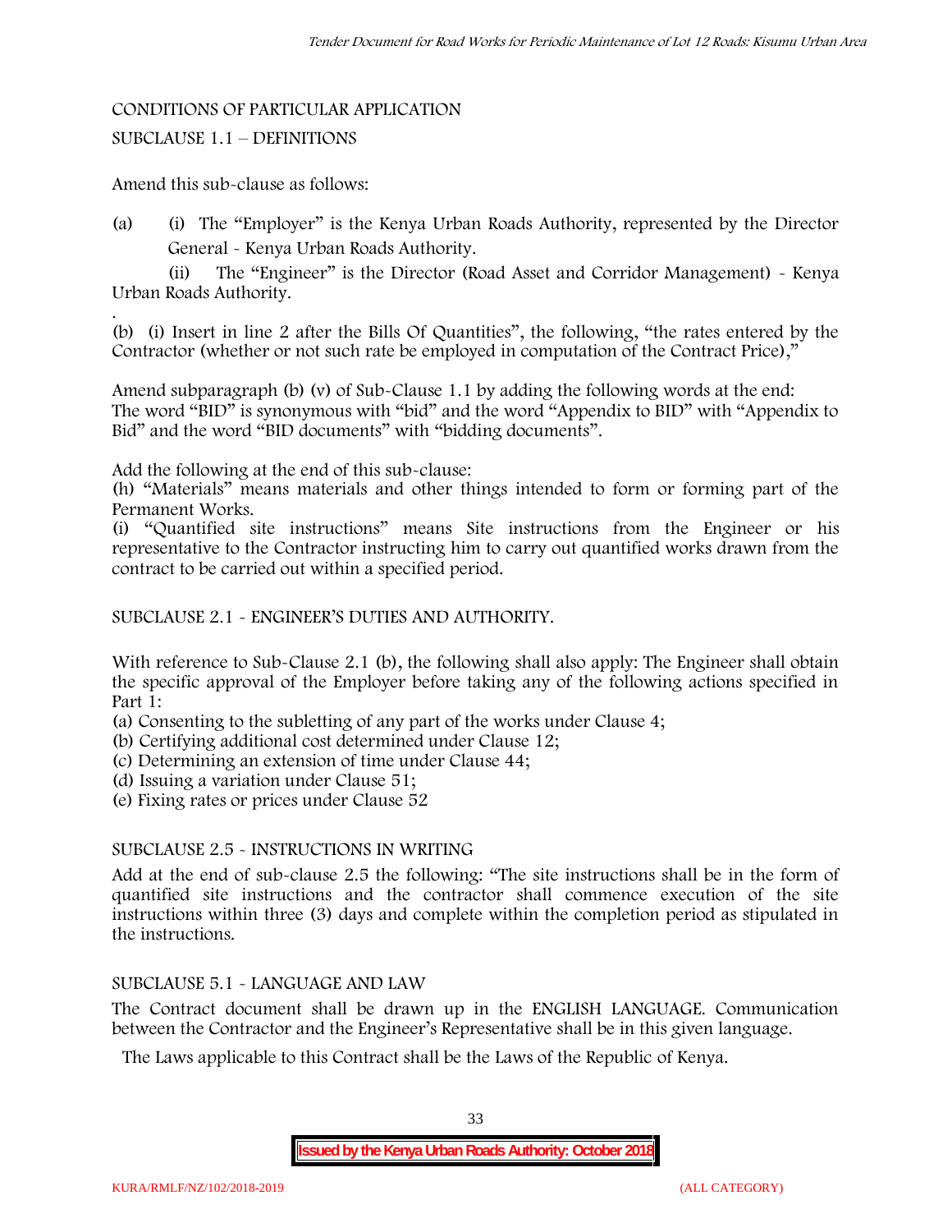CONDITIONS OF PARTICULAR APPLICATION

SUBCLAUSE 1.1 – DEFINITIONS

Amend this sub-clause as follows:

(a) (i) The "Employer" is the Kenya Urban Roads Authority, represented by the Director General - Kenya Urban Roads Authority.

(ii) The "Engineer" is the Director (Road Asset and Corridor Management) - Kenya Urban Roads Authority.

(b) (i) Insert in line 2 after the Bills Of Quantities", the following, "the rates entered by the Contractor (whether or not such rate be employed in computation of the Contract Price),"

Amend subparagraph (b) (v) of Sub-Clause 1.1 by adding the following words at the end: The word "BID" is synonymous with "bid" and the word "Appendix to BID" with "Appendix to Bid" and the word "BID documents" with "bidding documents".

Add the following at the end of this sub-clause:

(h) "Materials" means materials and other things intended to form or forming part of the Permanent Works.

(i) "Quantified site instructions" means Site instructions from the Engineer or his representative to the Contractor instructing him to carry out quantified works drawn from the contract to be carried out within a specified period.

SUBCLAUSE 2.1 - ENGINEER'S DUTIES AND AUTHORITY.

With reference to Sub-Clause 2.1 (b), the following shall also apply: The Engineer shall obtain the specific approval of the Employer before taking any of the following actions specified in Part 1:

(a) Consenting to the subletting of any part of the works under Clause 4;
(b) Certifying additional cost determined under Clause 12;
(c) Determining an extension of time under Clause 44;
(d) Issuing a variation under Clause 51;
(e) Fixing rates or prices under Clause 52

SUBCLAUSE 2.5 - INSTRUCTIONS IN WRITING

Add at the end of sub-clause 2.5 the following: "The site instructions shall be in the form of quantified site instructions and the contractor shall commence execution of the site instructions within three (3) days and complete within the completion period as stipulated in the instructions.

SUBCLAUSE 5.1 - LANGUAGE AND LAW

The Contract document shall be drawn up in the ENGLISH LANGUAGE. Communication between the Contractor and the Engineer's Representative shall be in this given language.

The Laws applicable to this Contract shall be the Laws of the Republic of Kenya.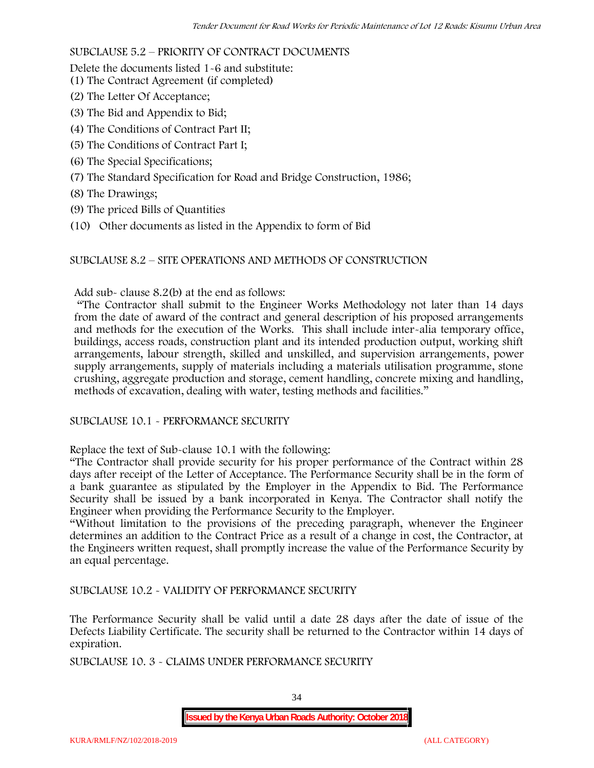SUBCLAUSE 5.2 – PRIORITY OF CONTRACT DOCUMENTS

Delete the documents listed 1-6 and substitute:

(1) The Contract Agreement (if completed)
(2) The Letter Of Acceptance;
(3) The Bid and Appendix to Bid;
(4) The Conditions of Contract Part II;
(5) The Conditions of Contract Part I;
(6) The Special Specifications;
(7) The Standard Specification for Road and Bridge Construction, 1986;
(8) The Drawings;
(9) The priced Bills of Quantities
(10) Other documents as listed in the Appendix to form of Bid

SUBCLAUSE 8.2 – SITE OPERATIONS AND METHODS OF CONSTRUCTION

Add sub- clause 8.2(b) at the end as follows:

"The Contractor shall submit to the Engineer Works Methodology not later than 14 days from the date of award of the contract and general description of his proposed arrangements and methods for the execution of the Works. This shall include inter-alia temporary office, buildings, access roads, construction plant and its intended production output, working shift arrangements, labour strength, skilled and unskilled, and supervision arrangements, power supply arrangements, supply of materials including a materials utilisation programme, stone crushing, aggregate production and storage, cement handling, concrete mixing and handling, methods of excavation, dealing with water, testing methods and facilities."

SUBCLAUSE 10.1 - PERFORMANCE SECURITY

Replace the text of Sub-clause 10.1 with the following:

"The Contractor shall provide security for his proper performance of the Contract within 28 days after receipt of the Letter of Acceptance. The Performance Security shall be in the form of a bank guarantee as stipulated by the Employer in the Appendix to Bid. The Performance Security shall be issued by a bank incorporated in Kenya. The Contractor shall notify the Engineer when providing the Performance Security to the Employer.

"Without limitation to the provisions of the preceding paragraph, whenever the Engineer determines an addition to the Contract Price as a result of a change in cost, the Contractor, at the Engineers written request, shall promptly increase the value of the Performance Security by an equal percentage.

SUBCLAUSE 10.2 - VALIDITY OF PERFORMANCE SECURITY

The Performance Security shall be valid until a date 28 days after the date of issue of the Defects Liability Certificate. The security shall be returned to the Contractor within 14 days of expiration.

SUBCLAUSE 10. 3 - CLAIMS UNDER PERFORMANCE SECURITY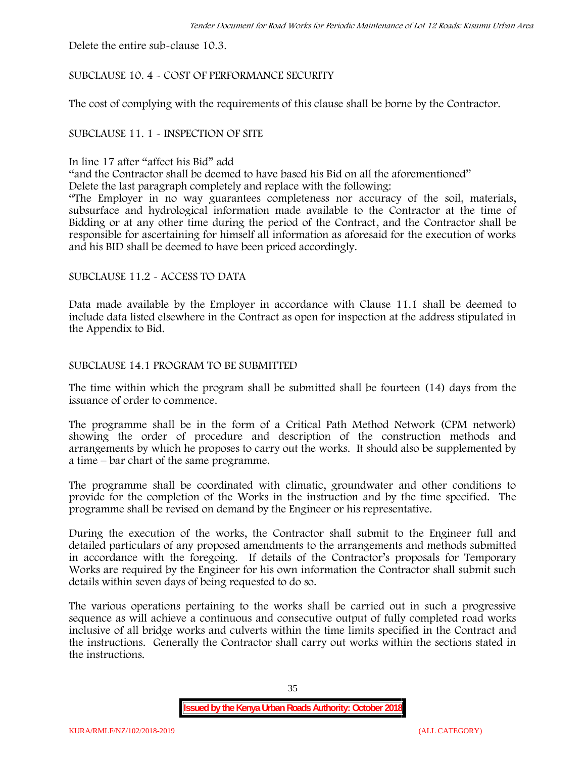Delete the entire sub-clause 10.3.

SUBCLAUSE 10. 4 - COST OF PERFORMANCE SECURITY

The cost of complying with the requirements of this clause shall be borne by the Contractor.

SUBCLAUSE 11. 1 - INSPECTION OF SITE

In line 17 after "affect his Bid" add

"and the Contractor shall be deemed to have based his Bid on all the aforementioned"

Delete the last paragraph completely and replace with the following:

"The Employer in no way guarantees completeness nor accuracy of the soil, materials, subsurface and hydrological information made available to the Contractor at the time of Bidding or at any other time during the period of the Contract, and the Contractor shall be responsible for ascertaining for himself all information as aforesaid for the execution of works and his BID shall be deemed to have been priced accordingly.

SUBCLAUSE 11.2 - ACCESS TO DATA

Data made available by the Employer in accordance with Clause 11.1 shall be deemed to include data listed elsewhere in the Contract as open for inspection at the address stipulated in the Appendix to Bid.

SUBCLAUSE 14.1 PROGRAM TO BE SUBMITTED

The time within which the program shall be submitted shall be fourteen (14) days from the issuance of order to commence.

The programme shall be in the form of a Critical Path Method Network (CPM network) showing the order of procedure and description of the construction methods and arrangements by which he proposes to carry out the works. It should also be supplemented by a time – bar chart of the same programme.

The programme shall be coordinated with climatic, groundwater and other conditions to provide for the completion of the Works in the instruction and by the time specified. The programme shall be revised on demand by the Engineer or his representative.

During the execution of the works, the Contractor shall submit to the Engineer full and detailed particulars of any proposed amendments to the arrangements and methods submitted in accordance with the foregoing. If details of the Contractor's proposals for Temporary Works are required by the Engineer for his own information the Contractor shall submit such details within seven days of being requested to do so.

The various operations pertaining to the works shall be carried out in such a progressive sequence as will achieve a continuous and consecutive output of fully completed road works inclusive of all bridge works and culverts within the time limits specified in the Contract and the instructions. Generally the Contractor shall carry out works within the sections stated in the instructions.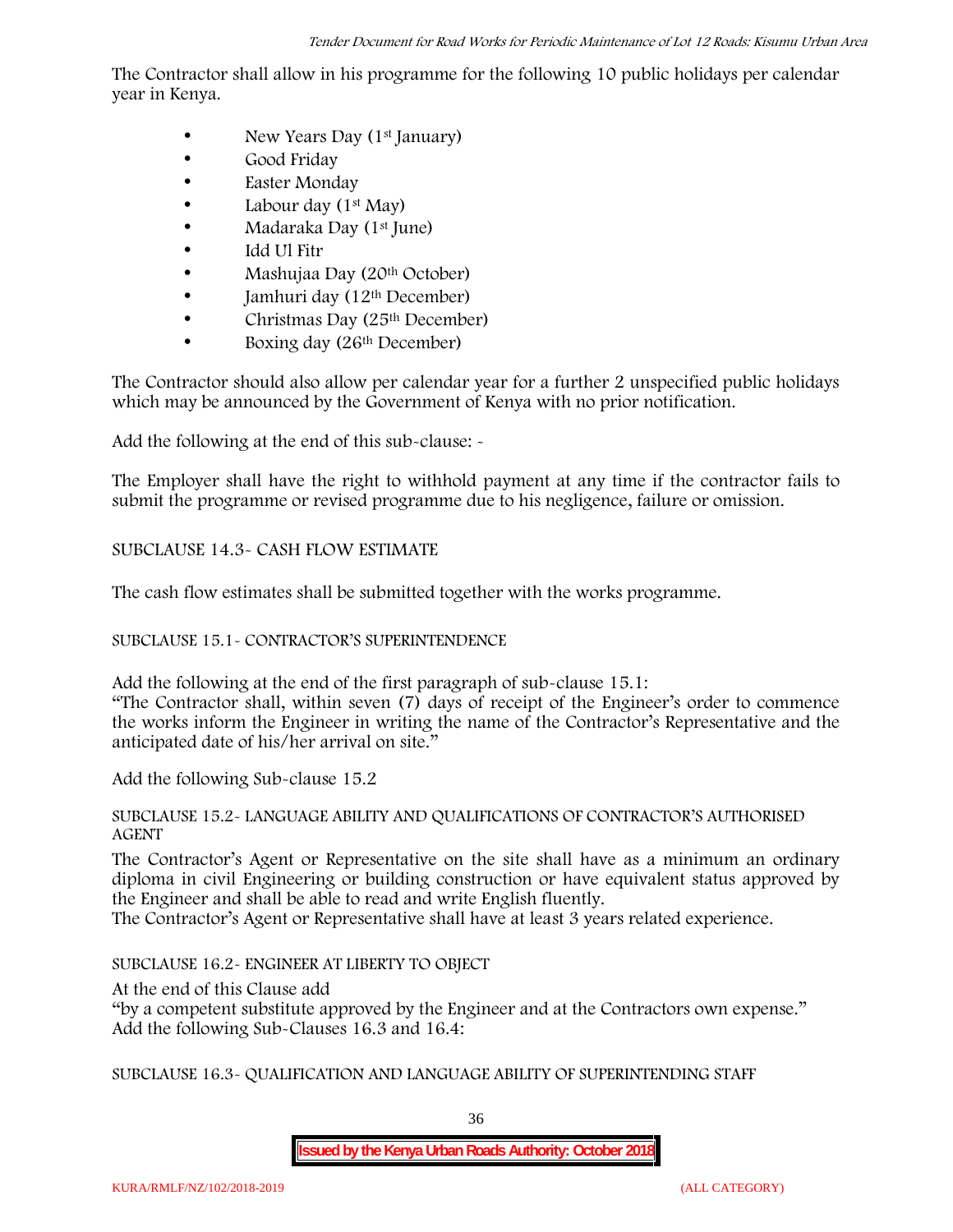The Contractor shall allow in his programme for the following 10 public holidays per calendar year in Kenya.

- New Years Day (1st January)
- Good Friday
- Easter Monday
- Labour day (1st May)
- Madaraka Day (1st June)
- Idd Ul Fitr
- Mashujaa Day (20th October)
- Jamhuri day (12th December)
- Christmas Day (25th December)
- Boxing day (26th December)

The Contractor should also allow per calendar year for a further 2 unspecified public holidays which may be announced by the Government of Kenya with no prior notification.

Add the following at the end of this sub-clause: -

The Employer shall have the right to withhold payment at any time if the contractor fails to submit the programme or revised programme due to his negligence, failure or omission.

SUBCLAUSE 14.3- CASH FLOW ESTIMATE

The cash flow estimates shall be submitted together with the works programme.

SUBCLAUSE 15.1- CONTRACTOR'S SUPERINTENDENCE

Add the following at the end of the first paragraph of sub-clause 15.1:
"The Contractor shall, within seven (7) days of receipt of the Engineer's order to commence the works inform the Engineer in writing the name of the Contractor's Representative and the anticipated date of his/her arrival on site."

Add the following Sub-clause 15.2

SUBCLAUSE 15.2- LANGUAGE ABILITY AND QUALIFICATIONS OF CONTRACTOR'S AUTHORISED AGENT

The Contractor's Agent or Representative on the site shall have as a minimum an ordinary diploma in civil Engineering or building construction or have equivalent status approved by the Engineer and shall be able to read and write English fluently.
The Contractor's Agent or Representative shall have at least 3 years related experience.

SUBCLAUSE 16.2- ENGINEER AT LIBERTY TO OBJECT

At the end of this Clause add
"by a competent substitute approved by the Engineer and at the Contractors own expense."
Add the following Sub-Clauses 16.3 and 16.4:

SUBCLAUSE 16.3- QUALIFICATION AND LANGUAGE ABILITY OF SUPERINTENDING STAFF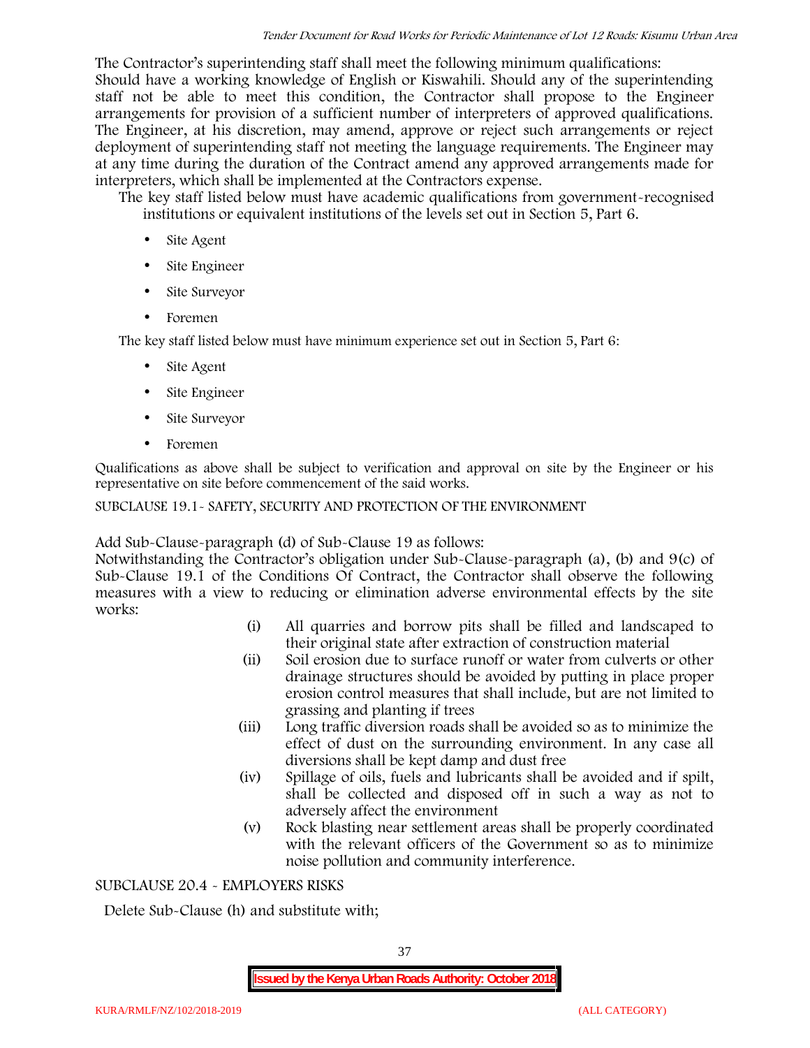The Contractor's superintending staff shall meet the following minimum qualifications:

Should have a working knowledge of English or Kiswahili. Should any of the superintending staff not be able to meet this condition, the Contractor shall propose to the Engineer arrangements for provision of a sufficient number of interpreters of approved qualifications. The Engineer, at his discretion, may amend, approve or reject such arrangements or reject deployment of superintending staff not meeting the language requirements. The Engineer may at any time during the duration of the Contract amend any approved arrangements made for interpreters, which shall be implemented at the Contractors expense.

The key staff listed below must have academic qualifications from government-recognised institutions or equivalent institutions of the levels set out in Section 5, Part 6.

- Site Agent
- Site Engineer
- Site Surveyor
- Foremen

The key staff listed below must have minimum experience set out in Section 5, Part 6:

- Site Agent
- Site Engineer
- Site Surveyor
- Foremen

Qualifications as above shall be subject to verification and approval on site by the Engineer or his representative on site before commencement of the said works.

SUBCLAUSE 19.1- SAFETY, SECURITY AND PROTECTION OF THE ENVIRONMENT

Add Sub-Clause-paragraph (d) of Sub-Clause 19 as follows:

Notwithstanding the Contractor's obligation under Sub-Clause-paragraph (a), (b) and 9(c) of Sub-Clause 19.1 of the Conditions Of Contract, the Contractor shall observe the following measures with a view to reducing or elimination adverse environmental effects by the site works:

(i) All quarries and borrow pits shall be filled and landscaped to their original state after extraction of construction material

(ii) Soil erosion due to surface runoff or water from culverts or other drainage structures should be avoided by putting in place proper erosion control measures that shall include, but are not limited to grassing and planting if trees

(iii) Long traffic diversion roads shall be avoided so as to minimize the effect of dust on the surrounding environment. In any case all diversions shall be kept damp and dust free

(iv) Spillage of oils, fuels and lubricants shall be avoided and if spilt, shall be collected and disposed off in such a way as not to adversely affect the environment

(v) Rock blasting near settlement areas shall be properly coordinated with the relevant officers of the Government so as to minimize noise pollution and community interference.

SUBCLAUSE 20.4 - EMPLOYERS RISKS

Delete Sub-Clause (h) and substitute with;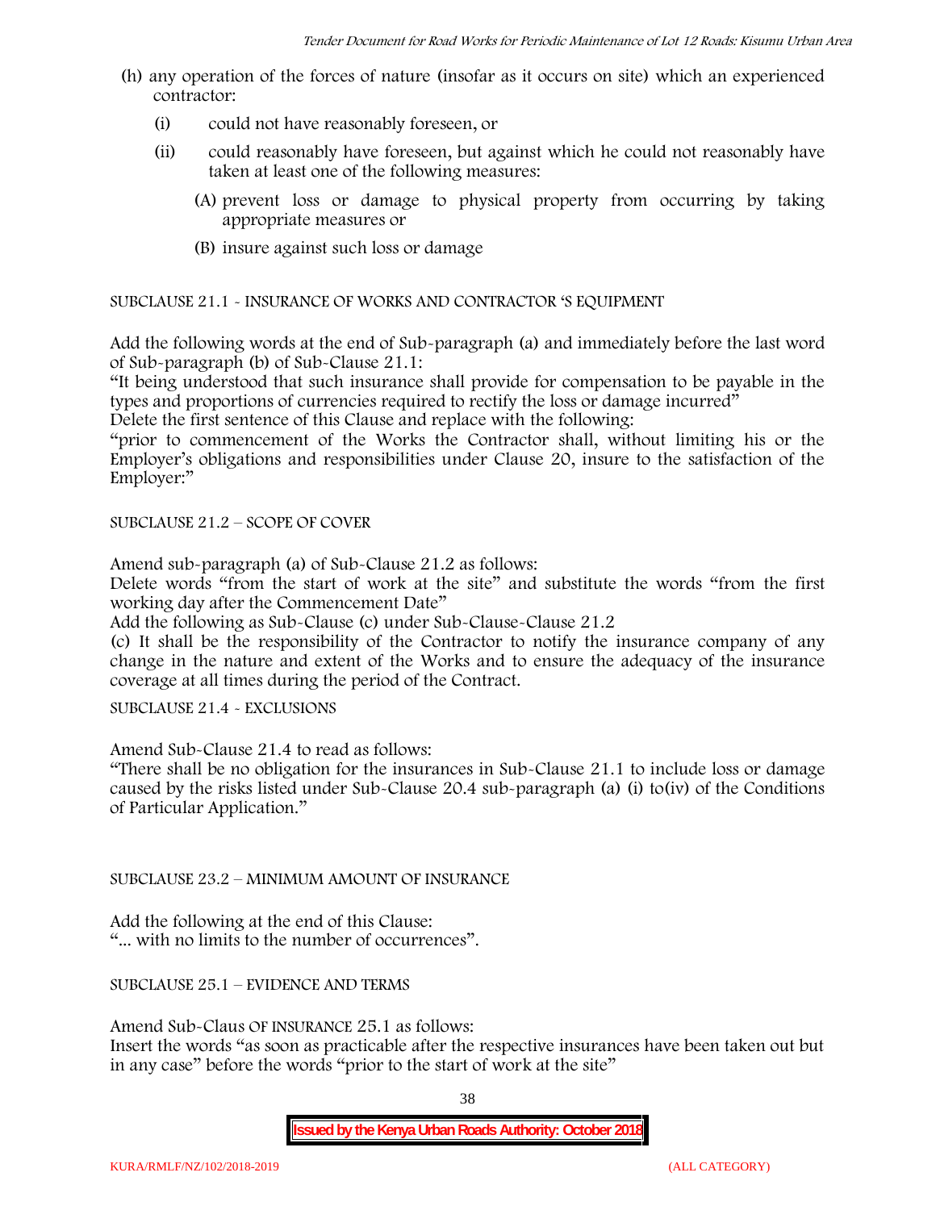(h) any operation of the forces of nature (insofar as it occurs on site) which an experienced contractor:

- (i) could not have reasonably foreseen, or
- (ii) could reasonably have foreseen, but against which he could not reasonably have taken at least one of the following measures:
  - (A) prevent loss or damage to physical property from occurring by taking appropriate measures or
  - (B) insure against such loss or damage

SUBCLAUSE 21.1 - INSURANCE OF WORKS AND CONTRACTOR 'S EQUIPMENT

Add the following words at the end of Sub-paragraph (a) and immediately before the last word of Sub-paragraph (b) of Sub-Clause 21.1:

"It being understood that such insurance shall provide for compensation to be payable in the types and proportions of currencies required to rectify the loss or damage incurred"

Delete the first sentence of this Clause and replace with the following:

"prior to commencement of the Works the Contractor shall, without limiting his or the Employer's obligations and responsibilities under Clause 20, insure to the satisfaction of the Employer:"

SUBCLAUSE 21.2 – SCOPE OF COVER

Amend sub-paragraph (a) of Sub-Clause 21.2 as follows:

Delete words "from the start of work at the site" and substitute the words "from the first working day after the Commencement Date"

Add the following as Sub-Clause (c) under Sub-Clause-Clause 21.2

(c) It shall be the responsibility of the Contractor to notify the insurance company of any change in the nature and extent of the Works and to ensure the adequacy of the insurance coverage at all times during the period of the Contract.

SUBCLAUSE 21.4 - EXCLUSIONS

Amend Sub-Clause 21.4 to read as follows:

"There shall be no obligation for the insurances in Sub-Clause 21.1 to include loss or damage caused by the risks listed under Sub-Clause 20.4 sub-paragraph (a) (i) to(iv) of the Conditions of Particular Application."

SUBCLAUSE 23.2 – MINIMUM AMOUNT OF INSURANCE

Add the following at the end of this Clause:

"... with no limits to the number of occurrences".

SUBCLAUSE 25.1 – EVIDENCE AND TERMS

Amend Sub-Claus OF INSURANCE 25.1 as follows:

Insert the words "as soon as practicable after the respective insurances have been taken out but in any case" before the words "prior to the start of work at the site"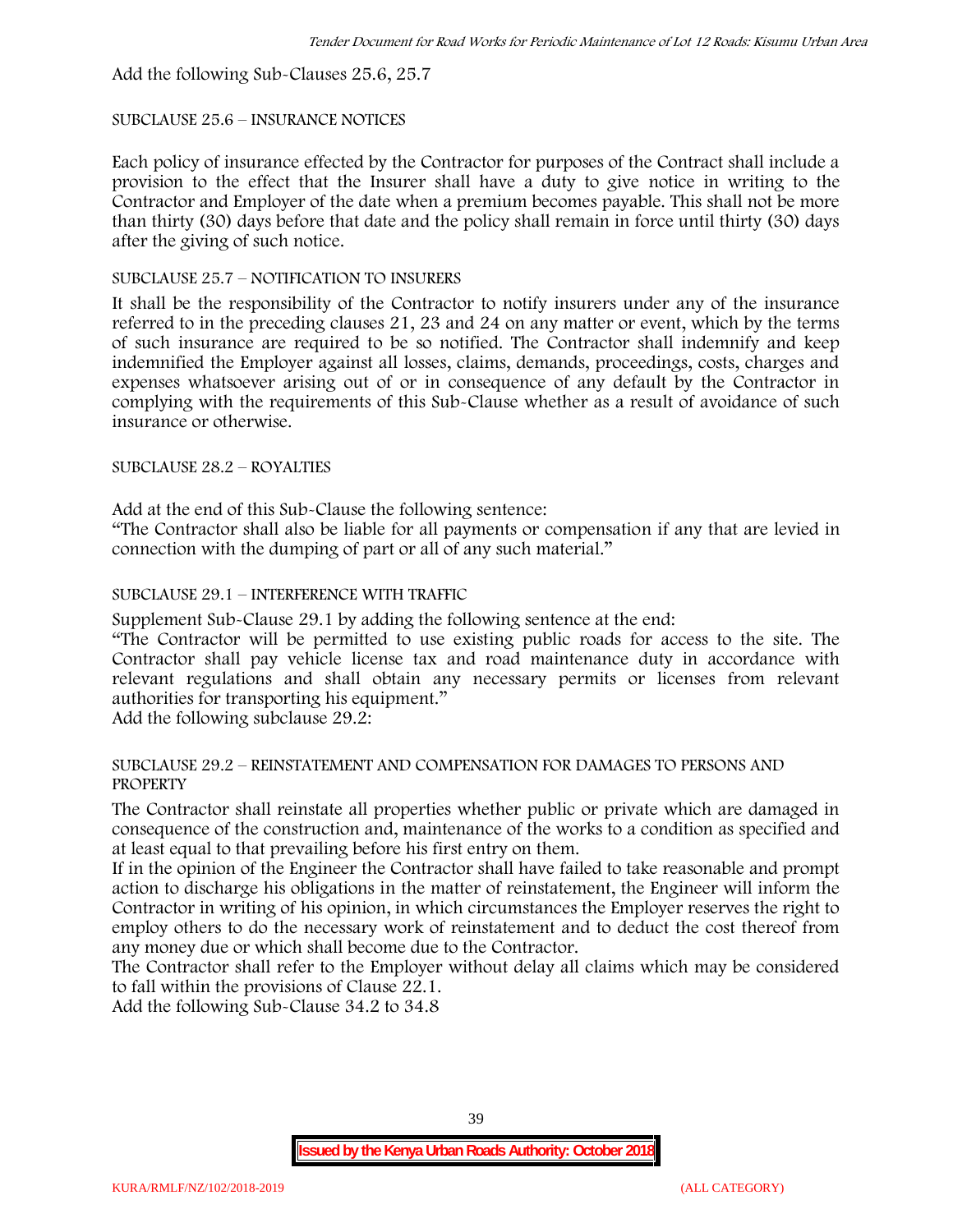Add the following Sub-Clauses 25.6, 25.7

SUBCLAUSE 25.6 – INSURANCE NOTICES

Each policy of insurance effected by the Contractor for purposes of the Contract shall include a provision to the effect that the Insurer shall have a duty to give notice in writing to the Contractor and Employer of the date when a premium becomes payable. This shall not be more than thirty (30) days before that date and the policy shall remain in force until thirty (30) days after the giving of such notice.

SUBCLAUSE 25.7 – NOTIFICATION TO INSURERS

It shall be the responsibility of the Contractor to notify insurers under any of the insurance referred to in the preceding clauses 21, 23 and 24 on any matter or event, which by the terms of such insurance are required to be so notified. The Contractor shall indemnify and keep indemnified the Employer against all losses, claims, demands, proceedings, costs, charges and expenses whatsoever arising out of or in consequence of any default by the Contractor in complying with the requirements of this Sub-Clause whether as a result of avoidance of such insurance or otherwise.

SUBCLAUSE 28.2 – ROYALTIES

Add at the end of this Sub-Clause the following sentence:
"The Contractor shall also be liable for all payments or compensation if any that are levied in connection with the dumping of part or all of any such material."

SUBCLAUSE 29.1 – INTERFERENCE WITH TRAFFIC

Supplement Sub-Clause 29.1 by adding the following sentence at the end:
"The Contractor will be permitted to use existing public roads for access to the site. The Contractor shall pay vehicle license tax and road maintenance duty in accordance with relevant regulations and shall obtain any necessary permits or licenses from relevant authorities for transporting his equipment."
Add the following subclause 29.2:

SUBCLAUSE 29.2 – REINSTATEMENT AND COMPENSATION FOR DAMAGES TO PERSONS AND PROPERTY

The Contractor shall reinstate all properties whether public or private which are damaged in consequence of the construction and, maintenance of the works to a condition as specified and at least equal to that prevailing before his first entry on them.
If in the opinion of the Engineer the Contractor shall have failed to take reasonable and prompt action to discharge his obligations in the matter of reinstatement, the Engineer will inform the Contractor in writing of his opinion, in which circumstances the Employer reserves the right to employ others to do the necessary work of reinstatement and to deduct the cost thereof from any money due or which shall become due to the Contractor.
The Contractor shall refer to the Employer without delay all claims which may be considered to fall within the provisions of Clause 22.1.
Add the following Sub-Clause 34.2 to 34.8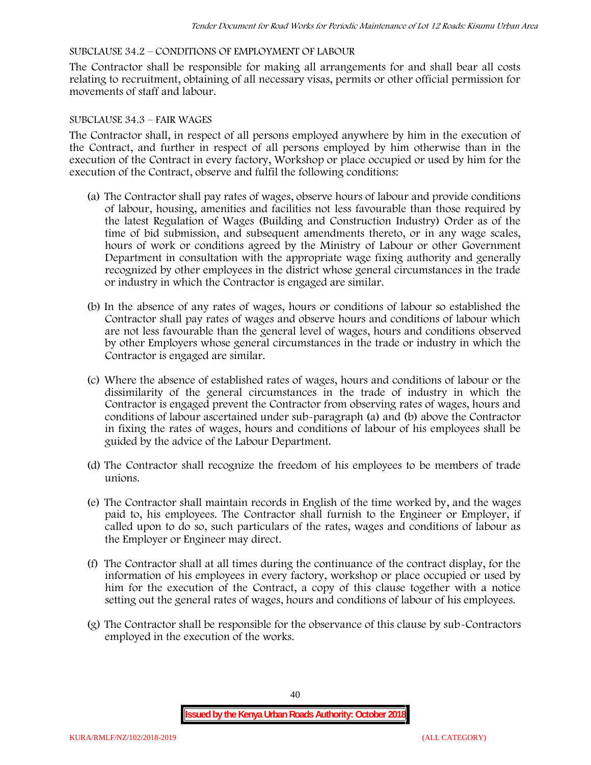SUBCLAUSE 34.2 – CONDITIONS OF EMPLOYMENT OF LABOUR

The Contractor shall be responsible for making all arrangements for and shall bear all costs relating to recruitment, obtaining of all necessary visas, permits or other official permission for movements of staff and labour.

SUBCLAUSE 34.3 – FAIR WAGES

The Contractor shall, in respect of all persons employed anywhere by him in the execution of the Contract, and further in respect of all persons employed by him otherwise than in the execution of the Contract in every factory, Workshop or place occupied or used by him for the execution of the Contract, observe and fulfil the following conditions:

(a) The Contractor shall pay rates of wages, observe hours of labour and provide conditions of labour, housing, amenities and facilities not less favourable than those required by the latest Regulation of Wages (Building and Construction Industry) Order as of the time of bid submission, and subsequent amendments thereto, or in any wage scales, hours of work or conditions agreed by the Ministry of Labour or other Government Department in consultation with the appropriate wage fixing authority and generally recognized by other employees in the district whose general circumstances in the trade or industry in which the Contractor is engaged are similar.

(b) In the absence of any rates of wages, hours or conditions of labour so established the Contractor shall pay rates of wages and observe hours and conditions of labour which are not less favourable than the general level of wages, hours and conditions observed by other Employers whose general circumstances in the trade or industry in which the Contractor is engaged are similar.

(c) Where the absence of established rates of wages, hours and conditions of labour or the dissimilarity of the general circumstances in the trade of industry in which the Contractor is engaged prevent the Contractor from observing rates of wages, hours and conditions of labour ascertained under sub-paragraph (a) and (b) above the Contractor in fixing the rates of wages, hours and conditions of labour of his employees shall be guided by the advice of the Labour Department.

(d) The Contractor shall recognize the freedom of his employees to be members of trade unions.

(e) The Contractor shall maintain records in English of the time worked by, and the wages paid to, his employees. The Contractor shall furnish to the Engineer or Employer, if called upon to do so, such particulars of the rates, wages and conditions of labour as the Employer or Engineer may direct.

(f) The Contractor shall at all times during the continuance of the contract display, for the information of his employees in every factory, workshop or place occupied or used by him for the execution of the Contract, a copy of this clause together with a notice setting out the general rates of wages, hours and conditions of labour of his employees.

(g) The Contractor shall be responsible for the observance of this clause by sub-Contractors employed in the execution of the works.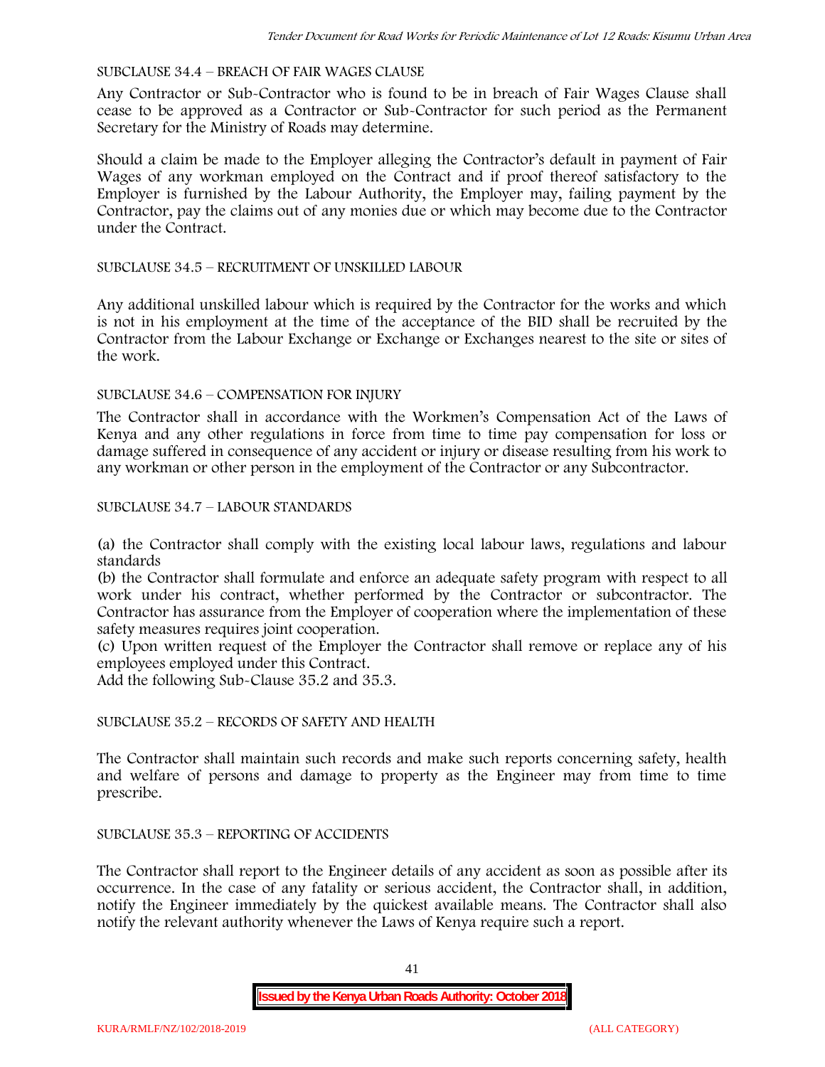SUBCLAUSE 34.4 – BREACH OF FAIR WAGES CLAUSE

Any Contractor or Sub-Contractor who is found to be in breach of Fair Wages Clause shall cease to be approved as a Contractor or Sub-Contractor for such period as the Permanent Secretary for the Ministry of Roads may determine.

Should a claim be made to the Employer alleging the Contractor's default in payment of Fair Wages of any workman employed on the Contract and if proof thereof satisfactory to the Employer is furnished by the Labour Authority, the Employer may, failing payment by the Contractor, pay the claims out of any monies due or which may become due to the Contractor under the Contract.

SUBCLAUSE 34.5 – RECRUITMENT OF UNSKILLED LABOUR

Any additional unskilled labour which is required by the Contractor for the works and which is not in his employment at the time of the acceptance of the BID shall be recruited by the Contractor from the Labour Exchange or Exchange or Exchanges nearest to the site or sites of the work.

SUBCLAUSE 34.6 – COMPENSATION FOR INJURY

The Contractor shall in accordance with the Workmen's Compensation Act of the Laws of Kenya and any other regulations in force from time to time pay compensation for loss or damage suffered in consequence of any accident or injury or disease resulting from his work to any workman or other person in the employment of the Contractor or any Subcontractor.

SUBCLAUSE 34.7 – LABOUR STANDARDS

(a) the Contractor shall comply with the existing local labour laws, regulations and labour standards
(b) the Contractor shall formulate and enforce an adequate safety program with respect to all work under his contract, whether performed by the Contractor or subcontractor. The Contractor has assurance from the Employer of cooperation where the implementation of these safety measures requires joint cooperation.
(c) Upon written request of the Employer the Contractor shall remove or replace any of his employees employed under this Contract.
Add the following Sub-Clause 35.2 and 35.3.

SUBCLAUSE 35.2 – RECORDS OF SAFETY AND HEALTH

The Contractor shall maintain such records and make such reports concerning safety, health and welfare of persons and damage to property as the Engineer may from time to time prescribe.

SUBCLAUSE 35.3 – REPORTING OF ACCIDENTS

The Contractor shall report to the Engineer details of any accident as soon as possible after its occurrence. In the case of any fatality or serious accident, the Contractor shall, in addition, notify the Engineer immediately by the quickest available means. The Contractor shall also notify the relevant authority whenever the Laws of Kenya require such a report.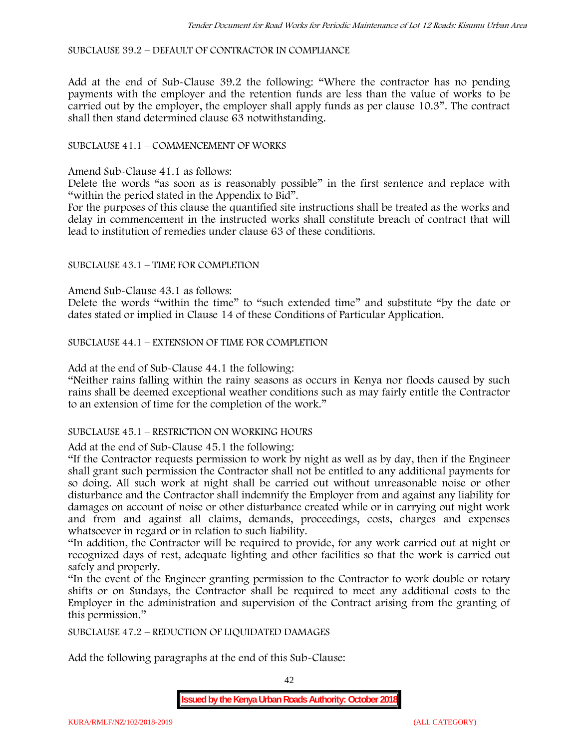SUBCLAUSE 39.2 – DEFAULT OF CONTRACTOR IN COMPLIANCE

Add at the end of Sub-Clause 39.2 the following: "Where the contractor has no pending payments with the employer and the retention funds are less than the value of works to be carried out by the employer, the employer shall apply funds as per clause 10.3". The contract shall then stand determined clause 63 notwithstanding.

SUBCLAUSE 41.1 – COMMENCEMENT OF WORKS

Amend Sub-Clause 41.1 as follows:
Delete the words "as soon as is reasonably possible" in the first sentence and replace with "within the period stated in the Appendix to Bid".
For the purposes of this clause the quantified site instructions shall be treated as the works and delay in commencement in the instructed works shall constitute breach of contract that will lead to institution of remedies under clause 63 of these conditions.

SUBCLAUSE 43.1 – TIME FOR COMPLETION

Amend Sub-Clause 43.1 as follows:
Delete the words "within the time" to "such extended time" and substitute "by the date or dates stated or implied in Clause 14 of these Conditions of Particular Application.

SUBCLAUSE 44.1 – EXTENSION OF TIME FOR COMPLETION

Add at the end of Sub-Clause 44.1 the following:
"Neither rains falling within the rainy seasons as occurs in Kenya nor floods caused by such rains shall be deemed exceptional weather conditions such as may fairly entitle the Contractor to an extension of time for the completion of the work."

SUBCLAUSE 45.1 – RESTRICTION ON WORKING HOURS

Add at the end of Sub-Clause 45.1 the following:
"If the Contractor requests permission to work by night as well as by day, then if the Engineer shall grant such permission the Contractor shall not be entitled to any additional payments for so doing. All such work at night shall be carried out without unreasonable noise or other disturbance and the Contractor shall indemnify the Employer from and against any liability for damages on account of noise or other disturbance created while or in carrying out night work and from and against all claims, demands, proceedings, costs, charges and expenses whatsoever in regard or in relation to such liability.
"In addition, the Contractor will be required to provide, for any work carried out at night or recognized days of rest, adequate lighting and other facilities so that the work is carried out safely and properly.
"In the event of the Engineer granting permission to the Contractor to work double or rotary shifts or on Sundays, the Contractor shall be required to meet any additional costs to the Employer in the administration and supervision of the Contract arising from the granting of this permission."

SUBCLAUSE 47.2 – REDUCTION OF LIQUIDATED DAMAGES

Add the following paragraphs at the end of this Sub-Clause: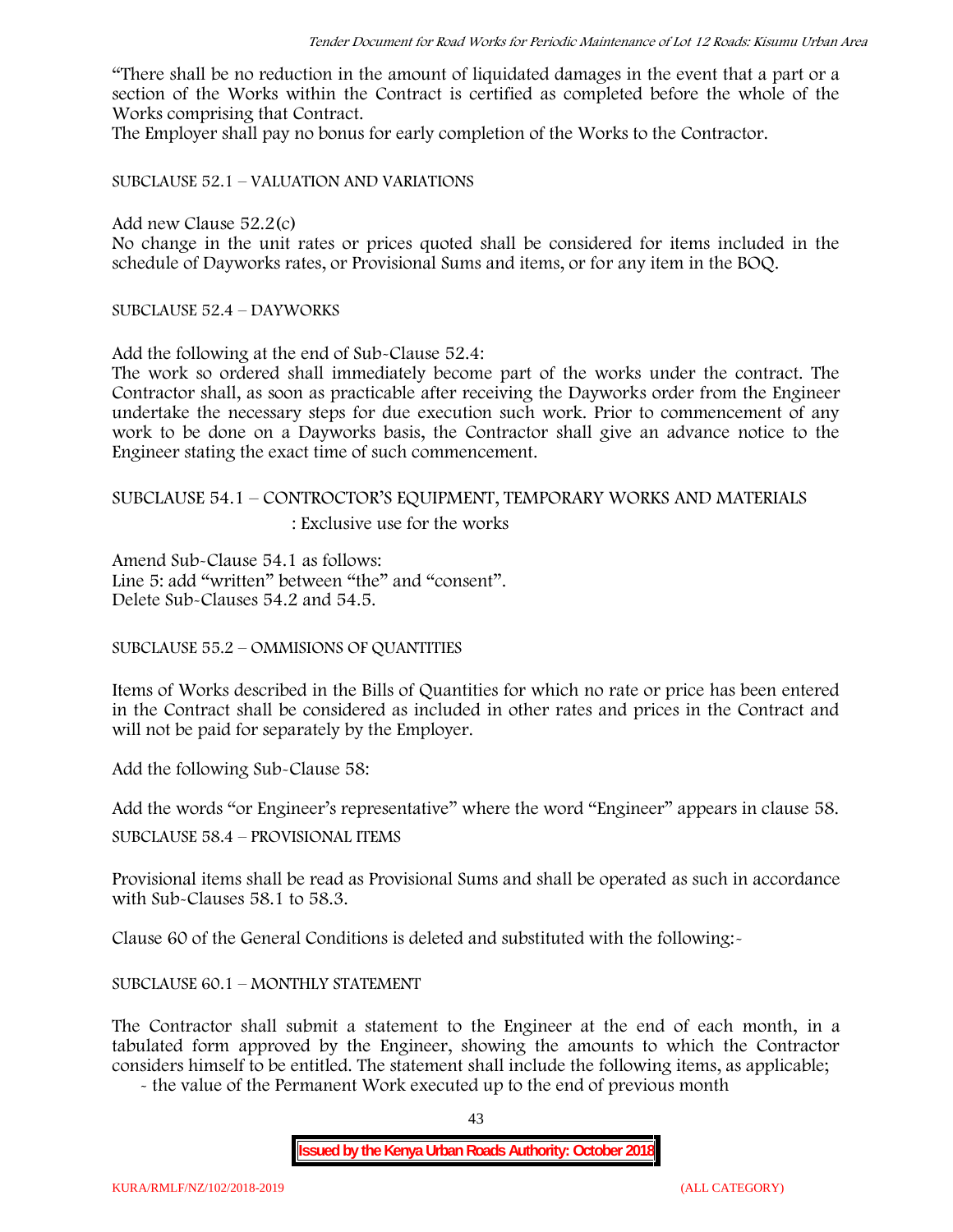"There shall be no reduction in the amount of liquidated damages in the event that a part or a section of the Works within the Contract is certified as completed before the whole of the Works comprising that Contract.

The Employer shall pay no bonus for early completion of the Works to the Contractor.

SUBCLAUSE 52.1 – VALUATION AND VARIATIONS

Add new Clause 52.2(c)

No change in the unit rates or prices quoted shall be considered for items included in the schedule of Dayworks rates, or Provisional Sums and items, or for any item in the BOQ.

SUBCLAUSE 52.4 – DAYWORKS

Add the following at the end of Sub-Clause 52.4:

The work so ordered shall immediately become part of the works under the contract. The Contractor shall, as soon as practicable after receiving the Dayworks order from the Engineer undertake the necessary steps for due execution such work. Prior to commencement of any work to be done on a Dayworks basis, the Contractor shall give an advance notice to the Engineer stating the exact time of such commencement.

SUBCLAUSE 54.1 – CONTROCTOR'S EQUIPMENT, TEMPORARY WORKS AND MATERIALS

: Exclusive use for the works

Amend Sub-Clause 54.1 as follows:

Line 5: add "written" between "the" and "consent".

Delete Sub-Clauses 54.2 and 54.5.

SUBCLAUSE 55.2 – OMMISIONS OF QUANTITIES

Items of Works described in the Bills of Quantities for which no rate or price has been entered in the Contract shall be considered as included in other rates and prices in the Contract and will not be paid for separately by the Employer.

Add the following Sub-Clause 58:

Add the words "or Engineer's representative" where the word "Engineer" appears in clause 58.

SUBCLAUSE 58.4 – PROVISIONAL ITEMS

Provisional items shall be read as Provisional Sums and shall be operated as such in accordance with Sub-Clauses 58.1 to 58.3.

Clause 60 of the General Conditions is deleted and substituted with the following:-

SUBCLAUSE 60.1 – MONTHLY STATEMENT

The Contractor shall submit a statement to the Engineer at the end of each month, in a tabulated form approved by the Engineer, showing the amounts to which the Contractor considers himself to be entitled. The statement shall include the following items, as applicable;

- the value of the Permanent Work executed up to the end of previous month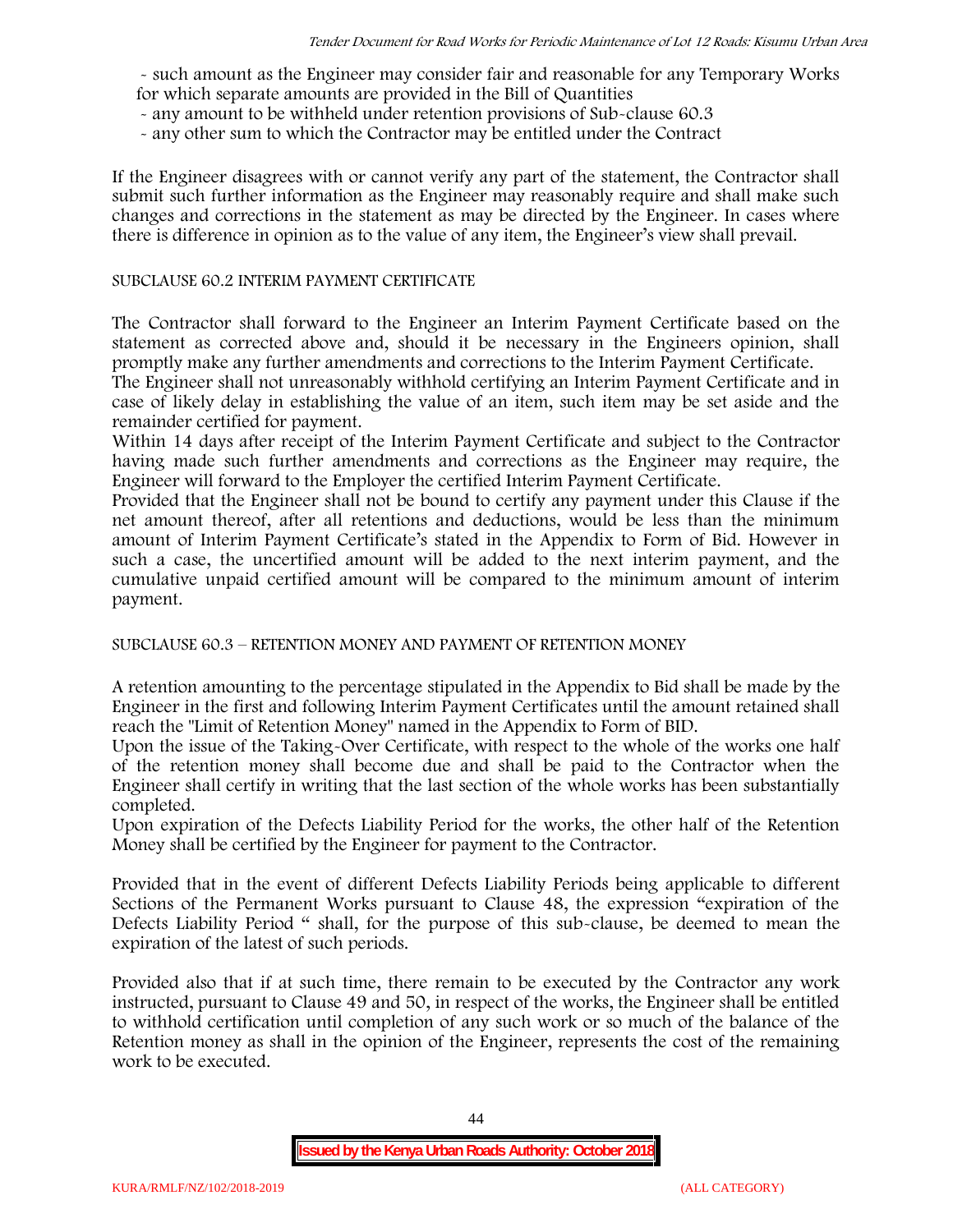- such amount as the Engineer may consider fair and reasonable for any Temporary Works for which separate amounts are provided in the Bill of Quantities
- any amount to be withheld under retention provisions of Sub-clause 60.3
- any other sum to which the Contractor may be entitled under the Contract

If the Engineer disagrees with or cannot verify any part of the statement, the Contractor shall submit such further information as the Engineer may reasonably require and shall make such changes and corrections in the statement as may be directed by the Engineer. In cases where there is difference in opinion as to the value of any item, the Engineer's view shall prevail.

SUBCLAUSE 60.2 INTERIM PAYMENT CERTIFICATE

The Contractor shall forward to the Engineer an Interim Payment Certificate based on the statement as corrected above and, should it be necessary in the Engineers opinion, shall promptly make any further amendments and corrections to the Interim Payment Certificate.

The Engineer shall not unreasonably withhold certifying an Interim Payment Certificate and in case of likely delay in establishing the value of an item, such item may be set aside and the remainder certified for payment.

Within 14 days after receipt of the Interim Payment Certificate and subject to the Contractor having made such further amendments and corrections as the Engineer may require, the Engineer will forward to the Employer the certified Interim Payment Certificate.

Provided that the Engineer shall not be bound to certify any payment under this Clause if the net amount thereof, after all retentions and deductions, would be less than the minimum amount of Interim Payment Certificate's stated in the Appendix to Form of Bid. However in such a case, the uncertified amount will be added to the next interim payment, and the cumulative unpaid certified amount will be compared to the minimum amount of interim payment.

SUBCLAUSE 60.3 – RETENTION MONEY AND PAYMENT OF RETENTION MONEY

A retention amounting to the percentage stipulated in the Appendix to Bid shall be made by the Engineer in the first and following Interim Payment Certificates until the amount retained shall reach the "Limit of Retention Money" named in the Appendix to Form of BID.

Upon the issue of the Taking-Over Certificate, with respect to the whole of the works one half of the retention money shall become due and shall be paid to the Contractor when the Engineer shall certify in writing that the last section of the whole works has been substantially completed.

Upon expiration of the Defects Liability Period for the works, the other half of the Retention Money shall be certified by the Engineer for payment to the Contractor.

Provided that in the event of different Defects Liability Periods being applicable to different Sections of the Permanent Works pursuant to Clause 48, the expression "expiration of the Defects Liability Period " shall, for the purpose of this sub-clause, be deemed to mean the expiration of the latest of such periods.

Provided also that if at such time, there remain to be executed by the Contractor any work instructed, pursuant to Clause 49 and 50, in respect of the works, the Engineer shall be entitled to withhold certification until completion of any such work or so much of the balance of the Retention money as shall in the opinion of the Engineer, represents the cost of the remaining work to be executed.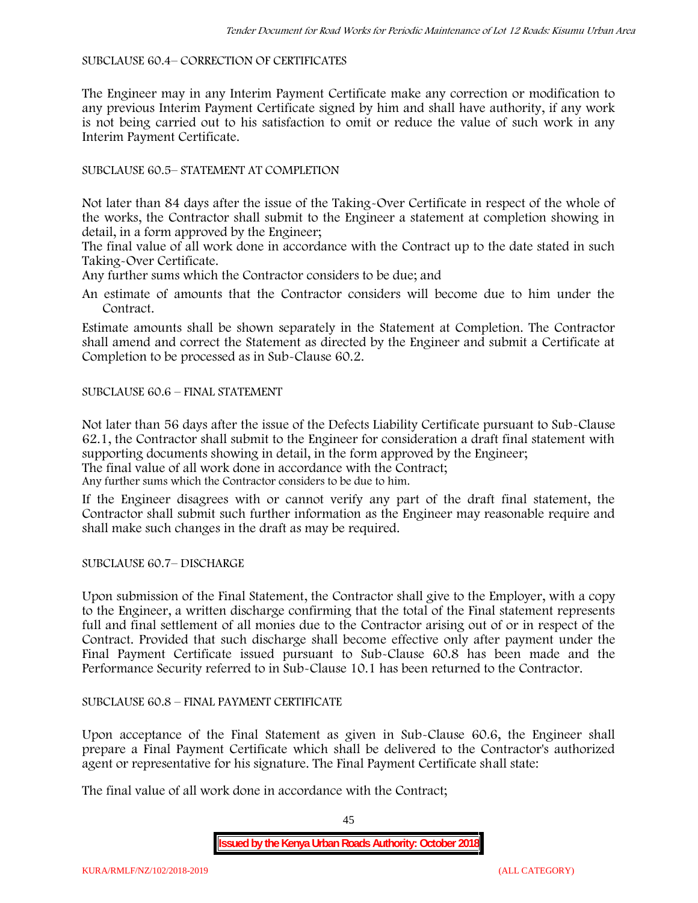SUBCLAUSE 60.4– CORRECTION OF CERTIFICATES

The Engineer may in any Interim Payment Certificate make any correction or modification to any previous Interim Payment Certificate signed by him and shall have authority, if any work is not being carried out to his satisfaction to omit or reduce the value of such work in any Interim Payment Certificate.

SUBCLAUSE 60.5– STATEMENT AT COMPLETION

Not later than 84 days after the issue of the Taking-Over Certificate in respect of the whole of the works, the Contractor shall submit to the Engineer a statement at completion showing in detail, in a form approved by the Engineer;

The final value of all work done in accordance with the Contract up to the date stated in such Taking-Over Certificate.

Any further sums which the Contractor considers to be due; and

An estimate of amounts that the Contractor considers will become due to him under the Contract.

Estimate amounts shall be shown separately in the Statement at Completion. The Contractor shall amend and correct the Statement as directed by the Engineer and submit a Certificate at Completion to be processed as in Sub-Clause 60.2.

SUBCLAUSE 60.6 – FINAL STATEMENT

Not later than 56 days after the issue of the Defects Liability Certificate pursuant to Sub-Clause 62.1, the Contractor shall submit to the Engineer for consideration a draft final statement with supporting documents showing in detail, in the form approved by the Engineer;

The final value of all work done in accordance with the Contract;

Any further sums which the Contractor considers to be due to him.

If the Engineer disagrees with or cannot verify any part of the draft final statement, the Contractor shall submit such further information as the Engineer may reasonable require and shall make such changes in the draft as may be required.

SUBCLAUSE 60.7– DISCHARGE

Upon submission of the Final Statement, the Contractor shall give to the Employer, with a copy to the Engineer, a written discharge confirming that the total of the Final statement represents full and final settlement of all monies due to the Contractor arising out of or in respect of the Contract. Provided that such discharge shall become effective only after payment under the Final Payment Certificate issued pursuant to Sub-Clause 60.8 has been made and the Performance Security referred to in Sub-Clause 10.1 has been returned to the Contractor.

SUBCLAUSE 60.8 – FINAL PAYMENT CERTIFICATE

Upon acceptance of the Final Statement as given in Sub-Clause 60.6, the Engineer shall prepare a Final Payment Certificate which shall be delivered to the Contractor's authorized agent or representative for his signature. The Final Payment Certificate shall state:

The final value of all work done in accordance with the Contract;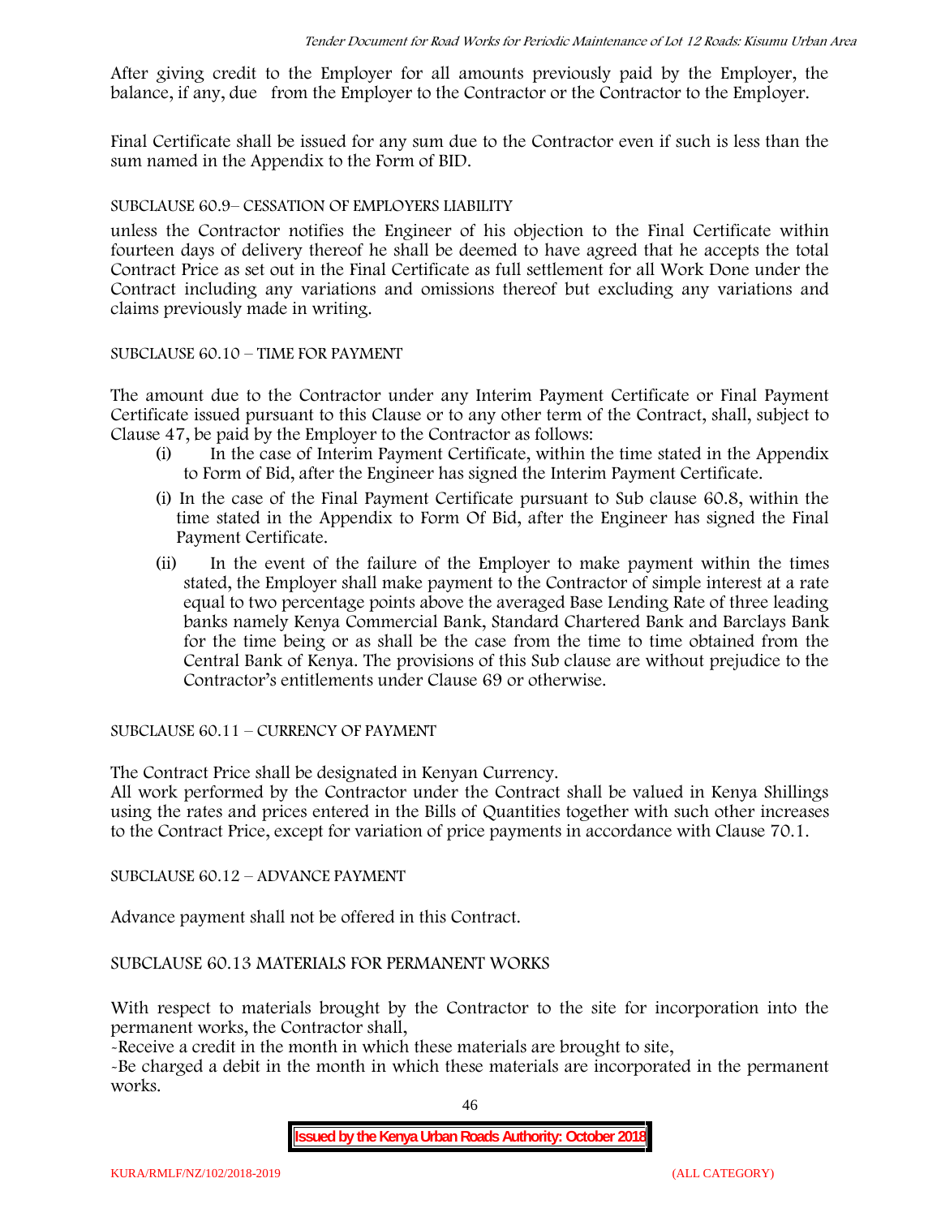After giving credit to the Employer for all amounts previously paid by the Employer, the balance, if any, due from the Employer to the Contractor or the Contractor to the Employer.

Final Certificate shall be issued for any sum due to the Contractor even if such is less than the sum named in the Appendix to the Form of BID.

SUBCLAUSE 60.9– CESSATION OF EMPLOYERS LIABILITY

unless the Contractor notifies the Engineer of his objection to the Final Certificate within fourteen days of delivery thereof he shall be deemed to have agreed that he accepts the total Contract Price as set out in the Final Certificate as full settlement for all Work Done under the Contract including any variations and omissions thereof but excluding any variations and claims previously made in writing.

SUBCLAUSE 60.10 – TIME FOR PAYMENT

The amount due to the Contractor under any Interim Payment Certificate or Final Payment Certificate issued pursuant to this Clause or to any other term of the Contract, shall, subject to Clause 47, be paid by the Employer to the Contractor as follows:

(i) In the case of Interim Payment Certificate, within the time stated in the Appendix to Form of Bid, after the Engineer has signed the Interim Payment Certificate.

(i) In the case of the Final Payment Certificate pursuant to Sub clause 60.8, within the time stated in the Appendix to Form Of Bid, after the Engineer has signed the Final Payment Certificate.

(ii) In the event of the failure of the Employer to make payment within the times stated, the Employer shall make payment to the Contractor of simple interest at a rate equal to two percentage points above the averaged Base Lending Rate of three leading banks namely Kenya Commercial Bank, Standard Chartered Bank and Barclays Bank for the time being or as shall be the case from the time to time obtained from the Central Bank of Kenya. The provisions of this Sub clause are without prejudice to the Contractor's entitlements under Clause 69 or otherwise.

SUBCLAUSE 60.11 – CURRENCY OF PAYMENT

The Contract Price shall be designated in Kenyan Currency.
All work performed by the Contractor under the Contract shall be valued in Kenya Shillings using the rates and prices entered in the Bills of Quantities together with such other increases to the Contract Price, except for variation of price payments in accordance with Clause 70.1.

SUBCLAUSE 60.12 – ADVANCE PAYMENT

Advance payment shall not be offered in this Contract.

SUBCLAUSE 60.13 MATERIALS FOR PERMANENT WORKS

With respect to materials brought by the Contractor to the site for incorporation into the permanent works, the Contractor shall,

-Receive a credit in the month in which these materials are brought to site,

-Be charged a debit in the month in which these materials are incorporated in the permanent works.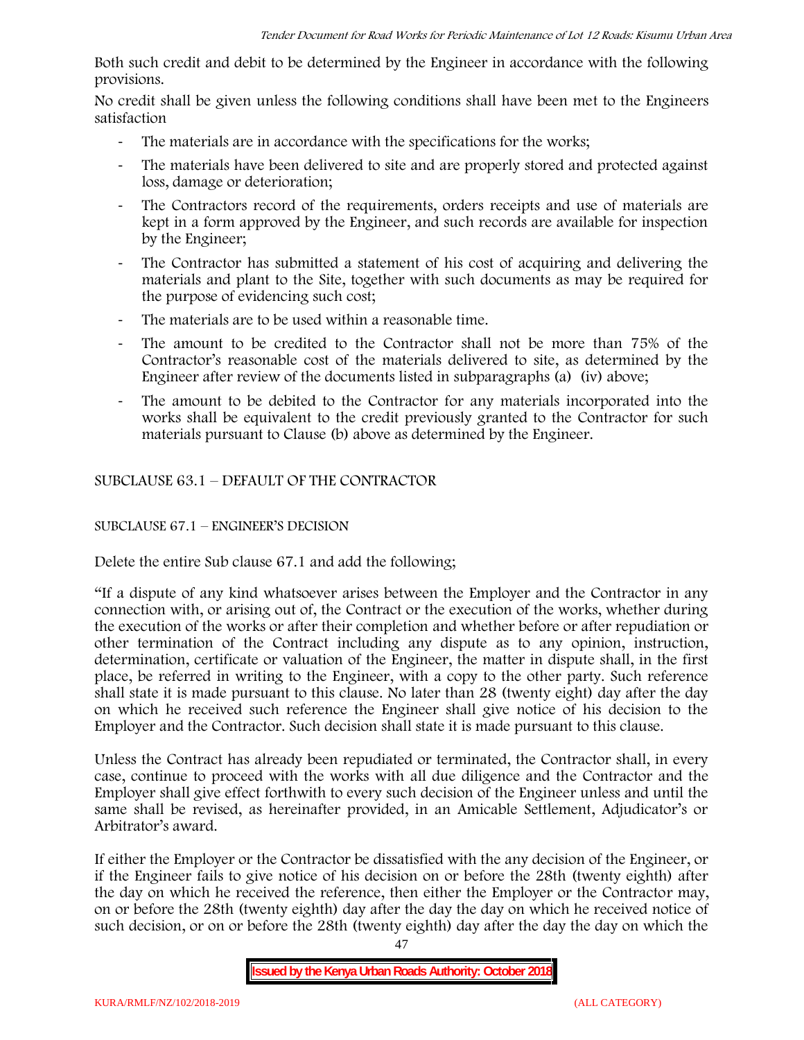Both such credit and debit to be determined by the Engineer in accordance with the following provisions.

No credit shall be given unless the following conditions shall have been met to the Engineers satisfaction

- The materials are in accordance with the specifications for the works;
- The materials have been delivered to site and are properly stored and protected against loss, damage or deterioration;
- The Contractors record of the requirements, orders receipts and use of materials are kept in a form approved by the Engineer, and such records are available for inspection by the Engineer;
- The Contractor has submitted a statement of his cost of acquiring and delivering the materials and plant to the Site, together with such documents as may be required for the purpose of evidencing such cost;
- The materials are to be used within a reasonable time.
- The amount to be credited to the Contractor shall not be more than 75% of the Contractor's reasonable cost of the materials delivered to site, as determined by the Engineer after review of the documents listed in subparagraphs (a) (iv) above;
- The amount to be debited to the Contractor for any materials incorporated into the works shall be equivalent to the credit previously granted to the Contractor for such materials pursuant to Clause (b) above as determined by the Engineer.

SUBCLAUSE 63.1 – DEFAULT OF THE CONTRACTOR

SUBCLAUSE 67.1 – ENGINEER'S DECISION

Delete the entire Sub clause 67.1 and add the following;

"If a dispute of any kind whatsoever arises between the Employer and the Contractor in any connection with, or arising out of, the Contract or the execution of the works, whether during the execution of the works or after their completion and whether before or after repudiation or other termination of the Contract including any dispute as to any opinion, instruction, determination, certificate or valuation of the Engineer, the matter in dispute shall, in the first place, be referred in writing to the Engineer, with a copy to the other party. Such reference shall state it is made pursuant to this clause. No later than 28 (twenty eight) day after the day on which he received such reference the Engineer shall give notice of his decision to the Employer and the Contractor. Such decision shall state it is made pursuant to this clause.

Unless the Contract has already been repudiated or terminated, the Contractor shall, in every case, continue to proceed with the works with all due diligence and the Contractor and the Employer shall give effect forthwith to every such decision of the Engineer unless and until the same shall be revised, as hereinafter provided, in an Amicable Settlement, Adjudicator's or Arbitrator's award.

If either the Employer or the Contractor be dissatisfied with the any decision of the Engineer, or if the Engineer fails to give notice of his decision on or before the 28th (twenty eighth) after the day on which he received the reference, then either the Employer or the Contractor may, on or before the 28th (twenty eighth) day after the day the day on which he received notice of such decision, or on or before the 28th (twenty eighth) day after the day the day on which the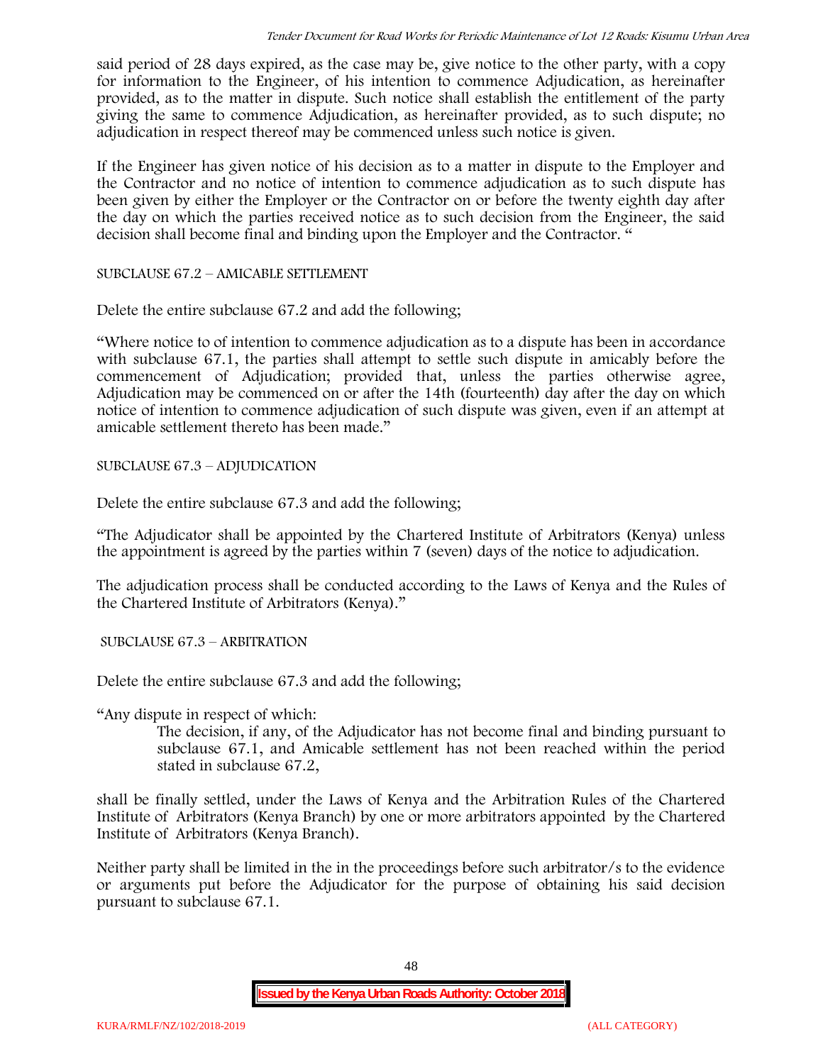said period of 28 days expired, as the case may be, give notice to the other party, with a copy for information to the Engineer, of his intention to commence Adjudication, as hereinafter provided, as to the matter in dispute. Such notice shall establish the entitlement of the party giving the same to commence Adjudication, as hereinafter provided, as to such dispute; no adjudication in respect thereof may be commenced unless such notice is given.

If the Engineer has given notice of his decision as to a matter in dispute to the Employer and the Contractor and no notice of intention to commence adjudication as to such dispute has been given by either the Employer or the Contractor on or before the twenty eighth day after the day on which the parties received notice as to such decision from the Engineer, the said decision shall become final and binding upon the Employer and the Contractor. "

SUBCLAUSE 67.2 – AMICABLE SETTLEMENT

Delete the entire subclause 67.2 and add the following;

"Where notice to of intention to commence adjudication as to a dispute has been in accordance with subclause 67.1, the parties shall attempt to settle such dispute in amicably before the commencement of Adjudication; provided that, unless the parties otherwise agree, Adjudication may be commenced on or after the 14th (fourteenth) day after the day on which notice of intention to commence adjudication of such dispute was given, even if an attempt at amicable settlement thereto has been made."

SUBCLAUSE 67.3 – ADJUDICATION

Delete the entire subclause 67.3 and add the following;

"The Adjudicator shall be appointed by the Chartered Institute of Arbitrators (Kenya) unless the appointment is agreed by the parties within 7 (seven) days of the notice to adjudication.

The adjudication process shall be conducted according to the Laws of Kenya and the Rules of the Chartered Institute of Arbitrators (Kenya)."

SUBCLAUSE 67.3 – ARBITRATION

Delete the entire subclause 67.3 and add the following;

"Any dispute in respect of which:

> The decision, if any, of the Adjudicator has not become final and binding pursuant to subclause 67.1, and Amicable settlement has not been reached within the period stated in subclause 67.2,

shall be finally settled, under the Laws of Kenya and the Arbitration Rules of the Chartered Institute of Arbitrators (Kenya Branch) by one or more arbitrators appointed by the Chartered Institute of Arbitrators (Kenya Branch).

Neither party shall be limited in the in the proceedings before such arbitrator/s to the evidence or arguments put before the Adjudicator for the purpose of obtaining his said decision pursuant to subclause 67.1.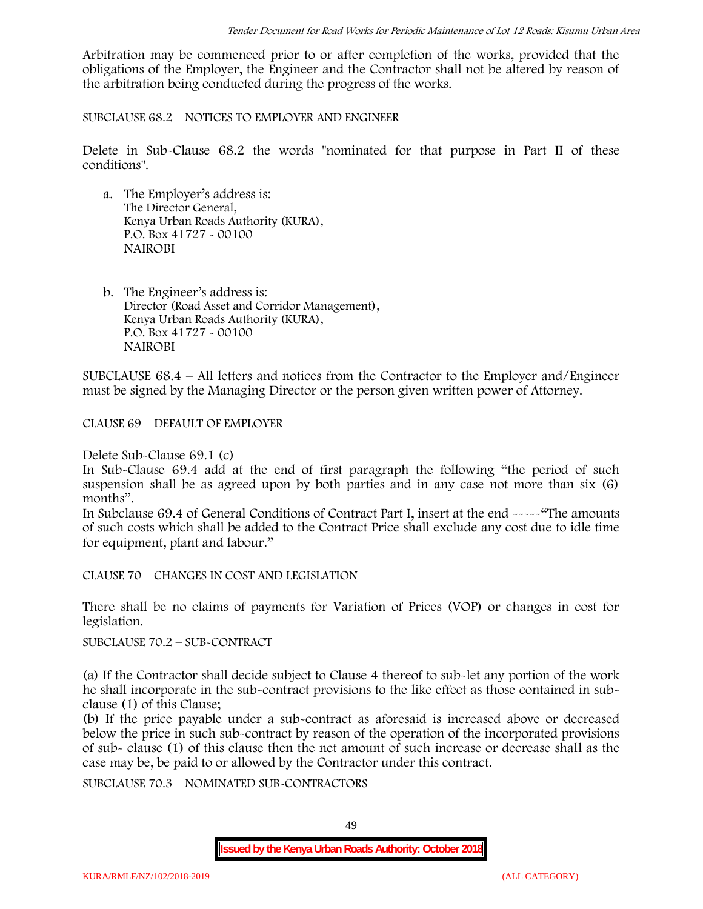Arbitration may be commenced prior to or after completion of the works, provided that the obligations of the Employer, the Engineer and the Contractor shall not be altered by reason of the arbitration being conducted during the progress of the works.

SUBCLAUSE 68.2 – NOTICES TO EMPLOYER AND ENGINEER

Delete in Sub-Clause 68.2 the words "nominated for that purpose in Part II of these conditions".

a. The Employer's address is:
   The Director General,
   Kenya Urban Roads Authority (KURA),
   P.O. Box 41727 - 00100
   NAIROBI

b. The Engineer's address is:
   Director (Road Asset and Corridor Management),
   Kenya Urban Roads Authority (KURA),
   P.O. Box 41727 - 00100
   NAIROBI

SUBCLAUSE 68.4 – All letters and notices from the Contractor to the Employer and/Engineer must be signed by the Managing Director or the person given written power of Attorney.

CLAUSE 69 – DEFAULT OF EMPLOYER

Delete Sub-Clause 69.1 (c)

In Sub-Clause 69.4 add at the end of first paragraph the following "the period of such suspension shall be as agreed upon by both parties and in any case not more than six (6) months".

In Subclause 69.4 of General Conditions of Contract Part I, insert at the end -----"The amounts of such costs which shall be added to the Contract Price shall exclude any cost due to idle time for equipment, plant and labour."

CLAUSE 70 – CHANGES IN COST AND LEGISLATION

There shall be no claims of payments for Variation of Prices (VOP) or changes in cost for legislation.

SUBCLAUSE 70.2 – SUB-CONTRACT

(a) If the Contractor shall decide subject to Clause 4 thereof to sub-let any portion of the work he shall incorporate in the sub-contract provisions to the like effect as those contained in sub-clause (1) of this Clause;

(b) If the price payable under a sub-contract as aforesaid is increased above or decreased below the price in such sub-contract by reason of the operation of the incorporated provisions of sub- clause (1) of this clause then the net amount of such increase or decrease shall as the case may be, be paid to or allowed by the Contractor under this contract.

SUBCLAUSE 70.3 – NOMINATED SUB-CONTRACTORS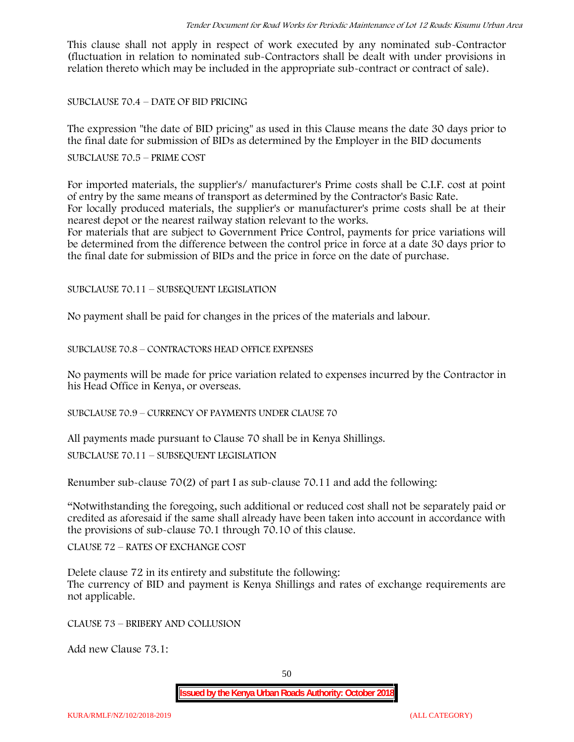This clause shall not apply in respect of work executed by any nominated sub-Contractor (fluctuation in relation to nominated sub-Contractors shall be dealt with under provisions in relation thereto which may be included in the appropriate sub-contract or contract of sale).

SUBCLAUSE 70.4 – DATE OF BID PRICING

The expression "the date of BID pricing" as used in this Clause means the date 30 days prior to the final date for submission of BIDs as determined by the Employer in the BID documents

SUBCLAUSE 70.5 – PRIME COST

For imported materials, the supplier's/ manufacturer's Prime costs shall be C.I.F. cost at point of entry by the same means of transport as determined by the Contractor's Basic Rate.
For locally produced materials, the supplier's or manufacturer's prime costs shall be at their nearest depot or the nearest railway station relevant to the works.
For materials that are subject to Government Price Control, payments for price variations will be determined from the difference between the control price in force at a date 30 days prior to the final date for submission of BIDs and the price in force on the date of purchase.

SUBCLAUSE 70.11 – SUBSEQUENT LEGISLATION

No payment shall be paid for changes in the prices of the materials and labour.

SUBCLAUSE 70.8 – CONTRACTORS HEAD OFFICE EXPENSES

No payments will be made for price variation related to expenses incurred by the Contractor in his Head Office in Kenya, or overseas.

SUBCLAUSE 70.9 – CURRENCY OF PAYMENTS UNDER CLAUSE 70

All payments made pursuant to Clause 70 shall be in Kenya Shillings.

SUBCLAUSE 70.11 – SUBSEQUENT LEGISLATION

Renumber sub-clause 70(2) of part I as sub-clause 70.11 and add the following:

"Notwithstanding the foregoing, such additional or reduced cost shall not be separately paid or credited as aforesaid if the same shall already have been taken into account in accordance with the provisions of sub-clause 70.1 through 70.10 of this clause.

CLAUSE 72 – RATES OF EXCHANGE COST

Delete clause 72 in its entirety and substitute the following:
The currency of BID and payment is Kenya Shillings and rates of exchange requirements are not applicable.

CLAUSE 73 – BRIBERY AND COLLUSION

Add new Clause 73.1: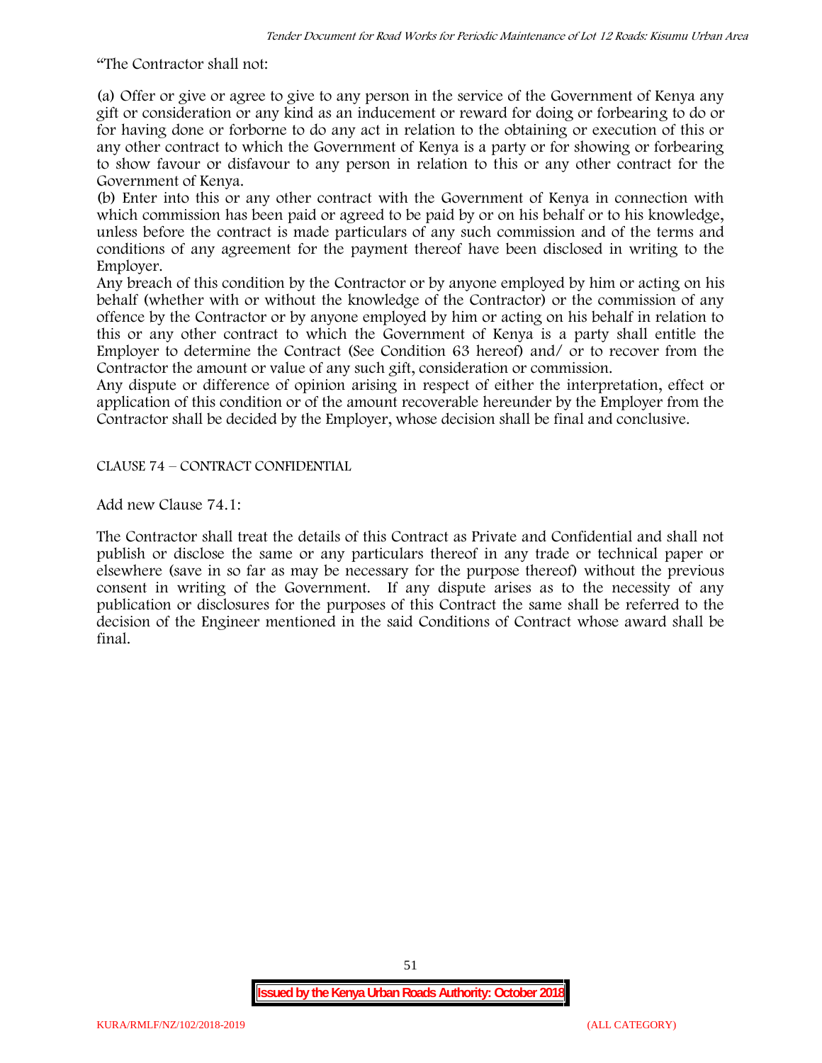"The Contractor shall not:

(a) Offer or give or agree to give to any person in the service of the Government of Kenya any gift or consideration or any kind as an inducement or reward for doing or forbearing to do or for having done or forborne to do any act in relation to the obtaining or execution of this or any other contract to which the Government of Kenya is a party or for showing or forbearing to show favour or disfavour to any person in relation to this or any other contract for the Government of Kenya.

(b) Enter into this or any other contract with the Government of Kenya in connection with which commission has been paid or agreed to be paid by or on his behalf or to his knowledge, unless before the contract is made particulars of any such commission and of the terms and conditions of any agreement for the payment thereof have been disclosed in writing to the Employer.

Any breach of this condition by the Contractor or by anyone employed by him or acting on his behalf (whether with or without the knowledge of the Contractor) or the commission of any offence by the Contractor or by anyone employed by him or acting on his behalf in relation to this or any other contract to which the Government of Kenya is a party shall entitle the Employer to determine the Contract (See Condition 63 hereof) and/ or to recover from the Contractor the amount or value of any such gift, consideration or commission.

Any dispute or difference of opinion arising in respect of either the interpretation, effect or application of this condition or of the amount recoverable hereunder by the Employer from the Contractor shall be decided by the Employer, whose decision shall be final and conclusive.

CLAUSE 74 – CONTRACT CONFIDENTIAL

Add new Clause 74.1:

The Contractor shall treat the details of this Contract as Private and Confidential and shall not publish or disclose the same or any particulars thereof in any trade or technical paper or elsewhere (save in so far as may be necessary for the purpose thereof) without the previous consent in writing of the Government. If any dispute arises as to the necessity of any publication or disclosures for the purposes of this Contract the same shall be referred to the decision of the Engineer mentioned in the said Conditions of Contract whose award shall be final.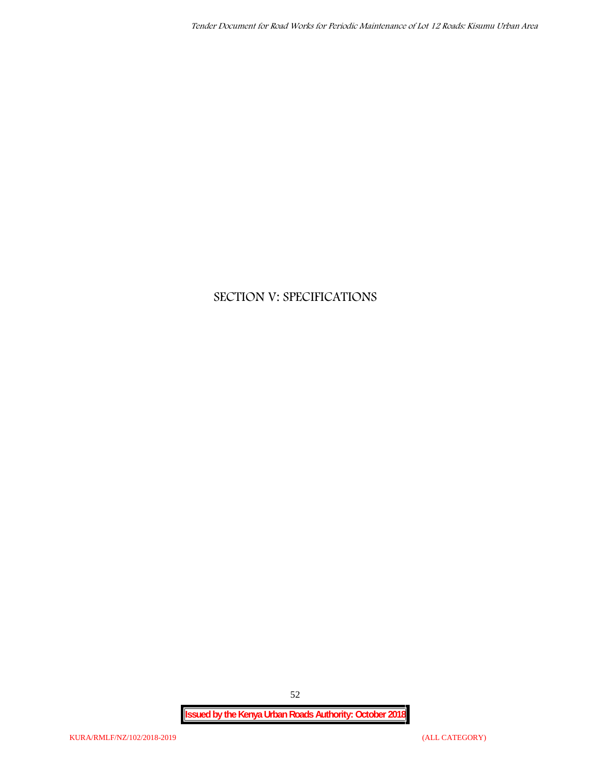# SECTION V: SPECIFICATIONS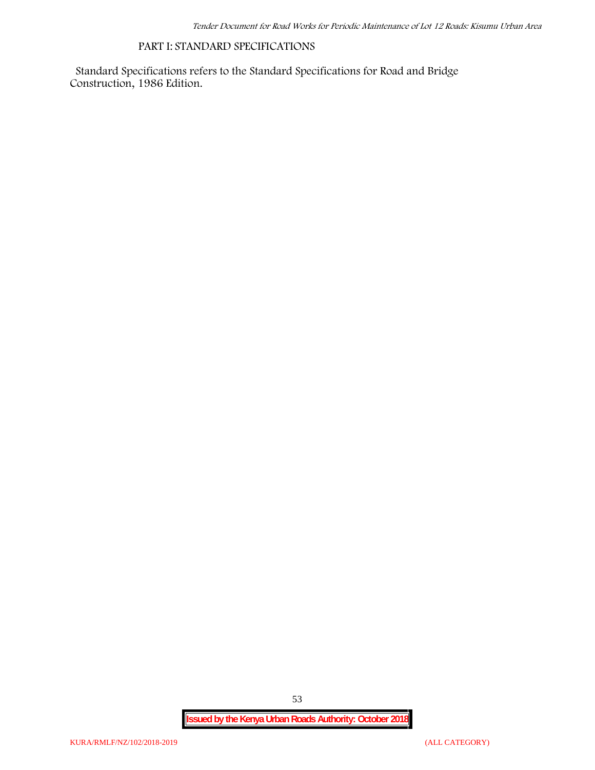## PART I: STANDARD SPECIFICATIONS

Standard Specifications refers to the Standard Specifications for Road and Bridge Construction, 1986 Edition.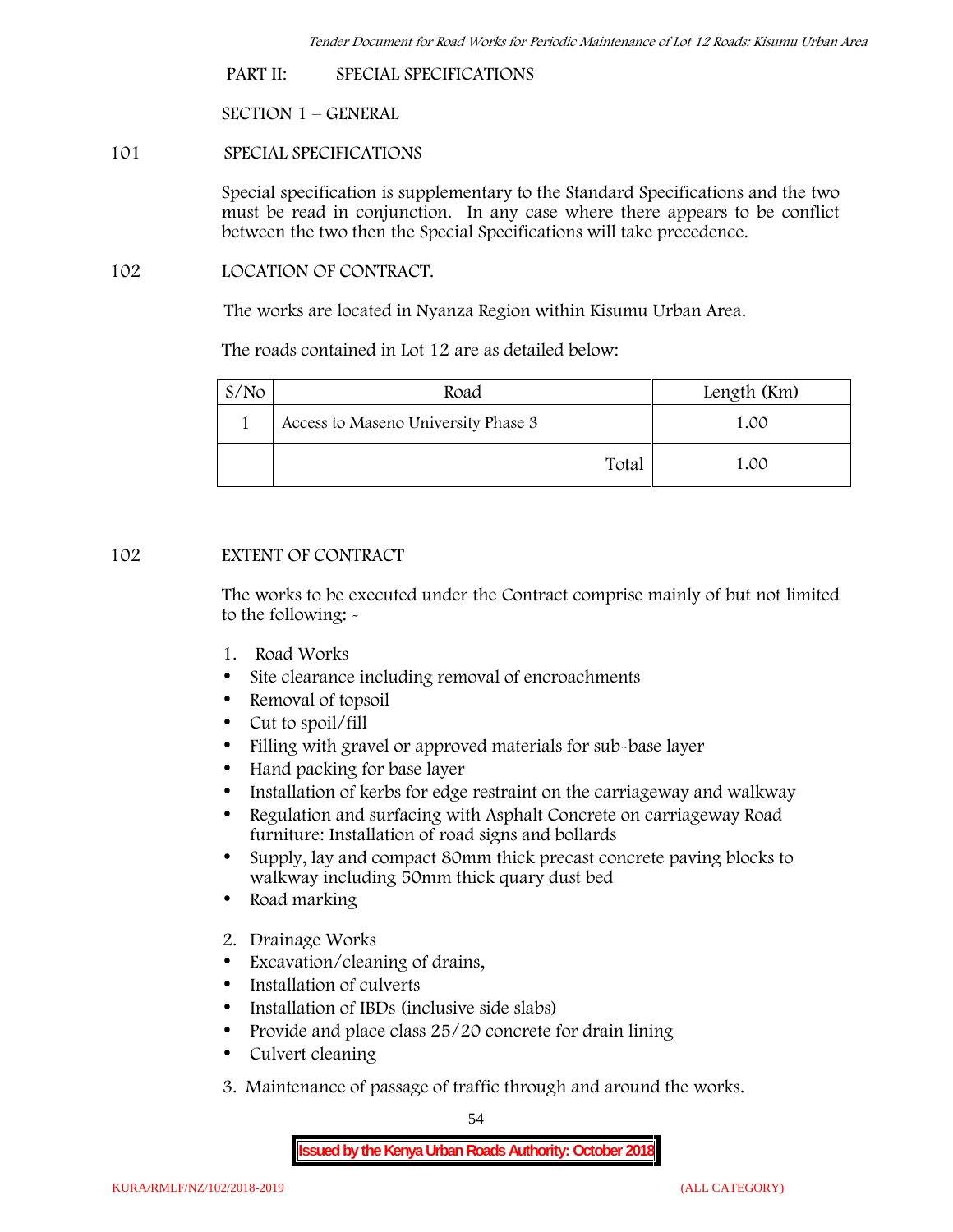PART II: SPECIAL SPECIFICATIONS

SECTION 1 – GENERAL

101 SPECIAL SPECIFICATIONS

Special specification is supplementary to the Standard Specifications and the two must be read in conjunction. In any case where there appears to be conflict between the two then the Special Specifications will take precedence.

102 LOCATION OF CONTRACT.

The works are located in Nyanza Region within Kisumu Urban Area.

The roads contained in Lot 12 are as detailed below:

| S/No | Road | Length (Km) |
|---|---|---|
| 1 | Access to Maseno University Phase 3 | 1.00 |
| | Total | 1.00 |

102 EXTENT OF CONTRACT

The works to be executed under the Contract comprise mainly of but not limited to the following: -

1. Road Works
- Site clearance including removal of encroachments
- Removal of topsoil
- Cut to spoil/fill
- Filling with gravel or approved materials for sub-base layer
- Hand packing for base layer
- Installation of kerbs for edge restraint on the carriageway and walkway
- Regulation and surfacing with Asphalt Concrete on carriageway Road furniture: Installation of road signs and bollards
- Supply, lay and compact 80mm thick precast concrete paving blocks to walkway including 50mm thick quary dust bed
- Road marking

2. Drainage Works
- Excavation/cleaning of drains,
- Installation of culverts
- Installation of IBDs (inclusive side slabs)
- Provide and place class 25/20 concrete for drain lining
- Culvert cleaning

3. Maintenance of passage of traffic through and around the works.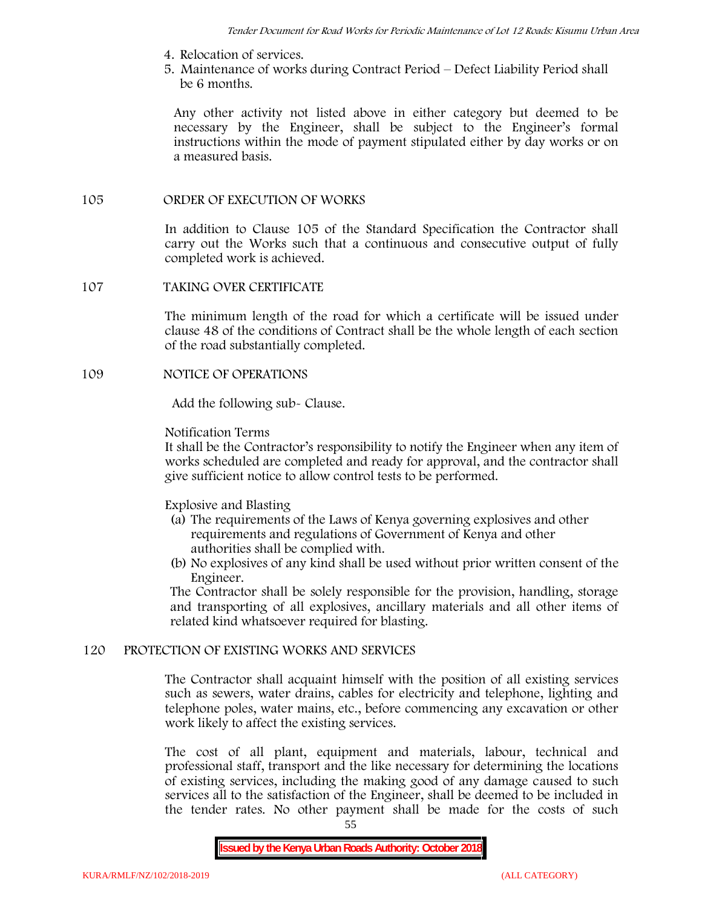4. Relocation of services.
5. Maintenance of works during Contract Period – Defect Liability Period shall be 6 months.

Any other activity not listed above in either category but deemed to be necessary by the Engineer, shall be subject to the Engineer's formal instructions within the mode of payment stipulated either by day works or on a measured basis.

## 105 ORDER OF EXECUTION OF WORKS

In addition to Clause 105 of the Standard Specification the Contractor shall carry out the Works such that a continuous and consecutive output of fully completed work is achieved.

## 107 TAKING OVER CERTIFICATE

The minimum length of the road for which a certificate will be issued under clause 48 of the conditions of Contract shall be the whole length of each section of the road substantially completed.

## 109 NOTICE OF OPERATIONS

Add the following sub- Clause.

Notification Terms

It shall be the Contractor's responsibility to notify the Engineer when any item of works scheduled are completed and ready for approval, and the contractor shall give sufficient notice to allow control tests to be performed.

Explosive and Blasting

(a) The requirements of the Laws of Kenya governing explosives and other requirements and regulations of Government of Kenya and other authorities shall be complied with.
(b) No explosives of any kind shall be used without prior written consent of the Engineer.

The Contractor shall be solely responsible for the provision, handling, storage and transporting of all explosives, ancillary materials and all other items of related kind whatsoever required for blasting.

## 120 PROTECTION OF EXISTING WORKS AND SERVICES

The Contractor shall acquaint himself with the position of all existing services such as sewers, water drains, cables for electricity and telephone, lighting and telephone poles, water mains, etc., before commencing any excavation or other work likely to affect the existing services.

The cost of all plant, equipment and materials, labour, technical and professional staff, transport and the like necessary for determining the locations of existing services, including the making good of any damage caused to such services all to the satisfaction of the Engineer, shall be deemed to be included in the tender rates. No other payment shall be made for the costs of such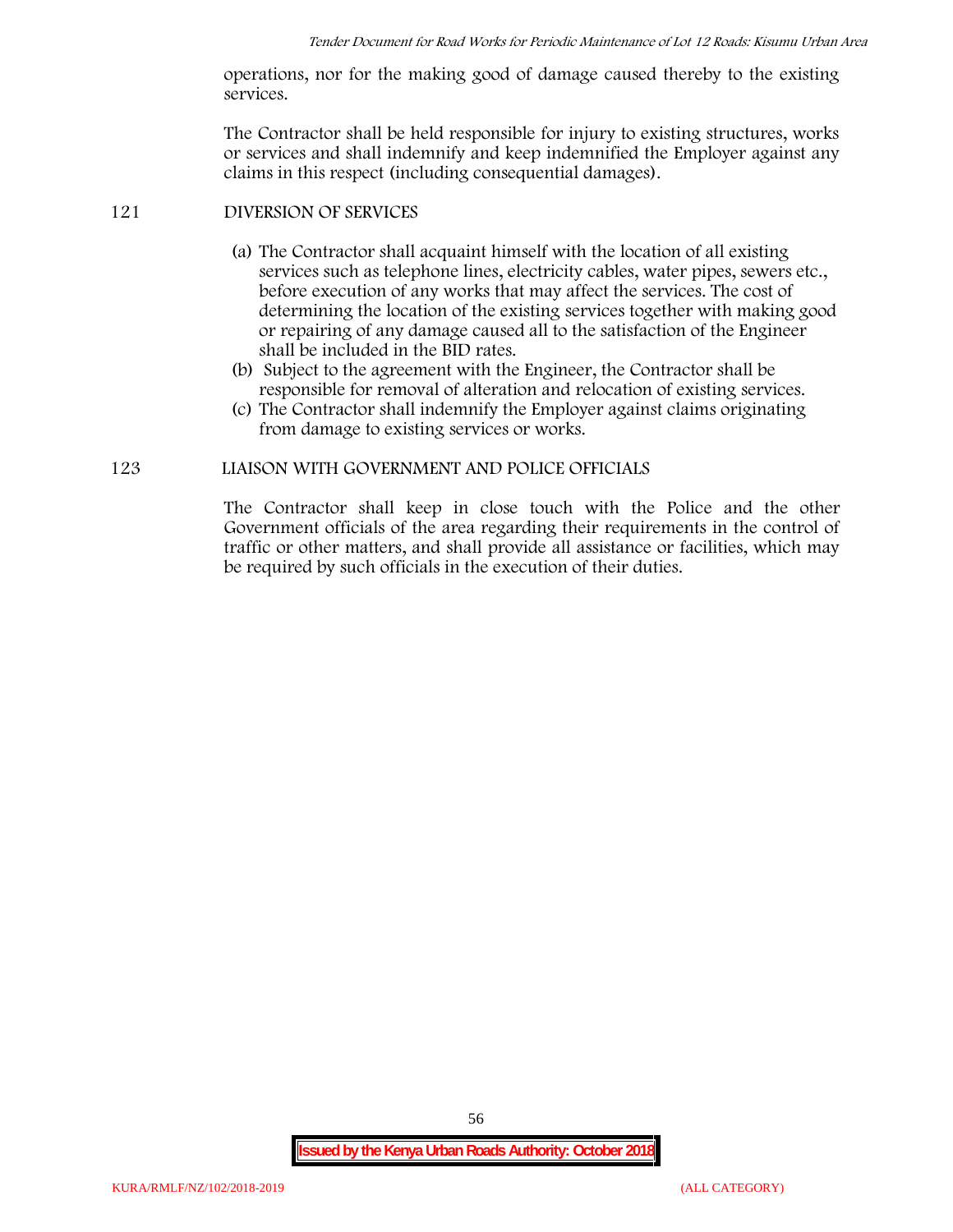operations, nor for the making good of damage caused thereby to the existing services.

The Contractor shall be held responsible for injury to existing structures, works or services and shall indemnify and keep indemnified the Employer against any claims in this respect (including consequential damages).

## 121 DIVERSION OF SERVICES

(a) The Contractor shall acquaint himself with the location of all existing services such as telephone lines, electricity cables, water pipes, sewers etc., before execution of any works that may affect the services. The cost of determining the location of the existing services together with making good or repairing of any damage caused all to the satisfaction of the Engineer shall be included in the BID rates.

(b) Subject to the agreement with the Engineer, the Contractor shall be responsible for removal of alteration and relocation of existing services.

(c) The Contractor shall indemnify the Employer against claims originating from damage to existing services or works.

## 123 LIAISON WITH GOVERNMENT AND POLICE OFFICIALS

The Contractor shall keep in close touch with the Police and the other Government officials of the area regarding their requirements in the control of traffic or other matters, and shall provide all assistance or facilities, which may be required by such officials in the execution of their duties.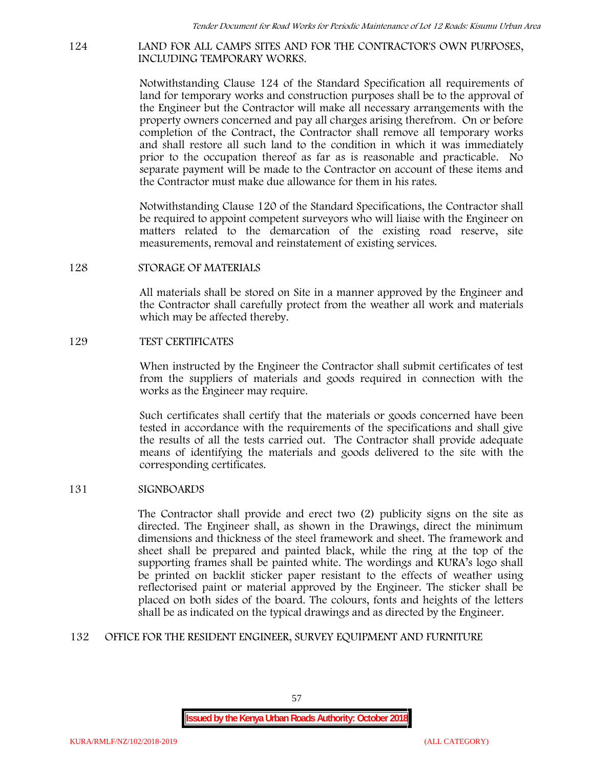## 124 LAND FOR ALL CAMPS SITES AND FOR THE CONTRACTOR'S OWN PURPOSES, INCLUDING TEMPORARY WORKS.

Notwithstanding Clause 124 of the Standard Specification all requirements of land for temporary works and construction purposes shall be to the approval of the Engineer but the Contractor will make all necessary arrangements with the property owners concerned and pay all charges arising therefrom. On or before completion of the Contract, the Contractor shall remove all temporary works and shall restore all such land to the condition in which it was immediately prior to the occupation thereof as far as is reasonable and practicable. No separate payment will be made to the Contractor on account of these items and the Contractor must make due allowance for them in his rates.

Notwithstanding Clause 120 of the Standard Specifications, the Contractor shall be required to appoint competent surveyors who will liaise with the Engineer on matters related to the demarcation of the existing road reserve, site measurements, removal and reinstatement of existing services.

## 128 STORAGE OF MATERIALS

All materials shall be stored on Site in a manner approved by the Engineer and the Contractor shall carefully protect from the weather all work and materials which may be affected thereby.

## 129 TEST CERTIFICATES

When instructed by the Engineer the Contractor shall submit certificates of test from the suppliers of materials and goods required in connection with the works as the Engineer may require.

Such certificates shall certify that the materials or goods concerned have been tested in accordance with the requirements of the specifications and shall give the results of all the tests carried out. The Contractor shall provide adequate means of identifying the materials and goods delivered to the site with the corresponding certificates.

## 131 SIGNBOARDS

The Contractor shall provide and erect two (2) publicity signs on the site as directed. The Engineer shall, as shown in the Drawings, direct the minimum dimensions and thickness of the steel framework and sheet. The framework and sheet shall be prepared and painted black, while the ring at the top of the supporting frames shall be painted white. The wordings and KURA's logo shall be printed on backlit sticker paper resistant to the effects of weather using reflectorised paint or material approved by the Engineer. The sticker shall be placed on both sides of the board. The colours, fonts and heights of the letters shall be as indicated on the typical drawings and as directed by the Engineer.

## 132 OFFICE FOR THE RESIDENT ENGINEER, SURVEY EQUIPMENT AND FURNITURE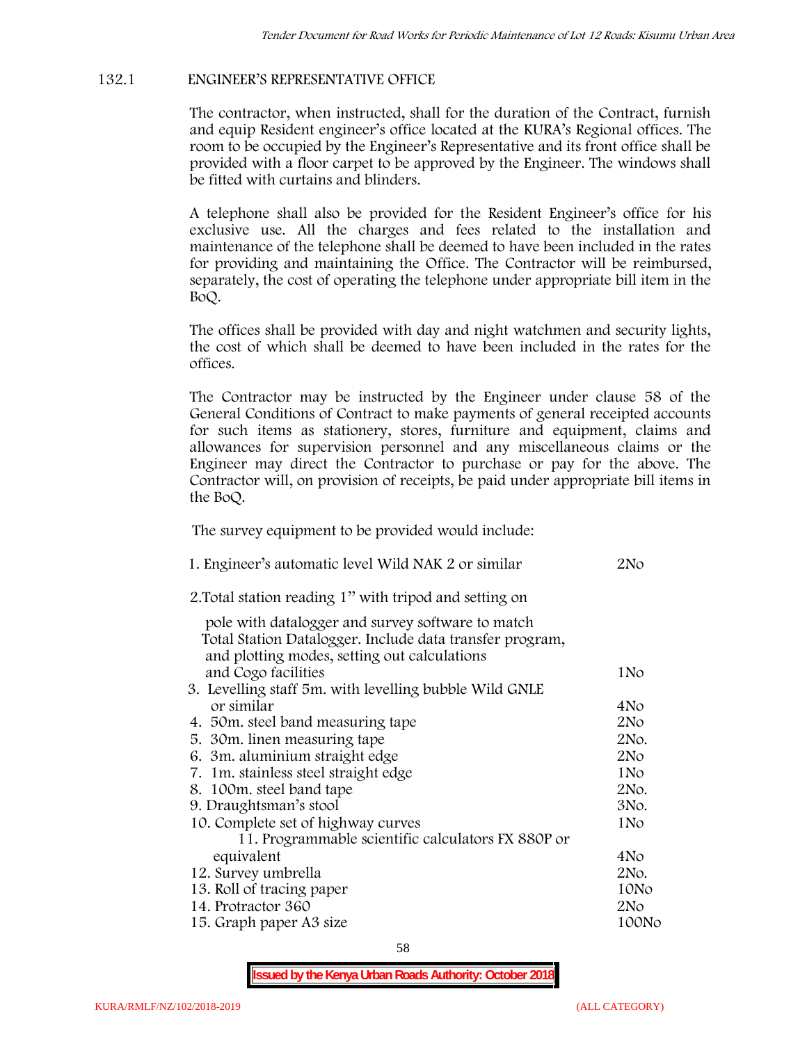## 132.1 ENGINEER'S REPRESENTATIVE OFFICE

The contractor, when instructed, shall for the duration of the Contract, furnish and equip Resident engineer's office located at the KURA's Regional offices. The room to be occupied by the Engineer's Representative and its front office shall be provided with a floor carpet to be approved by the Engineer. The windows shall be fitted with curtains and blinders.

A telephone shall also be provided for the Resident Engineer's office for his exclusive use. All the charges and fees related to the installation and maintenance of the telephone shall be deemed to have been included in the rates for providing and maintaining the Office. The Contractor will be reimbursed, separately, the cost of operating the telephone under appropriate bill item in the BoQ.

The offices shall be provided with day and night watchmen and security lights, the cost of which shall be deemed to have been included in the rates for the offices.

The Contractor may be instructed by the Engineer under clause 58 of the General Conditions of Contract to make payments of general receipted accounts for such items as stationery, stores, furniture and equipment, claims and allowances for supervision personnel and any miscellaneous claims or the Engineer may direct the Contractor to purchase or pay for the above. The Contractor will, on provision of receipts, be paid under appropriate bill items in the BoQ.

The survey equipment to be provided would include:

| Item | Quantity |
|---|---|
| 1. Engineer's automatic level Wild NAK 2 or similar | 2No |
| 2. Total station reading 1" with tripod and setting on pole with datalogger and survey software to match Total Station Datalogger. Include data transfer program, and plotting modes, setting out calculations and Cogo facilities | 1No |
| 3. Levelling staff 5m. with levelling bubble Wild GNLE or similar | 4No |
| 4. 50m. steel band measuring tape | 2No |
| 5. 30m. linen measuring tape | 2No. |
| 6. 3m. aluminium straight edge | 2No |
| 7. 1m. stainless steel straight edge | 1No |
| 8. 100m. steel band tape | 2No. |
| 9. Draughtsman's stool | 3No. |
| 10. Complete set of highway curves | 1No |
| 11. Programmable scientific calculators FX 880P or equivalent | 4No |
| 12. Survey umbrella | 2No. |
| 13. Roll of tracing paper | 10No |
| 14. Protractor 360 | 2No |
| 15. Graph paper A3 size | 100No |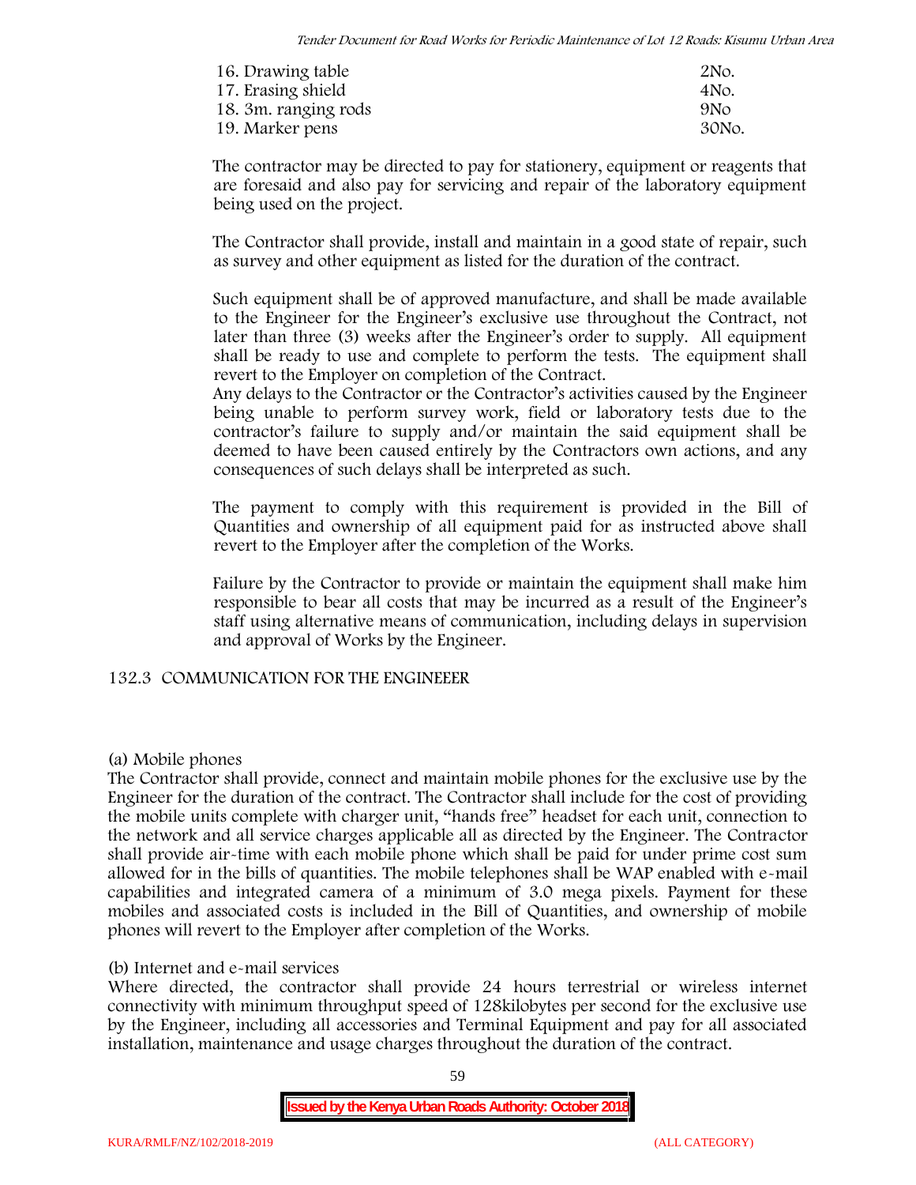16. Drawing table 2No.
17. Erasing shield 4No.
18. 3m. ranging rods 9No
19. Marker pens 30No.

The contractor may be directed to pay for stationery, equipment or reagents that are foresaid and also pay for servicing and repair of the laboratory equipment being used on the project.

The Contractor shall provide, install and maintain in a good state of repair, such as survey and other equipment as listed for the duration of the contract.

Such equipment shall be of approved manufacture, and shall be made available to the Engineer for the Engineer's exclusive use throughout the Contract, not later than three (3) weeks after the Engineer's order to supply. All equipment shall be ready to use and complete to perform the tests. The equipment shall revert to the Employer on completion of the Contract.

Any delays to the Contractor or the Contractor's activities caused by the Engineer being unable to perform survey work, field or laboratory tests due to the contractor's failure to supply and/or maintain the said equipment shall be deemed to have been caused entirely by the Contractors own actions, and any consequences of such delays shall be interpreted as such.

The payment to comply with this requirement is provided in the Bill of Quantities and ownership of all equipment paid for as instructed above shall revert to the Employer after the completion of the Works.

Failure by the Contractor to provide or maintain the equipment shall make him responsible to bear all costs that may be incurred as a result of the Engineer's staff using alternative means of communication, including delays in supervision and approval of Works by the Engineer.

### 132.3 COMMUNICATION FOR THE ENGINEEER

(a) Mobile phones

The Contractor shall provide, connect and maintain mobile phones for the exclusive use by the Engineer for the duration of the contract. The Contractor shall include for the cost of providing the mobile units complete with charger unit, "hands free" headset for each unit, connection to the network and all service charges applicable all as directed by the Engineer. The Contractor shall provide air-time with each mobile phone which shall be paid for under prime cost sum allowed for in the bills of quantities. The mobile telephones shall be WAP enabled with e-mail capabilities and integrated camera of a minimum of 3.0 mega pixels. Payment for these mobiles and associated costs is included in the Bill of Quantities, and ownership of mobile phones will revert to the Employer after completion of the Works.

(b) Internet and e-mail services

Where directed, the contractor shall provide 24 hours terrestrial or wireless internet connectivity with minimum throughput speed of 128kilobytes per second for the exclusive use by the Engineer, including all accessories and Terminal Equipment and pay for all associated installation, maintenance and usage charges throughout the duration of the contract.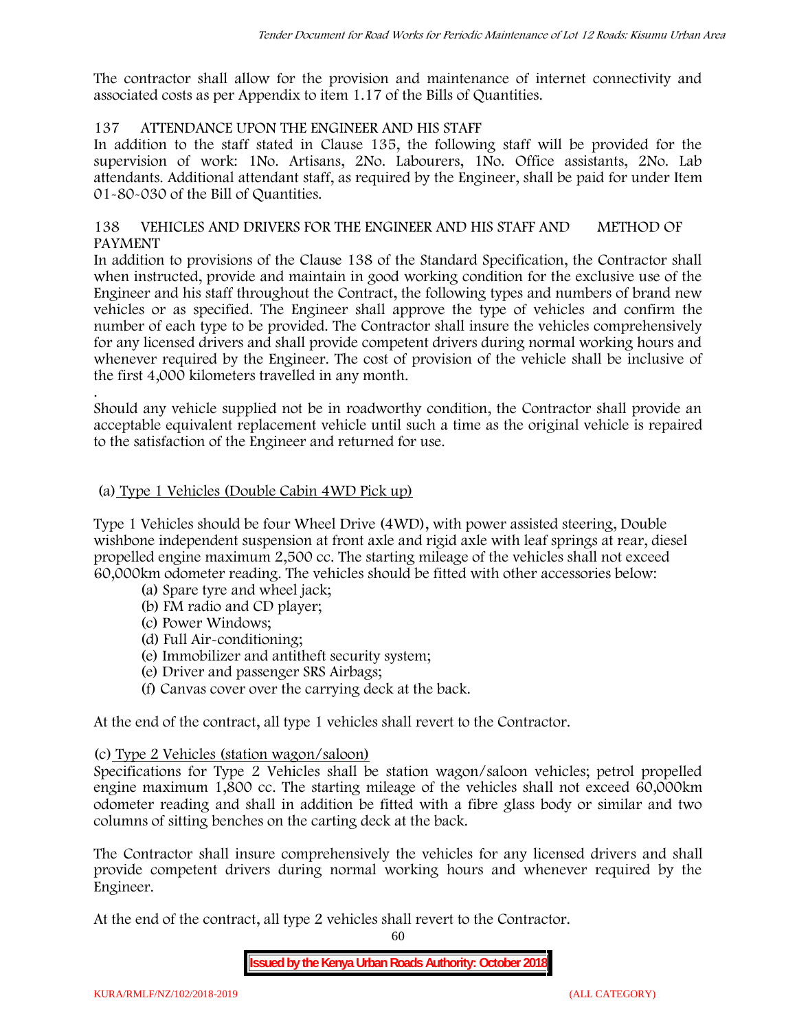The contractor shall allow for the provision and maintenance of internet connectivity and associated costs as per Appendix to item 1.17 of the Bills of Quantities.

### 137 ATTENDANCE UPON THE ENGINEER AND HIS STAFF

In addition to the staff stated in Clause 135, the following staff will be provided for the supervision of work: 1No. Artisans, 2No. Labourers, 1No. Office assistants, 2No. Lab attendants. Additional attendant staff, as required by the Engineer, shall be paid for under Item 01-80-030 of the Bill of Quantities.

### 138 VEHICLES AND DRIVERS FOR THE ENGINEER AND HIS STAFF AND METHOD OF PAYMENT

In addition to provisions of the Clause 138 of the Standard Specification, the Contractor shall when instructed, provide and maintain in good working condition for the exclusive use of the Engineer and his staff throughout the Contract, the following types and numbers of brand new vehicles or as specified. The Engineer shall approve the type of vehicles and confirm the number of each type to be provided. The Contractor shall insure the vehicles comprehensively for any licensed drivers and shall provide competent drivers during normal working hours and whenever required by the Engineer. The cost of provision of the vehicle shall be inclusive of the first 4,000 kilometers travelled in any month.

.

Should any vehicle supplied not be in roadworthy condition, the Contractor shall provide an acceptable equivalent replacement vehicle until such a time as the original vehicle is repaired to the satisfaction of the Engineer and returned for use.

(a) <u>Type 1 Vehicles (Double Cabin 4WD Pick up)</u>

Type 1 Vehicles should be four Wheel Drive (4WD), with power assisted steering, Double wishbone independent suspension at front axle and rigid axle with leaf springs at rear, diesel propelled engine maximum 2,500 cc. The starting mileage of the vehicles shall not exceed 60,000km odometer reading. The vehicles should be fitted with other accessories below:

- (a) Spare tyre and wheel jack;
- (b) FM radio and CD player;
- (c) Power Windows;
- (d) Full Air-conditioning;
- (e) Immobilizer and antitheft security system;
- (e) Driver and passenger SRS Airbags;
- (f) Canvas cover over the carrying deck at the back.

At the end of the contract, all type 1 vehicles shall revert to the Contractor.

(c) <u>Type 2 Vehicles (station wagon/saloon)</u>

Specifications for Type 2 Vehicles shall be station wagon/saloon vehicles; petrol propelled engine maximum 1,800 cc. The starting mileage of the vehicles shall not exceed 60,000km odometer reading and shall in addition be fitted with a fibre glass body or similar and two columns of sitting benches on the carting deck at the back.

The Contractor shall insure comprehensively the vehicles for any licensed drivers and shall provide competent drivers during normal working hours and whenever required by the Engineer.

At the end of the contract, all type 2 vehicles shall revert to the Contractor.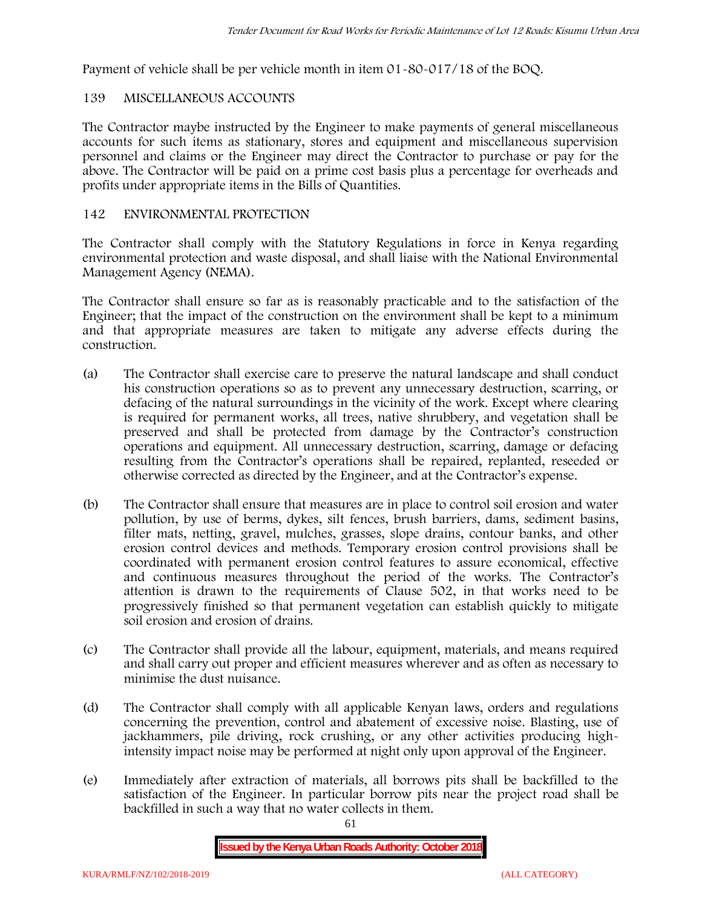Payment of vehicle shall be per vehicle month in item 01-80-017/18 of the BOQ.

## 139 MISCELLANEOUS ACCOUNTS

The Contractor maybe instructed by the Engineer to make payments of general miscellaneous accounts for such items as stationary, stores and equipment and miscellaneous supervision personnel and claims or the Engineer may direct the Contractor to purchase or pay for the above. The Contractor will be paid on a prime cost basis plus a percentage for overheads and profits under appropriate items in the Bills of Quantities.

## 142 ENVIRONMENTAL PROTECTION

The Contractor shall comply with the Statutory Regulations in force in Kenya regarding environmental protection and waste disposal, and shall liaise with the National Environmental Management Agency (NEMA).

The Contractor shall ensure so far as is reasonably practicable and to the satisfaction of the Engineer; that the impact of the construction on the environment shall be kept to a minimum and that appropriate measures are taken to mitigate any adverse effects during the construction.

(a) The Contractor shall exercise care to preserve the natural landscape and shall conduct his construction operations so as to prevent any unnecessary destruction, scarring, or defacing of the natural surroundings in the vicinity of the work. Except where clearing is required for permanent works, all trees, native shrubbery, and vegetation shall be preserved and shall be protected from damage by the Contractor's construction operations and equipment. All unnecessary destruction, scarring, damage or defacing resulting from the Contractor's operations shall be repaired, replanted, reseeded or otherwise corrected as directed by the Engineer, and at the Contractor's expense.

(b) The Contractor shall ensure that measures are in place to control soil erosion and water pollution, by use of berms, dykes, silt fences, brush barriers, dams, sediment basins, filter mats, netting, gravel, mulches, grasses, slope drains, contour banks, and other erosion control devices and methods. Temporary erosion control provisions shall be coordinated with permanent erosion control features to assure economical, effective and continuous measures throughout the period of the works. The Contractor's attention is drawn to the requirements of Clause 502, in that works need to be progressively finished so that permanent vegetation can establish quickly to mitigate soil erosion and erosion of drains.

(c) The Contractor shall provide all the labour, equipment, materials, and means required and shall carry out proper and efficient measures wherever and as often as necessary to minimise the dust nuisance.

(d) The Contractor shall comply with all applicable Kenyan laws, orders and regulations concerning the prevention, control and abatement of excessive noise. Blasting, use of jackhammers, pile driving, rock crushing, or any other activities producing high-intensity impact noise may be performed at night only upon approval of the Engineer.

(e) Immediately after extraction of materials, all borrows pits shall be backfilled to the satisfaction of the Engineer. In particular borrow pits near the project road shall be backfilled in such a way that no water collects in them.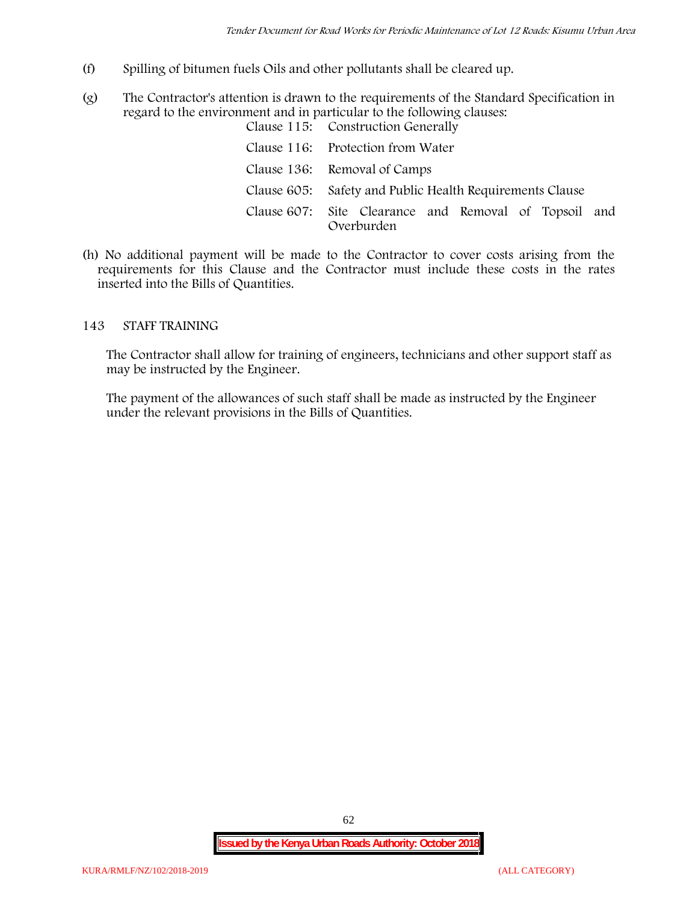(f) Spilling of bitumen fuels Oils and other pollutants shall be cleared up.

(g) The Contractor's attention is drawn to the requirements of the Standard Specification in regard to the environment and in particular to the following clauses:

| | |
|---|---|
| Clause 115: | Construction Generally |
| Clause 116: | Protection from Water |
| Clause 136: | Removal of Camps |
| Clause 605: | Safety and Public Health Requirements Clause |
| Clause 607: | Site Clearance and Removal of Topsoil and Overburden |

(h) No additional payment will be made to the Contractor to cover costs arising from the requirements for this Clause and the Contractor must include these costs in the rates inserted into the Bills of Quantities.

## 143 STAFF TRAINING

The Contractor shall allow for training of engineers, technicians and other support staff as may be instructed by the Engineer.

The payment of the allowances of such staff shall be made as instructed by the Engineer under the relevant provisions in the Bills of Quantities.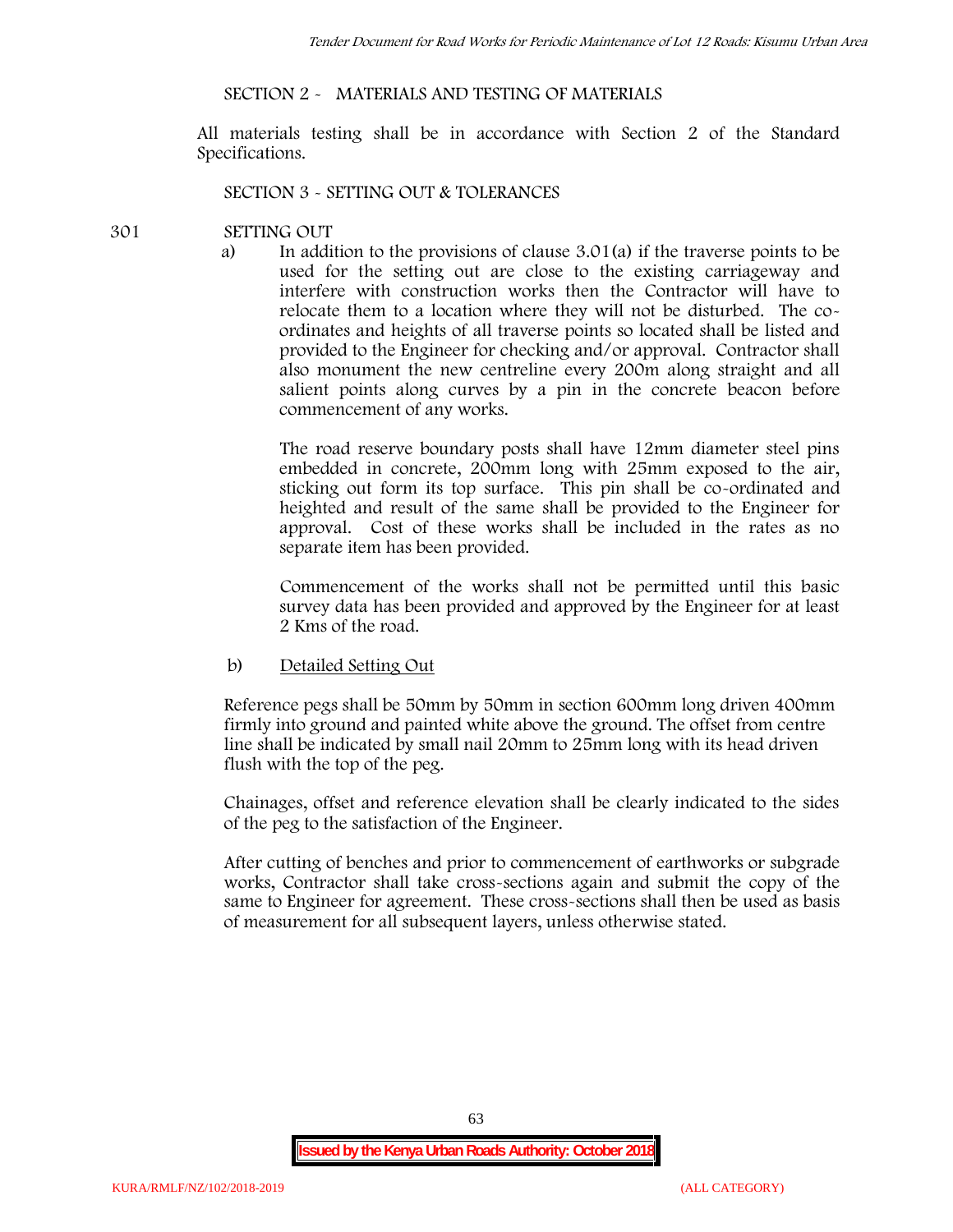## SECTION 2 - MATERIALS AND TESTING OF MATERIALS

All materials testing shall be in accordance with Section 2 of the Standard Specifications.

## SECTION 3 - SETTING OUT & TOLERANCES

### 301 SETTING OUT

a) In addition to the provisions of clause 3.01(a) if the traverse points to be used for the setting out are close to the existing carriageway and interfere with construction works then the Contractor will have to relocate them to a location where they will not be disturbed. The co-ordinates and heights of all traverse points so located shall be listed and provided to the Engineer for checking and/or approval. Contractor shall also monument the new centreline every 200m along straight and all salient points along curves by a pin in the concrete beacon before commencement of any works.

The road reserve boundary posts shall have 12mm diameter steel pins embedded in concrete, 200mm long with 25mm exposed to the air, sticking out form its top surface. This pin shall be co-ordinated and heighted and result of the same shall be provided to the Engineer for approval. Cost of these works shall be included in the rates as no separate item has been provided.

Commencement of the works shall not be permitted until this basic survey data has been provided and approved by the Engineer for at least 2 Kms of the road.

b) <u>Detailed Setting Out</u>

Reference pegs shall be 50mm by 50mm in section 600mm long driven 400mm firmly into ground and painted white above the ground. The offset from centre line shall be indicated by small nail 20mm to 25mm long with its head driven flush with the top of the peg.

Chainages, offset and reference elevation shall be clearly indicated to the sides of the peg to the satisfaction of the Engineer.

After cutting of benches and prior to commencement of earthworks or subgrade works, Contractor shall take cross-sections again and submit the copy of the same to Engineer for agreement. These cross-sections shall then be used as basis of measurement for all subsequent layers, unless otherwise stated.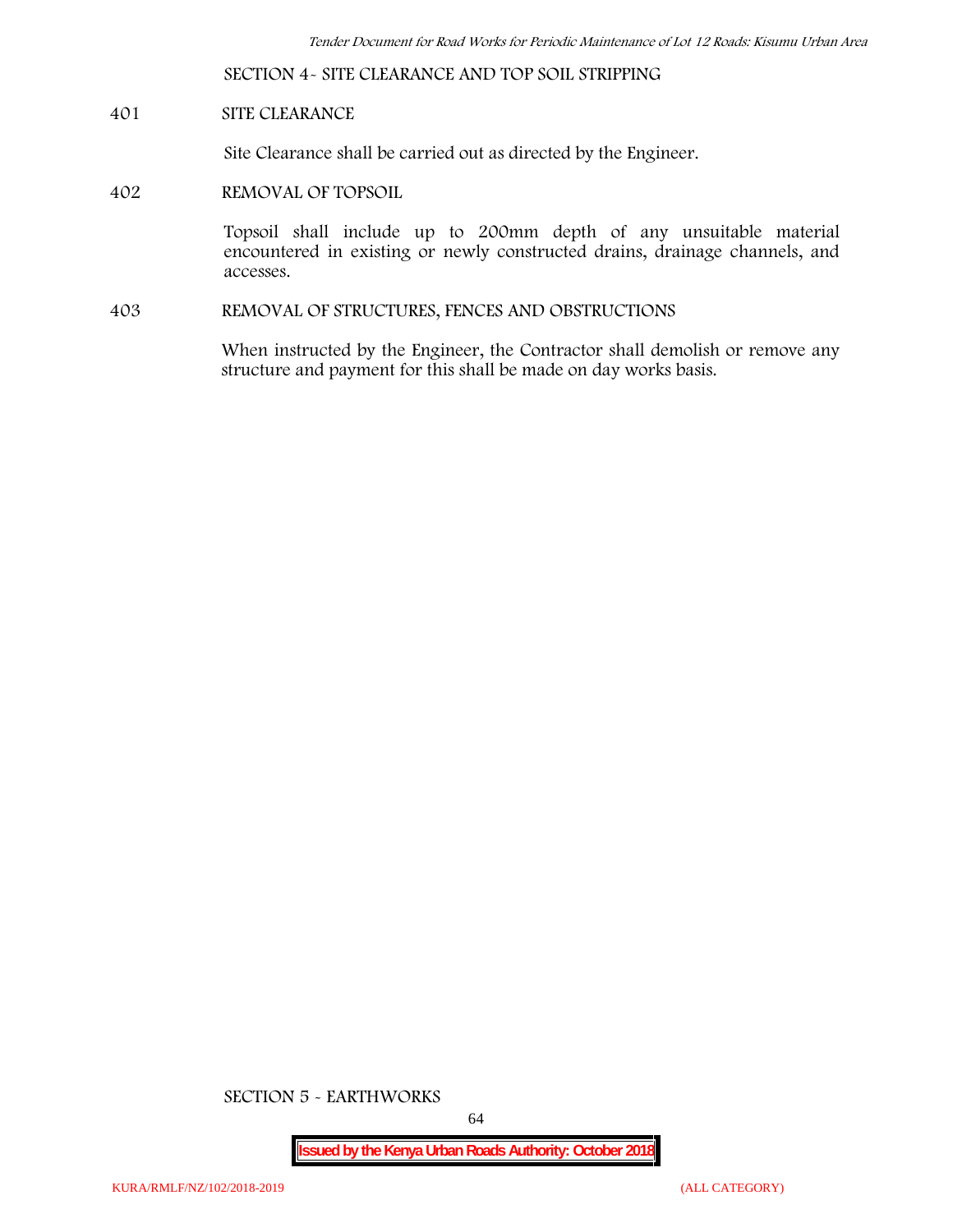## SECTION 4- SITE CLEARANCE AND TOP SOIL STRIPPING

### 401 SITE CLEARANCE

Site Clearance shall be carried out as directed by the Engineer.

### 402 REMOVAL OF TOPSOIL

Topsoil shall include up to 200mm depth of any unsuitable material encountered in existing or newly constructed drains, drainage channels, and accesses.

### 403 REMOVAL OF STRUCTURES, FENCES AND OBSTRUCTIONS

When instructed by the Engineer, the Contractor shall demolish or remove any structure and payment for this shall be made on day works basis.

## SECTION 5 - EARTHWORKS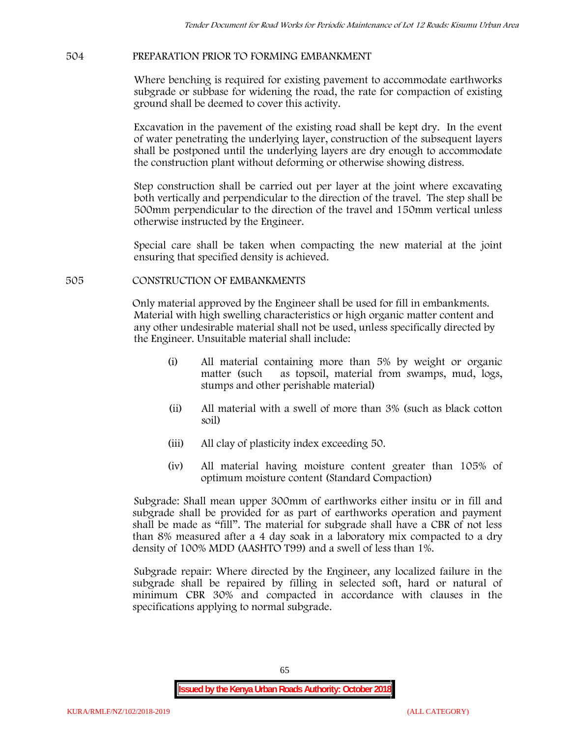## 504 PREPARATION PRIOR TO FORMING EMBANKMENT

Where benching is required for existing pavement to accommodate earthworks subgrade or subbase for widening the road, the rate for compaction of existing ground shall be deemed to cover this activity.

Excavation in the pavement of the existing road shall be kept dry. In the event of water penetrating the underlying layer, construction of the subsequent layers shall be postponed until the underlying layers are dry enough to accommodate the construction plant without deforming or otherwise showing distress.

Step construction shall be carried out per layer at the joint where excavating both vertically and perpendicular to the direction of the travel. The step shall be 500mm perpendicular to the direction of the travel and 150mm vertical unless otherwise instructed by the Engineer.

Special care shall be taken when compacting the new material at the joint ensuring that specified density is achieved.

## 505 CONSTRUCTION OF EMBANKMENTS

Only material approved by the Engineer shall be used for fill in embankments. Material with high swelling characteristics or high organic matter content and any other undesirable material shall not be used, unless specifically directed by the Engineer. Unsuitable material shall include:

(i) All material containing more than 5% by weight or organic matter (such as topsoil, material from swamps, mud, logs, stumps and other perishable material)

(ii) All material with a swell of more than 3% (such as black cotton soil)

(iii) All clay of plasticity index exceeding 50.

(iv) All material having moisture content greater than 105% of optimum moisture content (Standard Compaction)

Subgrade: Shall mean upper 300mm of earthworks either insitu or in fill and subgrade shall be provided for as part of earthworks operation and payment shall be made as "fill". The material for subgrade shall have a CBR of not less than 8% measured after a 4 day soak in a laboratory mix compacted to a dry density of 100% MDD (AASHTO T99) and a swell of less than 1%.

Subgrade repair: Where directed by the Engineer, any localized failure in the subgrade shall be repaired by filling in selected soft, hard or natural of minimum CBR 30% and compacted in accordance with clauses in the specifications applying to normal subgrade.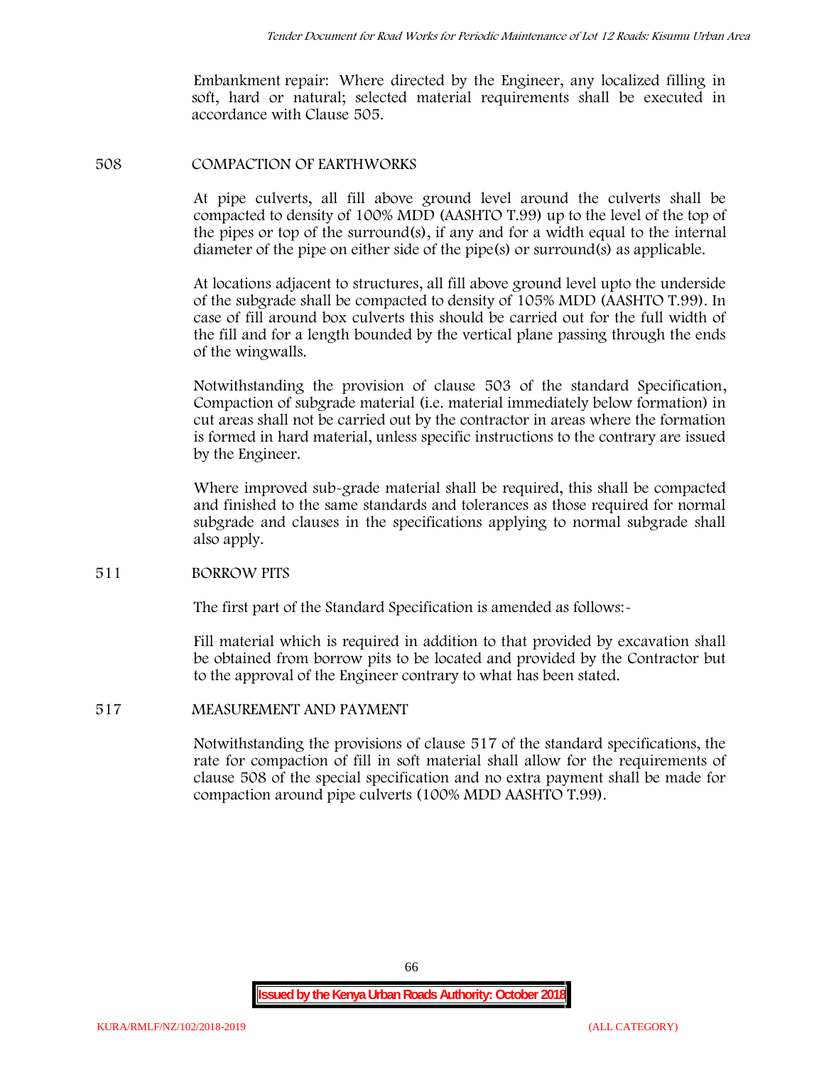Embankment repair: Where directed by the Engineer, any localized filling in soft, hard or natural; selected material requirements shall be executed in accordance with Clause 505.

## 508 COMPACTION OF EARTHWORKS

At pipe culverts, all fill above ground level around the culverts shall be compacted to density of 100% MDD (AASHTO T.99) up to the level of the top of the pipes or top of the surround(s), if any and for a width equal to the internal diameter of the pipe on either side of the pipe(s) or surround(s) as applicable.

At locations adjacent to structures, all fill above ground level upto the underside of the subgrade shall be compacted to density of 105% MDD (AASHTO T.99). In case of fill around box culverts this should be carried out for the full width of the fill and for a length bounded by the vertical plane passing through the ends of the wingwalls.

Notwithstanding the provision of clause 503 of the standard Specification, Compaction of subgrade material (i.e. material immediately below formation) in cut areas shall not be carried out by the contractor in areas where the formation is formed in hard material, unless specific instructions to the contrary are issued by the Engineer.

Where improved sub-grade material shall be required, this shall be compacted and finished to the same standards and tolerances as those required for normal subgrade and clauses in the specifications applying to normal subgrade shall also apply.

## 511 BORROW PITS

The first part of the Standard Specification is amended as follows:-

Fill material which is required in addition to that provided by excavation shall be obtained from borrow pits to be located and provided by the Contractor but to the approval of the Engineer contrary to what has been stated.

## 517 MEASUREMENT AND PAYMENT

Notwithstanding the provisions of clause 517 of the standard specifications, the rate for compaction of fill in soft material shall allow for the requirements of clause 508 of the special specification and no extra payment shall be made for compaction around pipe culverts (100% MDD AASHTO T.99).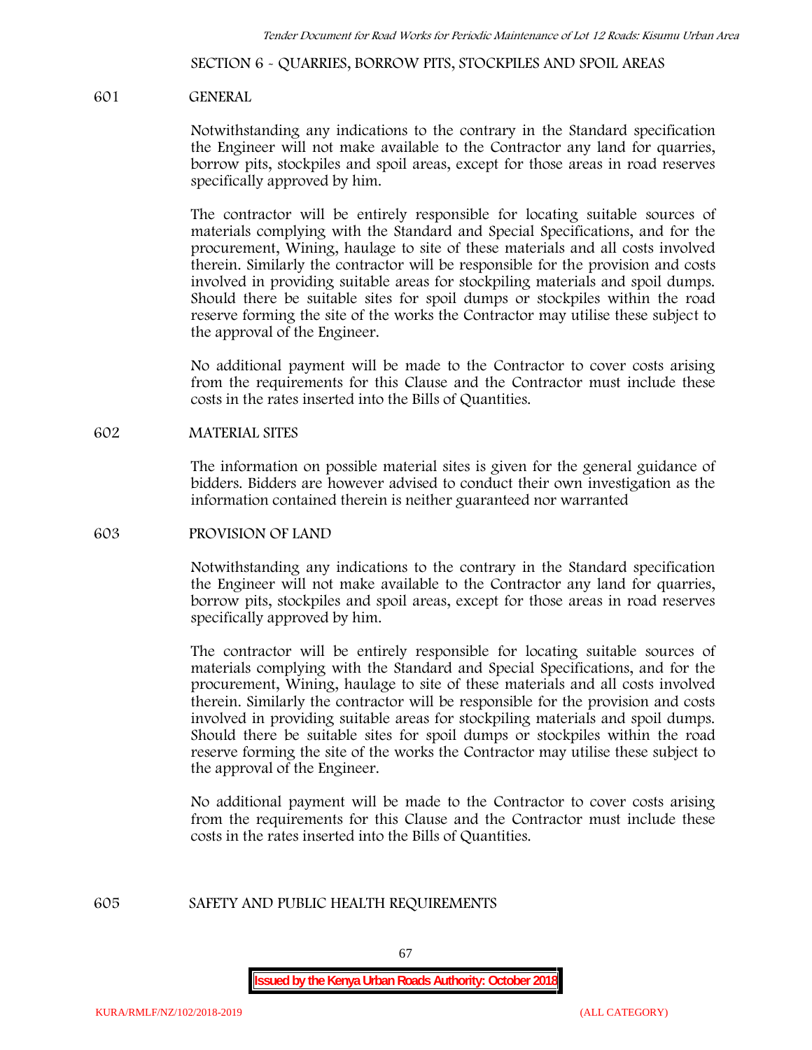## SECTION 6 - QUARRIES, BORROW PITS, STOCKPILES AND SPOIL AREAS

### 601 GENERAL

Notwithstanding any indications to the contrary in the Standard specification the Engineer will not make available to the Contractor any land for quarries, borrow pits, stockpiles and spoil areas, except for those areas in road reserves specifically approved by him.

The contractor will be entirely responsible for locating suitable sources of materials complying with the Standard and Special Specifications, and for the procurement, Wining, haulage to site of these materials and all costs involved therein. Similarly the contractor will be responsible for the provision and costs involved in providing suitable areas for stockpiling materials and spoil dumps. Should there be suitable sites for spoil dumps or stockpiles within the road reserve forming the site of the works the Contractor may utilise these subject to the approval of the Engineer.

No additional payment will be made to the Contractor to cover costs arising from the requirements for this Clause and the Contractor must include these costs in the rates inserted into the Bills of Quantities.

### 602 MATERIAL SITES

The information on possible material sites is given for the general guidance of bidders. Bidders are however advised to conduct their own investigation as the information contained therein is neither guaranteed nor warranted

### 603 PROVISION OF LAND

Notwithstanding any indications to the contrary in the Standard specification the Engineer will not make available to the Contractor any land for quarries, borrow pits, stockpiles and spoil areas, except for those areas in road reserves specifically approved by him.

The contractor will be entirely responsible for locating suitable sources of materials complying with the Standard and Special Specifications, and for the procurement, Wining, haulage to site of these materials and all costs involved therein. Similarly the contractor will be responsible for the provision and costs involved in providing suitable areas for stockpiling materials and spoil dumps. Should there be suitable sites for spoil dumps or stockpiles within the road reserve forming the site of the works the Contractor may utilise these subject to the approval of the Engineer.

No additional payment will be made to the Contractor to cover costs arising from the requirements for this Clause and the Contractor must include these costs in the rates inserted into the Bills of Quantities.

### 605 SAFETY AND PUBLIC HEALTH REQUIREMENTS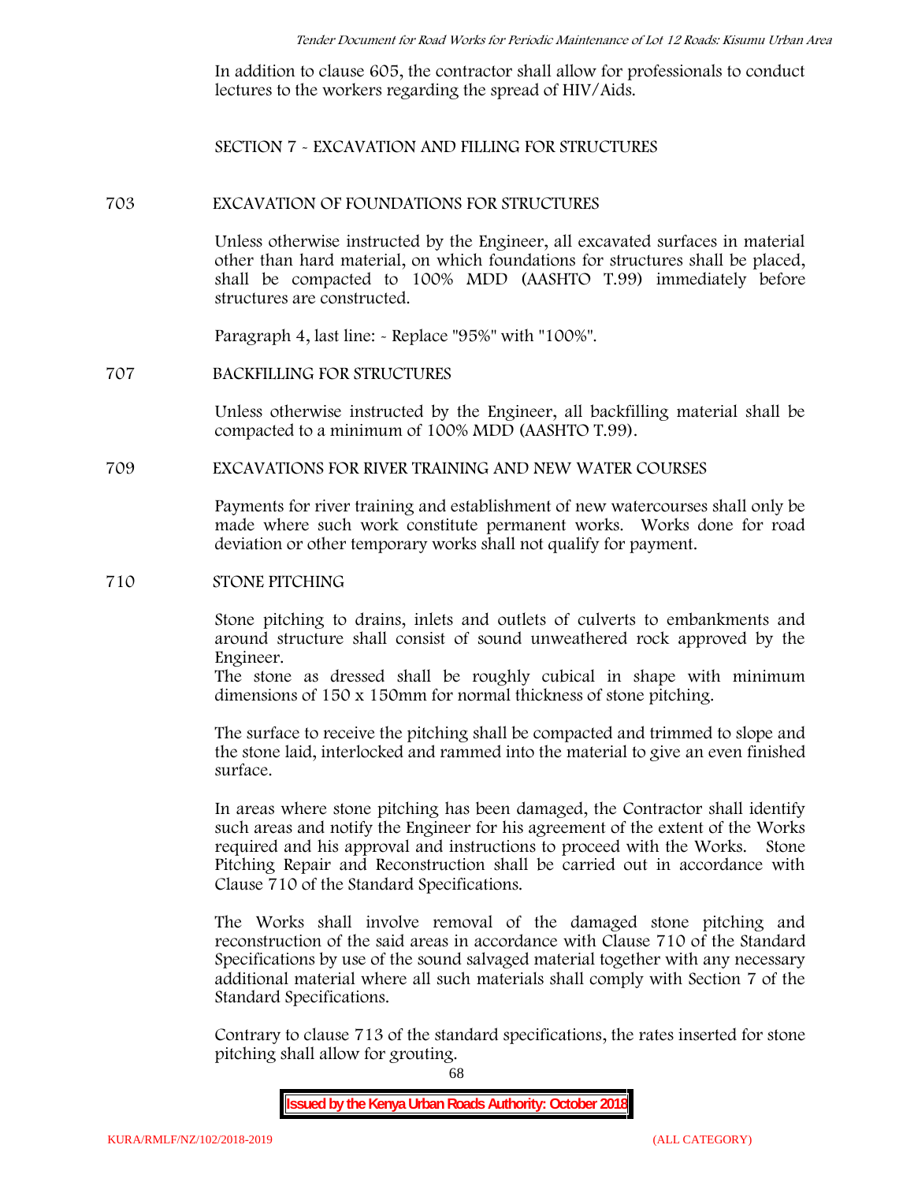In addition to clause 605, the contractor shall allow for professionals to conduct lectures to the workers regarding the spread of HIV/Aids.

## SECTION 7 - EXCAVATION AND FILLING FOR STRUCTURES

### 703 EXCAVATION OF FOUNDATIONS FOR STRUCTURES

Unless otherwise instructed by the Engineer, all excavated surfaces in material other than hard material, on which foundations for structures shall be placed, shall be compacted to 100% MDD (AASHTO T.99) immediately before structures are constructed.

Paragraph 4, last line: - Replace "95%" with "100%".

### 707 BACKFILLING FOR STRUCTURES

Unless otherwise instructed by the Engineer, all backfilling material shall be compacted to a minimum of 100% MDD (AASHTO T.99).

### 709 EXCAVATIONS FOR RIVER TRAINING AND NEW WATER COURSES

Payments for river training and establishment of new watercourses shall only be made where such work constitute permanent works. Works done for road deviation or other temporary works shall not qualify for payment.

### 710 STONE PITCHING

Stone pitching to drains, inlets and outlets of culverts to embankments and around structure shall consist of sound unweathered rock approved by the Engineer.
The stone as dressed shall be roughly cubical in shape with minimum dimensions of 150 x 150mm for normal thickness of stone pitching.

The surface to receive the pitching shall be compacted and trimmed to slope and the stone laid, interlocked and rammed into the material to give an even finished surface.

In areas where stone pitching has been damaged, the Contractor shall identify such areas and notify the Engineer for his agreement of the extent of the Works required and his approval and instructions to proceed with the Works. Stone Pitching Repair and Reconstruction shall be carried out in accordance with Clause 710 of the Standard Specifications.

The Works shall involve removal of the damaged stone pitching and reconstruction of the said areas in accordance with Clause 710 of the Standard Specifications by use of the sound salvaged material together with any necessary additional material where all such materials shall comply with Section 7 of the Standard Specifications.

Contrary to clause 713 of the standard specifications, the rates inserted for stone pitching shall allow for grouting.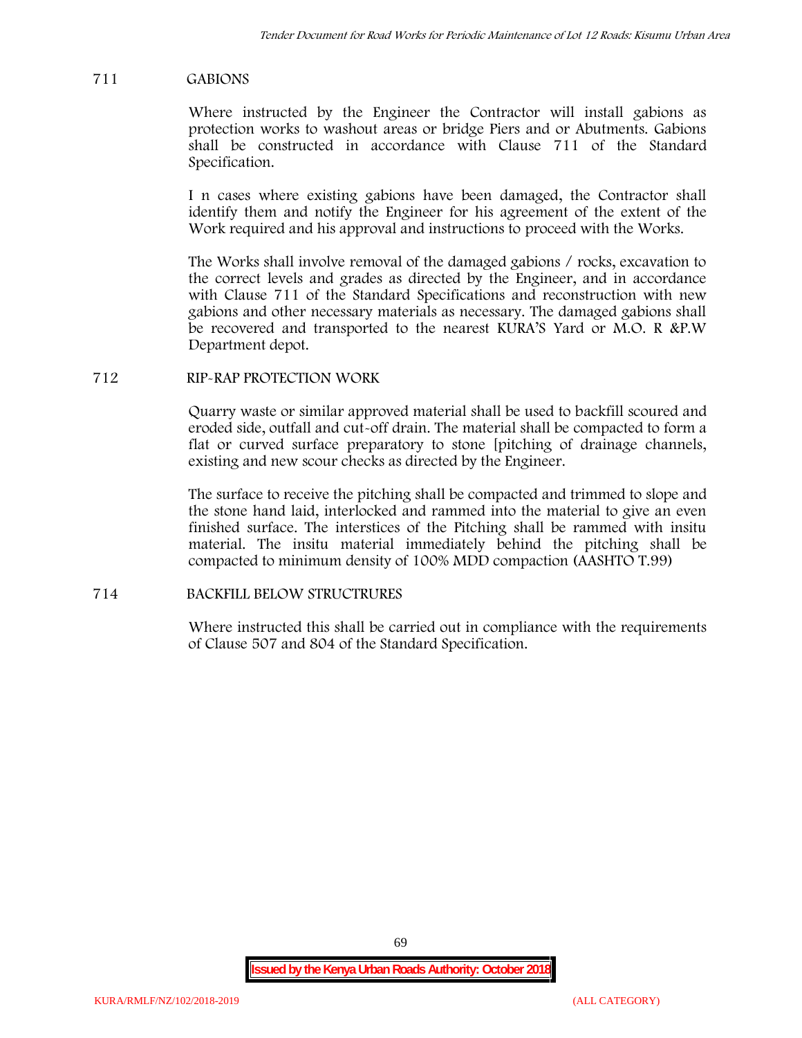## 711 GABIONS

Where instructed by the Engineer the Contractor will install gabions as protection works to washout areas or bridge Piers and or Abutments. Gabions shall be constructed in accordance with Clause 711 of the Standard Specification.

I n cases where existing gabions have been damaged, the Contractor shall identify them and notify the Engineer for his agreement of the extent of the Work required and his approval and instructions to proceed with the Works.

The Works shall involve removal of the damaged gabions / rocks, excavation to the correct levels and grades as directed by the Engineer, and in accordance with Clause 711 of the Standard Specifications and reconstruction with new gabions and other necessary materials as necessary. The damaged gabions shall be recovered and transported to the nearest KURA'S Yard or M.O. R &P.W Department depot.

## 712 RIP-RAP PROTECTION WORK

Quarry waste or similar approved material shall be used to backfill scoured and eroded side, outfall and cut-off drain. The material shall be compacted to form a flat or curved surface preparatory to stone [pitching of drainage channels, existing and new scour checks as directed by the Engineer.

The surface to receive the pitching shall be compacted and trimmed to slope and the stone hand laid, interlocked and rammed into the material to give an even finished surface. The interstices of the Pitching shall be rammed with insitu material. The insitu material immediately behind the pitching shall be compacted to minimum density of 100% MDD compaction (AASHTO T.99)

## 714 BACKFILL BELOW STRUCTRURES

Where instructed this shall be carried out in compliance with the requirements of Clause 507 and 804 of the Standard Specification.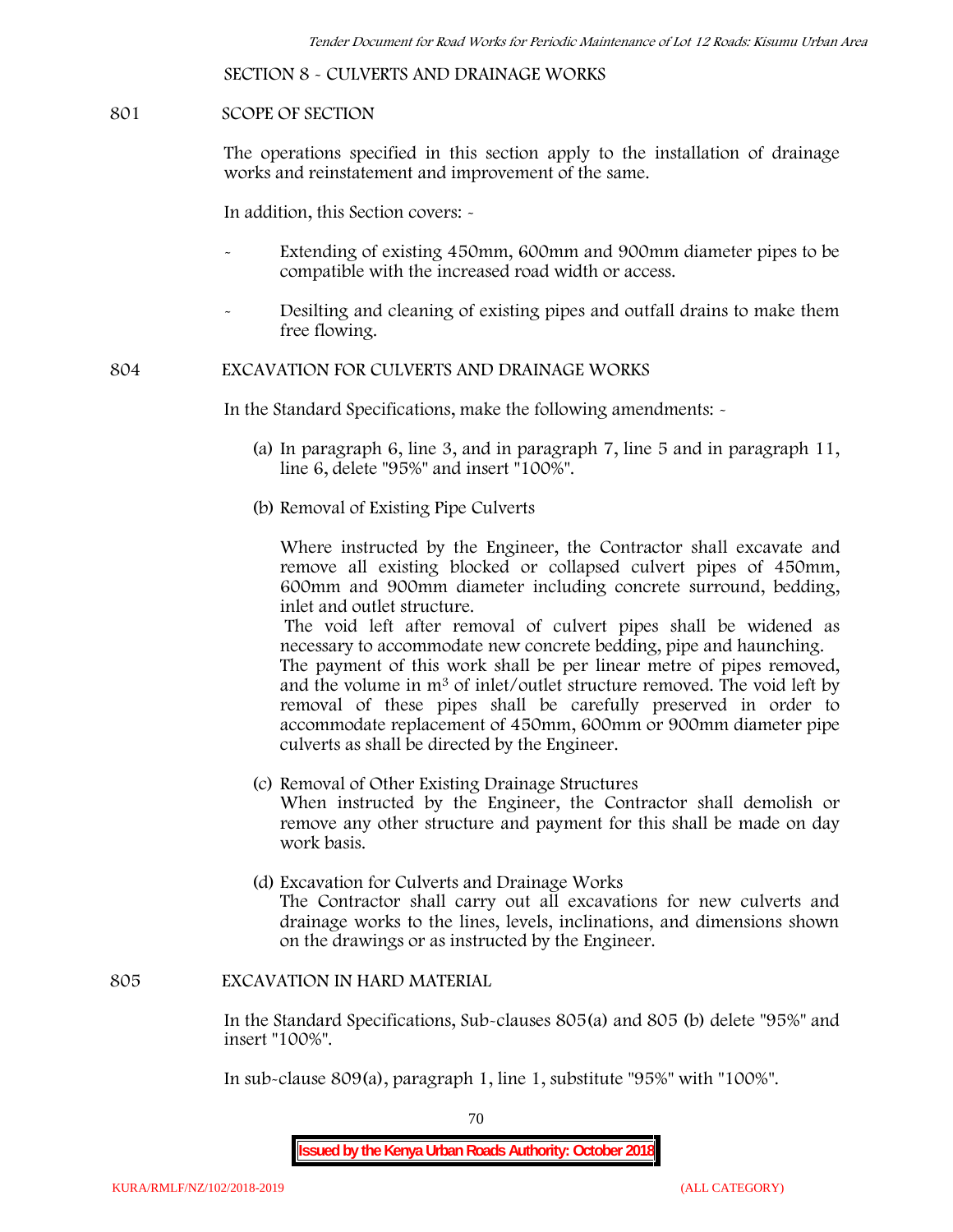SECTION 8 - CULVERTS AND DRAINAGE WORKS

801 SCOPE OF SECTION

The operations specified in this section apply to the installation of drainage works and reinstatement and improvement of the same.

In addition, this Section covers: -

- Extending of existing 450mm, 600mm and 900mm diameter pipes to be compatible with the increased road width or access.
- Desilting and cleaning of existing pipes and outfall drains to make them free flowing.

804 EXCAVATION FOR CULVERTS AND DRAINAGE WORKS

In the Standard Specifications, make the following amendments: -

(a) In paragraph 6, line 3, and in paragraph 7, line 5 and in paragraph 11, line 6, delete "95%" and insert "100%".

(b) Removal of Existing Pipe Culverts

Where instructed by the Engineer, the Contractor shall excavate and remove all existing blocked or collapsed culvert pipes of 450mm, 600mm and 900mm diameter including concrete surround, bedding, inlet and outlet structure.

The void left after removal of culvert pipes shall be widened as necessary to accommodate new concrete bedding, pipe and haunching.

The payment of this work shall be per linear metre of pipes removed, and the volume in m$^3$ of inlet/outlet structure removed. The void left by removal of these pipes shall be carefully preserved in order to accommodate replacement of 450mm, 600mm or 900mm diameter pipe culverts as shall be directed by the Engineer.

(c) Removal of Other Existing Drainage Structures

When instructed by the Engineer, the Contractor shall demolish or remove any other structure and payment for this shall be made on day work basis.

(d) Excavation for Culverts and Drainage Works

The Contractor shall carry out all excavations for new culverts and drainage works to the lines, levels, inclinations, and dimensions shown on the drawings or as instructed by the Engineer.

805 EXCAVATION IN HARD MATERIAL

In the Standard Specifications, Sub-clauses 805(a) and 805 (b) delete "95%" and insert "100%".

In sub-clause 809(a), paragraph 1, line 1, substitute "95%" with "100%".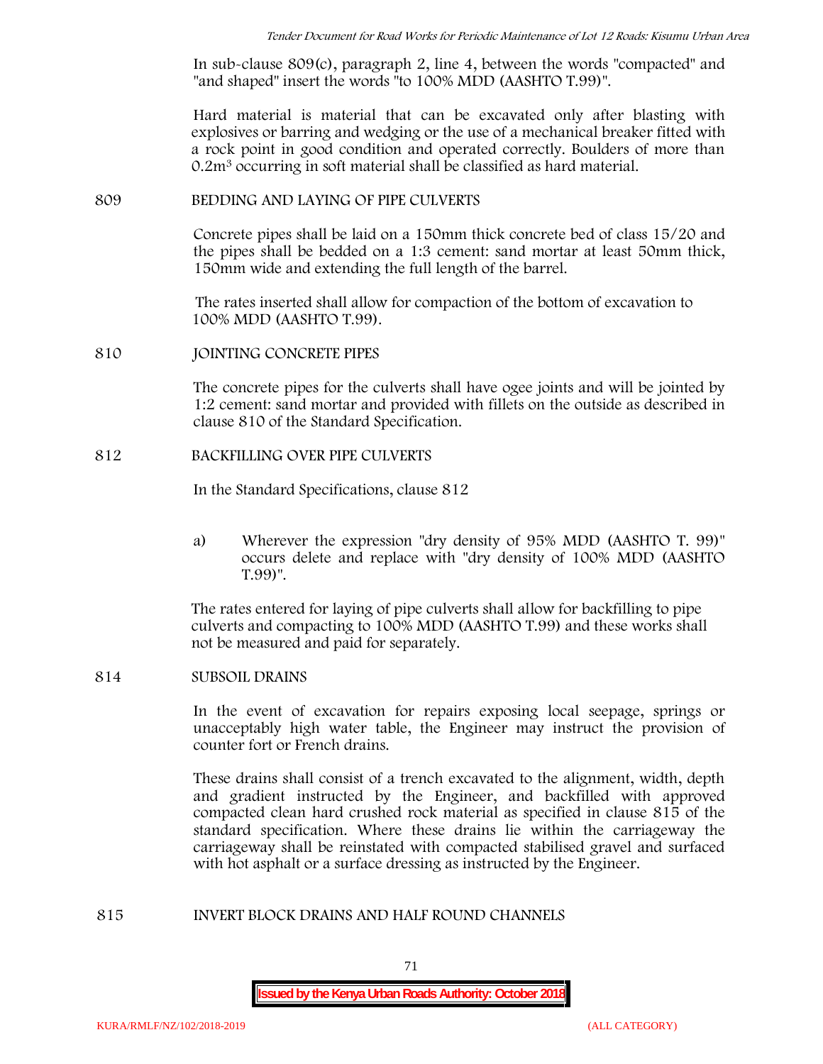In sub-clause 809(c), paragraph 2, line 4, between the words "compacted" and "and shaped" insert the words "to 100% MDD (AASHTO T.99)".

Hard material is material that can be excavated only after blasting with explosives or barring and wedging or the use of a mechanical breaker fitted with a rock point in good condition and operated correctly. Boulders of more than $0.2m^3$ occurring in soft material shall be classified as hard material.

## 809 BEDDING AND LAYING OF PIPE CULVERTS

Concrete pipes shall be laid on a 150mm thick concrete bed of class 15/20 and the pipes shall be bedded on a 1:3 cement: sand mortar at least 50mm thick, 150mm wide and extending the full length of the barrel.

The rates inserted shall allow for compaction of the bottom of excavation to 100% MDD (AASHTO T.99).

## 810 JOINTING CONCRETE PIPES

The concrete pipes for the culverts shall have ogee joints and will be jointed by 1:2 cement: sand mortar and provided with fillets on the outside as described in clause 810 of the Standard Specification.

## 812 BACKFILLING OVER PIPE CULVERTS

In the Standard Specifications, clause 812

a) Wherever the expression "dry density of 95% MDD (AASHTO T. 99)" occurs delete and replace with "dry density of 100% MDD (AASHTO T.99)".

The rates entered for laying of pipe culverts shall allow for backfilling to pipe culverts and compacting to 100% MDD (AASHTO T.99) and these works shall not be measured and paid for separately.

## 814 SUBSOIL DRAINS

In the event of excavation for repairs exposing local seepage, springs or unacceptably high water table, the Engineer may instruct the provision of counter fort or French drains.

These drains shall consist of a trench excavated to the alignment, width, depth and gradient instructed by the Engineer, and backfilled with approved compacted clean hard crushed rock material as specified in clause 815 of the standard specification. Where these drains lie within the carriageway the carriageway shall be reinstated with compacted stabilised gravel and surfaced with hot asphalt or a surface dressing as instructed by the Engineer.

## 815 INVERT BLOCK DRAINS AND HALF ROUND CHANNELS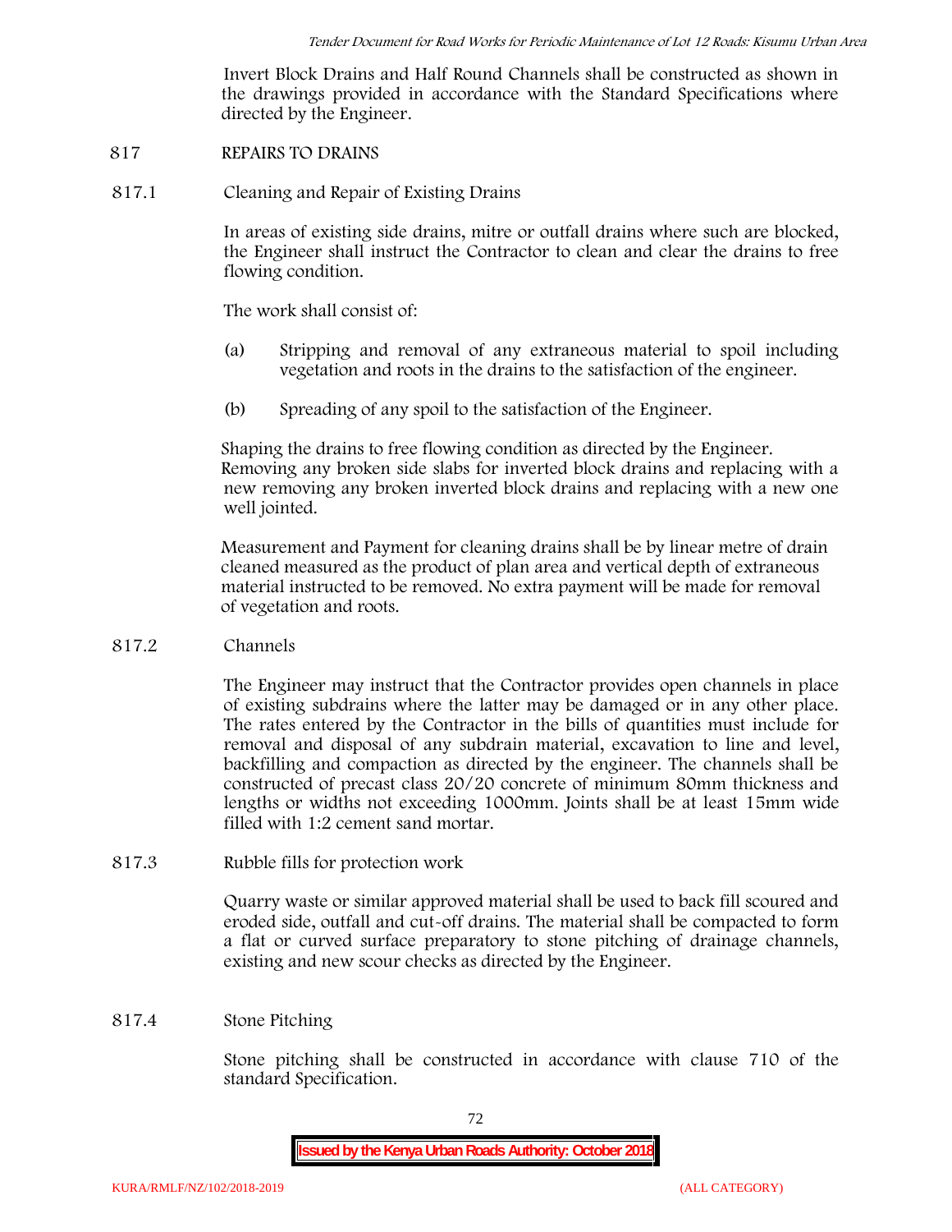Invert Block Drains and Half Round Channels shall be constructed as shown in the drawings provided in accordance with the Standard Specifications where directed by the Engineer.

## 817 REPAIRS TO DRAINS

### 817.1 Cleaning and Repair of Existing Drains

In areas of existing side drains, mitre or outfall drains where such are blocked, the Engineer shall instruct the Contractor to clean and clear the drains to free flowing condition.

The work shall consist of:

(a) Stripping and removal of any extraneous material to spoil including vegetation and roots in the drains to the satisfaction of the engineer.

(b) Spreading of any spoil to the satisfaction of the Engineer.

Shaping the drains to free flowing condition as directed by the Engineer. Removing any broken side slabs for inverted block drains and replacing with a new removing any broken inverted block drains and replacing with a new one well jointed.

Measurement and Payment for cleaning drains shall be by linear metre of drain cleaned measured as the product of plan area and vertical depth of extraneous material instructed to be removed. No extra payment will be made for removal of vegetation and roots.

### 817.2 Channels

The Engineer may instruct that the Contractor provides open channels in place of existing subdrains where the latter may be damaged or in any other place. The rates entered by the Contractor in the bills of quantities must include for removal and disposal of any subdrain material, excavation to line and level, backfilling and compaction as directed by the engineer. The channels shall be constructed of precast class 20/20 concrete of minimum 80mm thickness and lengths or widths not exceeding 1000mm. Joints shall be at least 15mm wide filled with 1:2 cement sand mortar.

### 817.3 Rubble fills for protection work

Quarry waste or similar approved material shall be used to back fill scoured and eroded side, outfall and cut-off drains. The material shall be compacted to form a flat or curved surface preparatory to stone pitching of drainage channels, existing and new scour checks as directed by the Engineer.

### 817.4 Stone Pitching

Stone pitching shall be constructed in accordance with clause 710 of the standard Specification.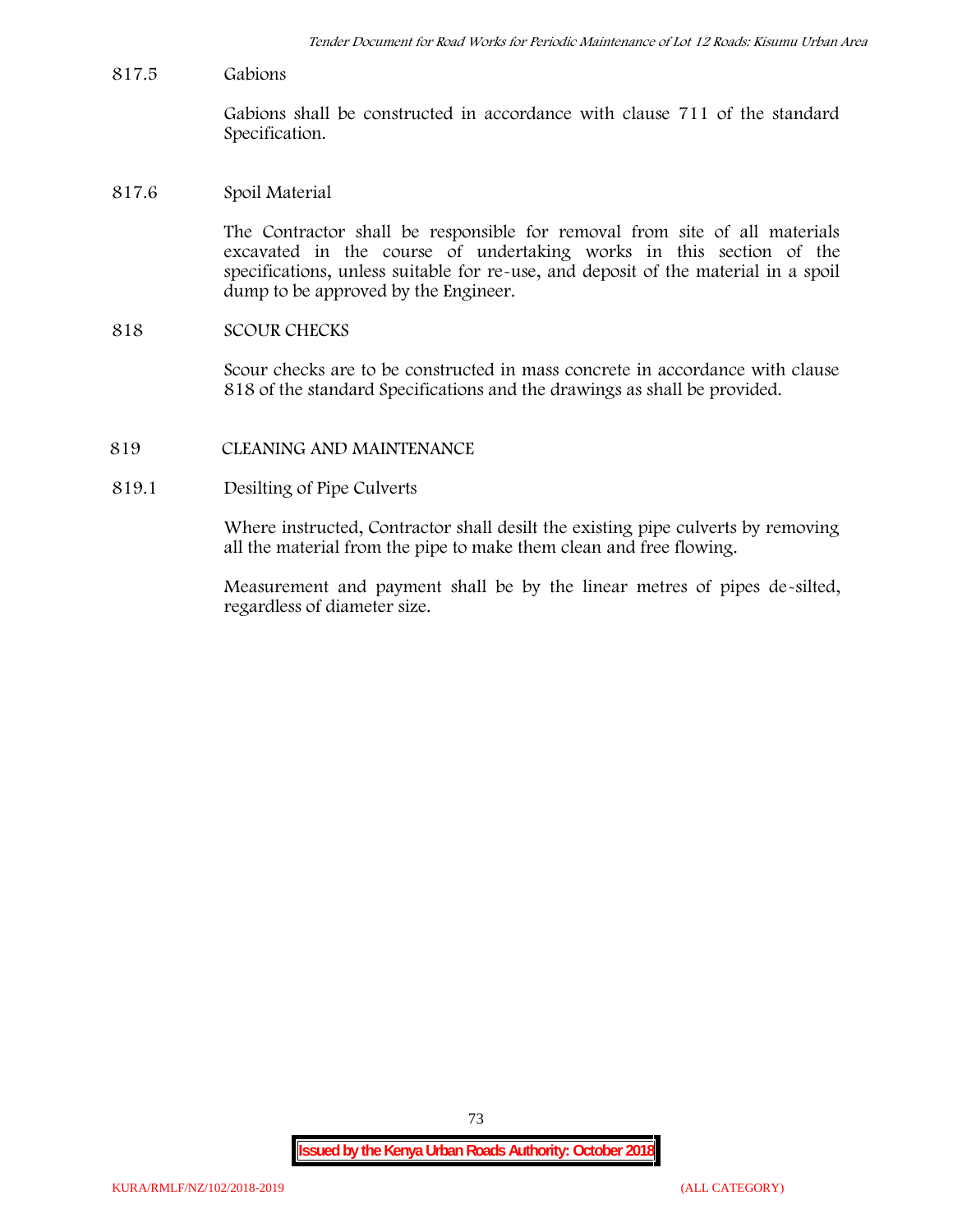817.5 Gabions

Gabions shall be constructed in accordance with clause 711 of the standard Specification.

817.6 Spoil Material

The Contractor shall be responsible for removal from site of all materials excavated in the course of undertaking works in this section of the specifications, unless suitable for re-use, and deposit of the material in a spoil dump to be approved by the Engineer.

## 818 SCOUR CHECKS

Scour checks are to be constructed in mass concrete in accordance with clause 818 of the standard Specifications and the drawings as shall be provided.

## 819 CLEANING AND MAINTENANCE

819.1 Desilting of Pipe Culverts

Where instructed, Contractor shall desilt the existing pipe culverts by removing all the material from the pipe to make them clean and free flowing.

Measurement and payment shall be by the linear metres of pipes de-silted, regardless of diameter size.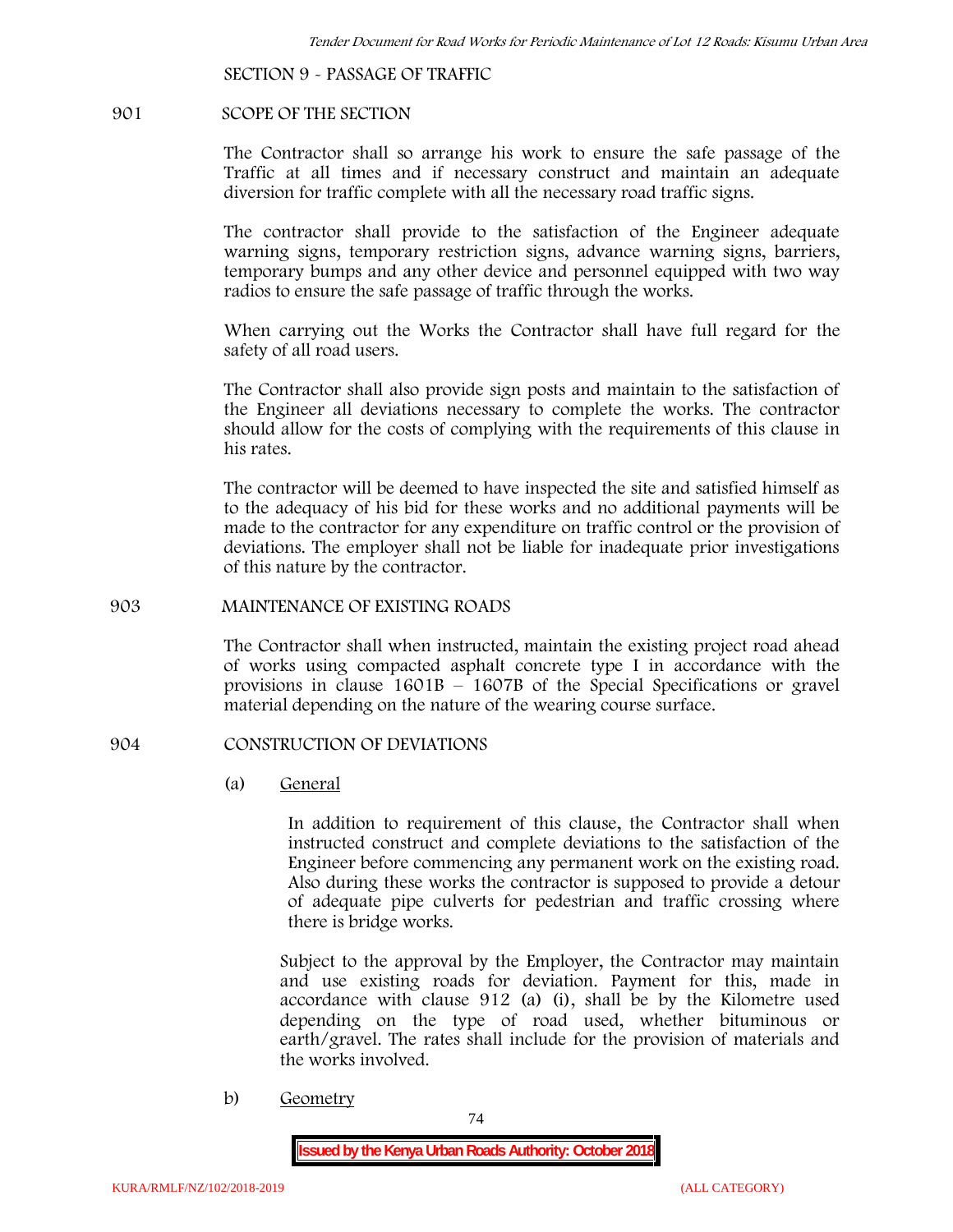SECTION 9 - PASSAGE OF TRAFFIC

## 901 SCOPE OF THE SECTION

The Contractor shall so arrange his work to ensure the safe passage of the Traffic at all times and if necessary construct and maintain an adequate diversion for traffic complete with all the necessary road traffic signs.

The contractor shall provide to the satisfaction of the Engineer adequate warning signs, temporary restriction signs, advance warning signs, barriers, temporary bumps and any other device and personnel equipped with two way radios to ensure the safe passage of traffic through the works.

When carrying out the Works the Contractor shall have full regard for the safety of all road users.

The Contractor shall also provide sign posts and maintain to the satisfaction of the Engineer all deviations necessary to complete the works. The contractor should allow for the costs of complying with the requirements of this clause in his rates.

The contractor will be deemed to have inspected the site and satisfied himself as to the adequacy of his bid for these works and no additional payments will be made to the contractor for any expenditure on traffic control or the provision of deviations. The employer shall not be liable for inadequate prior investigations of this nature by the contractor.

## 903 MAINTENANCE OF EXISTING ROADS

The Contractor shall when instructed, maintain the existing project road ahead of works using compacted asphalt concrete type I in accordance with the provisions in clause 1601B – 1607B of the Special Specifications or gravel material depending on the nature of the wearing course surface.

## 904 CONSTRUCTION OF DEVIATIONS

(a) General

In addition to requirement of this clause, the Contractor shall when instructed construct and complete deviations to the satisfaction of the Engineer before commencing any permanent work on the existing road. Also during these works the contractor is supposed to provide a detour of adequate pipe culverts for pedestrian and traffic crossing where there is bridge works.

Subject to the approval by the Employer, the Contractor may maintain and use existing roads for deviation. Payment for this, made in accordance with clause 912 (a) (i), shall be by the Kilometre used depending on the type of road used, whether bituminous or earth/gravel. The rates shall include for the provision of materials and the works involved.

b) Geometry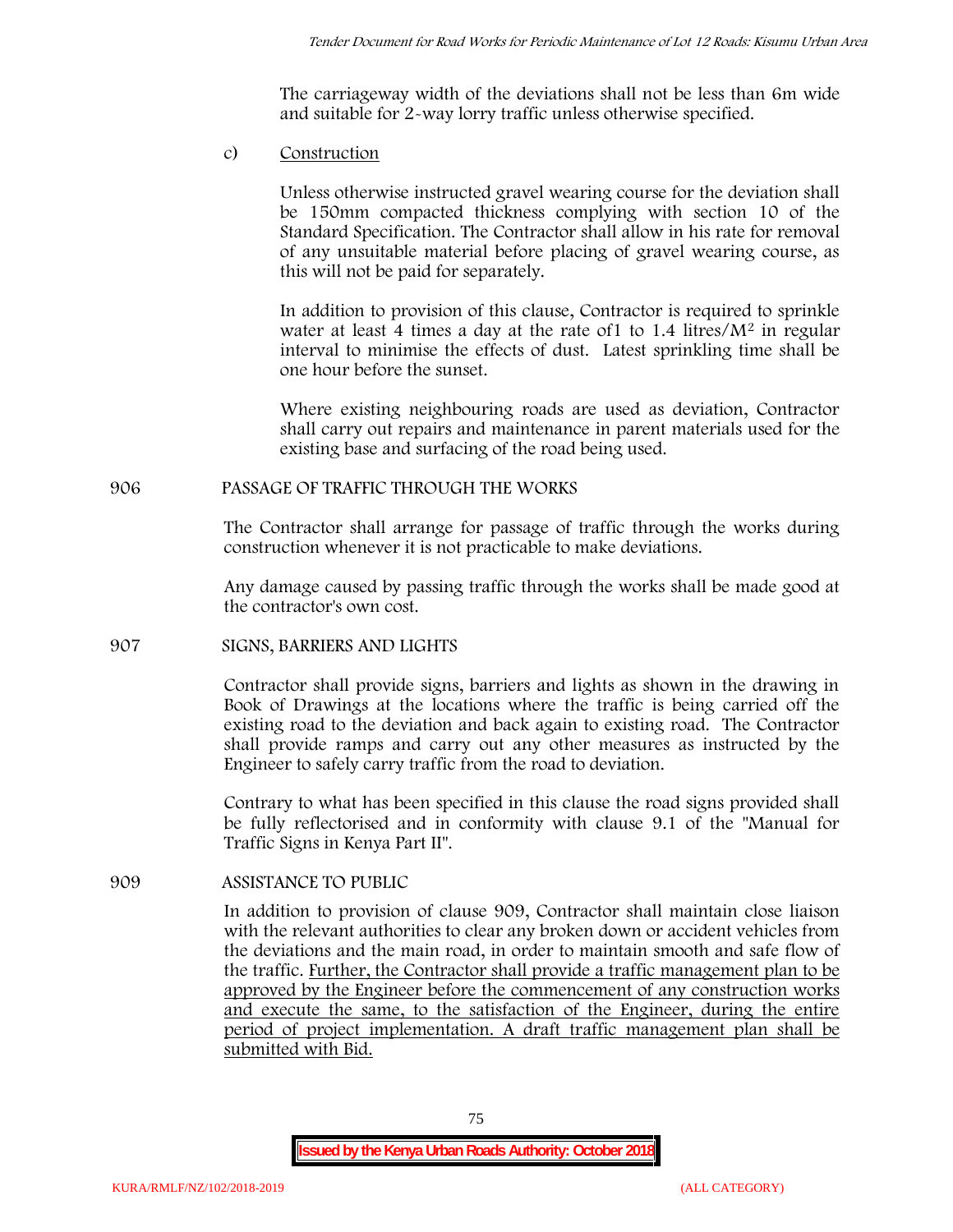The carriageway width of the deviations shall not be less than 6m wide and suitable for 2-way lorry traffic unless otherwise specified.

c) Construction

Unless otherwise instructed gravel wearing course for the deviation shall be 150mm compacted thickness complying with section 10 of the Standard Specification. The Contractor shall allow in his rate for removal of any unsuitable material before placing of gravel wearing course, as this will not be paid for separately.

In addition to provision of this clause, Contractor is required to sprinkle water at least 4 times a day at the rate of1 to 1.4 litres/$M^2$ in regular interval to minimise the effects of dust. Latest sprinkling time shall be one hour before the sunset.

Where existing neighbouring roads are used as deviation, Contractor shall carry out repairs and maintenance in parent materials used for the existing base and surfacing of the road being used.

## 906 PASSAGE OF TRAFFIC THROUGH THE WORKS

The Contractor shall arrange for passage of traffic through the works during construction whenever it is not practicable to make deviations.

Any damage caused by passing traffic through the works shall be made good at the contractor's own cost.

## 907 SIGNS, BARRIERS AND LIGHTS

Contractor shall provide signs, barriers and lights as shown in the drawing in Book of Drawings at the locations where the traffic is being carried off the existing road to the deviation and back again to existing road. The Contractor shall provide ramps and carry out any other measures as instructed by the Engineer to safely carry traffic from the road to deviation.

Contrary to what has been specified in this clause the road signs provided shall be fully reflectorised and in conformity with clause 9.1 of the "Manual for Traffic Signs in Kenya Part II".

## 909 ASSISTANCE TO PUBLIC

In addition to provision of clause 909, Contractor shall maintain close liaison with the relevant authorities to clear any broken down or accident vehicles from the deviations and the main road, in order to maintain smooth and safe flow of the traffic. Further, the Contractor shall provide a traffic management plan to be approved by the Engineer before the commencement of any construction works and execute the same, to the satisfaction of the Engineer, during the entire period of project implementation. A draft traffic management plan shall be submitted with Bid.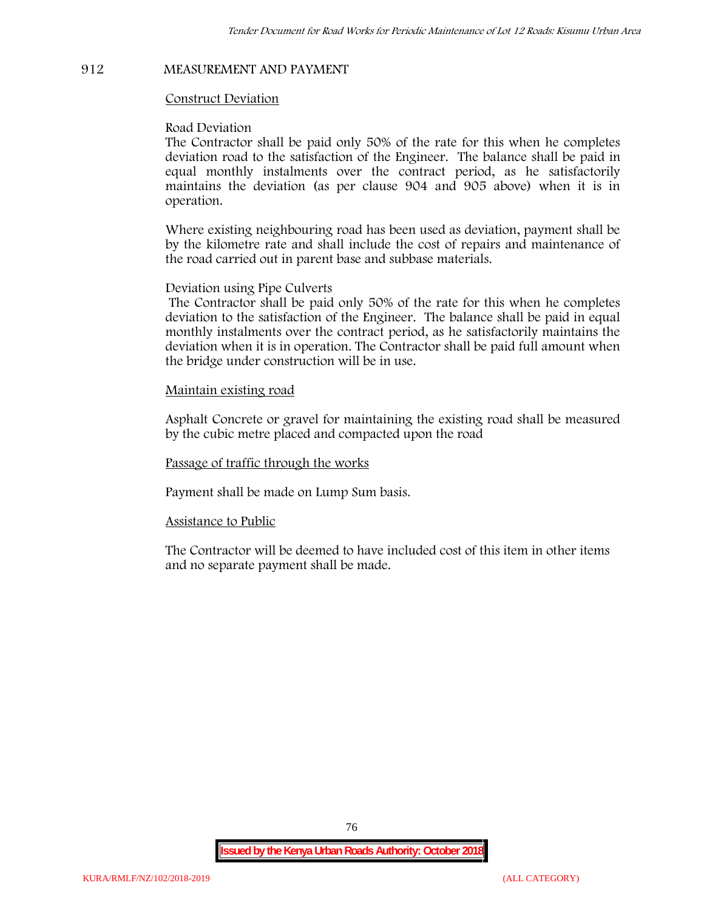## 912 MEASUREMENT AND PAYMENT

<u>Construct Deviation</u>

Road Deviation
The Contractor shall be paid only 50% of the rate for this when he completes deviation road to the satisfaction of the Engineer. The balance shall be paid in equal monthly instalments over the contract period, as he satisfactorily maintains the deviation (as per clause 904 and 905 above) when it is in operation.

Where existing neighbouring road has been used as deviation, payment shall be by the kilometre rate and shall include the cost of repairs and maintenance of the road carried out in parent base and subbase materials.

Deviation using Pipe Culverts
The Contractor shall be paid only 50% of the rate for this when he completes deviation to the satisfaction of the Engineer. The balance shall be paid in equal monthly instalments over the contract period, as he satisfactorily maintains the deviation when it is in operation. The Contractor shall be paid full amount when the bridge under construction will be in use.

<u>Maintain existing road</u>

Asphalt Concrete or gravel for maintaining the existing road shall be measured by the cubic metre placed and compacted upon the road

<u>Passage of traffic through the works</u>

Payment shall be made on Lump Sum basis.

<u>Assistance to Public</u>

The Contractor will be deemed to have included cost of this item in other items and no separate payment shall be made.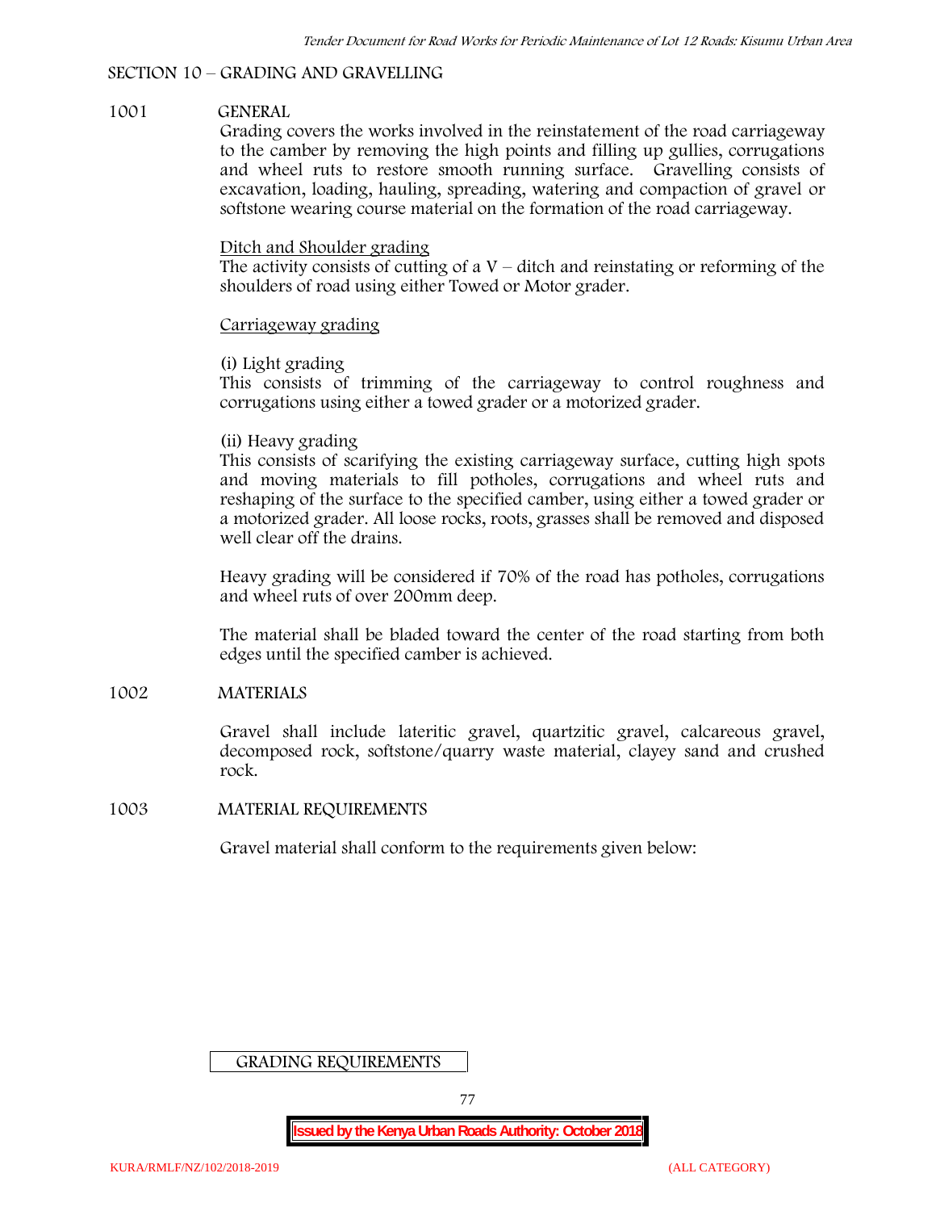## SECTION 10 – GRADING AND GRAVELLING

### 1001 GENERAL

Grading covers the works involved in the reinstatement of the road carriageway to the camber by removing the high points and filling up gullies, corrugations and wheel ruts to restore smooth running surface. Gravelling consists of excavation, loading, hauling, spreading, watering and compaction of gravel or softstone wearing course material on the formation of the road carriageway.

Ditch and Shoulder grading

The activity consists of cutting of a V – ditch and reinstating or reforming of the shoulders of road using either Towed or Motor grader.

Carriageway grading

(i) Light grading

This consists of trimming of the carriageway to control roughness and corrugations using either a towed grader or a motorized grader.

(ii) Heavy grading

This consists of scarifying the existing carriageway surface, cutting high spots and moving materials to fill potholes, corrugations and wheel ruts and reshaping of the surface to the specified camber, using either a towed grader or a motorized grader. All loose rocks, roots, grasses shall be removed and disposed well clear off the drains.

Heavy grading will be considered if 70% of the road has potholes, corrugations and wheel ruts of over 200mm deep.

The material shall be bladed toward the center of the road starting from both edges until the specified camber is achieved.

### 1002 MATERIALS

Gravel shall include lateritic gravel, quartzitic gravel, calcareous gravel, decomposed rock, softstone/quarry waste material, clayey sand and crushed rock.

### 1003 MATERIAL REQUIREMENTS

Gravel material shall conform to the requirements given below:

GRADING REQUIREMENTS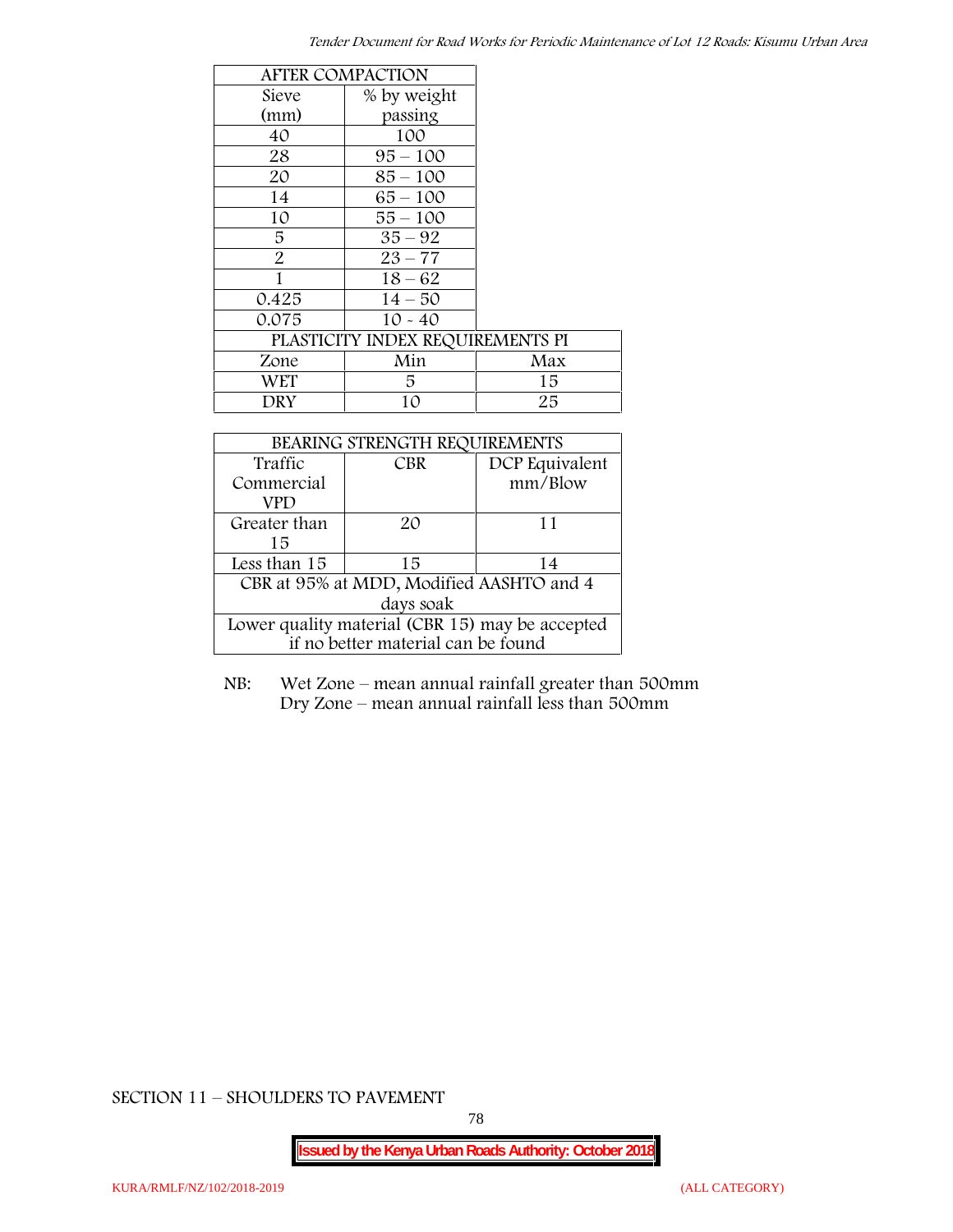| AFTER COMPACTION | | |
|---|---|---|
| Sieve (mm) | % by weight passing | |
| 40 | 100 | |
| 28 | 95 – 100 | |
| 20 | 85 – 100 | |
| 14 | 65 – 100 | |
| 10 | 55 – 100 | |
| 5 | 35 – 92 | |
| 2 | 23 – 77 | |
| 1 | 18 – 62 | |
| 0.425 | 14 – 50 | |
| 0.075 | 10 - 40 | |
| PLASTICITY INDEX REQUIREMENTS PI | | |
| Zone | Min | Max |
| WET | 5 | 15 |
| DRY | 10 | 25 |

| BEARING STRENGTH REQUIREMENTS | | |
|---|---|---|
| Traffic Commercial VPD | CBR | DCP Equivalent mm/Blow |
| Greater than 15 | 20 | 11 |
| Less than 15 | 15 | 14 |
| CBR at 95% at MDD, Modified AASHTO and 4 days soak | | |
| Lower quality material (CBR 15) may be accepted if no better material can be found | | |

NB: Wet Zone – mean annual rainfall greater than 500mm
Dry Zone – mean annual rainfall less than 500mm

SECTION 11 – SHOULDERS TO PAVEMENT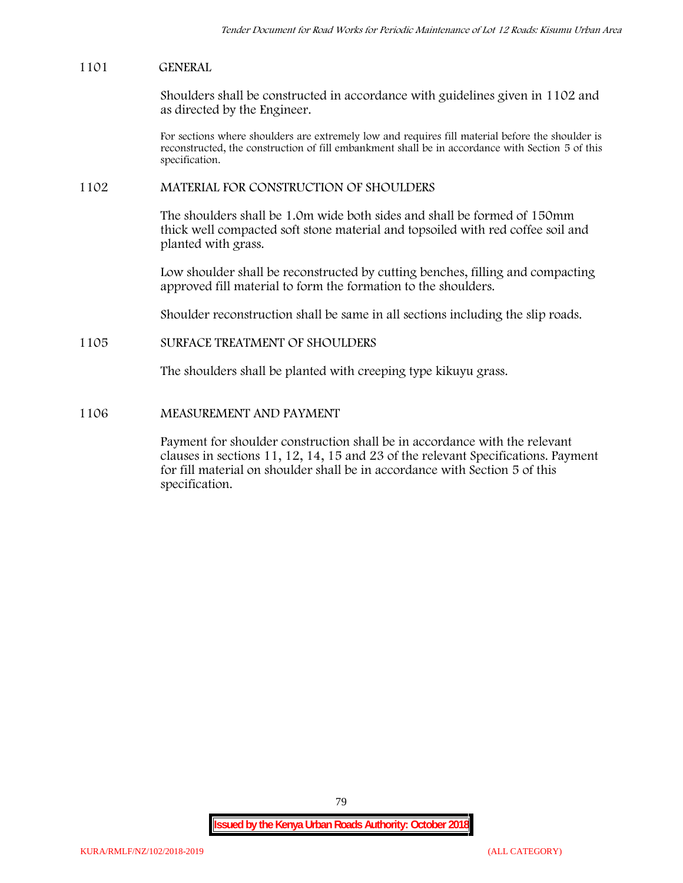## 1101 GENERAL

Shoulders shall be constructed in accordance with guidelines given in 1102 and as directed by the Engineer.

For sections where shoulders are extremely low and requires fill material before the shoulder is reconstructed, the construction of fill embankment shall be in accordance with Section 5 of this specification.

## 1102 MATERIAL FOR CONSTRUCTION OF SHOULDERS

The shoulders shall be 1.0m wide both sides and shall be formed of 150mm thick well compacted soft stone material and topsoiled with red coffee soil and planted with grass.

Low shoulder shall be reconstructed by cutting benches, filling and compacting approved fill material to form the formation to the shoulders.

Shoulder reconstruction shall be same in all sections including the slip roads.

## 1105 SURFACE TREATMENT OF SHOULDERS

The shoulders shall be planted with creeping type kikuyu grass.

## 1106 MEASUREMENT AND PAYMENT

Payment for shoulder construction shall be in accordance with the relevant clauses in sections 11, 12, 14, 15 and 23 of the relevant Specifications. Payment for fill material on shoulder shall be in accordance with Section 5 of this specification.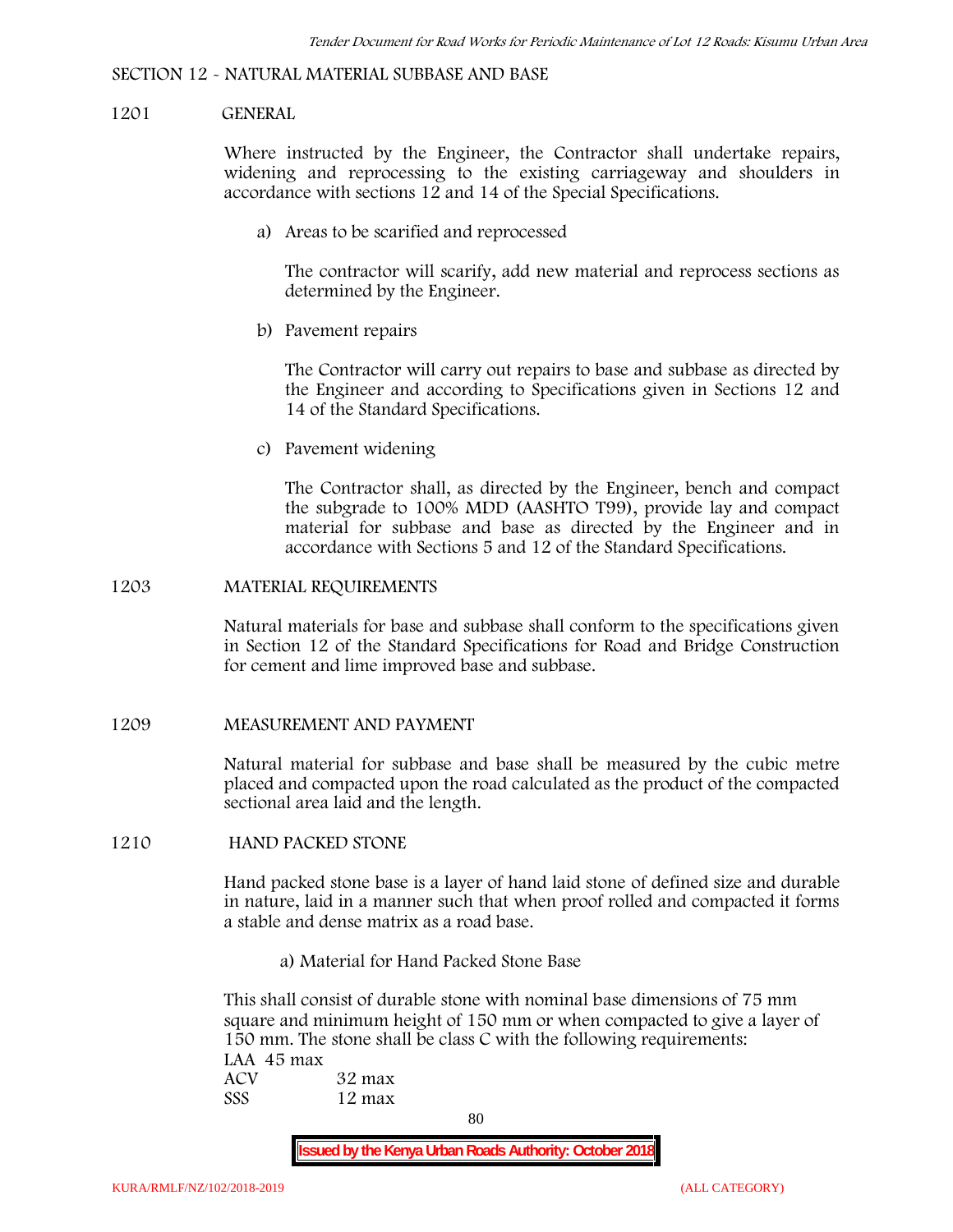SECTION 12 - NATURAL MATERIAL SUBBASE AND BASE

## 1201 GENERAL

Where instructed by the Engineer, the Contractor shall undertake repairs, widening and reprocessing to the existing carriageway and shoulders in accordance with sections 12 and 14 of the Special Specifications.

a) Areas to be scarified and reprocessed

The contractor will scarify, add new material and reprocess sections as determined by the Engineer.

b) Pavement repairs

The Contractor will carry out repairs to base and subbase as directed by the Engineer and according to Specifications given in Sections 12 and 14 of the Standard Specifications.

c) Pavement widening

The Contractor shall, as directed by the Engineer, bench and compact the subgrade to 100% MDD (AASHTO T99), provide lay and compact material for subbase and base as directed by the Engineer and in accordance with Sections 5 and 12 of the Standard Specifications.

## 1203 MATERIAL REQUIREMENTS

Natural materials for base and subbase shall conform to the specifications given in Section 12 of the Standard Specifications for Road and Bridge Construction for cement and lime improved base and subbase.

## 1209 MEASUREMENT AND PAYMENT

Natural material for subbase and base shall be measured by the cubic metre placed and compacted upon the road calculated as the product of the compacted sectional area laid and the length.

## 1210 HAND PACKED STONE

Hand packed stone base is a layer of hand laid stone of defined size and durable in nature, laid in a manner such that when proof rolled and compacted it forms a stable and dense matrix as a road base.

a) Material for Hand Packed Stone Base

This shall consist of durable stone with nominal base dimensions of 75 mm square and minimum height of 150 mm or when compacted to give a layer of 150 mm. The stone shall be class C with the following requirements:

LAA 45 max
ACV 32 max
SSS 12 max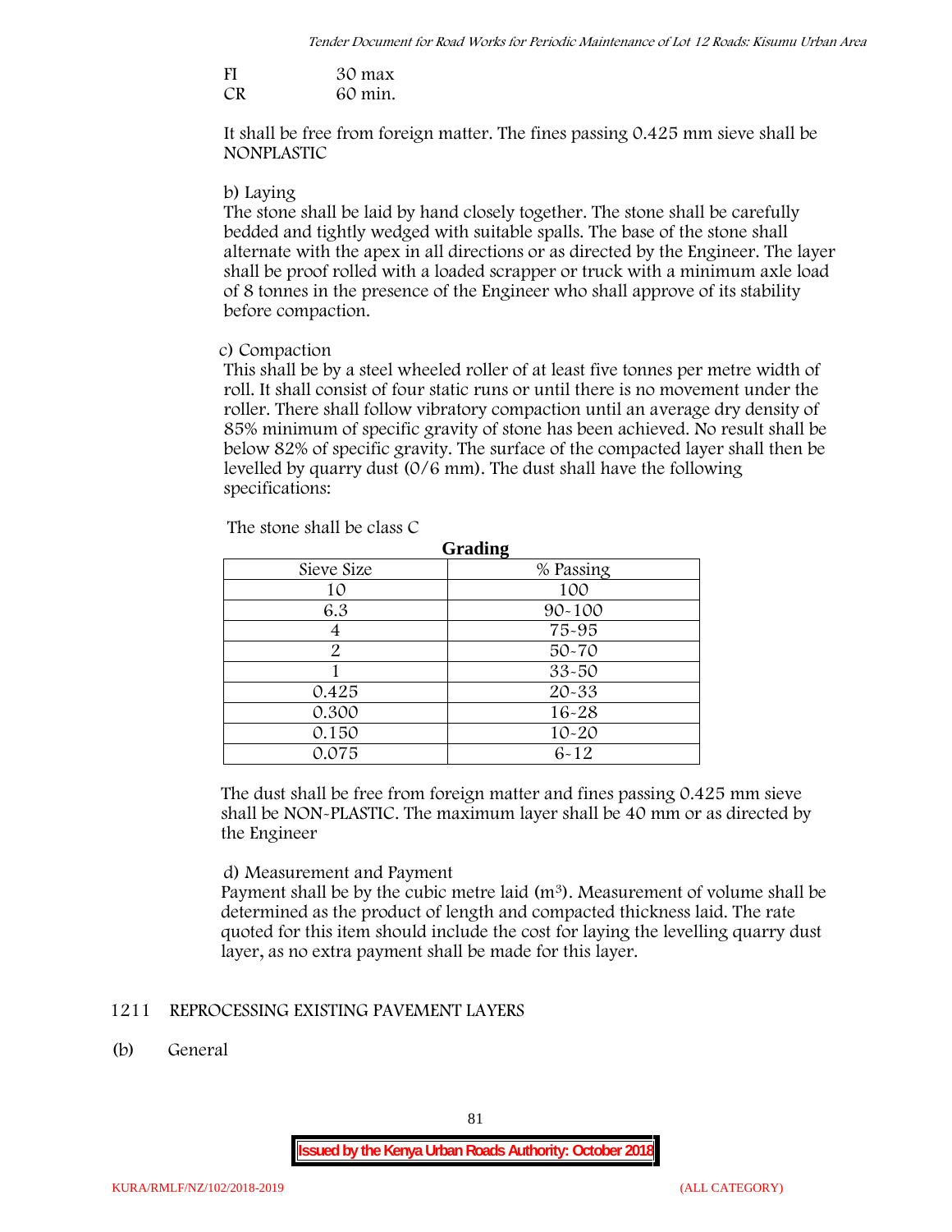FI 30 max
CR 60 min.

It shall be free from foreign matter. The fines passing 0.425 mm sieve shall be NONPLASTIC

b) Laying

The stone shall be laid by hand closely together. The stone shall be carefully bedded and tightly wedged with suitable spalls. The base of the stone shall alternate with the apex in all directions or as directed by the Engineer. The layer shall be proof rolled with a loaded scrapper or truck with a minimum axle load of 8 tonnes in the presence of the Engineer who shall approve of its stability before compaction.

c) Compaction

This shall be by a steel wheeled roller of at least five tonnes per metre width of roll. It shall consist of four static runs or until there is no movement under the roller. There shall follow vibratory compaction until an average dry density of 85% minimum of specific gravity of stone has been achieved. No result shall be below 82% of specific gravity. The surface of the compacted layer shall then be levelled by quarry dust (0/6 mm). The dust shall have the following specifications:

The stone shall be class C

**Grading**

| Sieve Size | % Passing |
|---|---|
| 10 | 100 |
| 6.3 | 90-100 |
| 4 | 75-95 |
| 2 | 50-70 |
| 1 | 33-50 |
| 0.425 | 20-33 |
| 0.300 | 16-28 |
| 0.150 | 10-20 |
| 0.075 | 6-12 |

The dust shall be free from foreign matter and fines passing 0.425 mm sieve shall be NON-PLASTIC. The maximum layer shall be 40 mm or as directed by the Engineer

d) Measurement and Payment

Payment shall be by the cubic metre laid ($m^3$). Measurement of volume shall be determined as the product of length and compacted thickness laid. The rate quoted for this item should include the cost for laying the levelling quarry dust layer, as no extra payment shall be made for this layer.

## 1211 REPROCESSING EXISTING PAVEMENT LAYERS

(b) General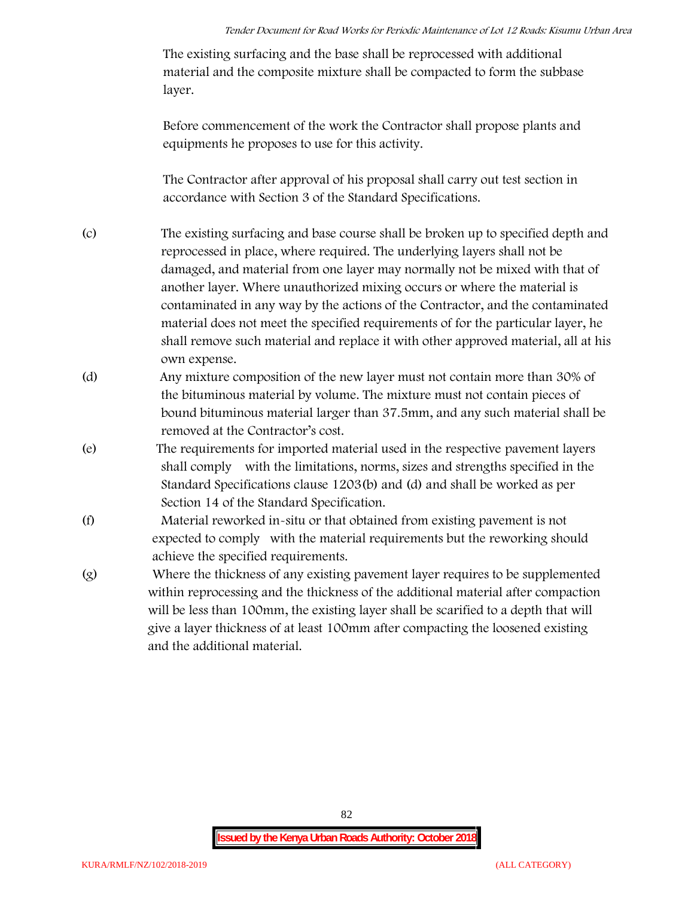The existing surfacing and the base shall be reprocessed with additional material and the composite mixture shall be compacted to form the subbase layer.

Before commencement of the work the Contractor shall propose plants and equipments he proposes to use for this activity.

The Contractor after approval of his proposal shall carry out test section in accordance with Section 3 of the Standard Specifications.

(c) The existing surfacing and base course shall be broken up to specified depth and reprocessed in place, where required. The underlying layers shall not be damaged, and material from one layer may normally not be mixed with that of another layer. Where unauthorized mixing occurs or where the material is contaminated in any way by the actions of the Contractor, and the contaminated material does not meet the specified requirements of for the particular layer, he shall remove such material and replace it with other approved material, all at his own expense.

(d) Any mixture composition of the new layer must not contain more than 30% of the bituminous material by volume. The mixture must not contain pieces of bound bituminous material larger than 37.5mm, and any such material shall be removed at the Contractor's cost.

(e) The requirements for imported material used in the respective pavement layers shall comply with the limitations, norms, sizes and strengths specified in the Standard Specifications clause 1203(b) and (d) and shall be worked as per Section 14 of the Standard Specification.

(f) Material reworked in-situ or that obtained from existing pavement is not expected to comply with the material requirements but the reworking should achieve the specified requirements.

(g) Where the thickness of any existing pavement layer requires to be supplemented within reprocessing and the thickness of the additional material after compaction will be less than 100mm, the existing layer shall be scarified to a depth that will give a layer thickness of at least 100mm after compacting the loosened existing and the additional material.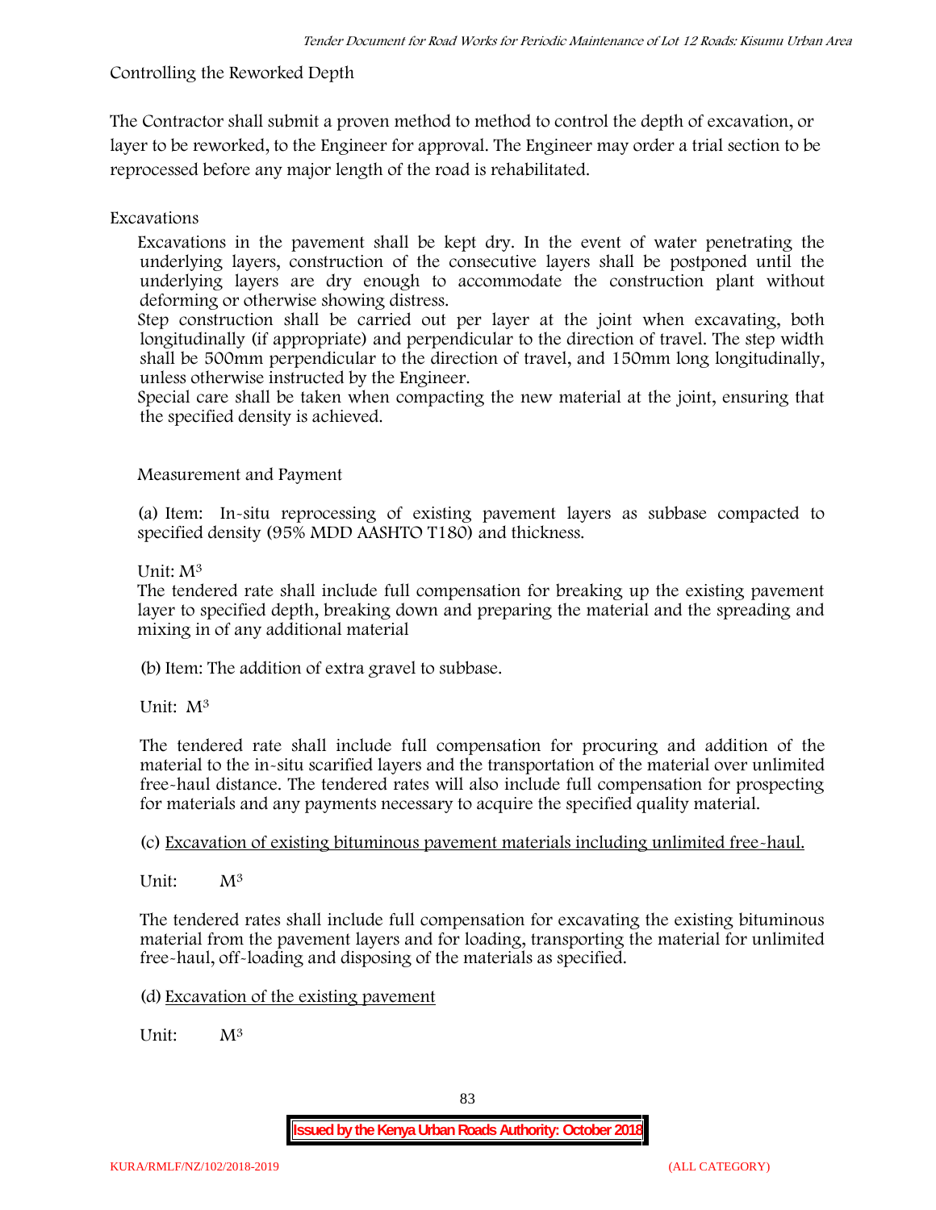Controlling the Reworked Depth

The Contractor shall submit a proven method to method to control the depth of excavation, or layer to be reworked, to the Engineer for approval. The Engineer may order a trial section to be reprocessed before any major length of the road is rehabilitated.

Excavations

Excavations in the pavement shall be kept dry. In the event of water penetrating the underlying layers, construction of the consecutive layers shall be postponed until the underlying layers are dry enough to accommodate the construction plant without deforming or otherwise showing distress.

Step construction shall be carried out per layer at the joint when excavating, both longitudinally (if appropriate) and perpendicular to the direction of travel. The step width shall be 500mm perpendicular to the direction of travel, and 150mm long longitudinally, unless otherwise instructed by the Engineer.

Special care shall be taken when compacting the new material at the joint, ensuring that the specified density is achieved.

Measurement and Payment

(a) Item: In-situ reprocessing of existing pavement layers as subbase compacted to specified density (95% MDD AASHTO T180) and thickness.

Unit: $M^3$

The tendered rate shall include full compensation for breaking up the existing pavement layer to specified depth, breaking down and preparing the material and the spreading and mixing in of any additional material

(b) Item: The addition of extra gravel to subbase.

Unit: $M^3$

The tendered rate shall include full compensation for procuring and addition of the material to the in-situ scarified layers and the transportation of the material over unlimited free-haul distance. The tendered rates will also include full compensation for prospecting for materials and any payments necessary to acquire the specified quality material.

(c) Excavation of existing bituminous pavement materials including unlimited free-haul.

Unit: $M^3$

The tendered rates shall include full compensation for excavating the existing bituminous material from the pavement layers and for loading, transporting the material for unlimited free-haul, off-loading and disposing of the materials as specified.

(d) Excavation of the existing pavement

Unit: $M^3$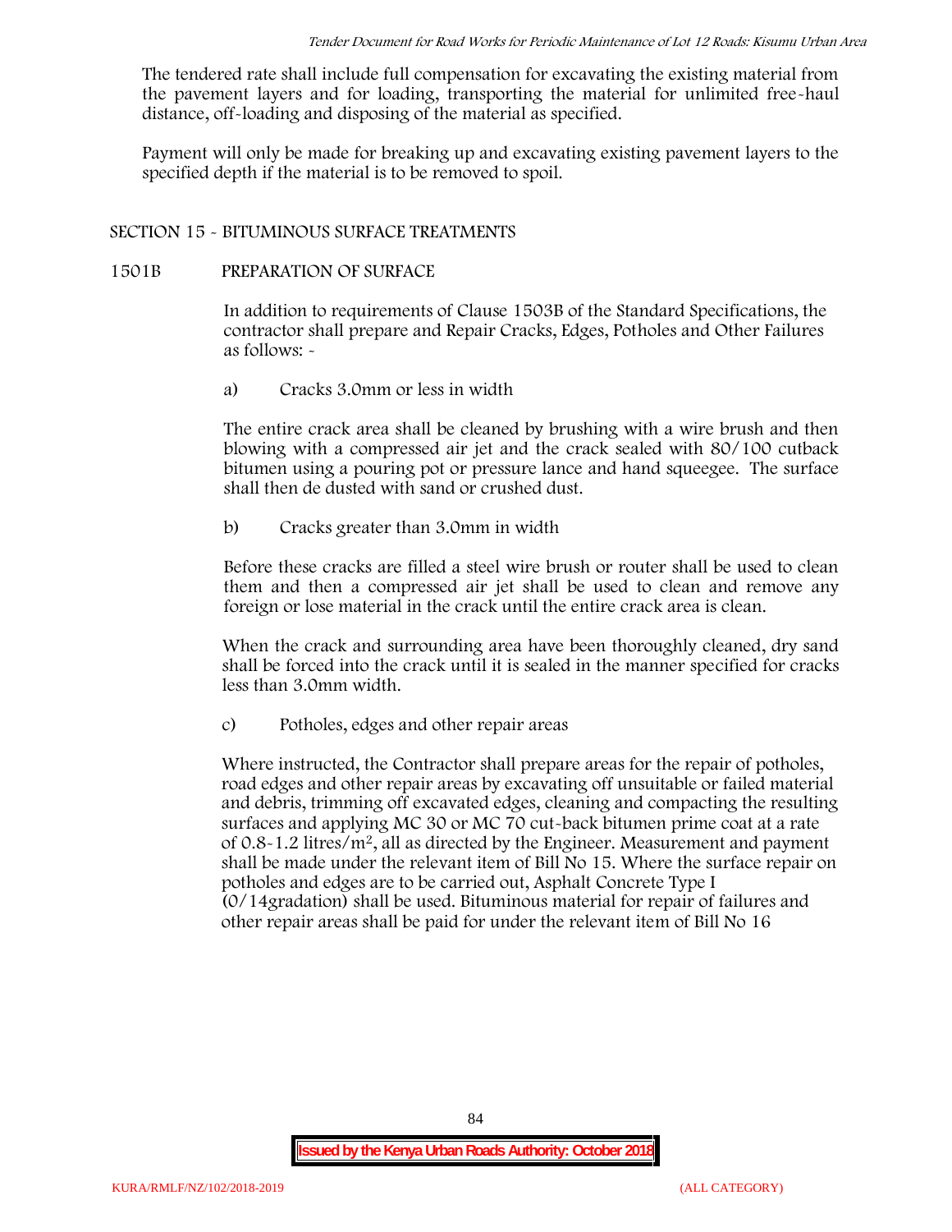The tendered rate shall include full compensation for excavating the existing material from the pavement layers and for loading, transporting the material for unlimited free-haul distance, off-loading and disposing of the material as specified.

Payment will only be made for breaking up and excavating existing pavement layers to the specified depth if the material is to be removed to spoil.

## SECTION 15 - BITUMINOUS SURFACE TREATMENTS

### 1501B PREPARATION OF SURFACE

In addition to requirements of Clause 1503B of the Standard Specifications, the contractor shall prepare and Repair Cracks, Edges, Potholes and Other Failures as follows: -

a) Cracks 3.0mm or less in width

The entire crack area shall be cleaned by brushing with a wire brush and then blowing with a compressed air jet and the crack sealed with 80/100 cutback bitumen using a pouring pot or pressure lance and hand squeegee. The surface shall then de dusted with sand or crushed dust.

b) Cracks greater than 3.0mm in width

Before these cracks are filled a steel wire brush or router shall be used to clean them and then a compressed air jet shall be used to clean and remove any foreign or lose material in the crack until the entire crack area is clean.

When the crack and surrounding area have been thoroughly cleaned, dry sand shall be forced into the crack until it is sealed in the manner specified for cracks less than 3.0mm width.

c) Potholes, edges and other repair areas

Where instructed, the Contractor shall prepare areas for the repair of potholes, road edges and other repair areas by excavating off unsuitable or failed material and debris, trimming off excavated edges, cleaning and compacting the resulting surfaces and applying MC 30 or MC 70 cut-back bitumen prime coat at a rate of 0.8-1.2 litres/$m^2$, all as directed by the Engineer. Measurement and payment shall be made under the relevant item of Bill No 15. Where the surface repair on potholes and edges are to be carried out, Asphalt Concrete Type I (0/14gradation) shall be used. Bituminous material for repair of failures and other repair areas shall be paid for under the relevant item of Bill No 16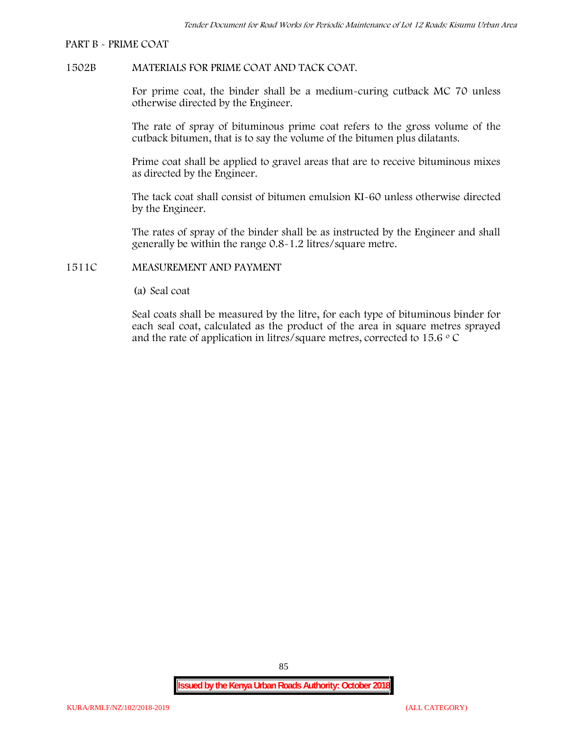PART B - PRIME COAT

1502B MATERIALS FOR PRIME COAT AND TACK COAT.

For prime coat, the binder shall be a medium-curing cutback MC 70 unless otherwise directed by the Engineer.

The rate of spray of bituminous prime coat refers to the gross volume of the cutback bitumen, that is to say the volume of the bitumen plus dilatants.

Prime coat shall be applied to gravel areas that are to receive bituminous mixes as directed by the Engineer.

The tack coat shall consist of bitumen emulsion KI-60 unless otherwise directed by the Engineer.

The rates of spray of the binder shall be as instructed by the Engineer and shall generally be within the range 0.8-1.2 litres/square metre.

1511C MEASUREMENT AND PAYMENT

(a) Seal coat

Seal coats shall be measured by the litre, for each type of bituminous binder for each seal coat, calculated as the product of the area in square metres sprayed and the rate of application in litres/square metres, corrected to 15.6 $^{o}$ C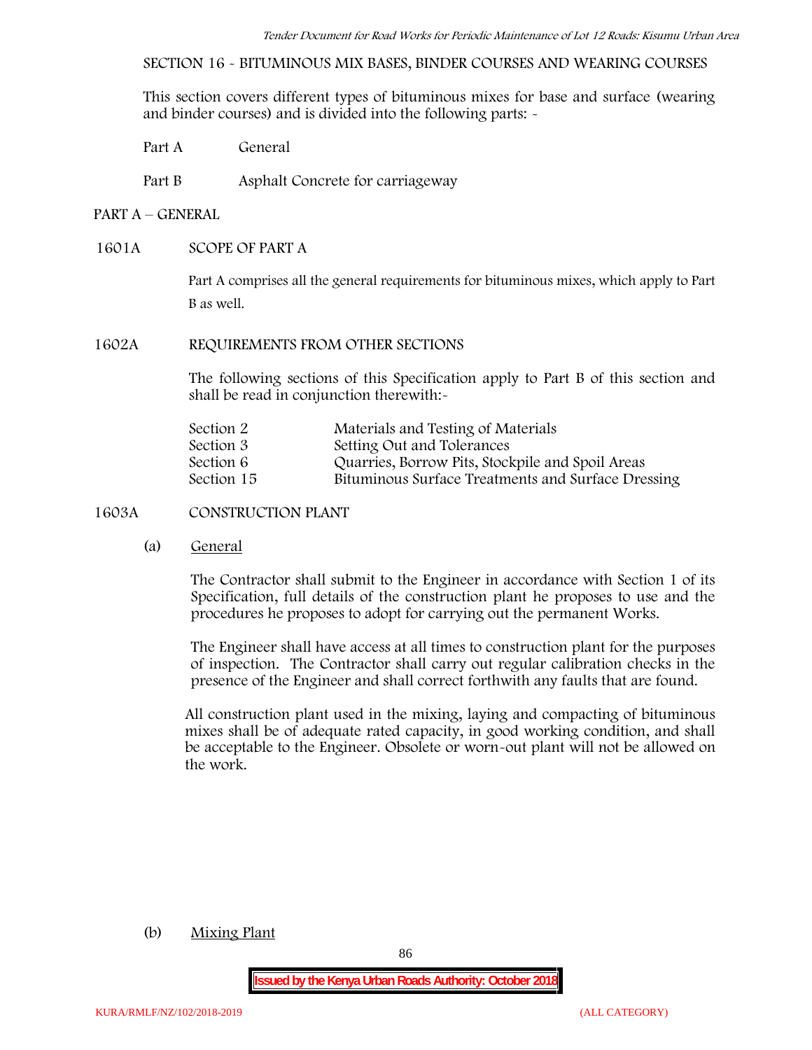SECTION 16 - BITUMINOUS MIX BASES, BINDER COURSES AND WEARING COURSES

This section covers different types of bituminous mixes for base and surface (wearing and binder courses) and is divided into the following parts: -

Part A General

Part B Asphalt Concrete for carriageway

## PART A – GENERAL

### 1601A SCOPE OF PART A

Part A comprises all the general requirements for bituminous mixes, which apply to Part B as well.

### 1602A REQUIREMENTS FROM OTHER SECTIONS

The following sections of this Specification apply to Part B of this section and shall be read in conjunction therewith:-

| | |
|---|---|
| Section 2 | Materials and Testing of Materials |
| Section 3 | Setting Out and Tolerances |
| Section 6 | Quarries, Borrow Pits, Stockpile and Spoil Areas |
| Section 15 | Bituminous Surface Treatments and Surface Dressing |

### 1603A CONSTRUCTION PLANT

(a) General

The Contractor shall submit to the Engineer in accordance with Section 1 of its Specification, full details of the construction plant he proposes to use and the procedures he proposes to adopt for carrying out the permanent Works.

The Engineer shall have access at all times to construction plant for the purposes of inspection. The Contractor shall carry out regular calibration checks in the presence of the Engineer and shall correct forthwith any faults that are found.

All construction plant used in the mixing, laying and compacting of bituminous mixes shall be of adequate rated capacity, in good working condition, and shall be acceptable to the Engineer. Obsolete or worn-out plant will not be allowed on the work.

(b) Mixing Plant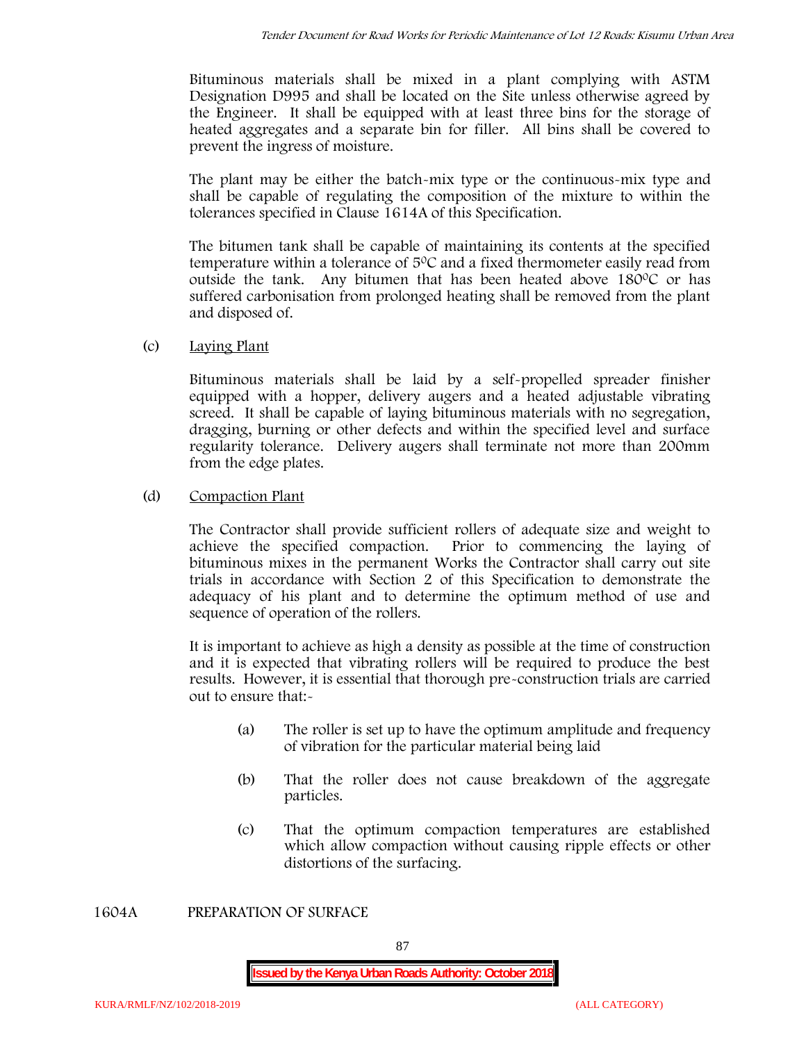Bituminous materials shall be mixed in a plant complying with ASTM Designation D995 and shall be located on the Site unless otherwise agreed by the Engineer. It shall be equipped with at least three bins for the storage of heated aggregates and a separate bin for filler. All bins shall be covered to prevent the ingress of moisture.

The plant may be either the batch-mix type or the continuous-mix type and shall be capable of regulating the composition of the mixture to within the tolerances specified in Clause 1614A of this Specification.

The bitumen tank shall be capable of maintaining its contents at the specified temperature within a tolerance of 5$^0$C and a fixed thermometer easily read from outside the tank. Any bitumen that has been heated above 180$^0$C or has suffered carbonisation from prolonged heating shall be removed from the plant and disposed of.

(c) Laying Plant

Bituminous materials shall be laid by a self-propelled spreader finisher equipped with a hopper, delivery augers and a heated adjustable vibrating screed. It shall be capable of laying bituminous materials with no segregation, dragging, burning or other defects and within the specified level and surface regularity tolerance. Delivery augers shall terminate not more than 200mm from the edge plates.

(d) Compaction Plant

The Contractor shall provide sufficient rollers of adequate size and weight to achieve the specified compaction. Prior to commencing the laying of bituminous mixes in the permanent Works the Contractor shall carry out site trials in accordance with Section 2 of this Specification to demonstrate the adequacy of his plant and to determine the optimum method of use and sequence of operation of the rollers.

It is important to achieve as high a density as possible at the time of construction and it is expected that vibrating rollers will be required to produce the best results. However, it is essential that thorough pre-construction trials are carried out to ensure that:-

(a) The roller is set up to have the optimum amplitude and frequency of vibration for the particular material being laid

(b) That the roller does not cause breakdown of the aggregate particles.

(c) That the optimum compaction temperatures are established which allow compaction without causing ripple effects or other distortions of the surfacing.

1604A PREPARATION OF SURFACE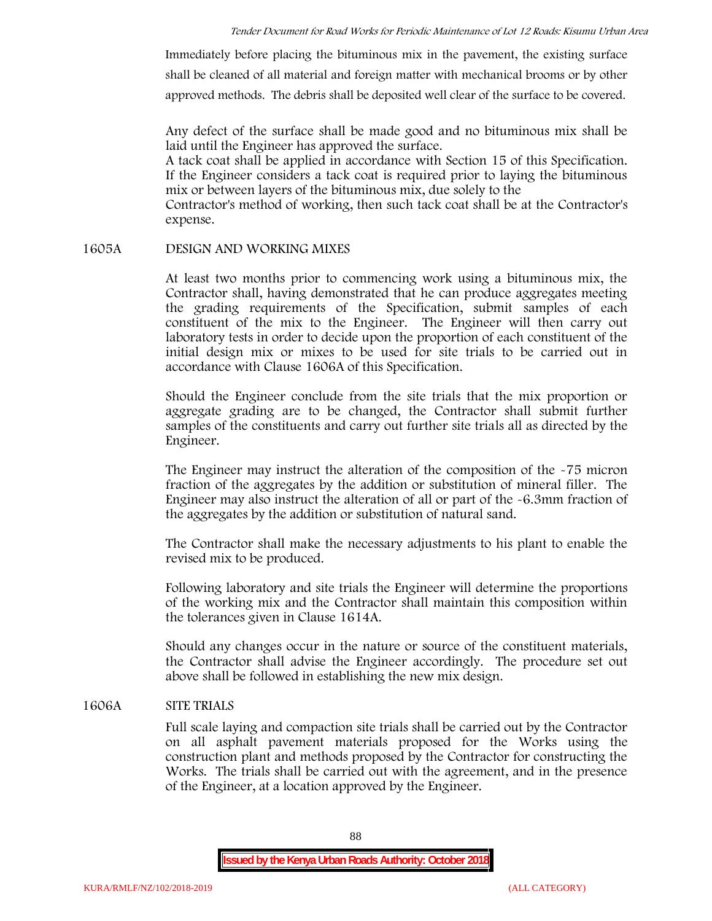Immediately before placing the bituminous mix in the pavement, the existing surface shall be cleaned of all material and foreign matter with mechanical brooms or by other approved methods. The debris shall be deposited well clear of the surface to be covered.

Any defect of the surface shall be made good and no bituminous mix shall be laid until the Engineer has approved the surface.
A tack coat shall be applied in accordance with Section 15 of this Specification. If the Engineer considers a tack coat is required prior to laying the bituminous mix or between layers of the bituminous mix, due solely to the
Contractor's method of working, then such tack coat shall be at the Contractor's expense.

## 1605A DESIGN AND WORKING MIXES

At least two months prior to commencing work using a bituminous mix, the Contractor shall, having demonstrated that he can produce aggregates meeting the grading requirements of the Specification, submit samples of each constituent of the mix to the Engineer. The Engineer will then carry out laboratory tests in order to decide upon the proportion of each constituent of the initial design mix or mixes to be used for site trials to be carried out in accordance with Clause 1606A of this Specification.

Should the Engineer conclude from the site trials that the mix proportion or aggregate grading are to be changed, the Contractor shall submit further samples of the constituents and carry out further site trials all as directed by the Engineer.

The Engineer may instruct the alteration of the composition of the -75 micron fraction of the aggregates by the addition or substitution of mineral filler. The Engineer may also instruct the alteration of all or part of the -6.3mm fraction of the aggregates by the addition or substitution of natural sand.

The Contractor shall make the necessary adjustments to his plant to enable the revised mix to be produced.

Following laboratory and site trials the Engineer will determine the proportions of the working mix and the Contractor shall maintain this composition within the tolerances given in Clause 1614A.

Should any changes occur in the nature or source of the constituent materials, the Contractor shall advise the Engineer accordingly. The procedure set out above shall be followed in establishing the new mix design.

## 1606A SITE TRIALS

Full scale laying and compaction site trials shall be carried out by the Contractor on all asphalt pavement materials proposed for the Works using the construction plant and methods proposed by the Contractor for constructing the Works. The trials shall be carried out with the agreement, and in the presence of the Engineer, at a location approved by the Engineer.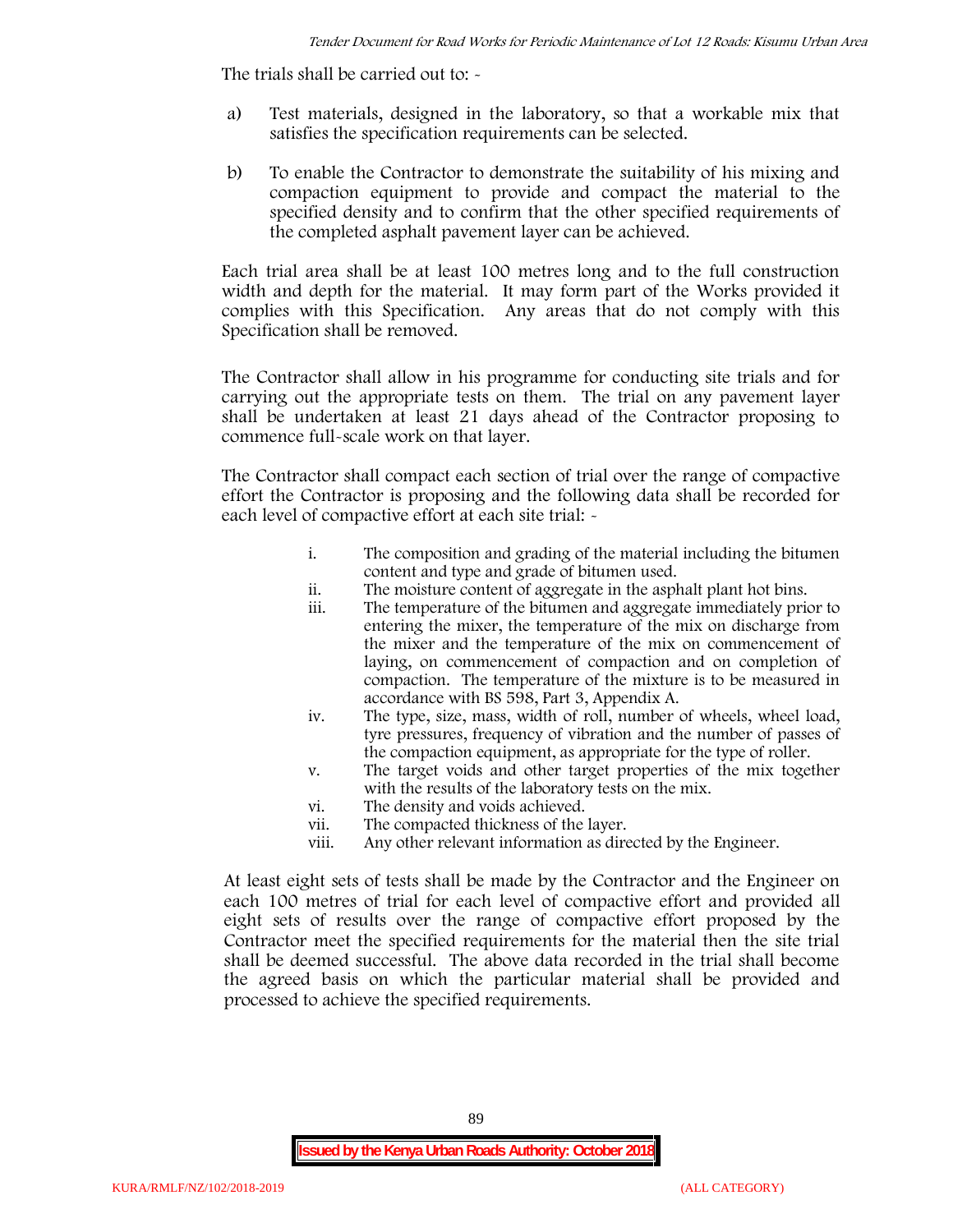The trials shall be carried out to: -

a) Test materials, designed in the laboratory, so that a workable mix that satisfies the specification requirements can be selected.

b) To enable the Contractor to demonstrate the suitability of his mixing and compaction equipment to provide and compact the material to the specified density and to confirm that the other specified requirements of the completed asphalt pavement layer can be achieved.

Each trial area shall be at least 100 metres long and to the full construction width and depth for the material. It may form part of the Works provided it complies with this Specification. Any areas that do not comply with this Specification shall be removed.

The Contractor shall allow in his programme for conducting site trials and for carrying out the appropriate tests on them. The trial on any pavement layer shall be undertaken at least 21 days ahead of the Contractor proposing to commence full-scale work on that layer.

The Contractor shall compact each section of trial over the range of compactive effort the Contractor is proposing and the following data shall be recorded for each level of compactive effort at each site trial: -

i. The composition and grading of the material including the bitumen content and type and grade of bitumen used.
ii. The moisture content of aggregate in the asphalt plant hot bins.
iii. The temperature of the bitumen and aggregate immediately prior to entering the mixer, the temperature of the mix on discharge from the mixer and the temperature of the mix on commencement of laying, on commencement of compaction and on completion of compaction. The temperature of the mixture is to be measured in accordance with BS 598, Part 3, Appendix A.
iv. The type, size, mass, width of roll, number of wheels, wheel load, tyre pressures, frequency of vibration and the number of passes of the compaction equipment, as appropriate for the type of roller.
v. The target voids and other target properties of the mix together with the results of the laboratory tests on the mix.
vi. The density and voids achieved.
vii. The compacted thickness of the layer.
viii. Any other relevant information as directed by the Engineer.

At least eight sets of tests shall be made by the Contractor and the Engineer on each 100 metres of trial for each level of compactive effort and provided all eight sets of results over the range of compactive effort proposed by the Contractor meet the specified requirements for the material then the site trial shall be deemed successful. The above data recorded in the trial shall become the agreed basis on which the particular material shall be provided and processed to achieve the specified requirements.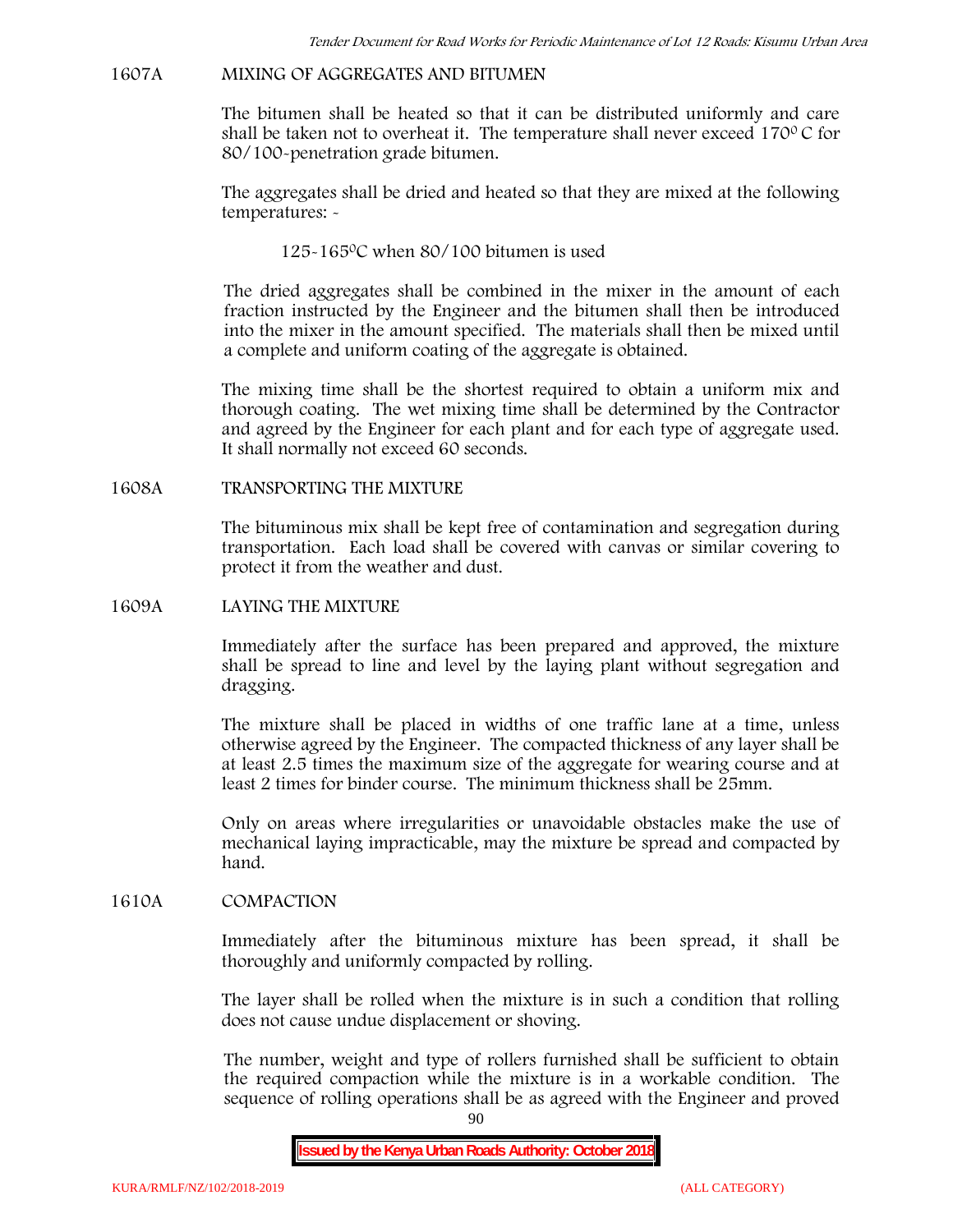## 1607A MIXING OF AGGREGATES AND BITUMEN

The bitumen shall be heated so that it can be distributed uniformly and care shall be taken not to overheat it. The temperature shall never exceed 170$^{0}$ C for 80/100-penetration grade bitumen.

The aggregates shall be dried and heated so that they are mixed at the following temperatures: -

125-165$^{0}$C when 80/100 bitumen is used

The dried aggregates shall be combined in the mixer in the amount of each fraction instructed by the Engineer and the bitumen shall then be introduced into the mixer in the amount specified. The materials shall then be mixed until a complete and uniform coating of the aggregate is obtained.

The mixing time shall be the shortest required to obtain a uniform mix and thorough coating. The wet mixing time shall be determined by the Contractor and agreed by the Engineer for each plant and for each type of aggregate used. It shall normally not exceed 60 seconds.

## 1608A TRANSPORTING THE MIXTURE

The bituminous mix shall be kept free of contamination and segregation during transportation. Each load shall be covered with canvas or similar covering to protect it from the weather and dust.

## 1609A LAYING THE MIXTURE

Immediately after the surface has been prepared and approved, the mixture shall be spread to line and level by the laying plant without segregation and dragging.

The mixture shall be placed in widths of one traffic lane at a time, unless otherwise agreed by the Engineer. The compacted thickness of any layer shall be at least 2.5 times the maximum size of the aggregate for wearing course and at least 2 times for binder course. The minimum thickness shall be 25mm.

Only on areas where irregularities or unavoidable obstacles make the use of mechanical laying impracticable, may the mixture be spread and compacted by hand.

## 1610A COMPACTION

Immediately after the bituminous mixture has been spread, it shall be thoroughly and uniformly compacted by rolling.

The layer shall be rolled when the mixture is in such a condition that rolling does not cause undue displacement or shoving.

The number, weight and type of rollers furnished shall be sufficient to obtain the required compaction while the mixture is in a workable condition. The sequence of rolling operations shall be as agreed with the Engineer and proved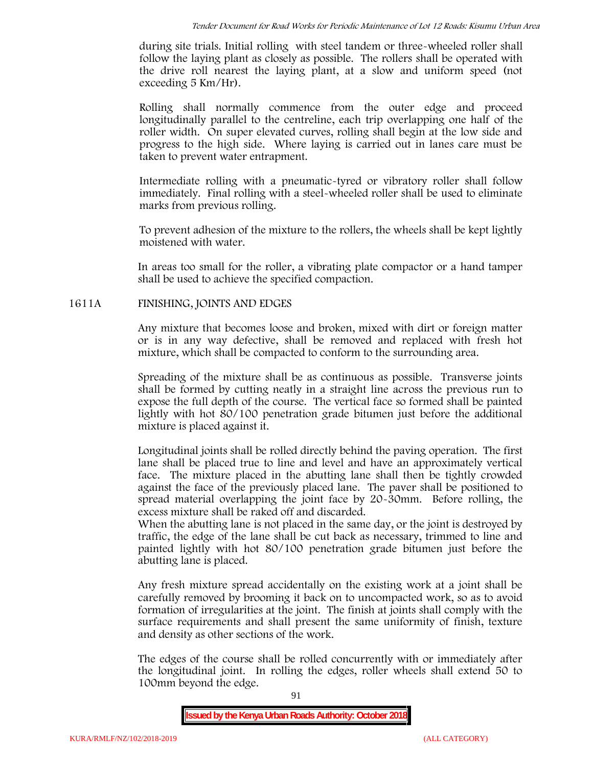during site trials. Initial rolling with steel tandem or three-wheeled roller shall follow the laying plant as closely as possible. The rollers shall be operated with the drive roll nearest the laying plant, at a slow and uniform speed (not exceeding 5 Km/Hr).

Rolling shall normally commence from the outer edge and proceed longitudinally parallel to the centreline, each trip overlapping one half of the roller width. On super elevated curves, rolling shall begin at the low side and progress to the high side. Where laying is carried out in lanes care must be taken to prevent water entrapment.

Intermediate rolling with a pneumatic-tyred or vibratory roller shall follow immediately. Final rolling with a steel-wheeled roller shall be used to eliminate marks from previous rolling.

To prevent adhesion of the mixture to the rollers, the wheels shall be kept lightly moistened with water.

In areas too small for the roller, a vibrating plate compactor or a hand tamper shall be used to achieve the specified compaction.

## 1611A FINISHING, JOINTS AND EDGES

Any mixture that becomes loose and broken, mixed with dirt or foreign matter or is in any way defective, shall be removed and replaced with fresh hot mixture, which shall be compacted to conform to the surrounding area.

Spreading of the mixture shall be as continuous as possible. Transverse joints shall be formed by cutting neatly in a straight line across the previous run to expose the full depth of the course. The vertical face so formed shall be painted lightly with hot 80/100 penetration grade bitumen just before the additional mixture is placed against it.

Longitudinal joints shall be rolled directly behind the paving operation. The first lane shall be placed true to line and level and have an approximately vertical face. The mixture placed in the abutting lane shall then be tightly crowded against the face of the previously placed lane. The paver shall be positioned to spread material overlapping the joint face by 20-30mm. Before rolling, the excess mixture shall be raked off and discarded.
When the abutting lane is not placed in the same day, or the joint is destroyed by traffic, the edge of the lane shall be cut back as necessary, trimmed to line and painted lightly with hot 80/100 penetration grade bitumen just before the abutting lane is placed.

Any fresh mixture spread accidentally on the existing work at a joint shall be carefully removed by brooming it back on to uncompacted work, so as to avoid formation of irregularities at the joint. The finish at joints shall comply with the surface requirements and shall present the same uniformity of finish, texture and density as other sections of the work.

The edges of the course shall be rolled concurrently with or immediately after the longitudinal joint. In rolling the edges, roller wheels shall extend 50 to 100mm beyond the edge.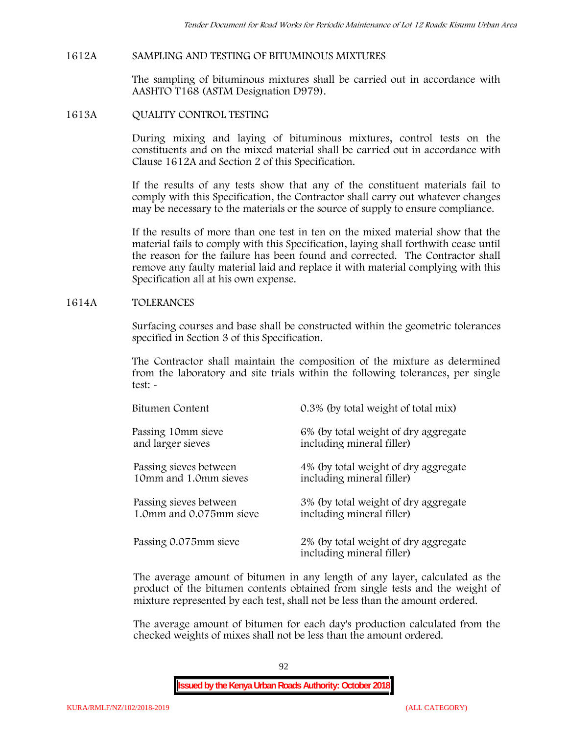## 1612A SAMPLING AND TESTING OF BITUMINOUS MIXTURES

The sampling of bituminous mixtures shall be carried out in accordance with AASHTO T168 (ASTM Designation D979).

## 1613A QUALITY CONTROL TESTING

During mixing and laying of bituminous mixtures, control tests on the constituents and on the mixed material shall be carried out in accordance with Clause 1612A and Section 2 of this Specification.

If the results of any tests show that any of the constituent materials fail to comply with this Specification, the Contractor shall carry out whatever changes may be necessary to the materials or the source of supply to ensure compliance.

If the results of more than one test in ten on the mixed material show that the material fails to comply with this Specification, laying shall forthwith cease until the reason for the failure has been found and corrected. The Contractor shall remove any faulty material laid and replace it with material complying with this Specification all at his own expense.

## 1614A TOLERANCES

Surfacing courses and base shall be constructed within the geometric tolerances specified in Section 3 of this Specification.

The Contractor shall maintain the composition of the mixture as determined from the laboratory and site trials within the following tolerances, per single test: -

| | |
|---|---|
| Bitumen Content | 0.3% (by total weight of total mix) |
| Passing 10mm sieve and larger sieves | 6% (by total weight of dry aggregate including mineral filler) |
| Passing sieves between 10mm and 1.0mm sieves | 4% (by total weight of dry aggregate including mineral filler) |
| Passing sieves between 1.0mm and 0.075mm sieve | 3% (by total weight of dry aggregate including mineral filler) |
| Passing 0.075mm sieve | 2% (by total weight of dry aggregate including mineral filler) |

The average amount of bitumen in any length of any layer, calculated as the product of the bitumen contents obtained from single tests and the weight of mixture represented by each test, shall not be less than the amount ordered.

The average amount of bitumen for each day's production calculated from the checked weights of mixes shall not be less than the amount ordered.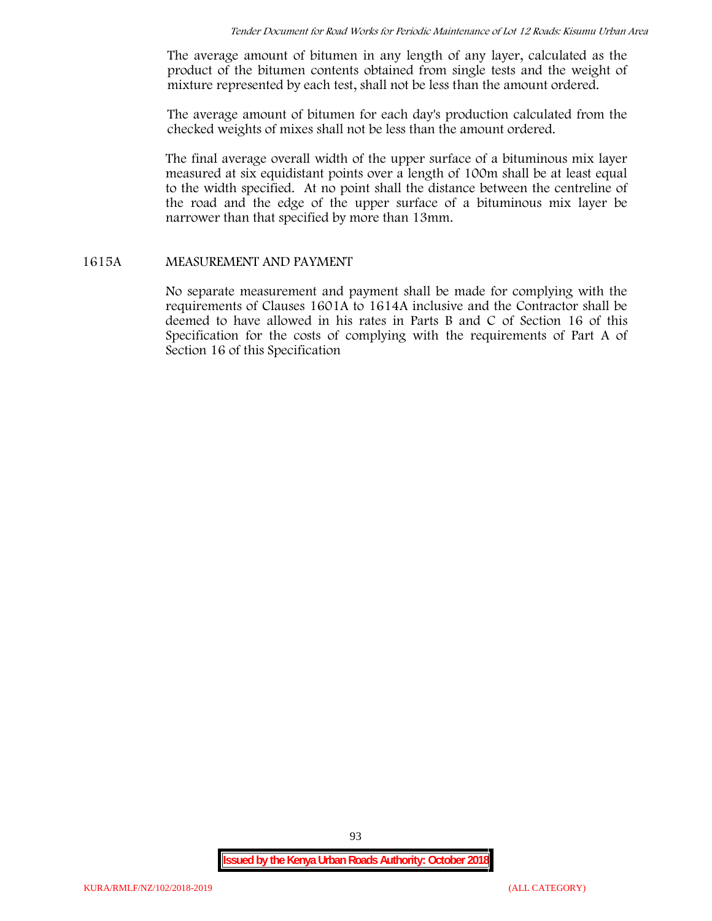The average amount of bitumen in any length of any layer, calculated as the product of the bitumen contents obtained from single tests and the weight of mixture represented by each test, shall not be less than the amount ordered.

The average amount of bitumen for each day's production calculated from the checked weights of mixes shall not be less than the amount ordered.

The final average overall width of the upper surface of a bituminous mix layer measured at six equidistant points over a length of 100m shall be at least equal to the width specified. At no point shall the distance between the centreline of the road and the edge of the upper surface of a bituminous mix layer be narrower than that specified by more than 13mm.

## 1615A MEASUREMENT AND PAYMENT

No separate measurement and payment shall be made for complying with the requirements of Clauses 1601A to 1614A inclusive and the Contractor shall be deemed to have allowed in his rates in Parts B and C of Section 16 of this Specification for the costs of complying with the requirements of Part A of Section 16 of this Specification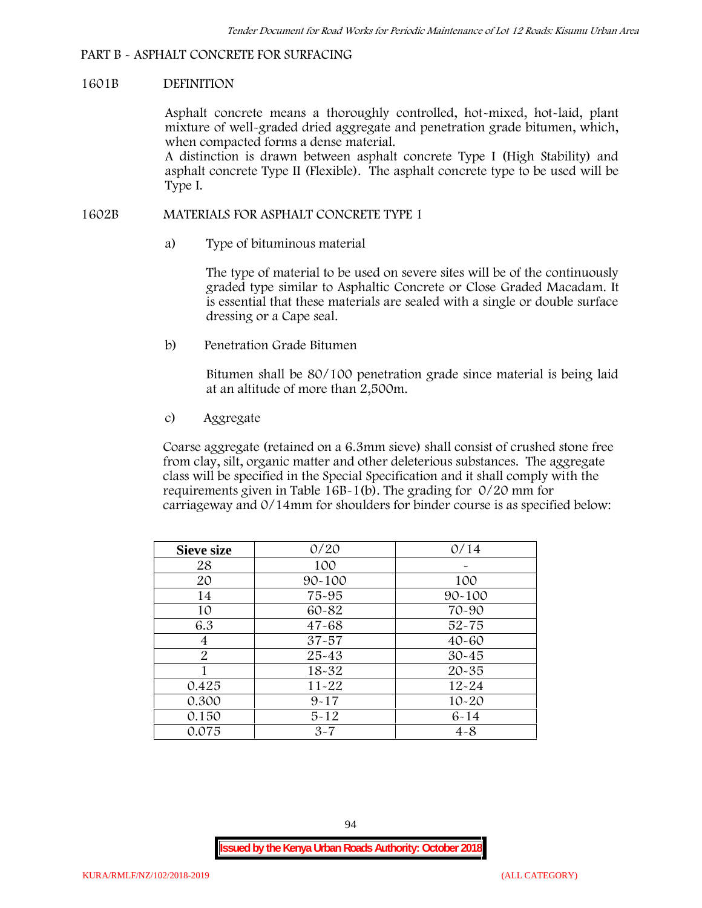## PART B - ASPHALT CONCRETE FOR SURFACING

### 1601B DEFINITION

Asphalt concrete means a thoroughly controlled, hot-mixed, hot-laid, plant mixture of well-graded dried aggregate and penetration grade bitumen, which, when compacted forms a dense material.

A distinction is drawn between asphalt concrete Type I (High Stability) and asphalt concrete Type II (Flexible). The asphalt concrete type to be used will be Type I.

### 1602B MATERIALS FOR ASPHALT CONCRETE TYPE 1

a) Type of bituminous material

The type of material to be used on severe sites will be of the continuously graded type similar to Asphaltic Concrete or Close Graded Macadam. It is essential that these materials are sealed with a single or double surface dressing or a Cape seal.

b) Penetration Grade Bitumen

Bitumen shall be 80/100 penetration grade since material is being laid at an altitude of more than 2,500m.

c) Aggregate

Coarse aggregate (retained on a 6.3mm sieve) shall consist of crushed stone free from clay, silt, organic matter and other deleterious substances. The aggregate class will be specified in the Special Specification and it shall comply with the requirements given in Table 16B-1(b). The grading for 0/20 mm for carriageway and 0/14mm for shoulders for binder course is as specified below:

| Sieve size | 0/20 | 0/14 |
|---|---|---|
| 28 | 100 | - |
| 20 | 90-100 | 100 |
| 14 | 75-95 | 90-100 |
| 10 | 60-82 | 70-90 |
| 6.3 | 47-68 | 52-75 |
| 4 | 37-57 | 40-60 |
| 2 | 25-43 | 30-45 |
| 1 | 18-32 | 20-35 |
| 0.425 | 11-22 | 12-24 |
| 0.300 | 9-17 | 10-20 |
| 0.150 | 5-12 | 6-14 |
| 0.075 | 3-7 | 4-8 |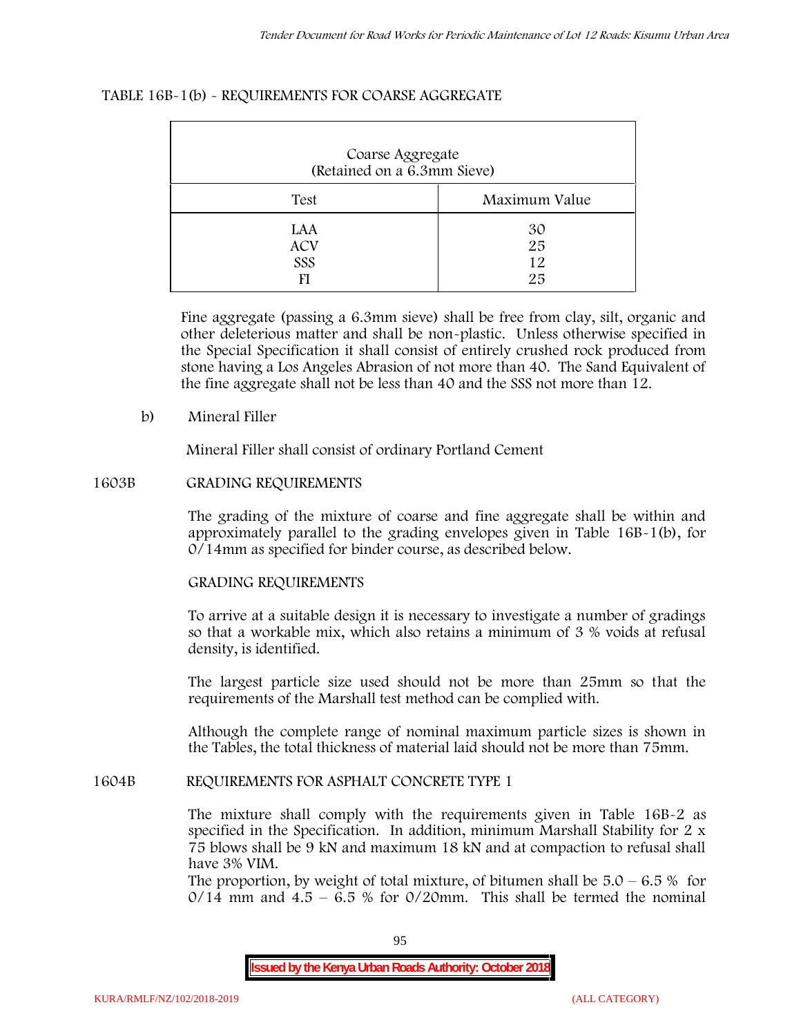TABLE 16B-1(b) - REQUIREMENTS FOR COARSE AGGREGATE

| Coarse Aggregate (Retained on a 6.3mm Sieve) | |
|---|---|
| Test | Maximum Value |
| LAA | 30 |
| ACV | 25 |
| SSS | 12 |
| FI | 25 |

Fine aggregate (passing a 6.3mm sieve) shall be free from clay, silt, organic and other deleterious matter and shall be non-plastic. Unless otherwise specified in the Special Specification it shall consist of entirely crushed rock produced from stone having a Los Angeles Abrasion of not more than 40. The Sand Equivalent of the fine aggregate shall not be less than 40 and the SSS not more than 12.

b) Mineral Filler

Mineral Filler shall consist of ordinary Portland Cement

1603B GRADING REQUIREMENTS

The grading of the mixture of coarse and fine aggregate shall be within and approximately parallel to the grading envelopes given in Table 16B-1(b), for 0/14mm as specified for binder course, as described below.

GRADING REQUIREMENTS

To arrive at a suitable design it is necessary to investigate a number of gradings so that a workable mix, which also retains a minimum of 3 % voids at refusal density, is identified.

The largest particle size used should not be more than 25mm so that the requirements of the Marshall test method can be complied with.

Although the complete range of nominal maximum particle sizes is shown in the Tables, the total thickness of material laid should not be more than 75mm.

1604B REQUIREMENTS FOR ASPHALT CONCRETE TYPE 1

The mixture shall comply with the requirements given in Table 16B-2 as specified in the Specification. In addition, minimum Marshall Stability for 2 x 75 blows shall be 9 kN and maximum 18 kN and at compaction to refusal shall have 3% VIM.

The proportion, by weight of total mixture, of bitumen shall be 5.0 – 6.5 % for 0/14 mm and 4.5 – 6.5 % for 0/20mm. This shall be termed the nominal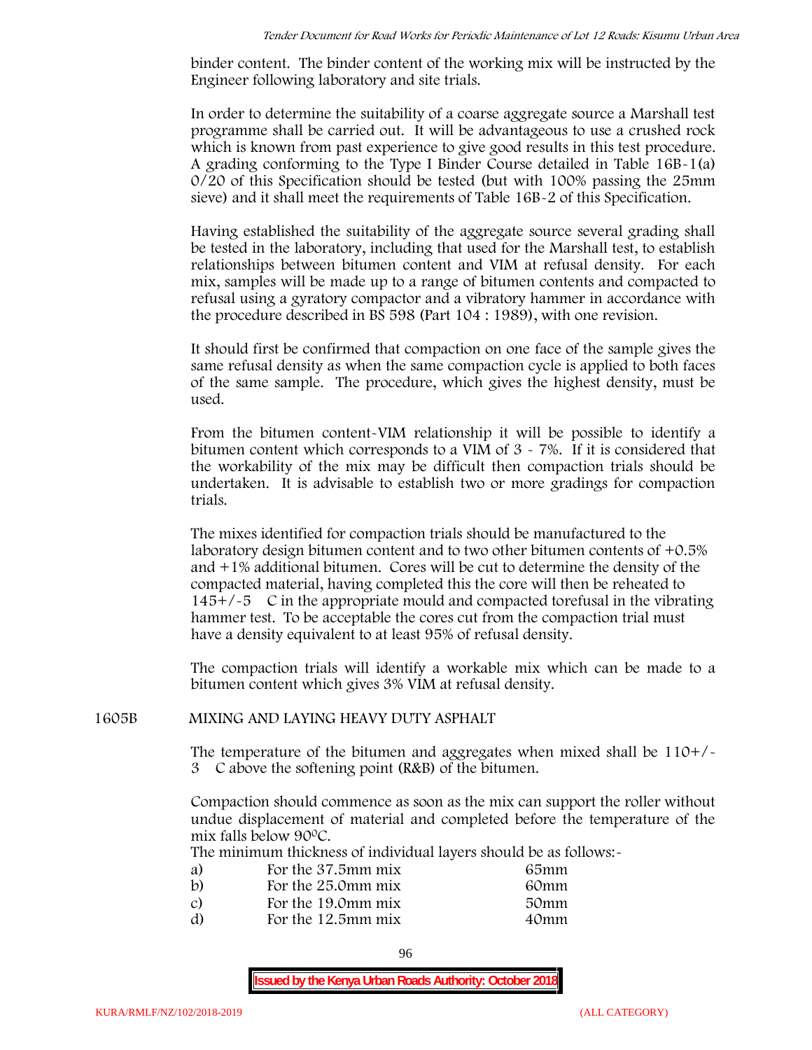binder content. The binder content of the working mix will be instructed by the Engineer following laboratory and site trials.

In order to determine the suitability of a coarse aggregate source a Marshall test programme shall be carried out. It will be advantageous to use a crushed rock which is known from past experience to give good results in this test procedure. A grading conforming to the Type I Binder Course detailed in Table 16B-1(a) 0/20 of this Specification should be tested (but with 100% passing the 25mm sieve) and it shall meet the requirements of Table 16B-2 of this Specification.

Having established the suitability of the aggregate source several grading shall be tested in the laboratory, including that used for the Marshall test, to establish relationships between bitumen content and VIM at refusal density. For each mix, samples will be made up to a range of bitumen contents and compacted to refusal using a gyratory compactor and a vibratory hammer in accordance with the procedure described in BS 598 (Part 104 : 1989), with one revision.

It should first be confirmed that compaction on one face of the sample gives the same refusal density as when the same compaction cycle is applied to both faces of the same sample. The procedure, which gives the highest density, must be used.

From the bitumen content-VIM relationship it will be possible to identify a bitumen content which corresponds to a VIM of 3 - 7%. If it is considered that the workability of the mix may be difficult then compaction trials should be undertaken. It is advisable to establish two or more gradings for compaction trials.

The mixes identified for compaction trials should be manufactured to the laboratory design bitumen content and to two other bitumen contents of +0.5% and +1% additional bitumen. Cores will be cut to determine the density of the compacted material, having completed this the core will then be reheated to 145+/-5 C in the appropriate mould and compacted torefusal in the vibrating hammer test. To be acceptable the cores cut from the compaction trial must have a density equivalent to at least 95% of refusal density.

The compaction trials will identify a workable mix which can be made to a bitumen content which gives 3% VIM at refusal density.

## 1605B MIXING AND LAYING HEAVY DUTY ASPHALT

The temperature of the bitumen and aggregates when mixed shall be 110+/-3 C above the softening point (R&B) of the bitumen.

Compaction should commence as soon as the mix can support the roller without undue displacement of material and completed before the temperature of the mix falls below 90$^{o}$C.

The minimum thickness of individual layers should be as follows:-

| | | |
|---|---|---|
| a) | For the 37.5mm mix | 65mm |
| b) | For the 25.0mm mix | 60mm |
| c) | For the 19.0mm mix | 50mm |
| d) | For the 12.5mm mix | 40mm |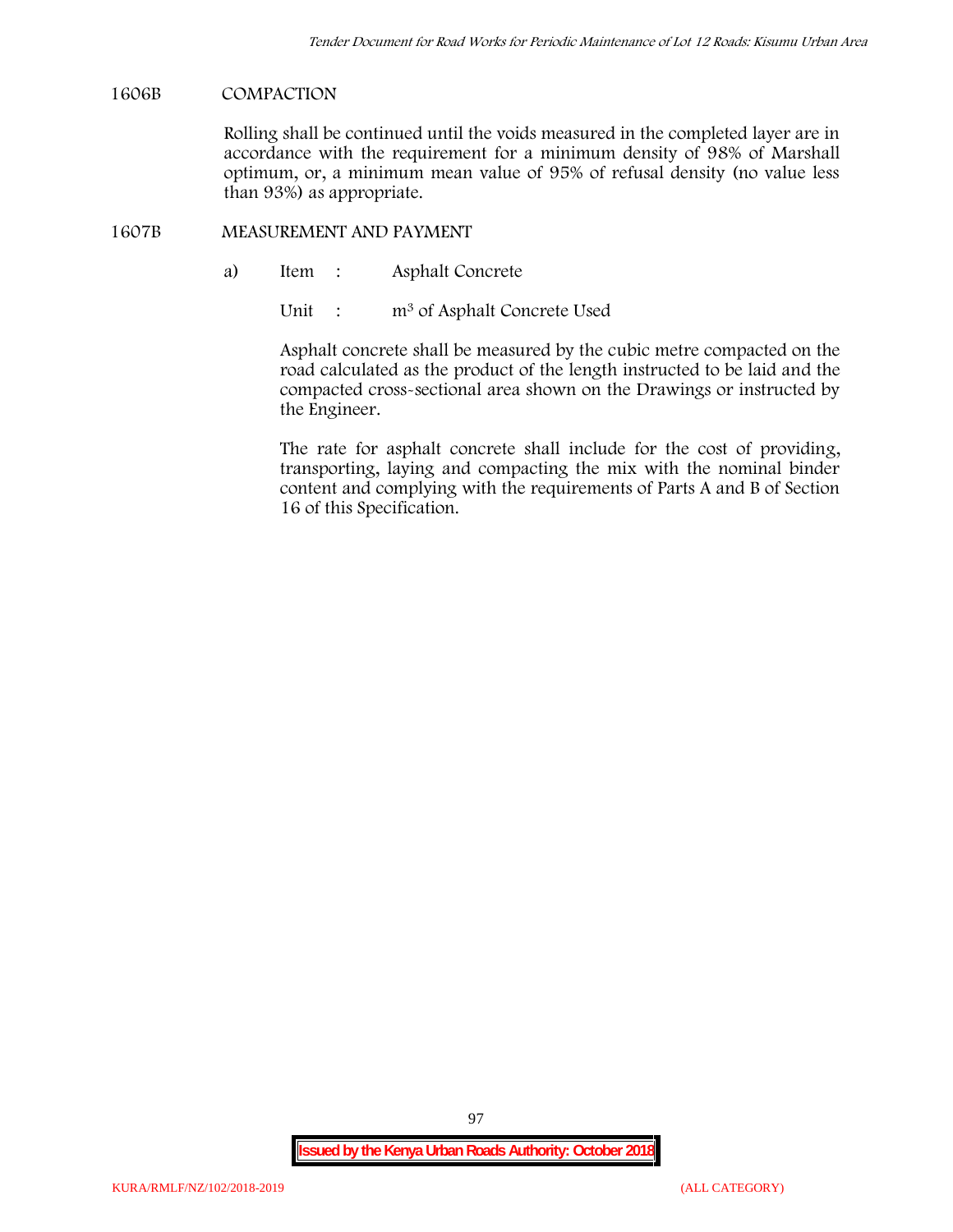## 1606B COMPACTION

Rolling shall be continued until the voids measured in the completed layer are in accordance with the requirement for a minimum density of 98% of Marshall optimum, or, a minimum mean value of 95% of refusal density (no value less than 93%) as appropriate.

## 1607B MEASUREMENT AND PAYMENT

a) Item : Asphalt Concrete

Unit : $m^3$ of Asphalt Concrete Used

Asphalt concrete shall be measured by the cubic metre compacted on the road calculated as the product of the length instructed to be laid and the compacted cross-sectional area shown on the Drawings or instructed by the Engineer.

The rate for asphalt concrete shall include for the cost of providing, transporting, laying and compacting the mix with the nominal binder content and complying with the requirements of Parts A and B of Section 16 of this Specification.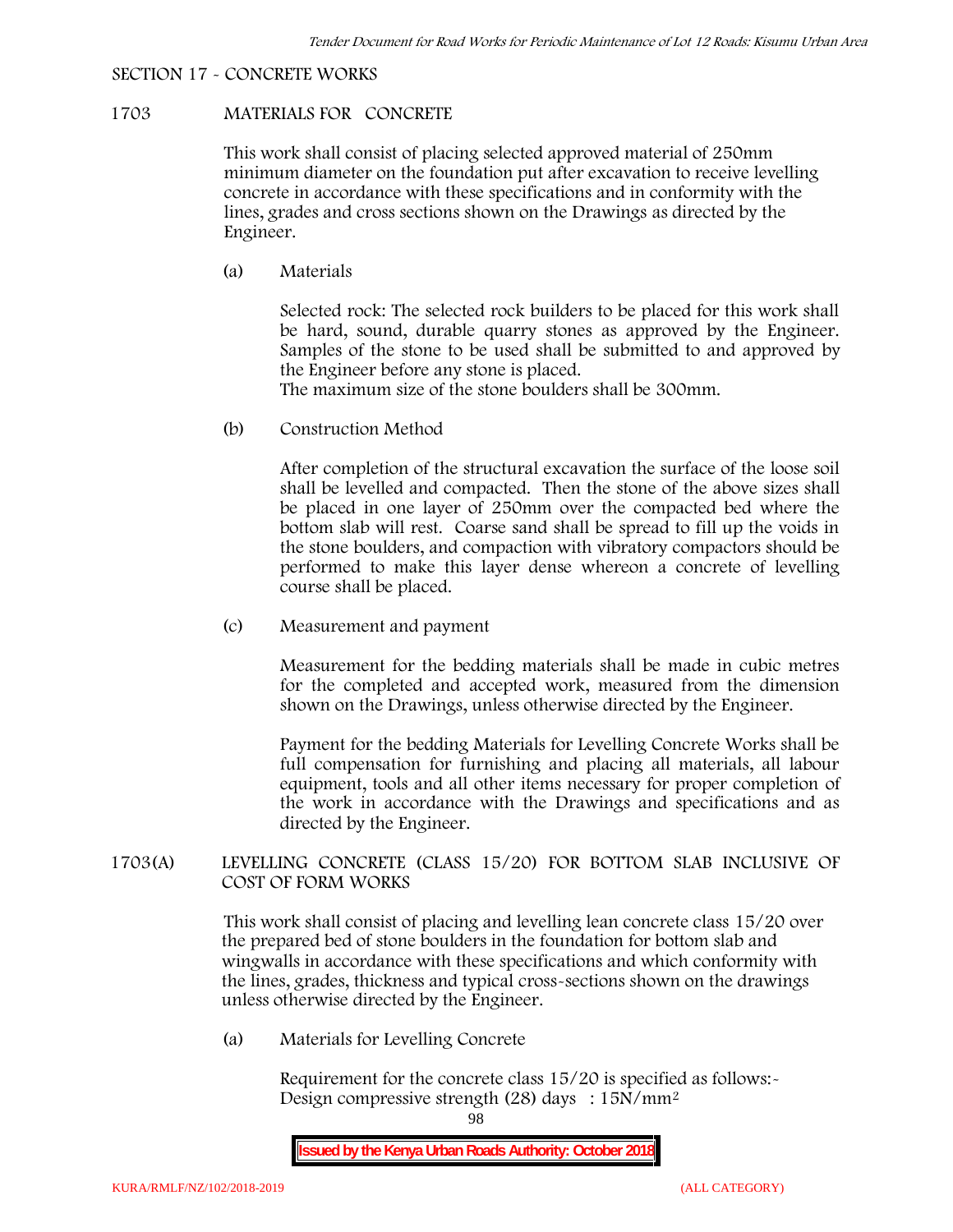SECTION 17 - CONCRETE WORKS

## 1703 MATERIALS FOR CONCRETE

This work shall consist of placing selected approved material of 250mm minimum diameter on the foundation put after excavation to receive levelling concrete in accordance with these specifications and in conformity with the lines, grades and cross sections shown on the Drawings as directed by the Engineer.

(a) Materials

Selected rock: The selected rock builders to be placed for this work shall be hard, sound, durable quarry stones as approved by the Engineer. Samples of the stone to be used shall be submitted to and approved by the Engineer before any stone is placed.
The maximum size of the stone boulders shall be 300mm.

(b) Construction Method

After completion of the structural excavation the surface of the loose soil shall be levelled and compacted. Then the stone of the above sizes shall be placed in one layer of 250mm over the compacted bed where the bottom slab will rest. Coarse sand shall be spread to fill up the voids in the stone boulders, and compaction with vibratory compactors should be performed to make this layer dense whereon a concrete of levelling course shall be placed.

(c) Measurement and payment

Measurement for the bedding materials shall be made in cubic metres for the completed and accepted work, measured from the dimension shown on the Drawings, unless otherwise directed by the Engineer.

Payment for the bedding Materials for Levelling Concrete Works shall be full compensation for furnishing and placing all materials, all labour equipment, tools and all other items necessary for proper completion of the work in accordance with the Drawings and specifications and as directed by the Engineer.

## 1703(A) LEVELLING CONCRETE (CLASS 15/20) FOR BOTTOM SLAB INCLUSIVE OF COST OF FORM WORKS

This work shall consist of placing and levelling lean concrete class 15/20 over the prepared bed of stone boulders in the foundation for bottom slab and wingwalls in accordance with these specifications and which conformity with the lines, grades, thickness and typical cross-sections shown on the drawings unless otherwise directed by the Engineer.

(a) Materials for Levelling Concrete

Requirement for the concrete class 15/20 is specified as follows:-
Design compressive strength (28) days : 15N/mm$^2$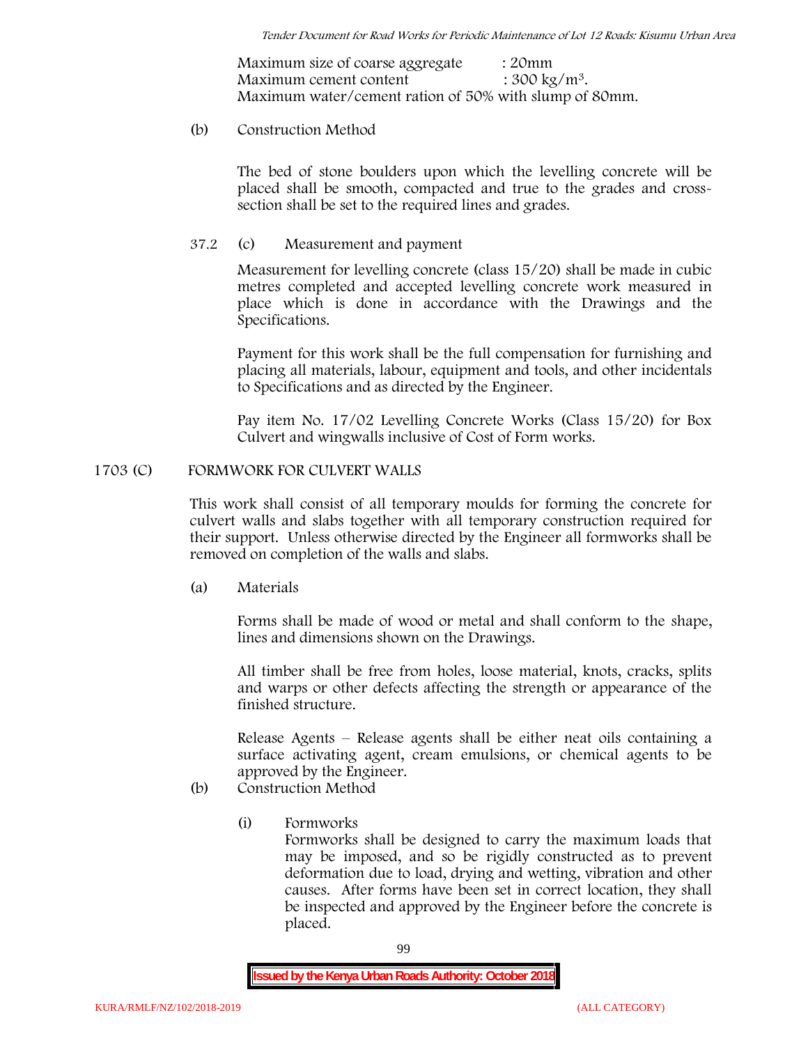Maximum size of coarse aggregate : 20mm
Maximum cement content : 300 kg/m$^3$.
Maximum water/cement ration of 50% with slump of 80mm.

(b) Construction Method

The bed of stone boulders upon which the levelling concrete will be placed shall be smooth, compacted and true to the grades and cross-section shall be set to the required lines and grades.

37.2 (c) Measurement and payment

Measurement for levelling concrete (class 15/20) shall be made in cubic metres completed and accepted levelling concrete work measured in place which is done in accordance with the Drawings and the Specifications.

Payment for this work shall be the full compensation for furnishing and placing all materials, labour, equipment and tools, and other incidentals to Specifications and as directed by the Engineer.

Pay item No. 17/02 Levelling Concrete Works (Class 15/20) for Box Culvert and wingwalls inclusive of Cost of Form works.

## 1703 (C) FORMWORK FOR CULVERT WALLS

This work shall consist of all temporary moulds for forming the concrete for culvert walls and slabs together with all temporary construction required for their support. Unless otherwise directed by the Engineer all formworks shall be removed on completion of the walls and slabs.

(a) Materials

Forms shall be made of wood or metal and shall conform to the shape, lines and dimensions shown on the Drawings.

All timber shall be free from holes, loose material, knots, cracks, splits and warps or other defects affecting the strength or appearance of the finished structure.

Release Agents – Release agents shall be either neat oils containing a surface activating agent, cream emulsions, or chemical agents to be approved by the Engineer.

(b) Construction Method

(i) Formworks
Formworks shall be designed to carry the maximum loads that may be imposed, and so be rigidly constructed as to prevent deformation due to load, drying and wetting, vibration and other causes. After forms have been set in correct location, they shall be inspected and approved by the Engineer before the concrete is placed.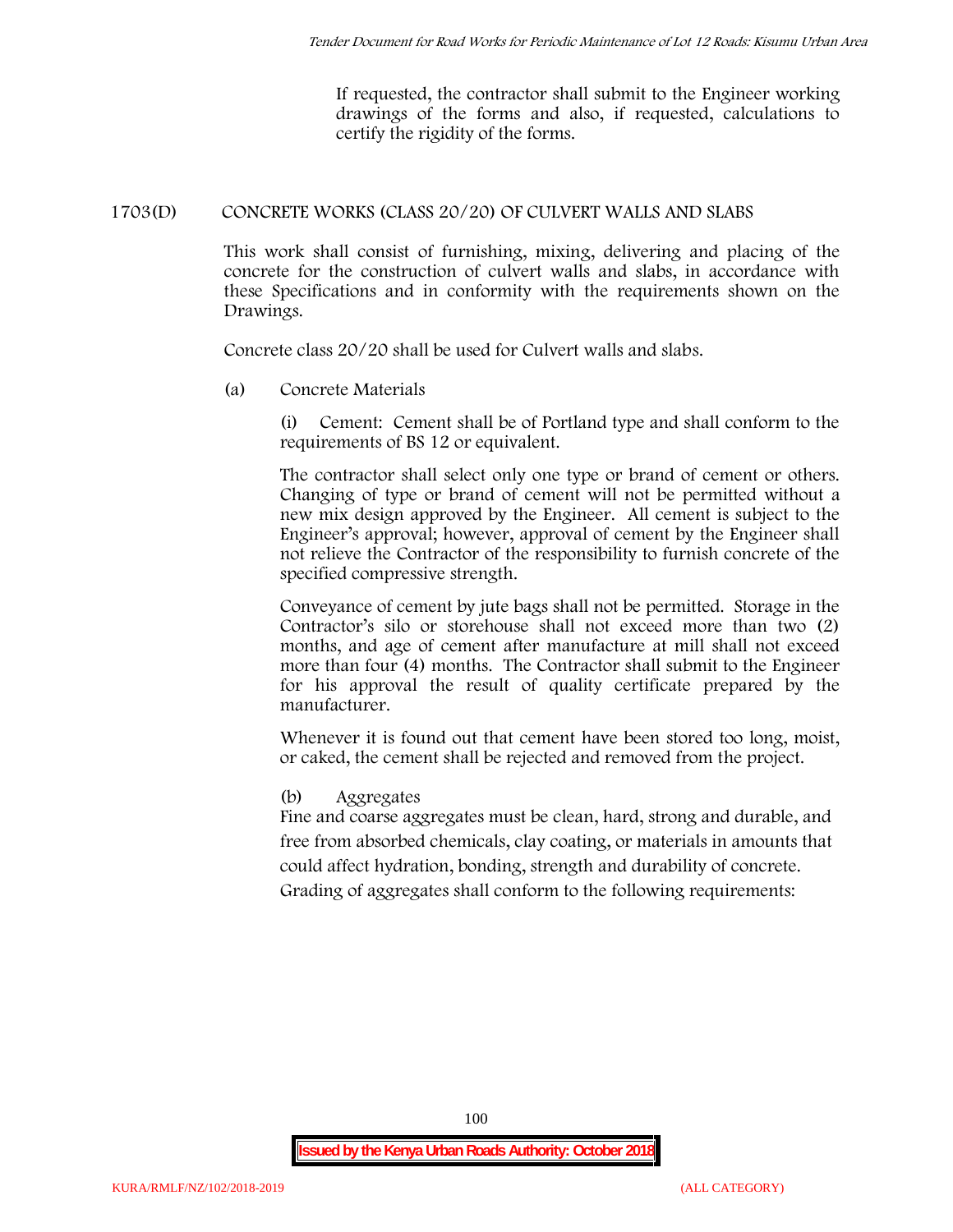If requested, the contractor shall submit to the Engineer working drawings of the forms and also, if requested, calculations to certify the rigidity of the forms.

## 1703(D) CONCRETE WORKS (CLASS 20/20) OF CULVERT WALLS AND SLABS

This work shall consist of furnishing, mixing, delivering and placing of the concrete for the construction of culvert walls and slabs, in accordance with these Specifications and in conformity with the requirements shown on the Drawings.

Concrete class 20/20 shall be used for Culvert walls and slabs.

(a) Concrete Materials

(i) Cement: Cement shall be of Portland type and shall conform to the requirements of BS 12 or equivalent.

The contractor shall select only one type or brand of cement or others. Changing of type or brand of cement will not be permitted without a new mix design approved by the Engineer. All cement is subject to the Engineer's approval; however, approval of cement by the Engineer shall not relieve the Contractor of the responsibility to furnish concrete of the specified compressive strength.

Conveyance of cement by jute bags shall not be permitted. Storage in the Contractor's silo or storehouse shall not exceed more than two (2) months, and age of cement after manufacture at mill shall not exceed more than four (4) months. The Contractor shall submit to the Engineer for his approval the result of quality certificate prepared by the manufacturer.

Whenever it is found out that cement have been stored too long, moist, or caked, the cement shall be rejected and removed from the project.

(b) Aggregates

Fine and coarse aggregates must be clean, hard, strong and durable, and free from absorbed chemicals, clay coating, or materials in amounts that could affect hydration, bonding, strength and durability of concrete.

Grading of aggregates shall conform to the following requirements: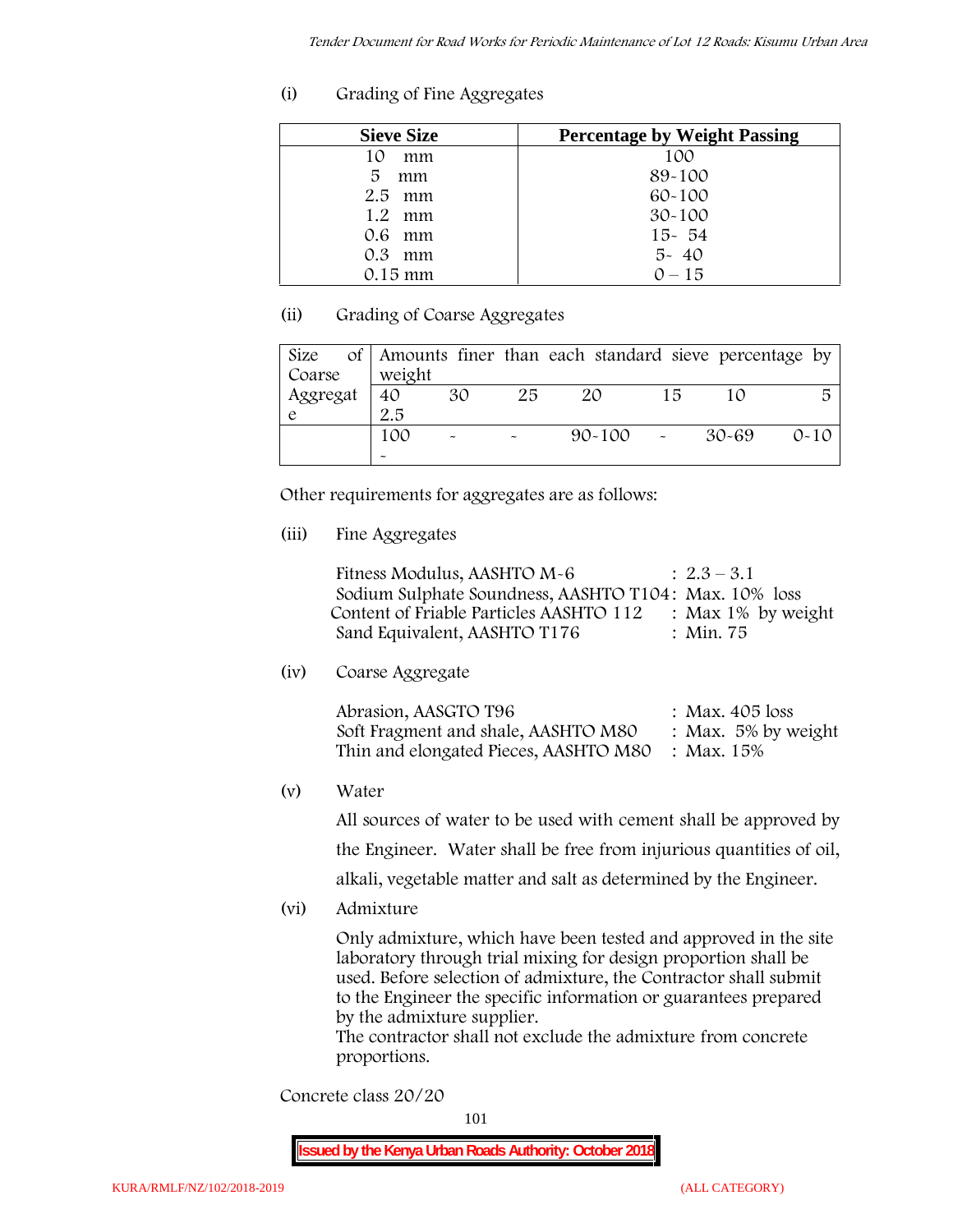(i) Grading of Fine Aggregates

| Sieve Size | Percentage by Weight Passing |
|---|---|
| 10 mm | 100 |
| 5 mm | 89-100 |
| 2.5 mm | 60-100 |
| 1.2 mm | 30-100 |
| 0.6 mm | 15- 54 |
| 0.3 mm | 5- 40 |
| 0.15 mm | 0 – 15 |

(ii) Grading of Coarse Aggregates

| Size of Coarse Aggregate | Amounts finer than each standard sieve percentage by weight | | | | | | |
|---|---|---|---|---|---|---|---|
| | 40 2.5 | 30 | 25 | 20 | 15 | 10 | 5 |
| | 100 - | - | - | 90-100 | - | 30-69 | 0-10 |

Other requirements for aggregates are as follows:

(iii) Fine Aggregates

Fitness Modulus, AASHTO M-6 : 2.3 – 3.1
Sodium Sulphate Soundness, AASHTO T104: Max. 10% loss
Content of Friable Particles AASHTO 112 : Max 1% by weight
Sand Equivalent, AASHTO T176 : Min. 75

(iv) Coarse Aggregate

Abrasion, AASGTO T96 : Max. 405 loss
Soft Fragment and shale, AASHTO M80 : Max. 5% by weight
Thin and elongated Pieces, AASHTO M80 : Max. 15%

(v) Water

All sources of water to be used with cement shall be approved by the Engineer. Water shall be free from injurious quantities of oil, alkali, vegetable matter and salt as determined by the Engineer.

(vi) Admixture

Only admixture, which have been tested and approved in the site laboratory through trial mixing for design proportion shall be used. Before selection of admixture, the Contractor shall submit to the Engineer the specific information or guarantees prepared by the admixture supplier.
The contractor shall not exclude the admixture from concrete proportions.

Concrete class 20/20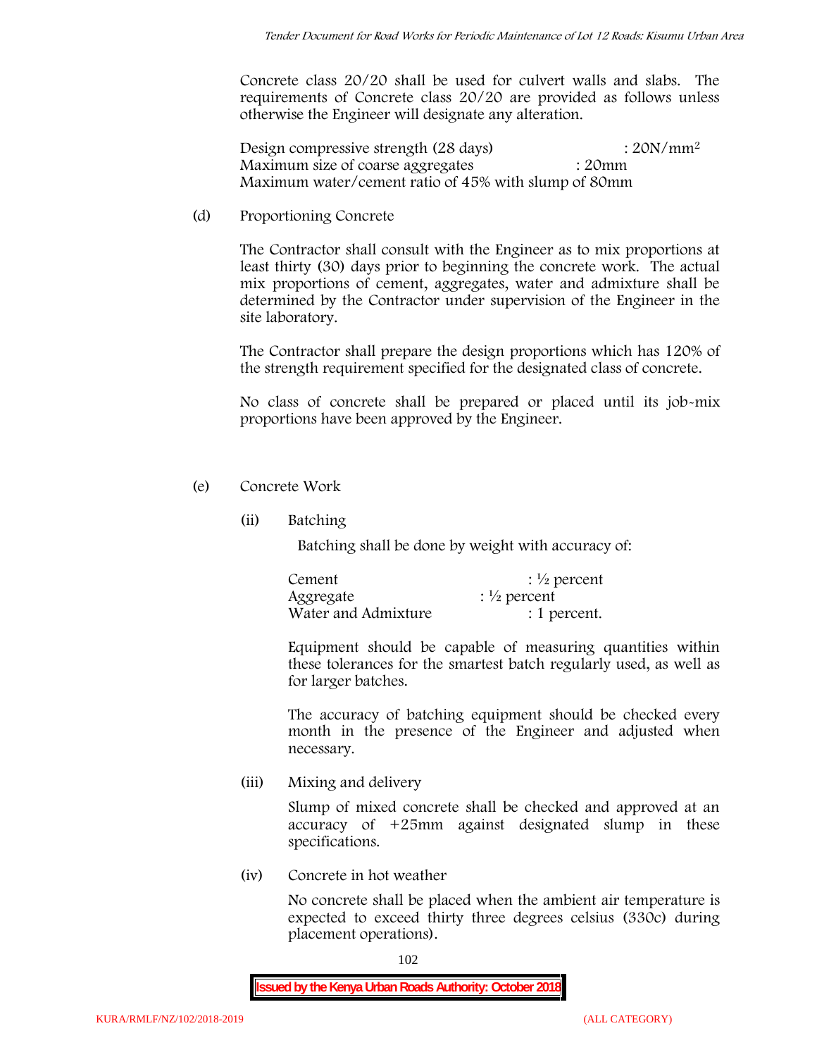Concrete class 20/20 shall be used for culvert walls and slabs. The requirements of Concrete class 20/20 are provided as follows unless otherwise the Engineer will designate any alteration.

Design compressive strength (28 days) : 20N/mm$^2$
Maximum size of coarse aggregates : 20mm
Maximum water/cement ratio of 45% with slump of 80mm

(d) Proportioning Concrete

The Contractor shall consult with the Engineer as to mix proportions at least thirty (30) days prior to beginning the concrete work. The actual mix proportions of cement, aggregates, water and admixture shall be determined by the Contractor under supervision of the Engineer in the site laboratory.

The Contractor shall prepare the design proportions which has 120% of the strength requirement specified for the designated class of concrete.

No class of concrete shall be prepared or placed until its job-mix proportions have been approved by the Engineer.

(e) Concrete Work

(ii) Batching

Batching shall be done by weight with accuracy of:

Cement : ½ percent
Aggregate : ½ percent
Water and Admixture : 1 percent.

Equipment should be capable of measuring quantities within these tolerances for the smartest batch regularly used, as well as for larger batches.

The accuracy of batching equipment should be checked every month in the presence of the Engineer and adjusted when necessary.

(iii) Mixing and delivery

Slump of mixed concrete shall be checked and approved at an accuracy of +25mm against designated slump in these specifications.

(iv) Concrete in hot weather

No concrete shall be placed when the ambient air temperature is expected to exceed thirty three degrees celsius (330c) during placement operations).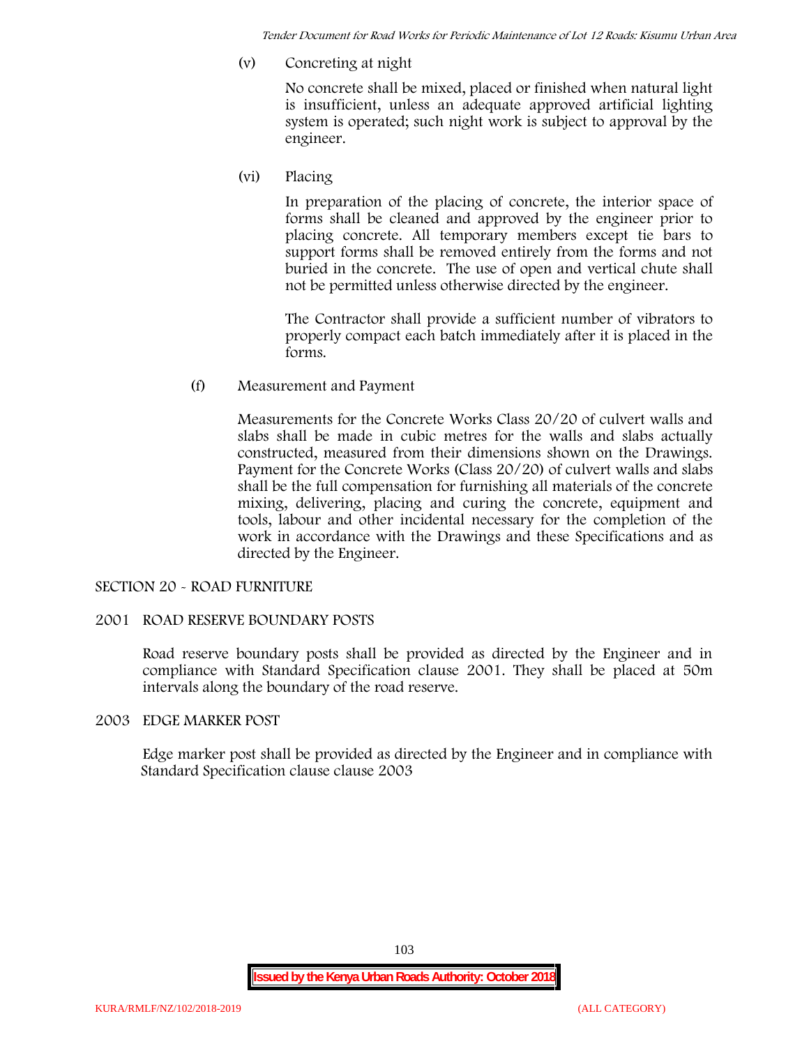(v) Concreting at night

No concrete shall be mixed, placed or finished when natural light is insufficient, unless an adequate approved artificial lighting system is operated; such night work is subject to approval by the engineer.

(vi) Placing

In preparation of the placing of concrete, the interior space of forms shall be cleaned and approved by the engineer prior to placing concrete. All temporary members except tie bars to support forms shall be removed entirely from the forms and not buried in the concrete. The use of open and vertical chute shall not be permitted unless otherwise directed by the engineer.

The Contractor shall provide a sufficient number of vibrators to properly compact each batch immediately after it is placed in the forms.

(f) Measurement and Payment

Measurements for the Concrete Works Class 20/20 of culvert walls and slabs shall be made in cubic metres for the walls and slabs actually constructed, measured from their dimensions shown on the Drawings. Payment for the Concrete Works (Class 20/20) of culvert walls and slabs shall be the full compensation for furnishing all materials of the concrete mixing, delivering, placing and curing the concrete, equipment and tools, labour and other incidental necessary for the completion of the work in accordance with the Drawings and these Specifications and as directed by the Engineer.

## SECTION 20 - ROAD FURNITURE

### 2001 ROAD RESERVE BOUNDARY POSTS

Road reserve boundary posts shall be provided as directed by the Engineer and in compliance with Standard Specification clause 2001. They shall be placed at 50m intervals along the boundary of the road reserve.

### 2003 EDGE MARKER POST

Edge marker post shall be provided as directed by the Engineer and in compliance with Standard Specification clause clause 2003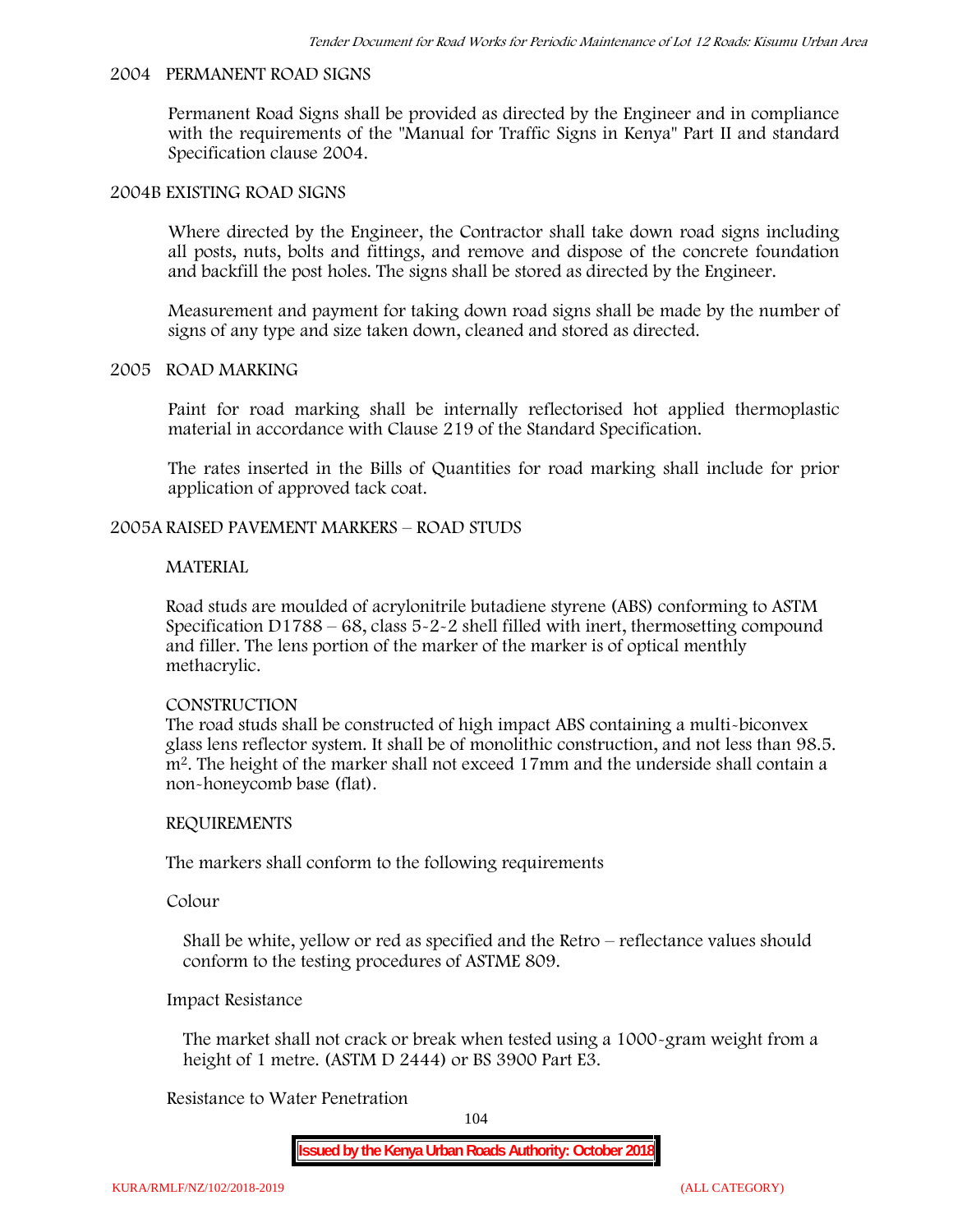## 2004 PERMANENT ROAD SIGNS

Permanent Road Signs shall be provided as directed by the Engineer and in compliance with the requirements of the "Manual for Traffic Signs in Kenya" Part II and standard Specification clause 2004.

## 2004B EXISTING ROAD SIGNS

Where directed by the Engineer, the Contractor shall take down road signs including all posts, nuts, bolts and fittings, and remove and dispose of the concrete foundation and backfill the post holes. The signs shall be stored as directed by the Engineer.

Measurement and payment for taking down road signs shall be made by the number of signs of any type and size taken down, cleaned and stored as directed.

## 2005 ROAD MARKING

Paint for road marking shall be internally reflectorised hot applied thermoplastic material in accordance with Clause 219 of the Standard Specification.

The rates inserted in the Bills of Quantities for road marking shall include for prior application of approved tack coat.

## 2005A RAISED PAVEMENT MARKERS – ROAD STUDS

### MATERIAL

Road studs are moulded of acrylonitrile butadiene styrene (ABS) conforming to ASTM Specification D1788 – 68, class 5-2-2 shell filled with inert, thermosetting compound and filler. The lens portion of the marker of the marker is of optical menthly methacrylic.

### CONSTRUCTION

The road studs shall be constructed of high impact ABS containing a multi-biconvex glass lens reflector system. It shall be of monolithic construction, and not less than 98.5. $m^2$. The height of the marker shall not exceed 17mm and the underside shall contain a non-honeycomb base (flat).

### REQUIREMENTS

The markers shall conform to the following requirements

Colour

Shall be white, yellow or red as specified and the Retro – reflectance values should conform to the testing procedures of ASTME 809.

Impact Resistance

The market shall not crack or break when tested using a 1000-gram weight from a height of 1 metre. (ASTM D 2444) or BS 3900 Part E3.

Resistance to Water Penetration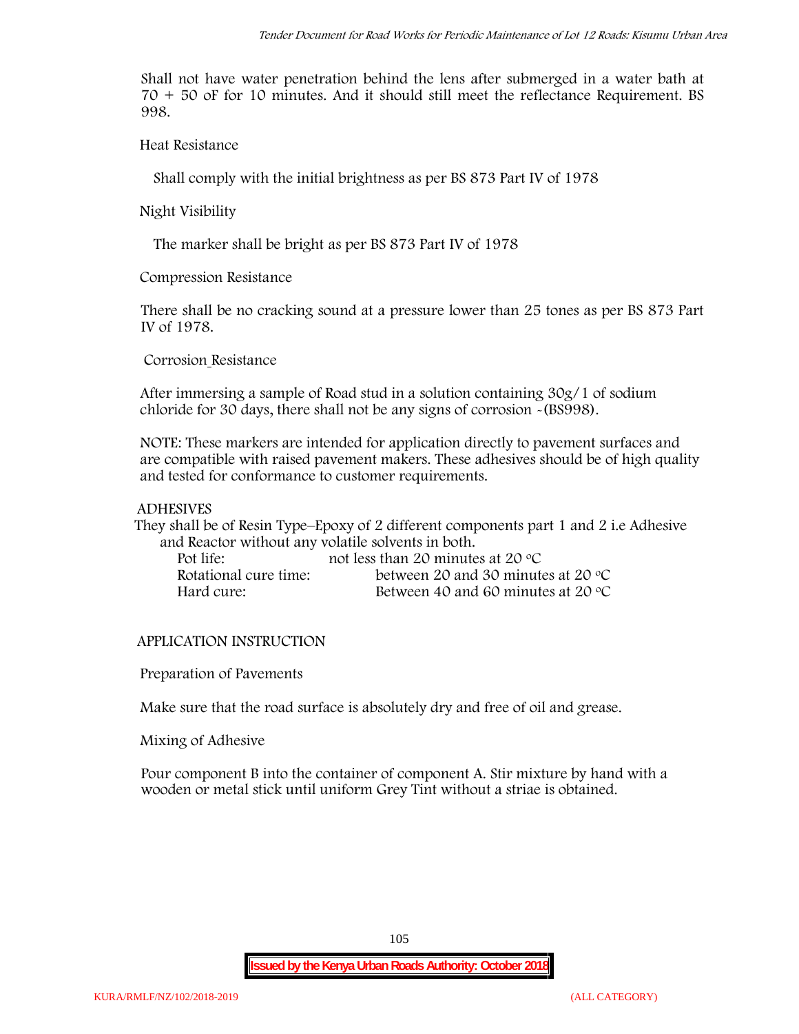Shall not have water penetration behind the lens after submerged in a water bath at 70 + 50 oF for 10 minutes. And it should still meet the reflectance Requirement. BS 998.

Heat Resistance

Shall comply with the initial brightness as per BS 873 Part IV of 1978

Night Visibility

The marker shall be bright as per BS 873 Part IV of 1978

Compression Resistance

There shall be no cracking sound at a pressure lower than 25 tones as per BS 873 Part IV of 1978.

Corrosion Resistance

After immersing a sample of Road stud in a solution containing 30g/1 of sodium chloride for 30 days, there shall not be any signs of corrosion -(BS998).

NOTE: These markers are intended for application directly to pavement surfaces and are compatible with raised pavement makers. These adhesives should be of high quality and tested for conformance to customer requirements.

ADHESIVES

They shall be of Resin Type–Epoxy of 2 different components part 1 and 2 i.e Adhesive and Reactor without any volatile solvents in both.

| | |
|---|---|
| Pot life: | not less than 20 minutes at 20 °C |
| Rotational cure time: | between 20 and 30 minutes at 20 °C |
| Hard cure: | Between 40 and 60 minutes at 20 °C |

APPLICATION INSTRUCTION

Preparation of Pavements

Make sure that the road surface is absolutely dry and free of oil and grease.

Mixing of Adhesive

Pour component B into the container of component A. Stir mixture by hand with a wooden or metal stick until uniform Grey Tint without a striae is obtained.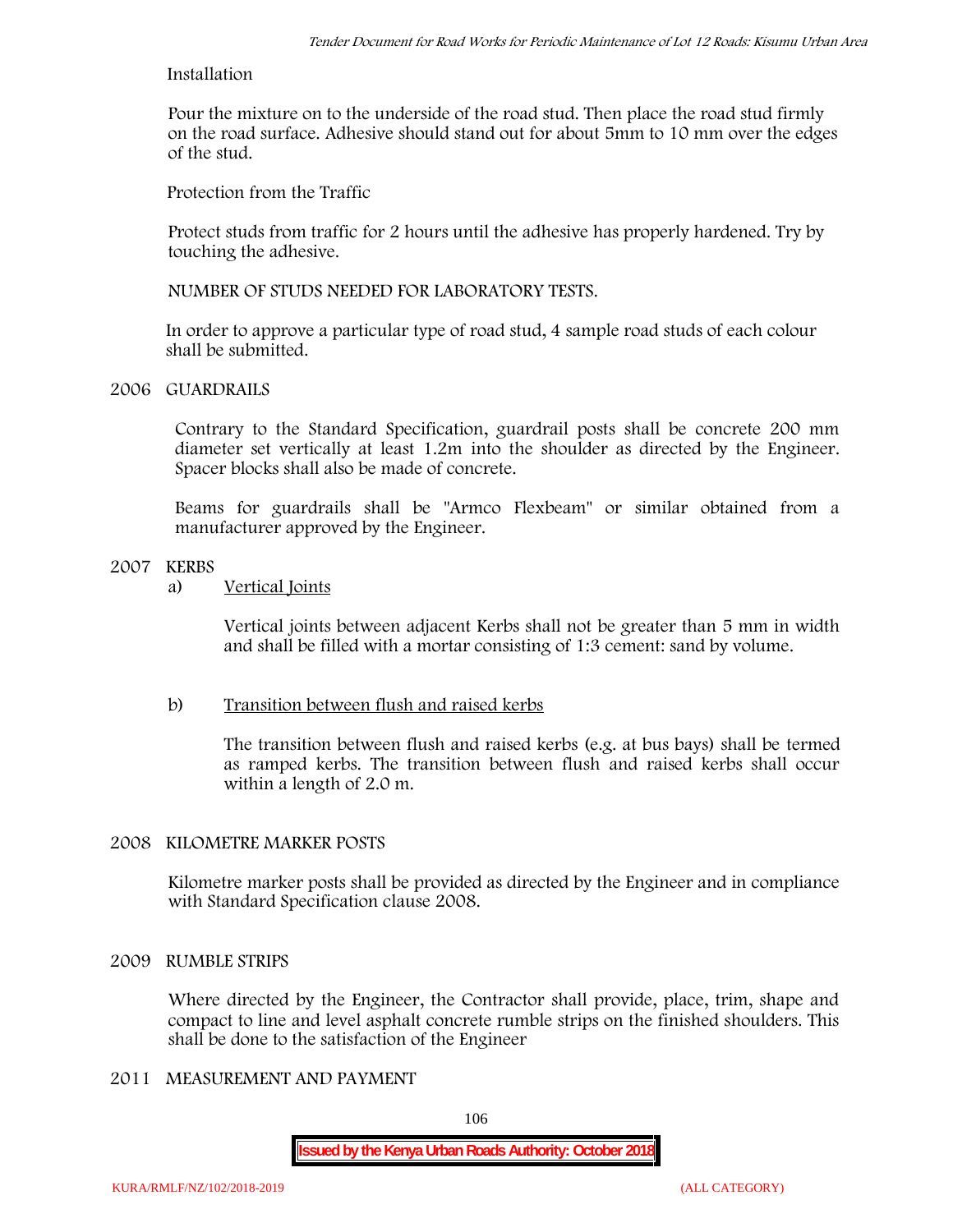Installation

Pour the mixture on to the underside of the road stud. Then place the road stud firmly on the road surface. Adhesive should stand out for about 5mm to 10 mm over the edges of the stud.

Protection from the Traffic

Protect studs from traffic for 2 hours until the adhesive has properly hardened. Try by touching the adhesive.

NUMBER OF STUDS NEEDED FOR LABORATORY TESTS.

In order to approve a particular type of road stud, 4 sample road studs of each colour shall be submitted.

## 2006 GUARDRAILS

Contrary to the Standard Specification, guardrail posts shall be concrete 200 mm diameter set vertically at least 1.2m into the shoulder as directed by the Engineer. Spacer blocks shall also be made of concrete.

Beams for guardrails shall be "Armco Flexbeam" or similar obtained from a manufacturer approved by the Engineer.

## 2007 KERBS

a) Vertical Joints

Vertical joints between adjacent Kerbs shall not be greater than 5 mm in width and shall be filled with a mortar consisting of 1:3 cement: sand by volume.

b) Transition between flush and raised kerbs

The transition between flush and raised kerbs (e.g. at bus bays) shall be termed as ramped kerbs. The transition between flush and raised kerbs shall occur within a length of 2.0 m.

## 2008 KILOMETRE MARKER POSTS

Kilometre marker posts shall be provided as directed by the Engineer and in compliance with Standard Specification clause 2008.

## 2009 RUMBLE STRIPS

Where directed by the Engineer, the Contractor shall provide, place, trim, shape and compact to line and level asphalt concrete rumble strips on the finished shoulders. This shall be done to the satisfaction of the Engineer

## 2011 MEASUREMENT AND PAYMENT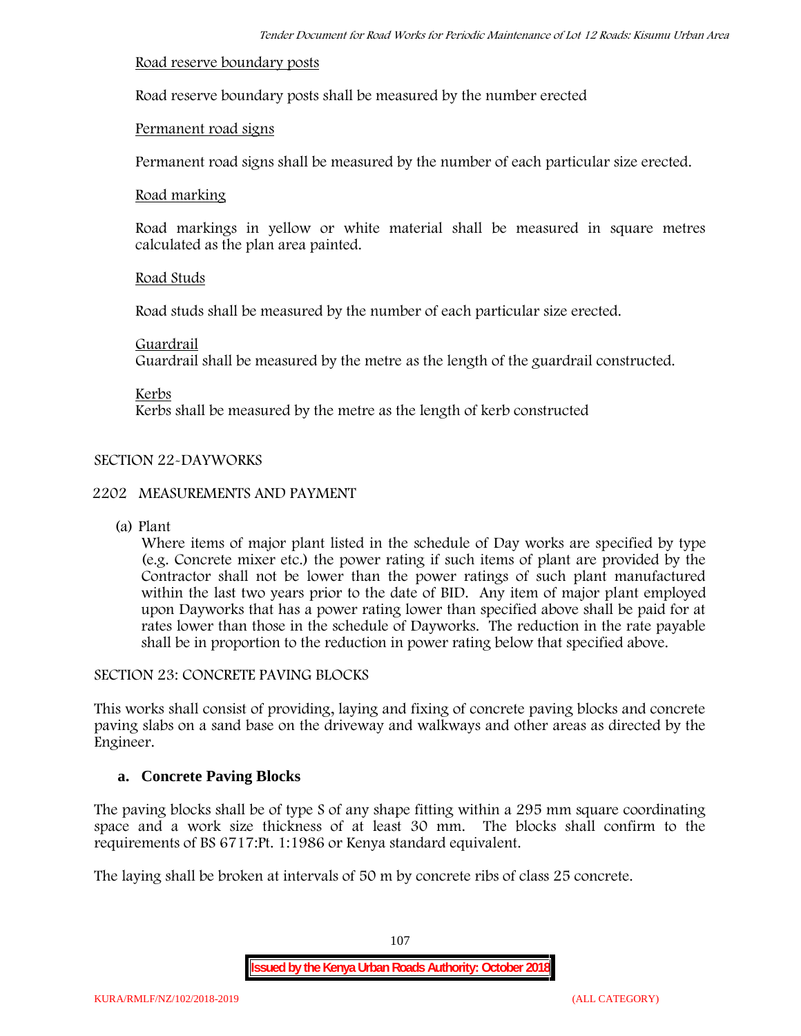Road reserve boundary posts

Road reserve boundary posts shall be measured by the number erected

Permanent road signs

Permanent road signs shall be measured by the number of each particular size erected.

Road marking

Road markings in yellow or white material shall be measured in square metres calculated as the plan area painted.

Road Studs

Road studs shall be measured by the number of each particular size erected.

Guardrail
Guardrail shall be measured by the metre as the length of the guardrail constructed.

Kerbs
Kerbs shall be measured by the metre as the length of kerb constructed

SECTION 22-DAYWORKS

2202 MEASUREMENTS AND PAYMENT

(a) Plant
Where items of major plant listed in the schedule of Day works are specified by type (e.g. Concrete mixer etc.) the power rating if such items of plant are provided by the Contractor shall not be lower than the power ratings of such plant manufactured within the last two years prior to the date of BID. Any item of major plant employed upon Dayworks that has a power rating lower than specified above shall be paid for at rates lower than those in the schedule of Dayworks. The reduction in the rate payable shall be in proportion to the reduction in power rating below that specified above.

SECTION 23: CONCRETE PAVING BLOCKS

This works shall consist of providing, laying and fixing of concrete paving blocks and concrete paving slabs on a sand base on the driveway and walkways and other areas as directed by the Engineer.

### a. Concrete Paving Blocks

The paving blocks shall be of type S of any shape fitting within a 295 mm square coordinating space and a work size thickness of at least 30 mm. The blocks shall confirm to the requirements of BS 6717:Pt. 1:1986 or Kenya standard equivalent.

The laying shall be broken at intervals of 50 m by concrete ribs of class 25 concrete.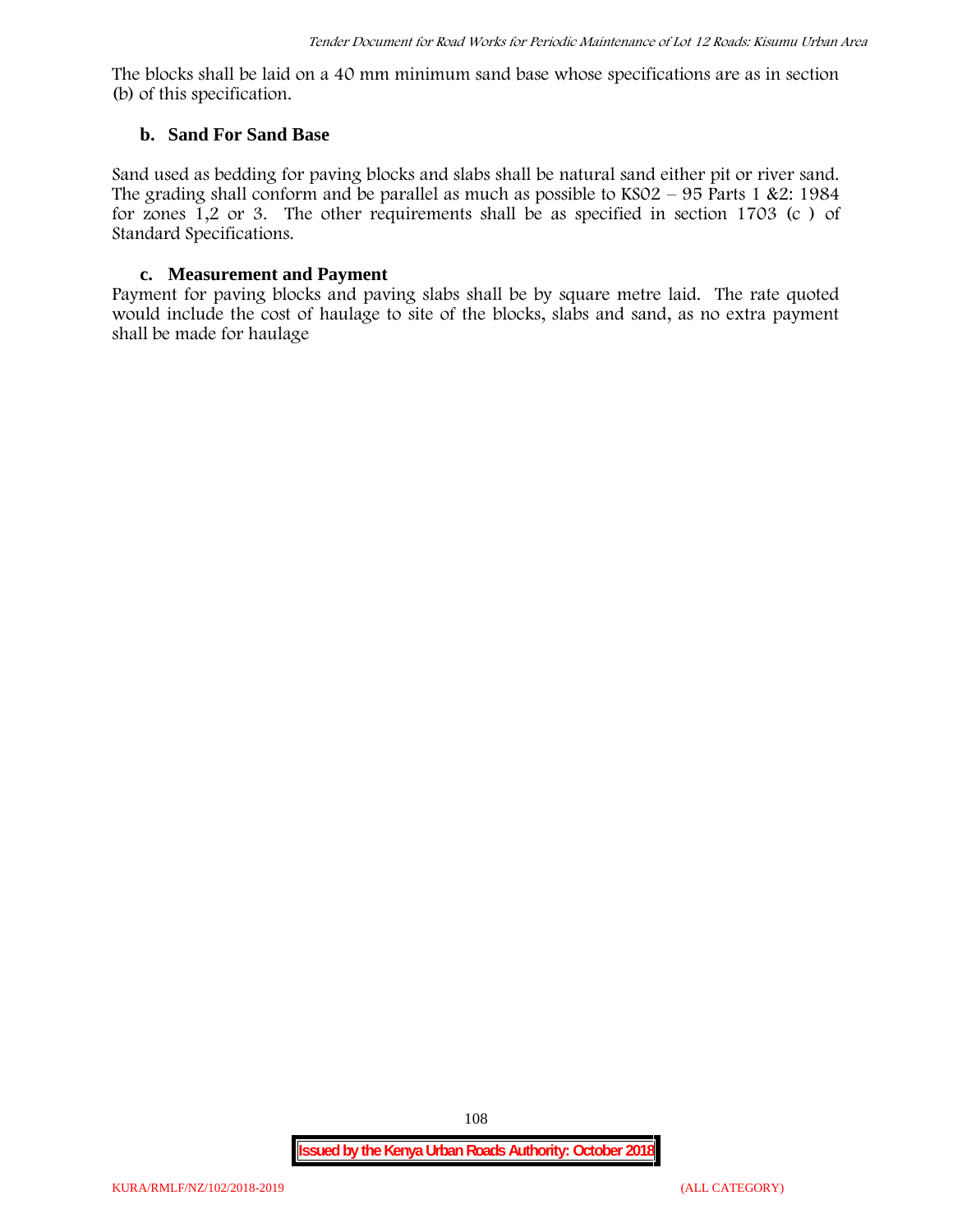The blocks shall be laid on a 40 mm minimum sand base whose specifications are as in section (b) of this specification.

### b. Sand For Sand Base

Sand used as bedding for paving blocks and slabs shall be natural sand either pit or river sand. The grading shall conform and be parallel as much as possible to KS02 – 95 Parts 1 &2: 1984 for zones 1,2 or 3. The other requirements shall be as specified in section 1703 (c ) of Standard Specifications.

### c. Measurement and Payment

Payment for paving blocks and paving slabs shall be by square metre laid. The rate quoted would include the cost of haulage to site of the blocks, slabs and sand, as no extra payment shall be made for haulage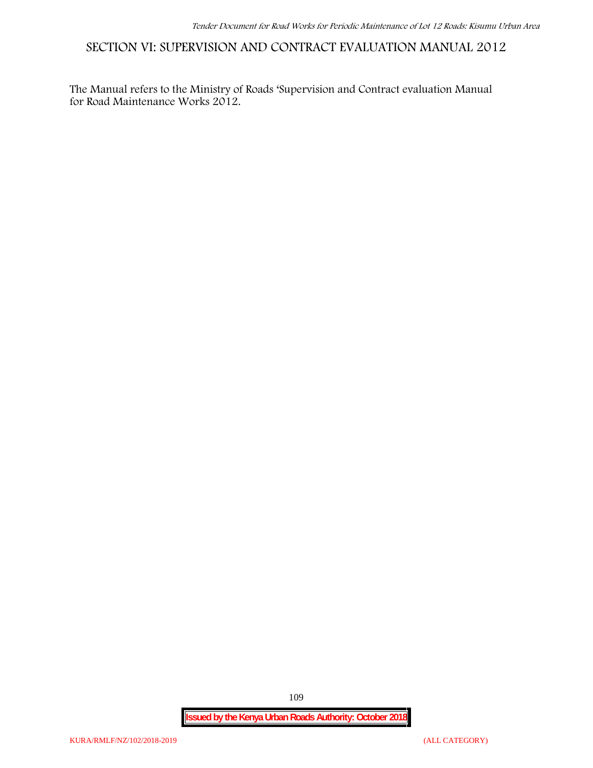# SECTION VI: SUPERVISION AND CONTRACT EVALUATION MANUAL 2012

The Manual refers to the Ministry of Roads 'Supervision and Contract evaluation Manual for Road Maintenance Works 2012.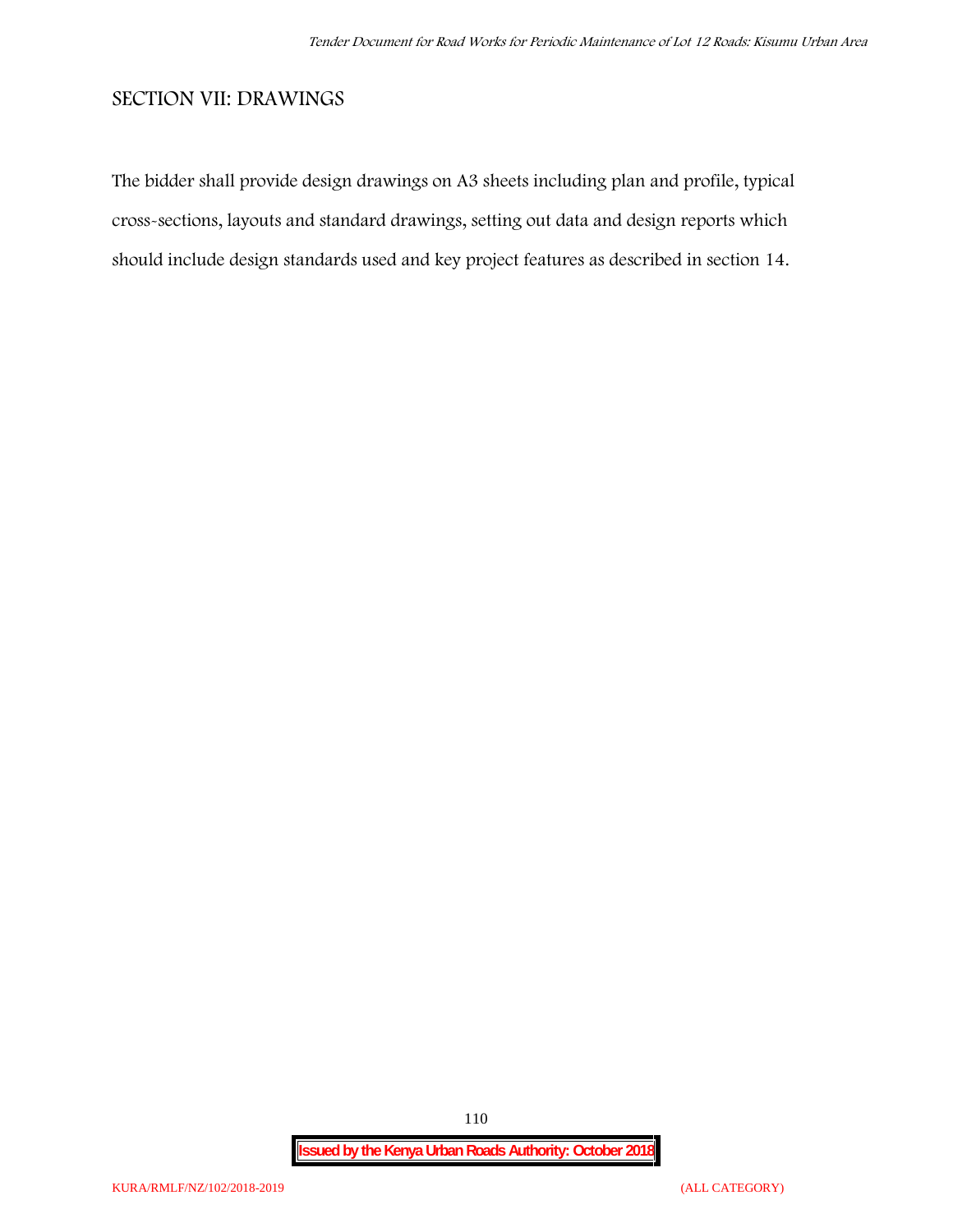## SECTION VII: DRAWINGS

The bidder shall provide design drawings on A3 sheets including plan and profile, typical cross-sections, layouts and standard drawings, setting out data and design reports which should include design standards used and key project features as described in section 14.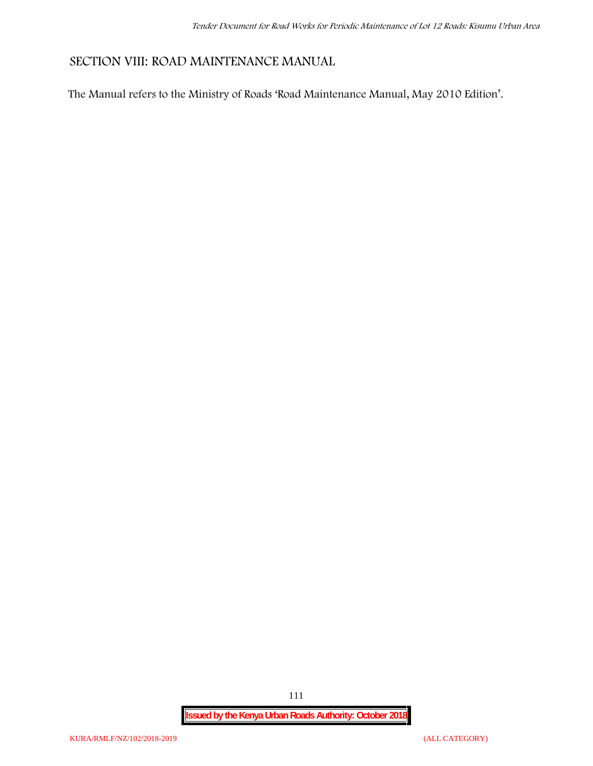## SECTION VIII: ROAD MAINTENANCE MANUAL

The Manual refers to the Ministry of Roads 'Road Maintenance Manual, May 2010 Edition'.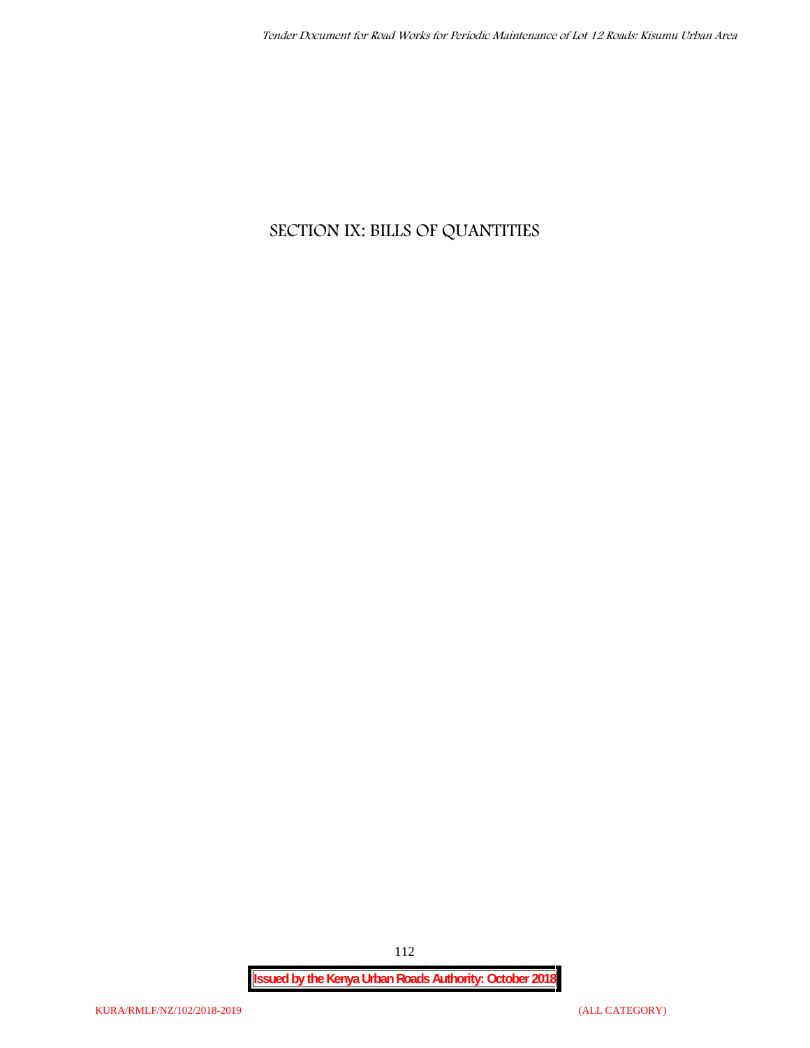# SECTION IX: BILLS OF QUANTITIES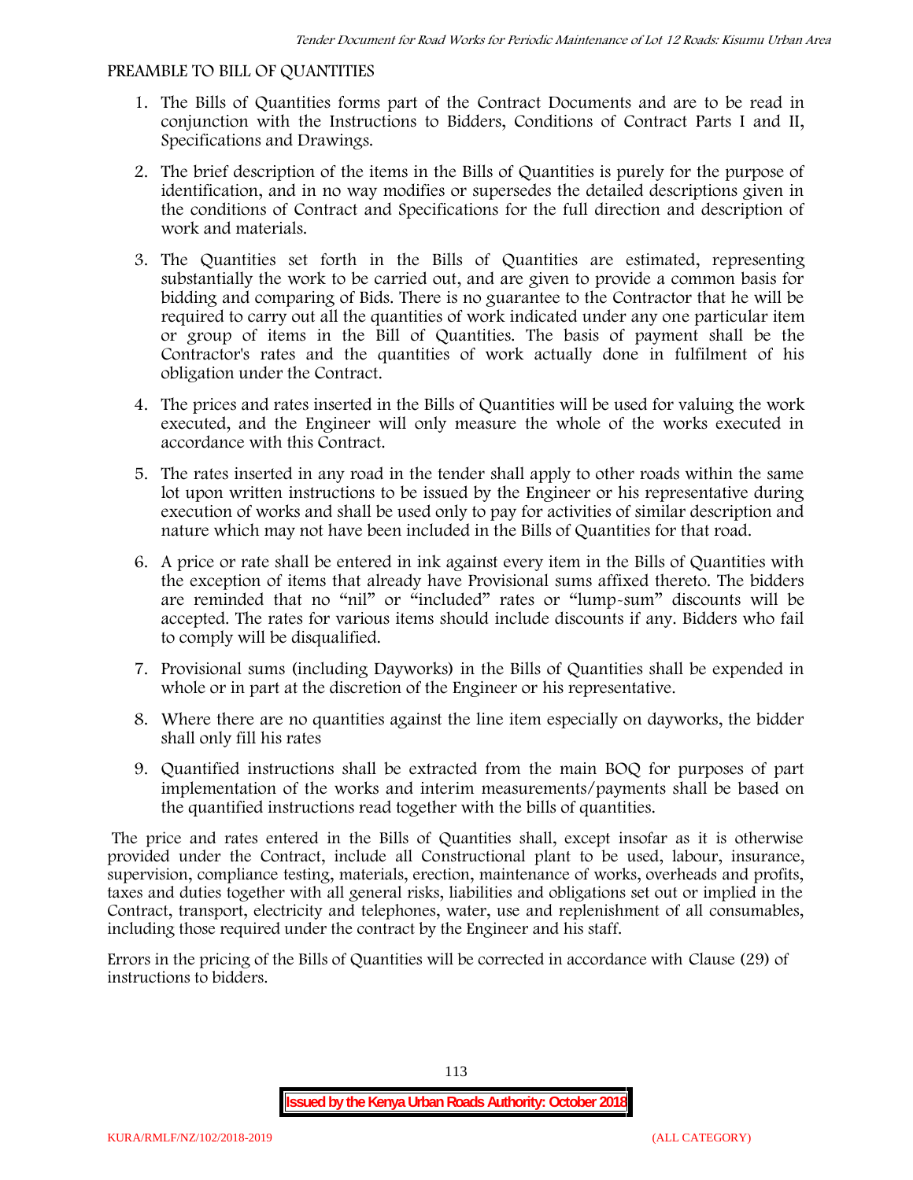## PREAMBLE TO BILL OF QUANTITIES

1. The Bills of Quantities forms part of the Contract Documents and are to be read in conjunction with the Instructions to Bidders, Conditions of Contract Parts I and II, Specifications and Drawings.
2. The brief description of the items in the Bills of Quantities is purely for the purpose of identification, and in no way modifies or supersedes the detailed descriptions given in the conditions of Contract and Specifications for the full direction and description of work and materials.
3. The Quantities set forth in the Bills of Quantities are estimated, representing substantially the work to be carried out, and are given to provide a common basis for bidding and comparing of Bids. There is no guarantee to the Contractor that he will be required to carry out all the quantities of work indicated under any one particular item or group of items in the Bill of Quantities. The basis of payment shall be the Contractor's rates and the quantities of work actually done in fulfilment of his obligation under the Contract.
4. The prices and rates inserted in the Bills of Quantities will be used for valuing the work executed, and the Engineer will only measure the whole of the works executed in accordance with this Contract.
5. The rates inserted in any road in the tender shall apply to other roads within the same lot upon written instructions to be issued by the Engineer or his representative during execution of works and shall be used only to pay for activities of similar description and nature which may not have been included in the Bills of Quantities for that road.
6. A price or rate shall be entered in ink against every item in the Bills of Quantities with the exception of items that already have Provisional sums affixed thereto. The bidders are reminded that no "nil" or "included" rates or "lump-sum" discounts will be accepted. The rates for various items should include discounts if any. Bidders who fail to comply will be disqualified.
7. Provisional sums (including Dayworks) in the Bills of Quantities shall be expended in whole or in part at the discretion of the Engineer or his representative.
8. Where there are no quantities against the line item especially on dayworks, the bidder shall only fill his rates
9. Quantified instructions shall be extracted from the main BOQ for purposes of part implementation of the works and interim measurements/payments shall be based on the quantified instructions read together with the bills of quantities.

The price and rates entered in the Bills of Quantities shall, except insofar as it is otherwise provided under the Contract, include all Constructional plant to be used, labour, insurance, supervision, compliance testing, materials, erection, maintenance of works, overheads and profits, taxes and duties together with all general risks, liabilities and obligations set out or implied in the Contract, transport, electricity and telephones, water, use and replenishment of all consumables, including those required under the contract by the Engineer and his staff.

Errors in the pricing of the Bills of Quantities will be corrected in accordance with Clause (29) of instructions to bidders.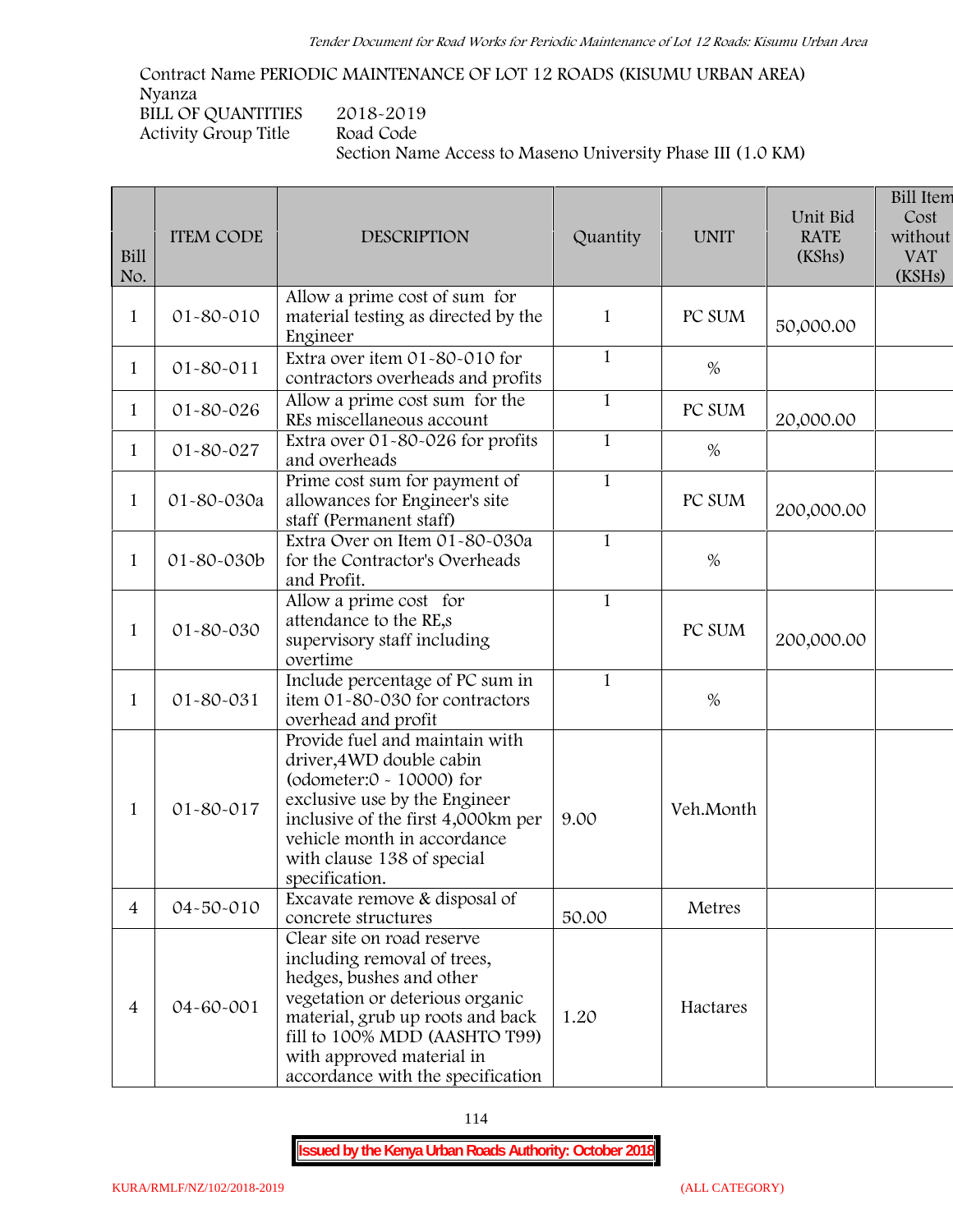Contract Name PERIODIC MAINTENANCE OF LOT 12 ROADS (KISUMU URBAN AREA)
Nyanza
BILL OF QUANTITIES 2018-2019
Activity Group Title Road Code
Section Name Access to Maseno University Phase III (1.0 KM)

| Bill No. | ITEM CODE | DESCRIPTION | Quantity | UNIT | Unit Bid RATE (KShs) | Bill Item Cost without VAT (KSHs) |
|---|---|---|---|---|---|---|
| 1 | 01-80-010 | Allow a prime cost of sum for material testing as directed by the Engineer | 1 | PC SUM | 50,000.00 | |
| 1 | 01-80-011 | Extra over item 01-80-010 for contractors overheads and profits | 1 | % | | |
| 1 | 01-80-026 | Allow a prime cost sum for the REs miscellaneous account | 1 | PC SUM | 20,000.00 | |
| 1 | 01-80-027 | Extra over 01-80-026 for profits and overheads | 1 | % | | |
| 1 | 01-80-030a | Prime cost sum for payment of allowances for Engineer's site staff (Permanent staff) | 1 | PC SUM | 200,000.00 | |
| 1 | 01-80-030b | Extra Over on Item 01-80-030a for the Contractor's Overheads and Profit. | 1 | % | | |
| 1 | 01-80-030 | Allow a prime cost for attendance to the RE,s supervisory staff including overtime | 1 | PC SUM | 200,000.00 | |
| 1 | 01-80-031 | Include percentage of PC sum in item 01-80-030 for contractors overhead and profit | 1 | % | | |
| 1 | 01-80-017 | Provide fuel and maintain with driver,4WD double cabin (odometer:0 - 10000) for exclusive use by the Engineer inclusive of the first 4,000km per vehicle month in accordance with clause 138 of special specification. | 9.00 | Veh.Month | | |
| 4 | 04-50-010 | Excavate remove & disposal of concrete structures | 50.00 | Metres | | |
| 4 | 04-60-001 | Clear site on road reserve including removal of trees, hedges, bushes and other vegetation or deterious organic material, grub up roots and back fill to 100% MDD (AASHTO T99) with approved material in accordance with the specification | 1.20 | Hactares | | |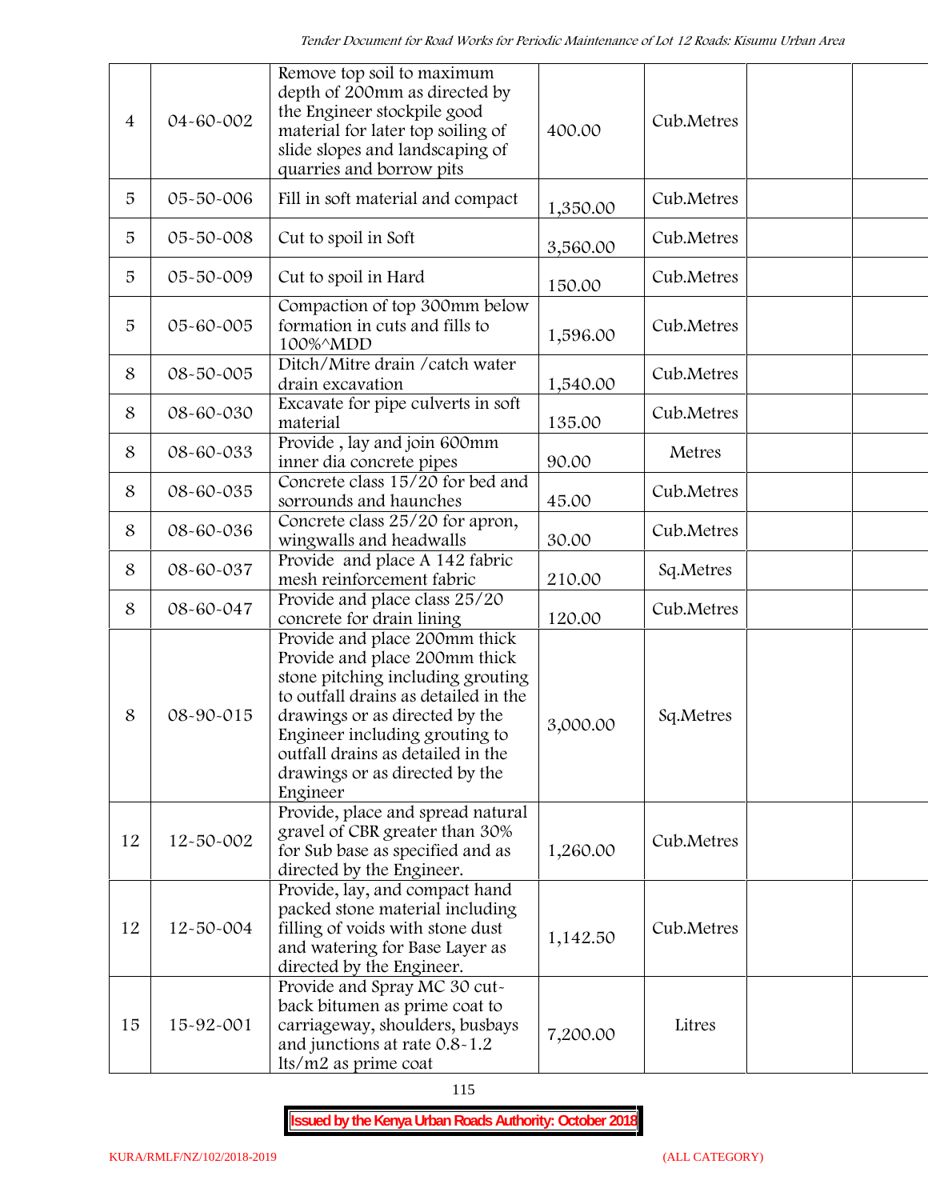| | | | | | | |
|---|---|---|---|---|---|---|
| 4 | 04-60-002 | Remove top soil to maximum depth of 200mm as directed by the Engineer stockpile good material for later top soiling of slide slopes and landscaping of quarries and borrow pits | 400.00 | Cub.Metres | | |
| 5 | 05-50-006 | Fill in soft material and compact | 1,350.00 | Cub.Metres | | |
| 5 | 05-50-008 | Cut to spoil in Soft | 3,560.00 | Cub.Metres | | |
| 5 | 05-50-009 | Cut to spoil in Hard | 150.00 | Cub.Metres | | |
| 5 | 05-60-005 | Compaction of top 300mm below formation in cuts and fills to 100%^MDD | 1,596.00 | Cub.Metres | | |
| 8 | 08-50-005 | Ditch/Mitre drain /catch water drain excavation | 1,540.00 | Cub.Metres | | |
| 8 | 08-60-030 | Excavate for pipe culverts in soft material | 135.00 | Cub.Metres | | |
| 8 | 08-60-033 | Provide , lay and join 600mm inner dia concrete pipes | 90.00 | Metres | | |
| 8 | 08-60-035 | Concrete class 15/20 for bed and sorrounds and haunches | 45.00 | Cub.Metres | | |
| 8 | 08-60-036 | Concrete class 25/20 for apron, wingwalls and headwalls | 30.00 | Cub.Metres | | |
| 8 | 08-60-037 | Provide and place A 142 fabric mesh reinforcement fabric | 210.00 | Sq.Metres | | |
| 8 | 08-60-047 | Provide and place class 25/20 concrete for drain lining | 120.00 | Cub.Metres | | |
| 8 | 08-90-015 | Provide and place 200mm thick Provide and place 200mm thick stone pitching including grouting to outfall drains as detailed in the drawings or as directed by the Engineer including grouting to outfall drains as detailed in the drawings or as directed by the Engineer | 3,000.00 | Sq.Metres | | |
| 12 | 12-50-002 | Provide, place and spread natural gravel of CBR greater than 30% for Sub base as specified and as directed by the Engineer. | 1,260.00 | Cub.Metres | | |
| 12 | 12-50-004 | Provide, lay, and compact hand packed stone material including filling of voids with stone dust and watering for Base Layer as directed by the Engineer. | 1,142.50 | Cub.Metres | | |
| 15 | 15-92-001 | Provide and Spray MC 30 cut-back bitumen as prime coat to carriageway, shoulders, busbays and junctions at rate 0.8-1.2 lts/m2 as prime coat | 7,200.00 | Litres | | |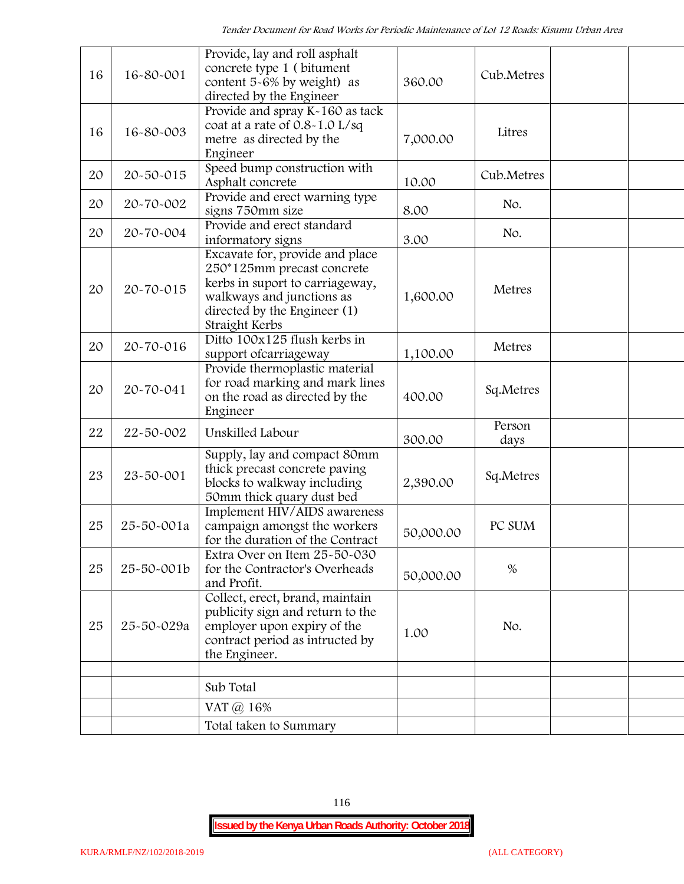| | | | | | | |
|---|---|---|---|---|---|---|
| 16 | 16-80-001 | Provide, lay and roll asphalt concrete type 1 ( bitument content 5-6% by weight) as directed by the Engineer | 360.00 | Cub.Metres | | |
| 16 | 16-80-003 | Provide and spray K-160 as tack coat at a rate of 0.8-1.0 L/sq metre as directed by the Engineer | 7,000.00 | Litres | | |
| 20 | 20-50-015 | Speed bump construction with Asphalt concrete | 10.00 | Cub.Metres | | |
| 20 | 20-70-002 | Provide and erect warning type signs 750mm size | 8.00 | No. | | |
| 20 | 20-70-004 | Provide and erect standard informatory signs | 3.00 | No. | | |
| 20 | 20-70-015 | Excavate for, provide and place 250*125mm precast concrete kerbs in suport to carriageway, walkways and junctions as directed by the Engineer (1) Straight Kerbs | 1,600.00 | Metres | | |
| 20 | 20-70-016 | Ditto 100x125 flush kerbs in support ofcarriageway | 1,100.00 | Metres | | |
| 20 | 20-70-041 | Provide thermoplastic material for road marking and mark lines on the road as directed by the Engineer | 400.00 | Sq.Metres | | |
| 22 | 22-50-002 | Unskilled Labour | 300.00 | Person days | | |
| 23 | 23-50-001 | Supply, lay and compact 80mm thick precast concrete paving blocks to walkway including 50mm thick quary dust bed | 2,390.00 | Sq.Metres | | |
| 25 | 25-50-001a | Implement HIV/AIDS awareness campaign amongst the workers for the duration of the Contract | 50,000.00 | PC SUM | | |
| 25 | 25-50-001b | Extra Over on Item 25-50-030 for the Contractor's Overheads and Profit. | 50,000.00 | % | | |
| 25 | 25-50-029a | Collect, erect, brand, maintain publicity sign and return to the employer upon expiry of the contract period as intructed by the Engineer. | 1.00 | No. | | |
| | | | | | | |
| | | Sub Total | | | | |
| | | VAT @ 16% | | | | |
| | | Total taken to Summary | | | | |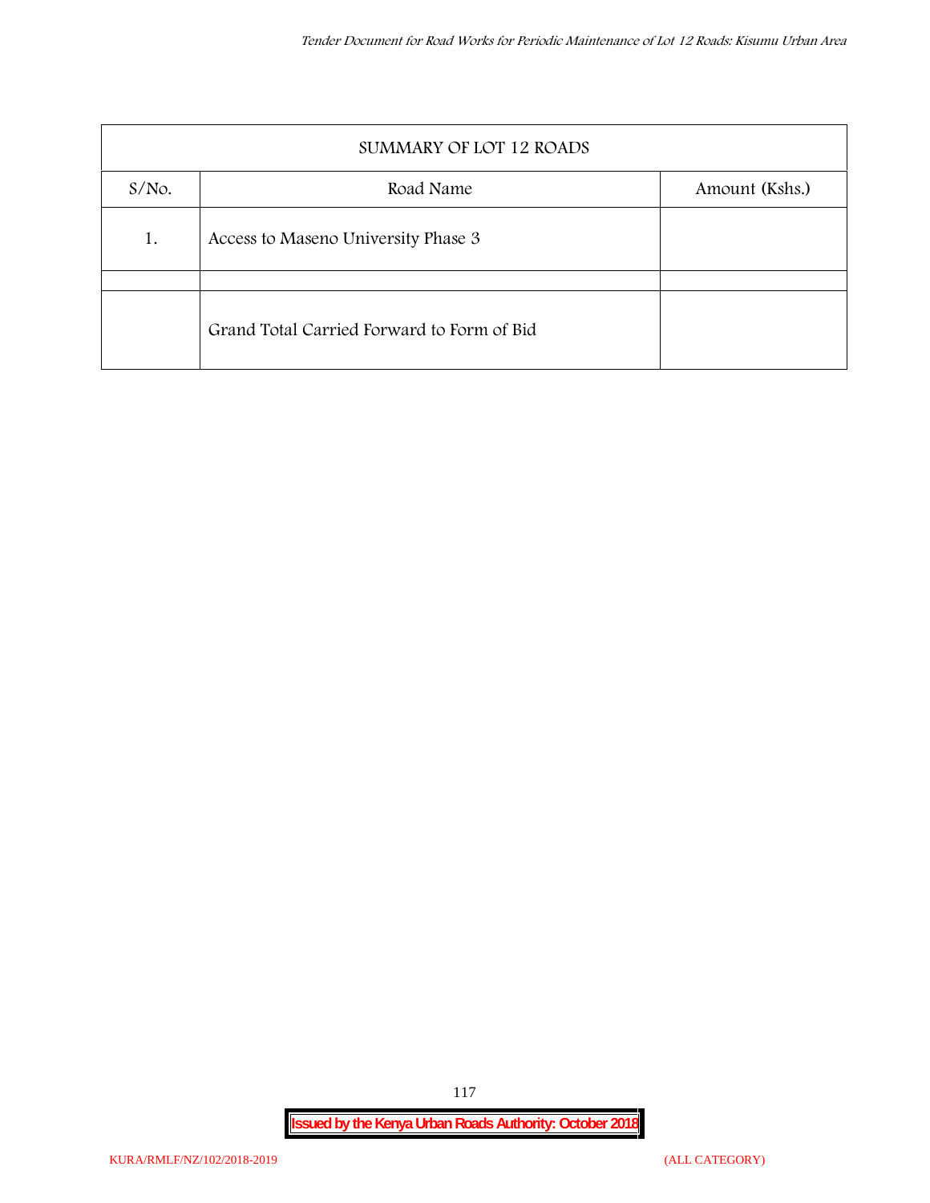| SUMMARY OF LOT 12 ROADS | | |
|---|---|---|
| S/No. | Road Name | Amount (Kshs.) |
| 1. | Access to Maseno University Phase 3 | |
| | | |
| | Grand Total Carried Forward to Form of Bid | |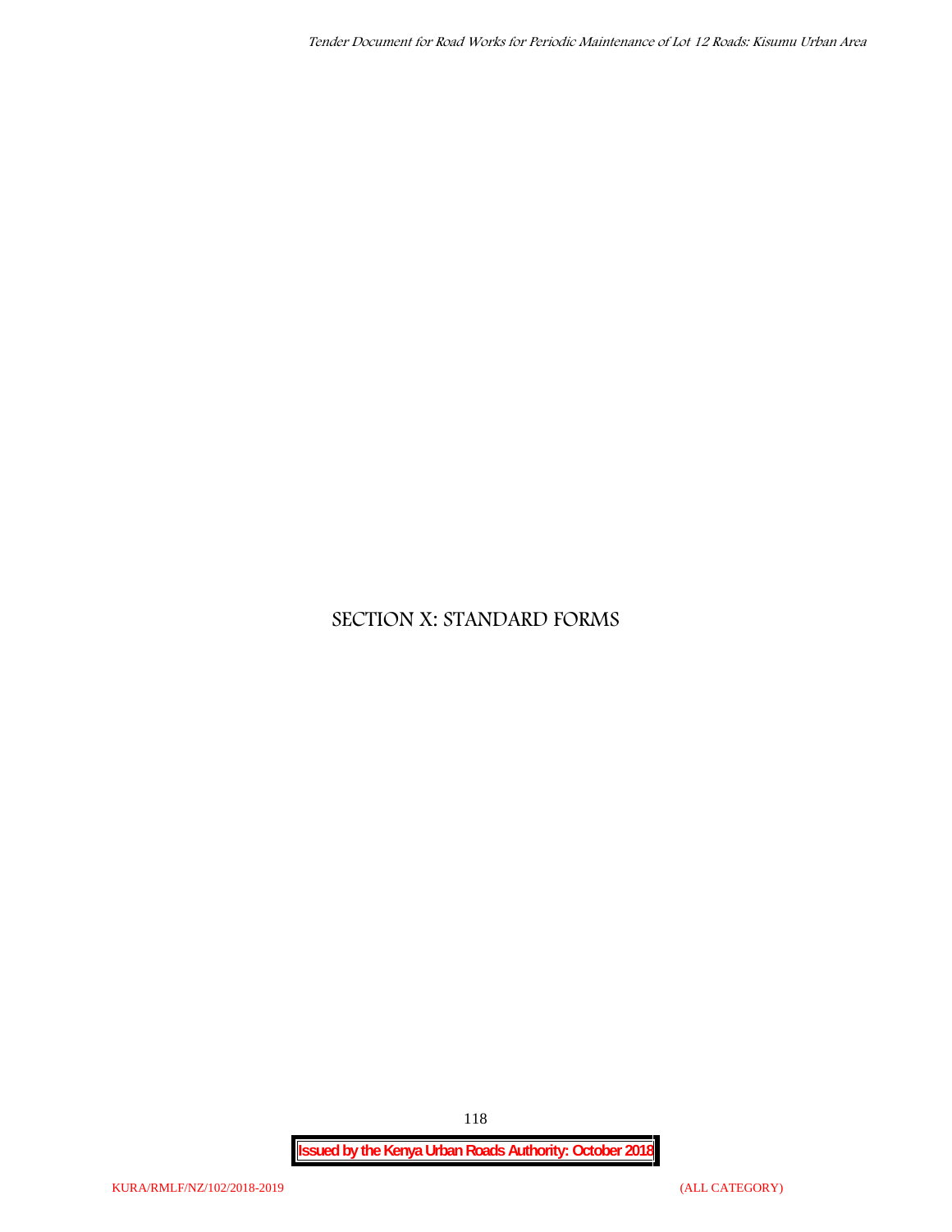# SECTION X: STANDARD FORMS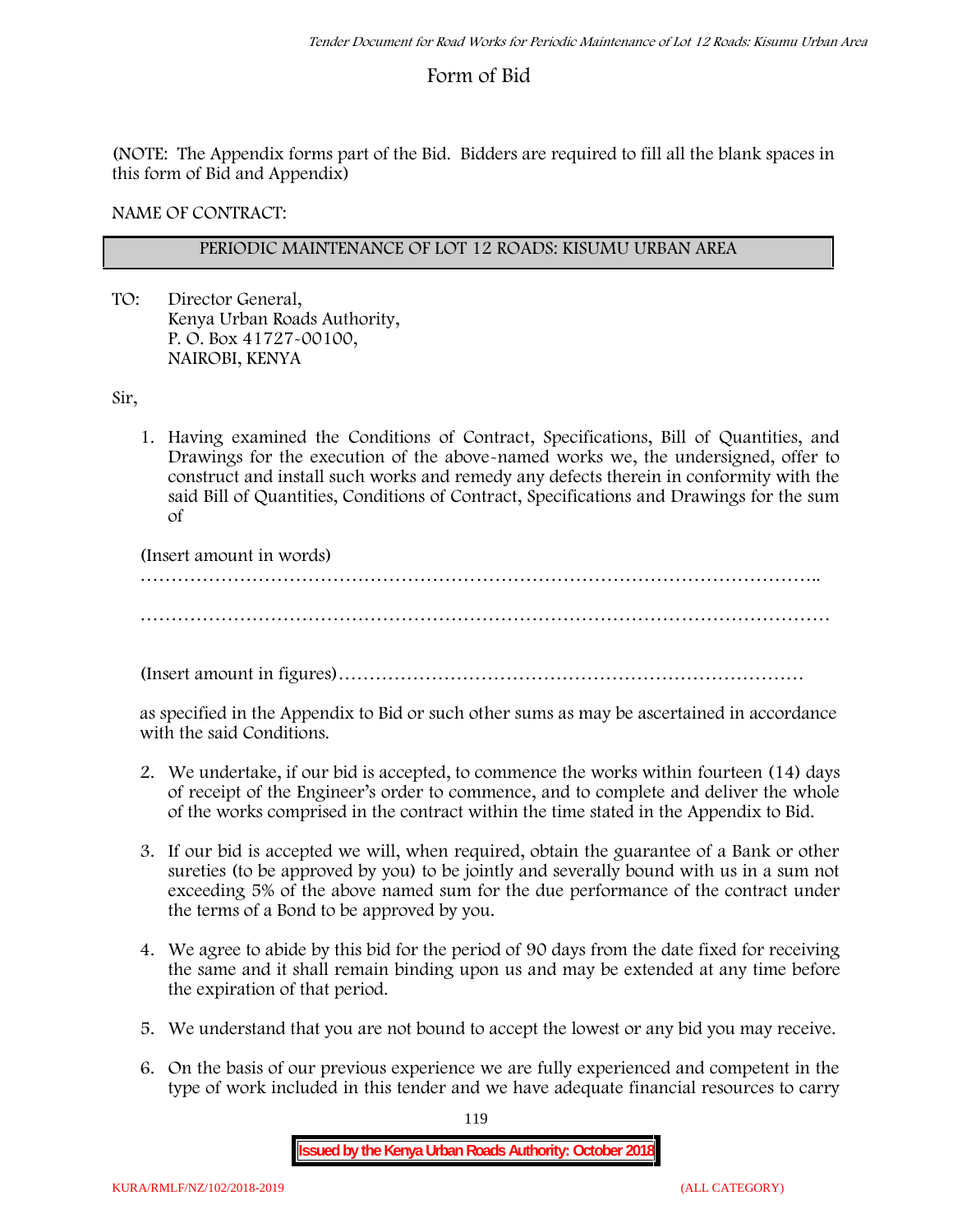# Form of Bid

(NOTE: The Appendix forms part of the Bid. Bidders are required to fill all the blank spaces in this form of Bid and Appendix)

NAME OF CONTRACT:

| PERIODIC MAINTENANCE OF LOT 12 ROADS: KISUMU URBAN AREA |
|---|

TO: Director General,
Kenya Urban Roads Authority,
P. O. Box 41727-00100,
NAIROBI, KENYA

Sir,

1. Having examined the Conditions of Contract, Specifications, Bill of Quantities, and Drawings for the execution of the above-named works we, the undersigned, offer to construct and install such works and remedy any defects therein in conformity with the said Bill of Quantities, Conditions of Contract, Specifications and Drawings for the sum of

   (Insert amount in words)
   …………………………………………………………………………………………………..

   ……………………………………………………………………………………………………

   (Insert amount in figures)…………………………………………………………………

   as specified in the Appendix to Bid or such other sums as may be ascertained in accordance with the said Conditions.

2. We undertake, if our bid is accepted, to commence the works within fourteen (14) days of receipt of the Engineer's order to commence, and to complete and deliver the whole of the works comprised in the contract within the time stated in the Appendix to Bid.

3. If our bid is accepted we will, when required, obtain the guarantee of a Bank or other sureties (to be approved by you) to be jointly and severally bound with us in a sum not exceeding 5% of the above named sum for the due performance of the contract under the terms of a Bond to be approved by you.

4. We agree to abide by this bid for the period of 90 days from the date fixed for receiving the same and it shall remain binding upon us and may be extended at any time before the expiration of that period.

5. We understand that you are not bound to accept the lowest or any bid you may receive.

6. On the basis of our previous experience we are fully experienced and competent in the type of work included in this tender and we have adequate financial resources to carry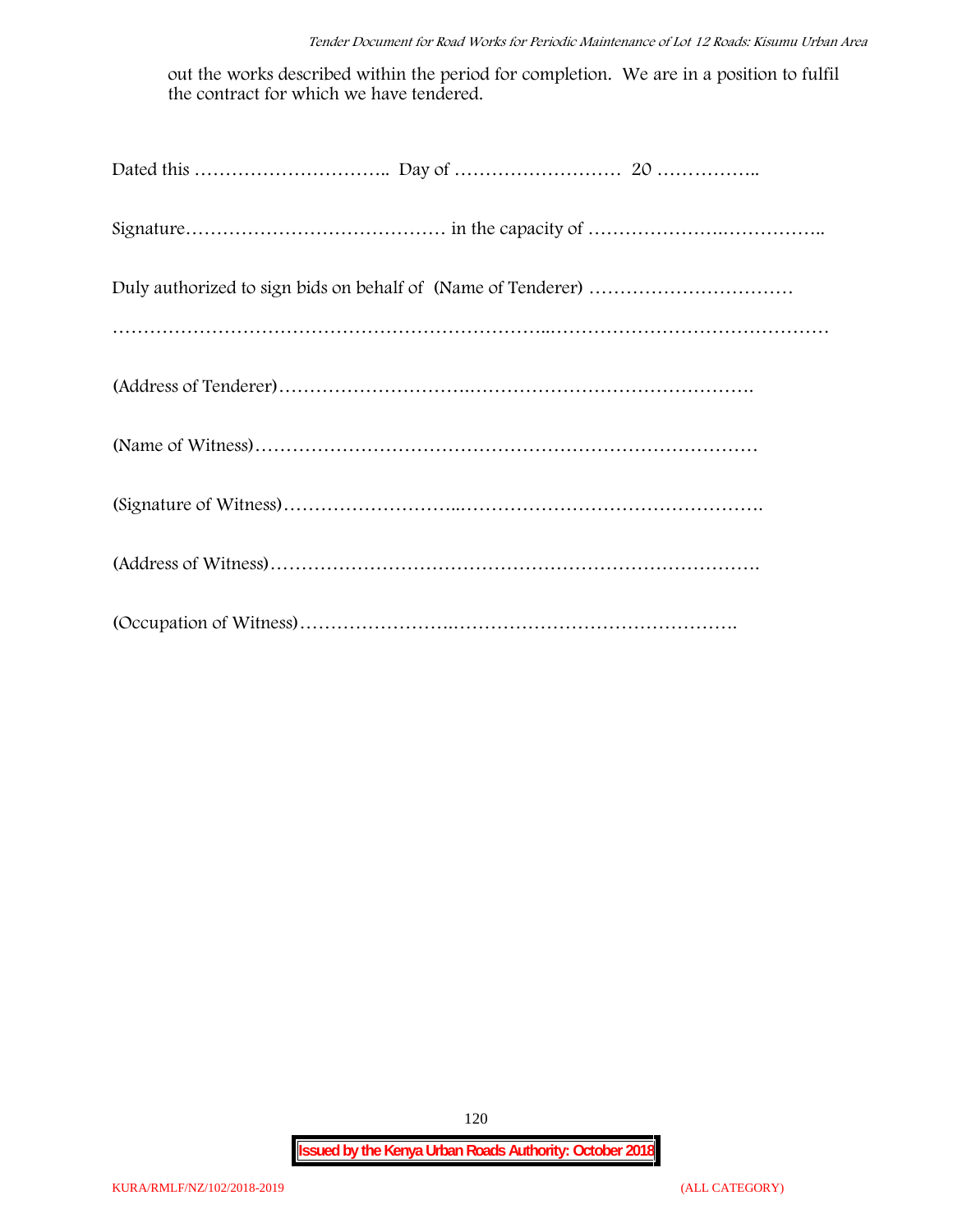out the works described within the period for completion. We are in a position to fulfil the contract for which we have tendered.

Dated this ………………………….. Day of ……………………… 20 ……………..

Signature…………………………………… in the capacity of …………………..……………..

Duly authorized to sign bids on behalf of (Name of Tenderer) ……………………………

……………………………………………………………..………………………………………

(Address of Tenderer)………………………….……………………………………….

(Name of Witness)……………………………………………………………………

(Signature of Witness)………………………..………………………………………….

(Address of Witness)…………………………………………………………………….

(Occupation of Witness)…………………….……………………………………….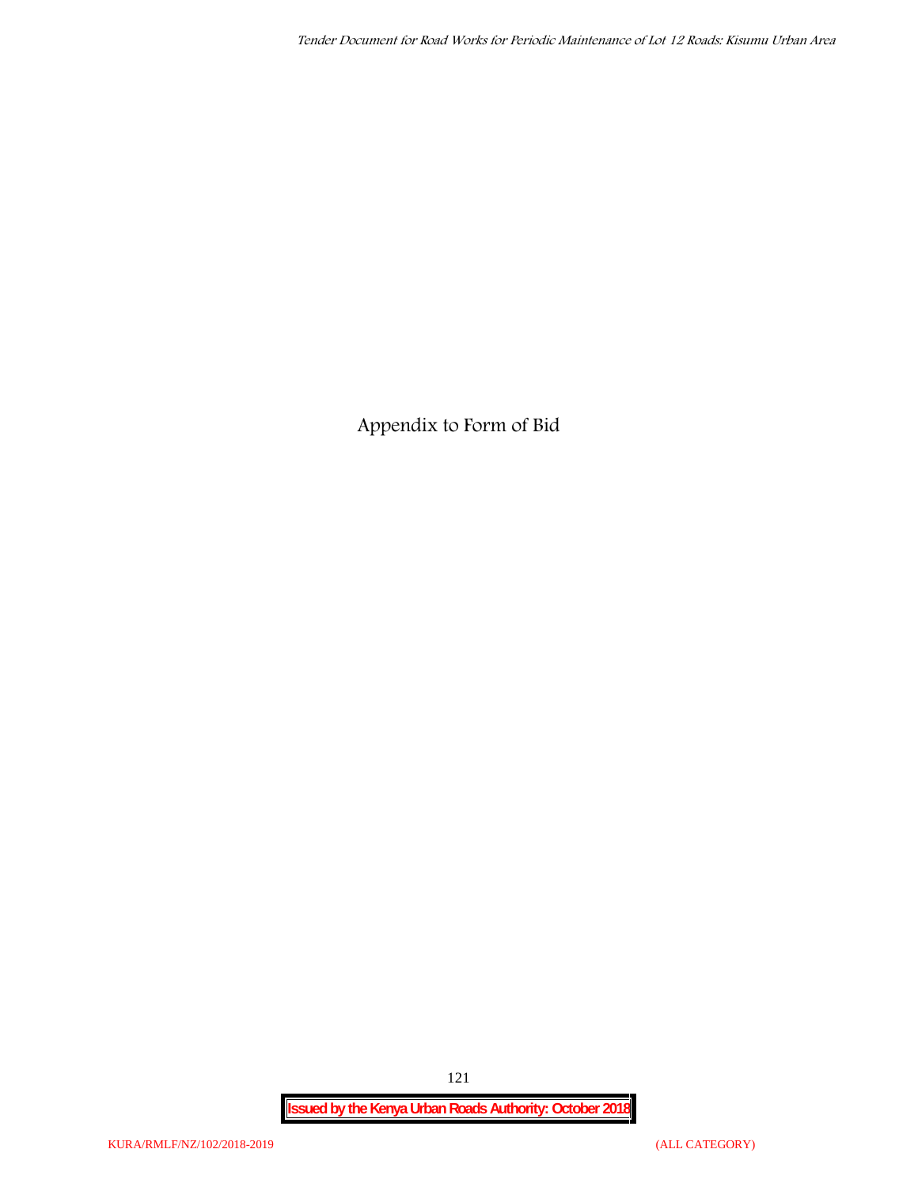# Appendix to Form of Bid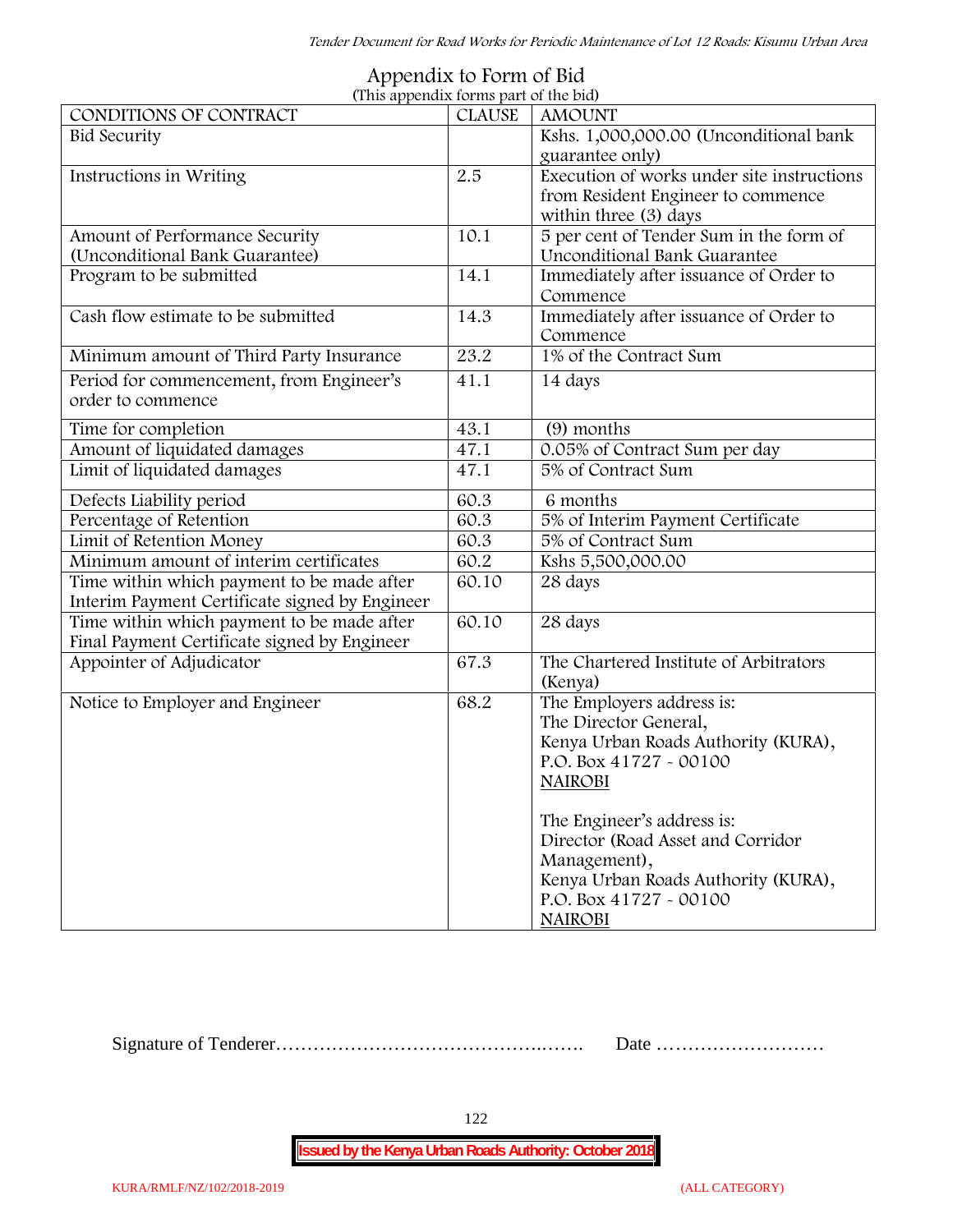# Appendix to Form of Bid

(This appendix forms part of the bid)

| CONDITIONS OF CONTRACT | CLAUSE | AMOUNT |
|---|---|---|
| Bid Security | | Kshs. 1,000,000.00 (Unconditional bank guarantee only) |
| Instructions in Writing | 2.5 | Execution of works under site instructions from Resident Engineer to commence within three (3) days |
| Amount of Performance Security (Unconditional Bank Guarantee) | 10.1 | 5 per cent of Tender Sum in the form of Unconditional Bank Guarantee |
| Program to be submitted | 14.1 | Immediately after issuance of Order to Commence |
| Cash flow estimate to be submitted | 14.3 | Immediately after issuance of Order to Commence |
| Minimum amount of Third Party Insurance | 23.2 | 1% of the Contract Sum |
| Period for commencement, from Engineer's order to commence | 41.1 | 14 days |
| Time for completion | 43.1 | (9) months |
| Amount of liquidated damages | 47.1 | 0.05% of Contract Sum per day |
| Limit of liquidated damages | 47.1 | 5% of Contract Sum |
| Defects Liability period | 60.3 | 6 months |
| Percentage of Retention | 60.3 | 5% of Interim Payment Certificate |
| Limit of Retention Money | 60.3 | 5% of Contract Sum |
| Minimum amount of interim certificates | 60.2 | Kshs 5,500,000.00 |
| Time within which payment to be made after Interim Payment Certificate signed by Engineer | 60.10 | 28 days |
| Time within which payment to be made after Final Payment Certificate signed by Engineer | 60.10 | 28 days |
| Appointer of Adjudicator | 67.3 | The Chartered Institute of Arbitrators (Kenya) |
| Notice to Employer and Engineer | 68.2 | The Employers address is:<br>The Director General,<br>Kenya Urban Roads Authority (KURA),<br>P.O. Box 41727 - 00100<br>NAIROBI<br><br>The Engineer's address is:<br>Director (Road Asset and Corridor Management),<br>Kenya Urban Roads Authority (KURA),<br>P.O. Box 41727 - 00100<br>NAIROBI |

Signature of Tenderer………………………………………..……. Date ………………………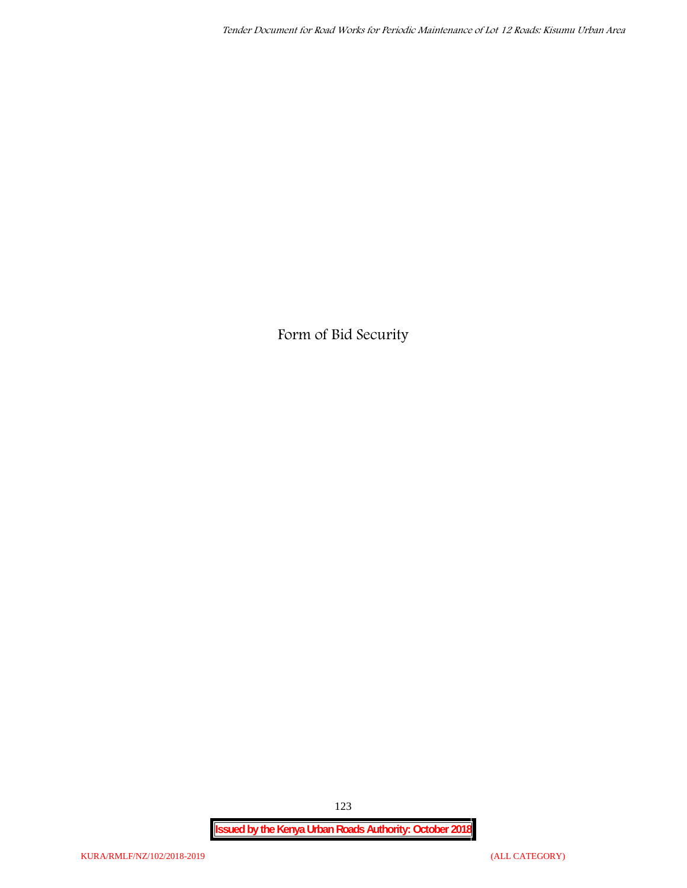# Form of Bid Security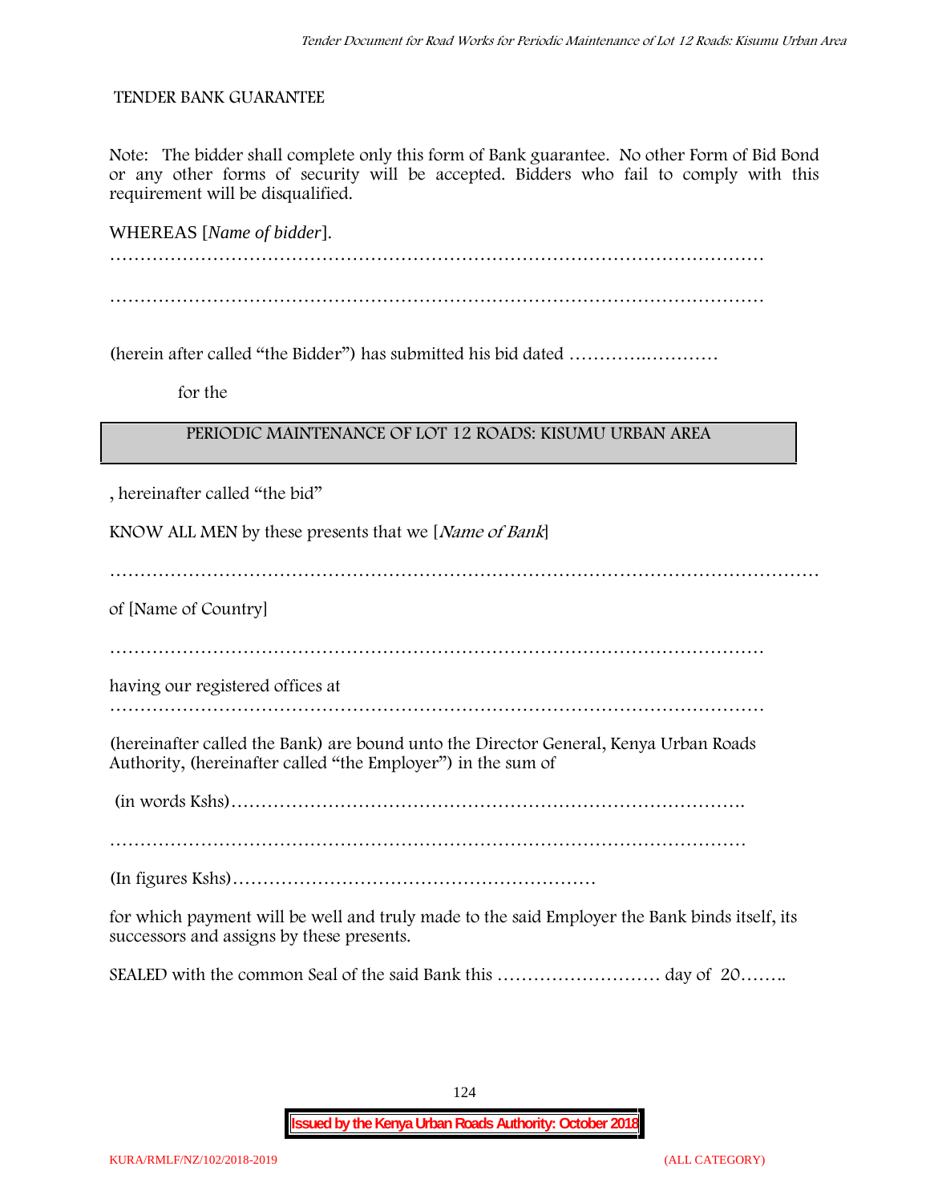TENDER BANK GUARANTEE

Note: The bidder shall complete only this form of Bank guarantee. No other Form of Bid Bond or any other forms of security will be accepted. Bidders who fail to comply with this requirement will be disqualified.

WHEREAS [*Name of bidder*].

…………………………………………………………………………………………………

…………………………………………………………………………………………………

(herein after called "the Bidder") has submitted his bid dated ………….…………

for the

| PERIODIC MAINTENANCE OF LOT 12 ROADS: KISUMU URBAN AREA |
|---|

, hereinafter called "the bid"

KNOW ALL MEN by these presents that we [*Name of Bank*]

……………………………………………………………………………………………………

of [Name of Country]

…………………………………………………………………………………………………

having our registered offices at

…………………………………………………………………………………………………

(hereinafter called the Bank) are bound unto the Director General, Kenya Urban Roads Authority, (hereinafter called "the Employer") in the sum of

(in words Kshs)……………………………………………………………………….

…………………………………………………………………………………………………

(In figures Kshs)……………………………………………………

for which payment will be well and truly made to the said Employer the Bank binds itself, its successors and assigns by these presents.

SEALED with the common Seal of the said Bank this ……………………… day of 20……..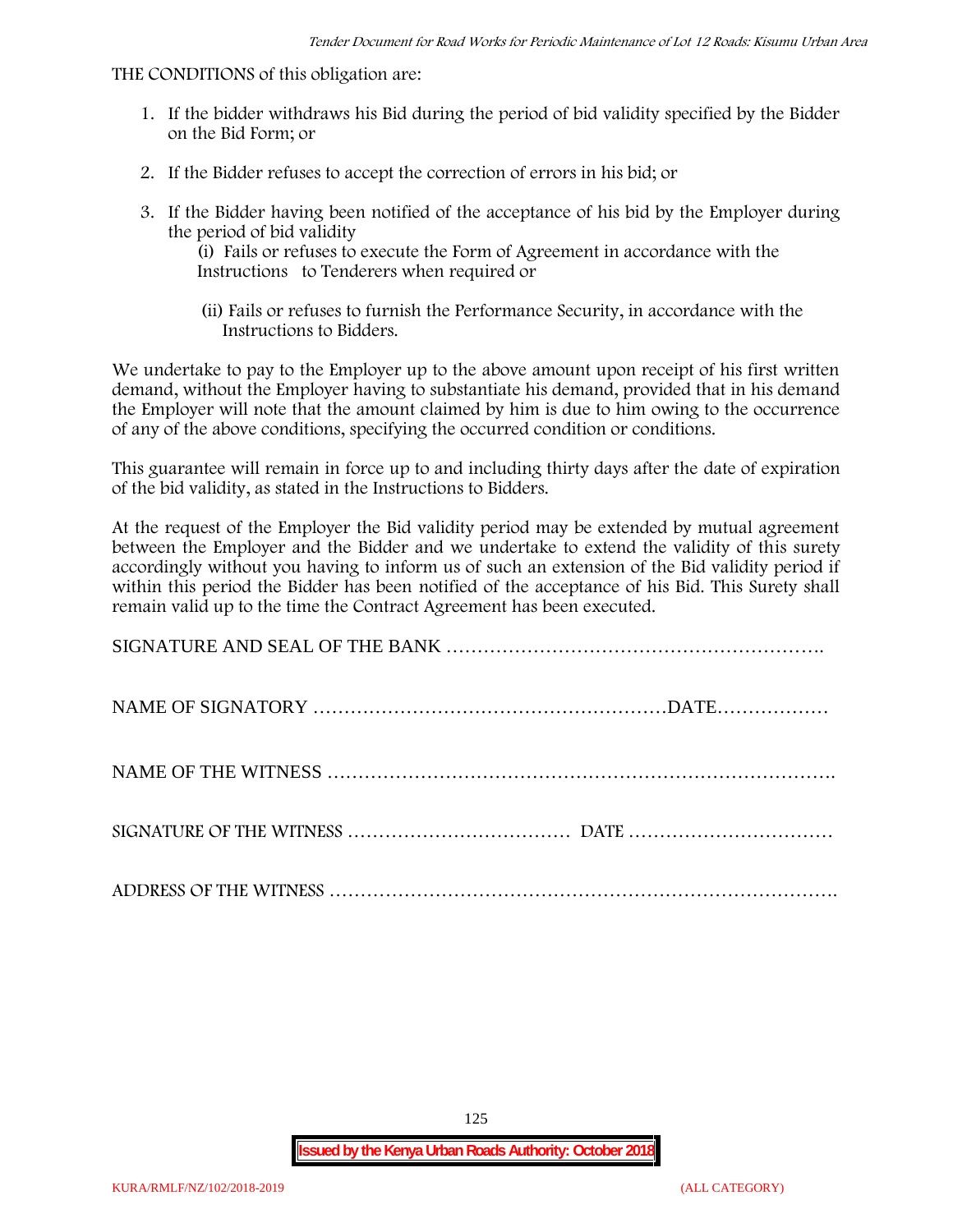THE CONDITIONS of this obligation are:

1. If the bidder withdraws his Bid during the period of bid validity specified by the Bidder on the Bid Form; or
2. If the Bidder refuses to accept the correction of errors in his bid; or
3. If the Bidder having been notified of the acceptance of his bid by the Employer during the period of bid validity
   (i) Fails or refuses to execute the Form of Agreement in accordance with the Instructions to Tenderers when required or

   (ii) Fails or refuses to furnish the Performance Security, in accordance with the Instructions to Bidders.

We undertake to pay to the Employer up to the above amount upon receipt of his first written demand, without the Employer having to substantiate his demand, provided that in his demand the Employer will note that the amount claimed by him is due to him owing to the occurrence of any of the above conditions, specifying the occurred condition or conditions.

This guarantee will remain in force up to and including thirty days after the date of expiration of the bid validity, as stated in the Instructions to Bidders.

At the request of the Employer the Bid validity period may be extended by mutual agreement between the Employer and the Bidder and we undertake to extend the validity of this surety accordingly without you having to inform us of such an extension of the Bid validity period if within this period the Bidder has been notified of the acceptance of his Bid. This Surety shall remain valid up to the time the Contract Agreement has been executed.

SIGNATURE AND SEAL OF THE BANK …………………………………………………….

NAME OF SIGNATORY …………………………………………………DATE………………

NAME OF THE WITNESS ……………………………………………………………………….

SIGNATURE OF THE WITNESS ……………………………… DATE ……………………………

ADDRESS OF THE WITNESS ……………………………………………………………………….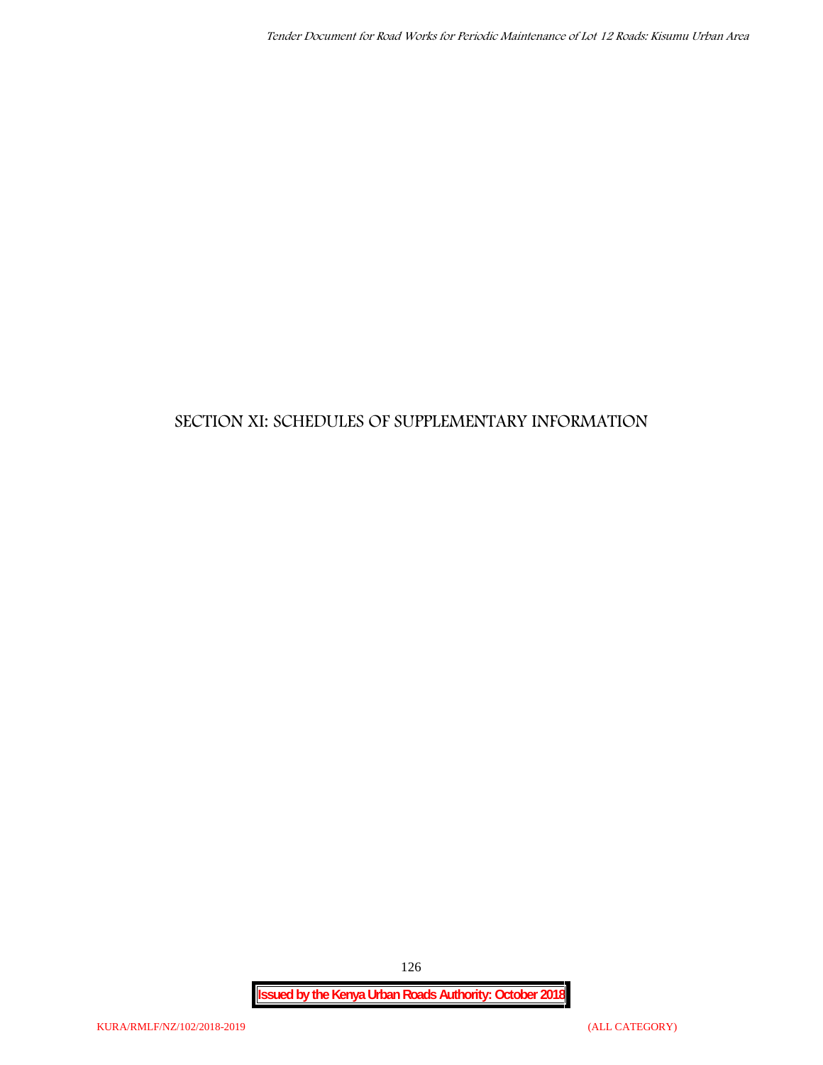# SECTION XI: SCHEDULES OF SUPPLEMENTARY INFORMATION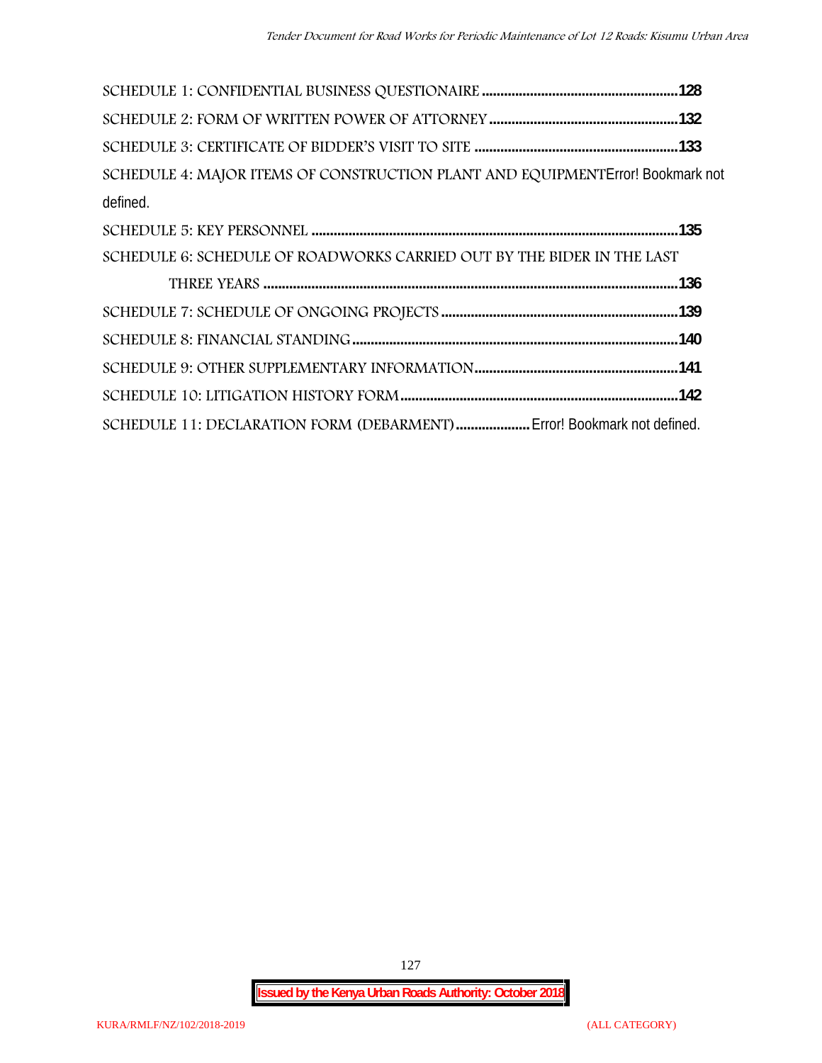SCHEDULE 1: CONFIDENTIAL BUSINESS QUESTIONAIRE ....................................................128

SCHEDULE 2: FORM OF WRITTEN POWER OF ATTORNEY ..................................................132

SCHEDULE 3: CERTIFICATE OF BIDDER'S VISIT TO SITE ......................................................133

SCHEDULE 4: MAJOR ITEMS OF CONSTRUCTION PLANT AND EQUIPMENTError! Bookmark not defined.

SCHEDULE 5: KEY PERSONNEL ..................................................................................................135

SCHEDULE 6: SCHEDULE OF ROADWORKS CARRIED OUT BY THE BIDER IN THE LAST THREE YEARS ..............................................................................................................136

SCHEDULE 7: SCHEDULE OF ONGOING PROJECTS ................................................................139

SCHEDULE 8: FINANCIAL STANDING........................................................................................140

SCHEDULE 9: OTHER SUPPLEMENTARY INFORMATION......................................................141

SCHEDULE 10: LITIGATION HISTORY FORM..........................................................................142

SCHEDULE 11: DECLARATION FORM (DEBARMENT) .................... Error! Bookmark not defined.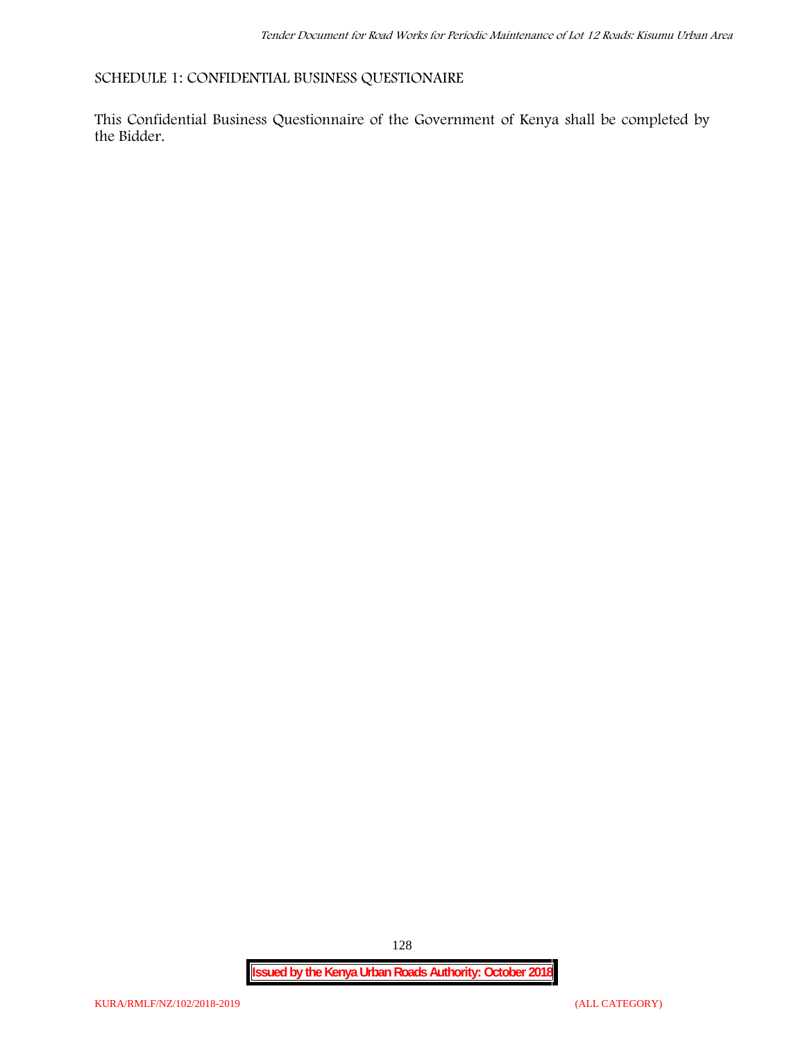## SCHEDULE 1: CONFIDENTIAL BUSINESS QUESTIONAIRE

This Confidential Business Questionnaire of the Government of Kenya shall be completed by the Bidder.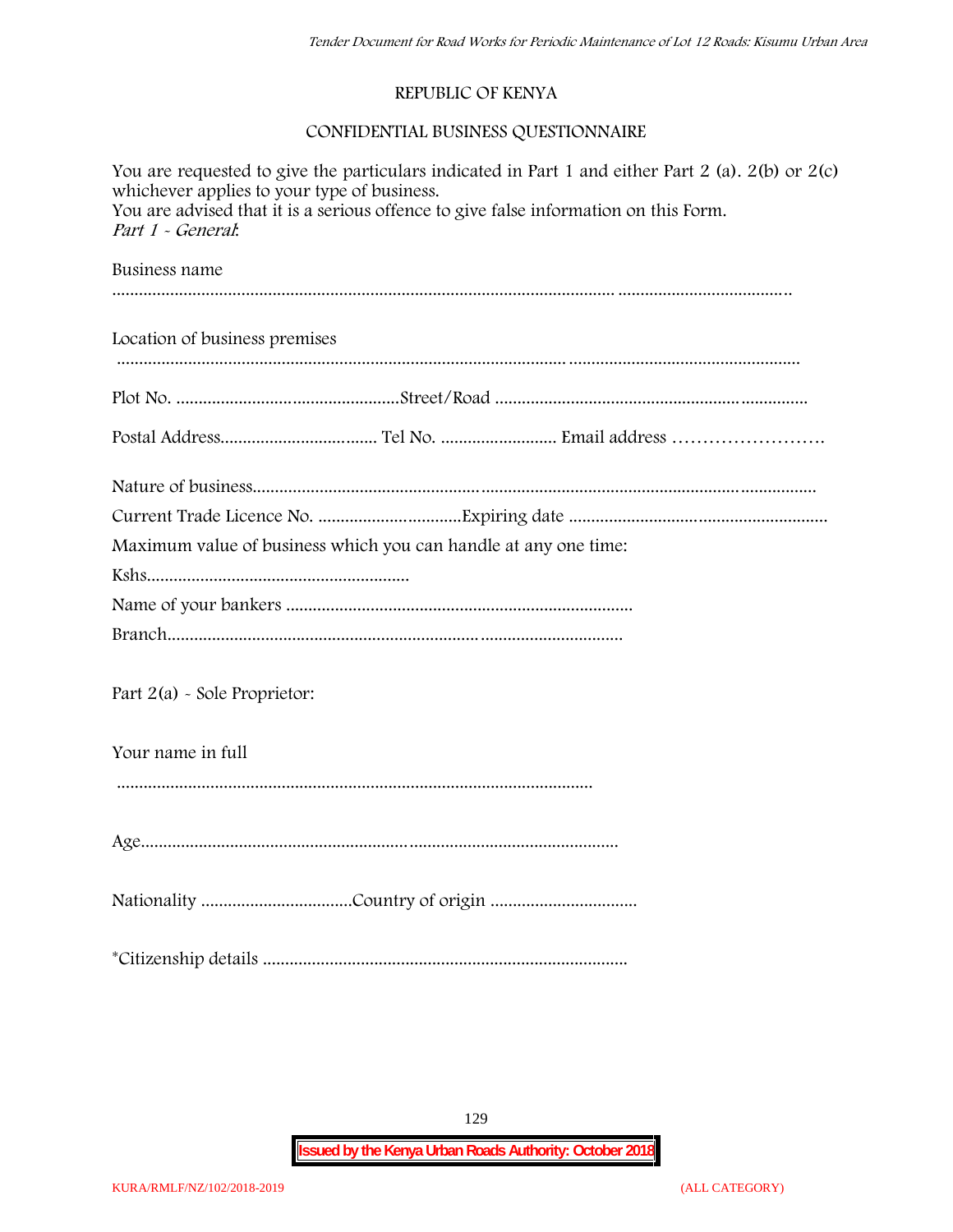REPUBLIC OF KENYA

CONFIDENTIAL BUSINESS QUESTIONNAIRE

You are requested to give the particulars indicated in Part 1 and either Part 2 (a). 2(b) or 2(c) whichever applies to your type of business.
You are advised that it is a serious offence to give false information on this Form.
*Part 1 - General*:

Business name

...................................................................................................................................................

Location of business premises

...................................................................................................................................................

Plot No. ..................................................Street/Road ......................................................................

Postal Address.................................. Tel No. ......................... Email address .......................

Nature of business...........................................................................................................................

Current Trade Licence No. ...............................Expiring date ........................................................

Maximum value of business which you can handle at any one time:

Kshs..........................................................

Name of your bankers .............................................................................

Branch.....................................................................................................

Part 2(a) - Sole Proprietor:

Your name in full

..........................................................................................................

Age..........................................................................................................

Nationality .................................Country of origin ................................

*Citizenship details .................................................................................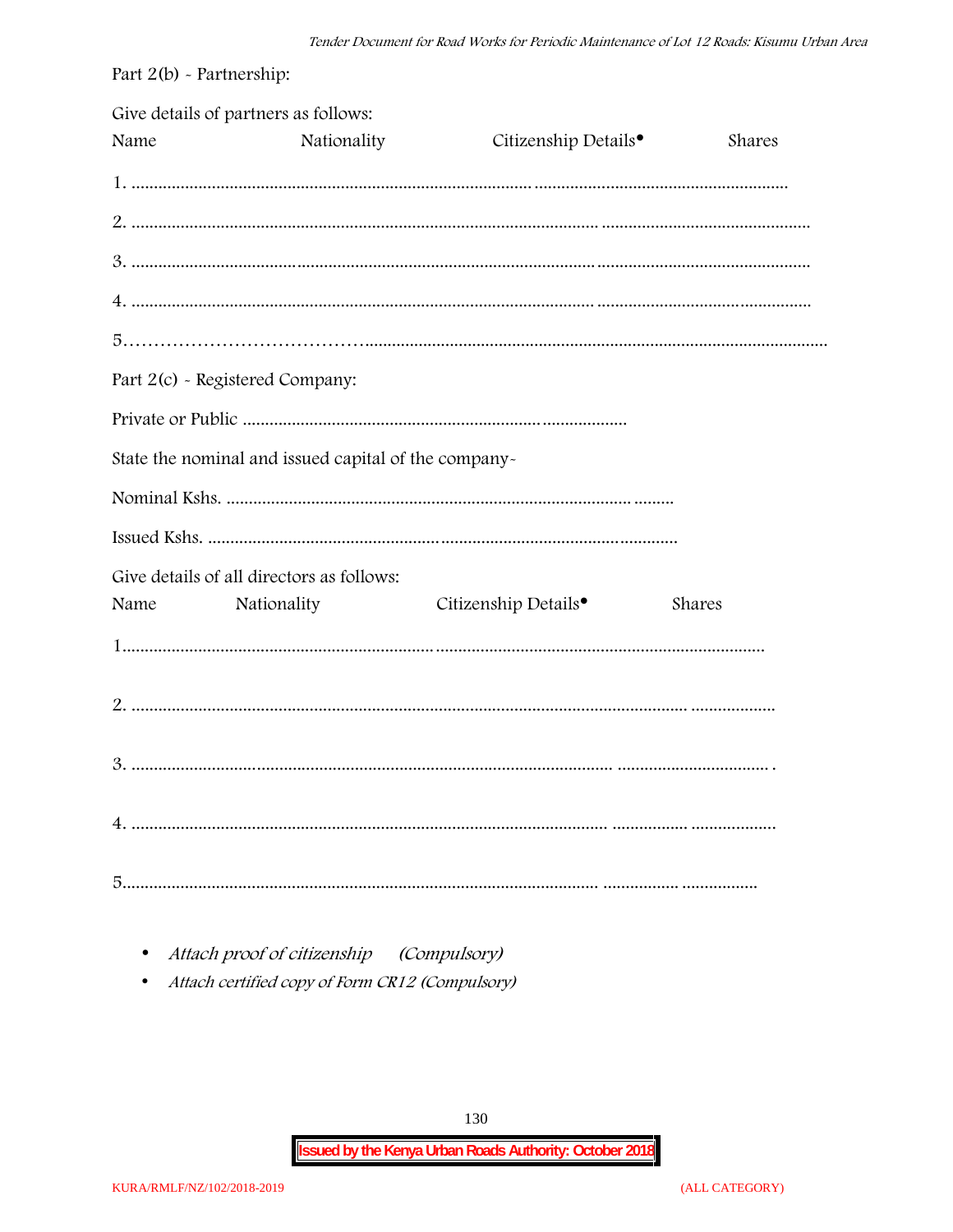Part 2(b) - Partnership:

Give details of partners as follows:

Name Nationality Citizenship Details• Shares

1. ........................................................................................................................................................................

2. ..........................................................................................................................................................................

3. ..........................................................................................................................................................................

4. ..........................................................................................................................................................................

5……………………………………...................................................................................................................

Part 2(c) - Registered Company:

Private or Public ....................................................................................................

State the nominal and issued capital of the company-

Nominal Kshs. ....................................................................................................

Issued Kshs. ........................................................................................................

Give details of all directors as follows:

Name Nationality Citizenship Details• Shares

1.................................................................................................................................................................

2. .............................................................................................................................................................

3. ............................................................................................................................................................ .

4. .............................................................................................................................................................

5...........................................................................................................................................................

- *Attach proof of citizenship (Compulsory)*
- *Attach certified copy of Form CR12 (Compulsory)*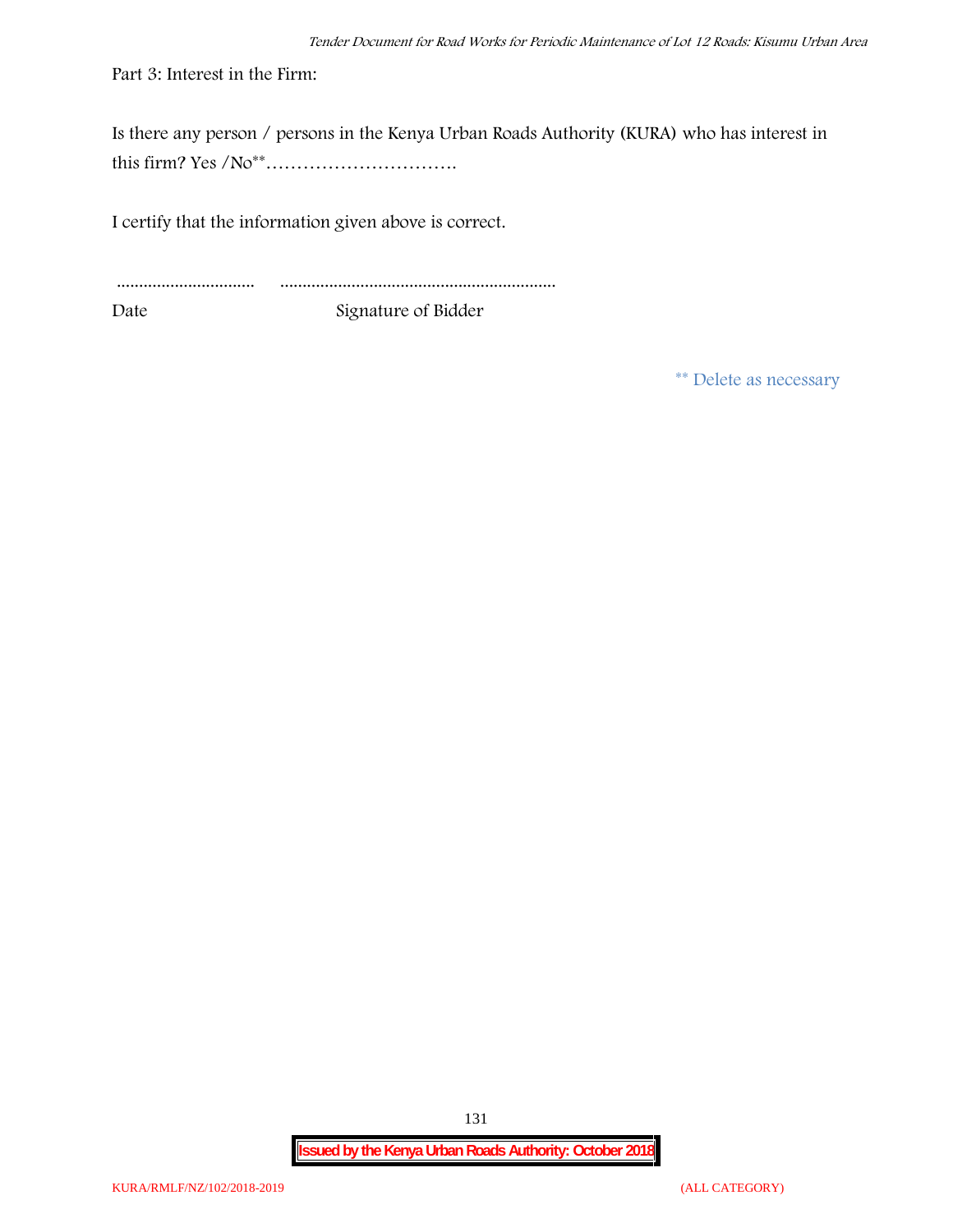Part 3: Interest in the Firm:

Is there any person / persons in the Kenya Urban Roads Authority (KURA) who has interest in this firm? Yes /No**………………………….

I certify that the information given above is correct.

............................... ..............................................................

Date Signature of Bidder

** Delete as necessary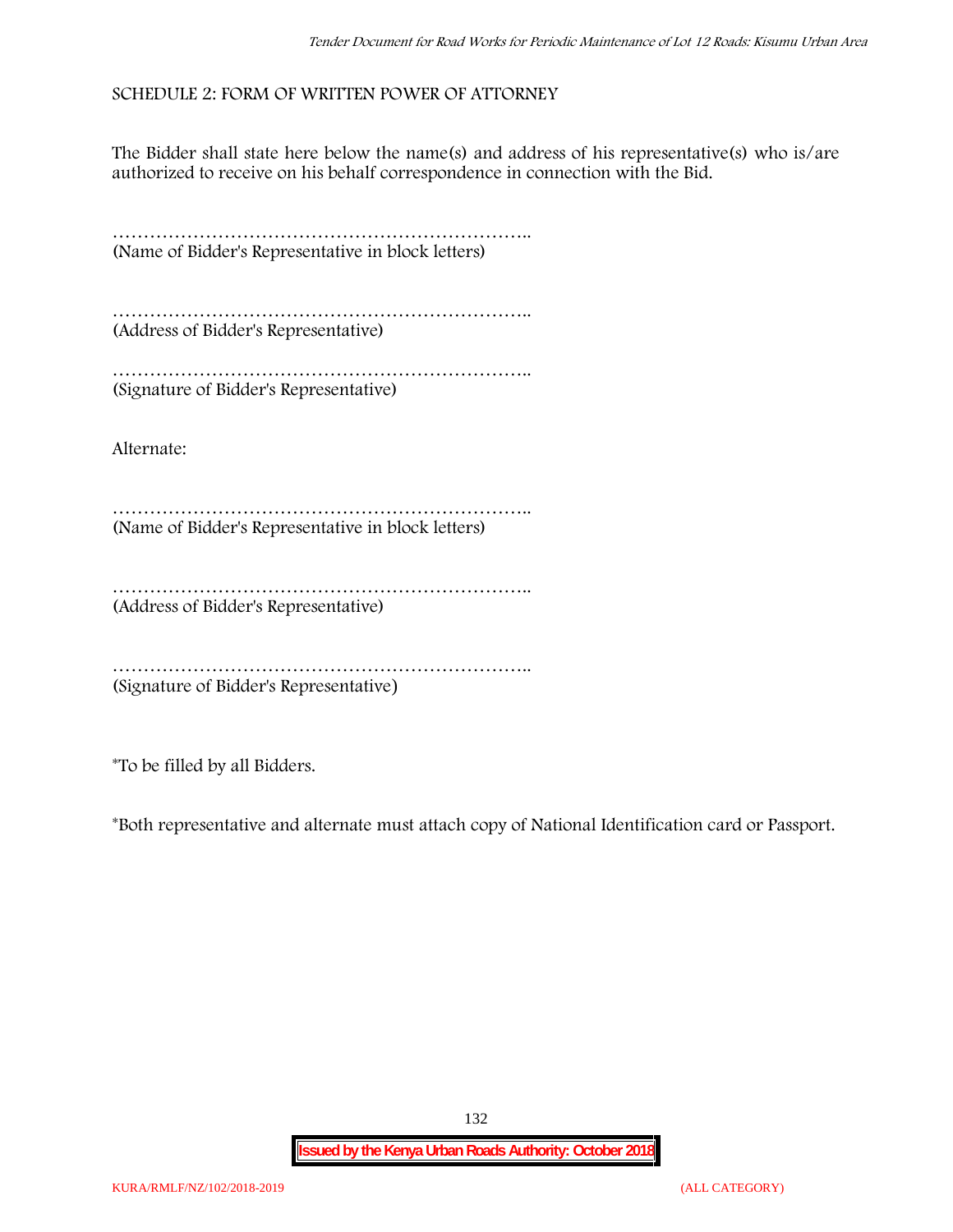## SCHEDULE 2: FORM OF WRITTEN POWER OF ATTORNEY

The Bidder shall state here below the name(s) and address of his representative(s) who is/are authorized to receive on his behalf correspondence in connection with the Bid.

…………………………………………………………..
(Name of Bidder's Representative in block letters)

…………………………………………………………..
(Address of Bidder's Representative)

…………………………………………………………..
(Signature of Bidder's Representative)

Alternate:

…………………………………………………………..
(Name of Bidder's Representative in block letters)

…………………………………………………………..
(Address of Bidder's Representative)

…………………………………………………………..
(Signature of Bidder's Representative)

*To be filled by all Bidders.

*Both representative and alternate must attach copy of National Identification card or Passport.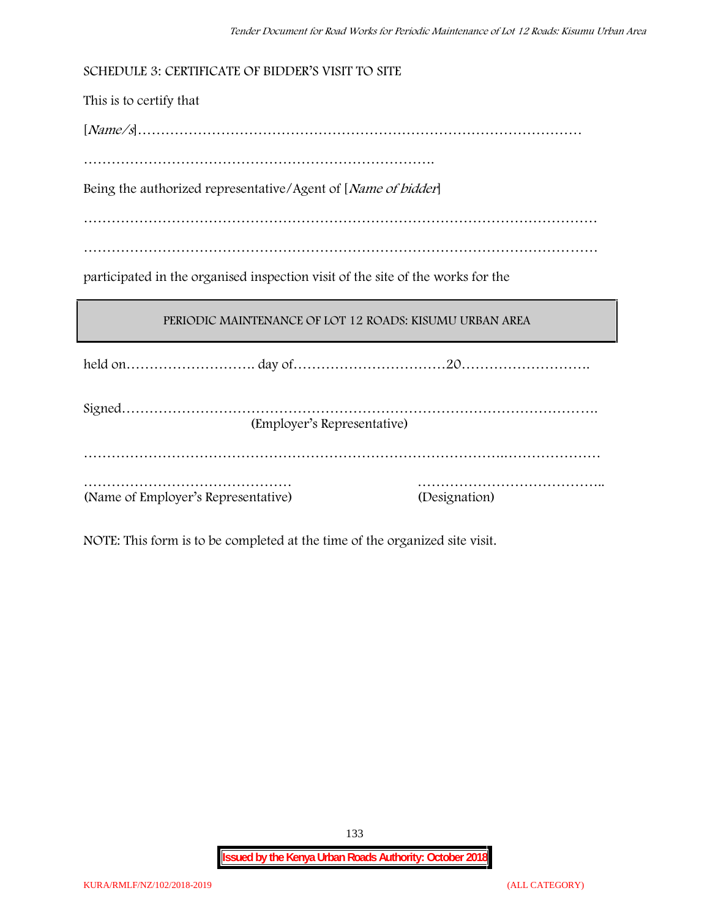SCHEDULE 3: CERTIFICATE OF BIDDER'S VISIT TO SITE

This is to certify that

[*Name/s*]……………………………………………………………………………………

…………………………………………………………………….

Being the authorized representative/Agent of [*Name of bidder*]

……………………………………………………………………………………………………

……………………………………………………………………………………………………

participated in the organised inspection visit of the site of the works for the

| PERIODIC MAINTENANCE OF LOT 12 ROADS: KISUMU URBAN AREA |
|---|

held on………………………. day of……………………………20……………………….

Signed……………………………………………………………………………………….
(Employer's Representative)

………………………………………………………………………………..…………………

……………………………………… (Name of Employer's Representative)

………………………………….. (Designation)

NOTE: This form is to be completed at the time of the organized site visit.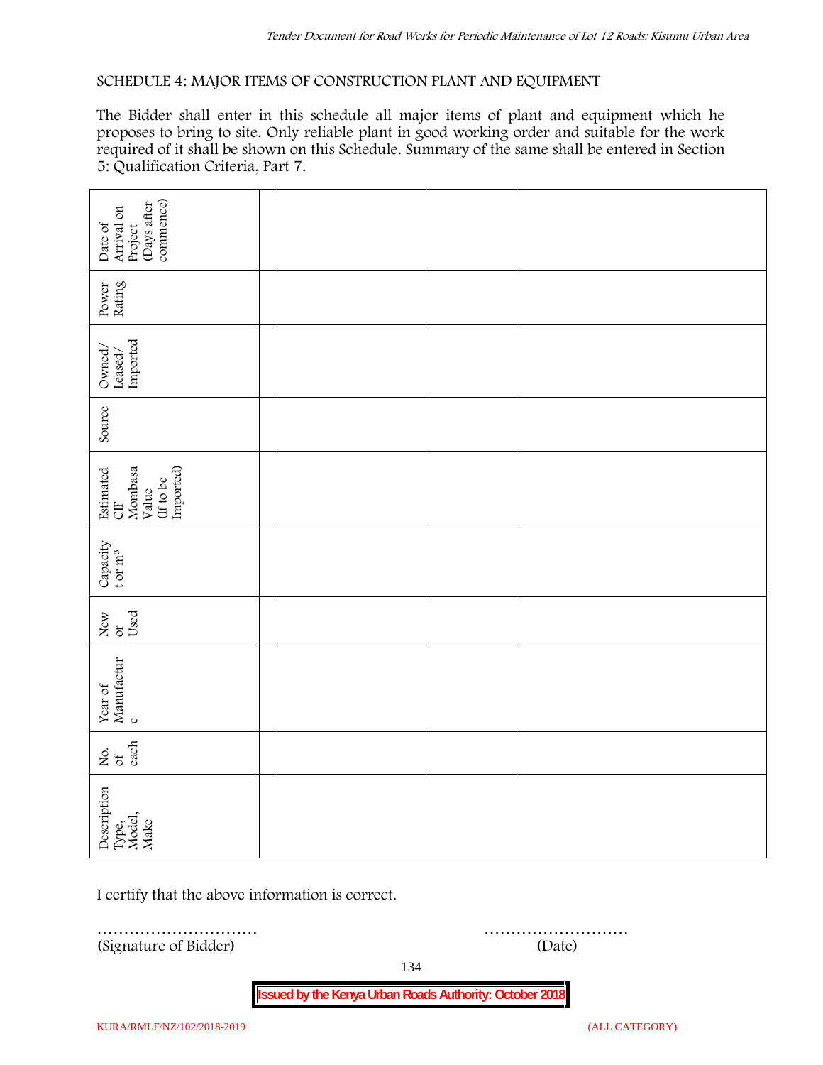SCHEDULE 4: MAJOR ITEMS OF CONSTRUCTION PLANT AND EQUIPMENT

The Bidder shall enter in this schedule all major items of plant and equipment which he proposes to bring to site. Only reliable plant in good working order and suitable for the work required of it shall be shown on this Schedule. Summary of the same shall be entered in Section 5: Qualification Criteria, Part 7.

| Description Type, Model, Make | No. of each | Year of Manufacture | New or Used | Capacity t or $m^3$ | Estimated CIF Mombasa Value (If to be Imported) | Source | Owned/ Leased/ Imported | Power Rating | Date of Arrival on Project (Days after commence) |
|---|---|---|---|---|---|---|---|---|---|
| | | | | | | | | | |
| | | | | | | | | | |
| | | | | | | | | | |

I certify that the above information is correct.

………………………… ………………………
(Signature of Bidder) (Date)

**Issued by the Kenya Urban Roads Authority: October 2018**

KURA/RMLF/NZ/102/2018-2019 (ALL CATEGORY)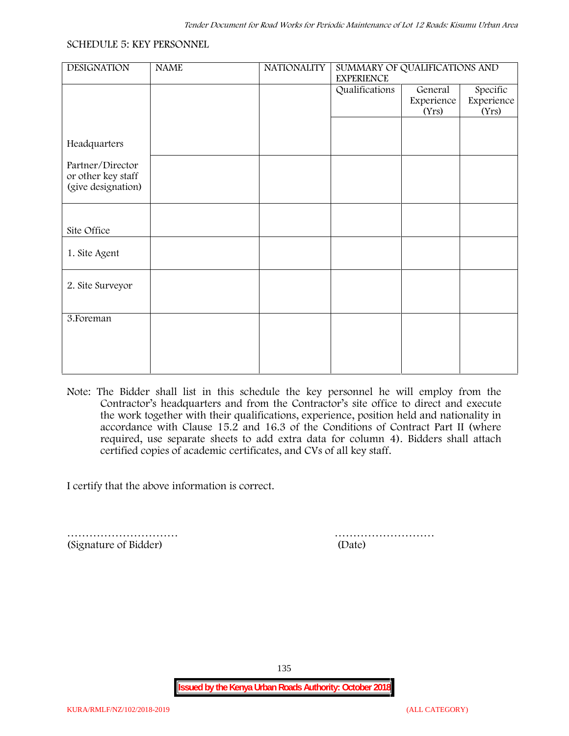SCHEDULE 5: KEY PERSONNEL

| DESIGNATION | NAME | NATIONALITY | SUMMARY OF QUALIFICATIONS AND EXPERIENCE | | |
|---|---|---|---|---|---|
| | | | Qualifications | General Experience (Yrs) | Specific Experience (Yrs) |
| Headquarters | | | | | |
| Partner/Director or other key staff (give designation) | | | | | |
| Site Office | | | | | |
| 1. Site Agent | | | | | |
| 2. Site Surveyor | | | | | |
| 3.Foreman | | | | | |

Note: The Bidder shall list in this schedule the key personnel he will employ from the Contractor's headquarters and from the Contractor's site office to direct and execute the work together with their qualifications, experience, position held and nationality in accordance with Clause 15.2 and 16.3 of the Conditions of Contract Part II (where required, use separate sheets to add extra data for column 4). Bidders shall attach certified copies of academic certificates, and CVs of all key staff.

I certify that the above information is correct.

………………………… (Signature of Bidder)

……………………… (Date)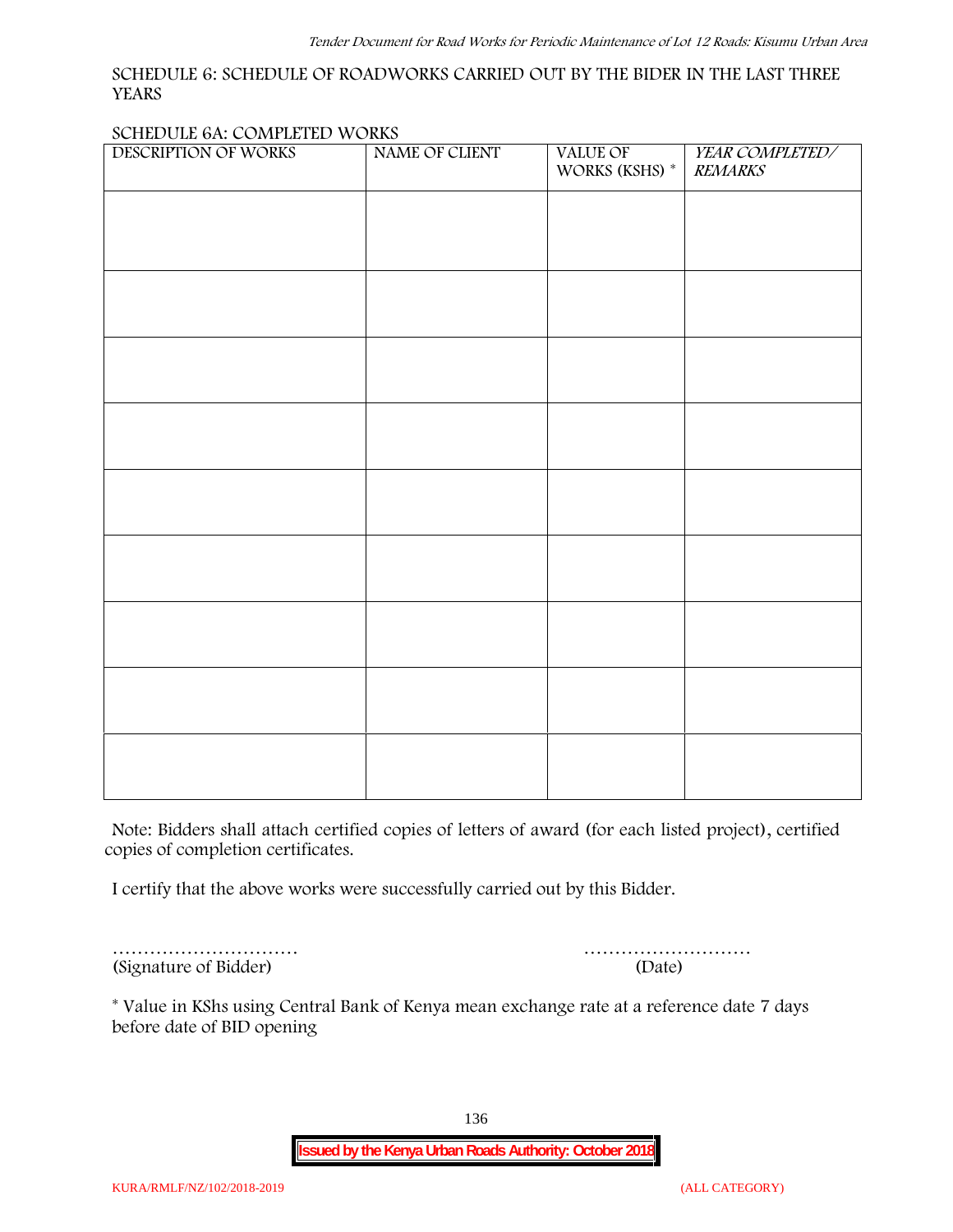SCHEDULE 6: SCHEDULE OF ROADWORKS CARRIED OUT BY THE BIDER IN THE LAST THREE YEARS

SCHEDULE 6A: COMPLETED WORKS

| DESCRIPTION OF WORKS | NAME OF CLIENT | VALUE OF WORKS (KSHS) * | *YEAR COMPLETED/ REMARKS* |
|---|---|---|---|
| | | | |
| | | | |
| | | | |
| | | | |
| | | | |
| | | | |
| | | | |
| | | | |
| | | | |

Note: Bidders shall attach certified copies of letters of award (for each listed project), certified copies of completion certificates.

I certify that the above works were successfully carried out by this Bidder.

………………………… (Signature of Bidder)

……………………… (Date)

* Value in KShs using Central Bank of Kenya mean exchange rate at a reference date 7 days before date of BID opening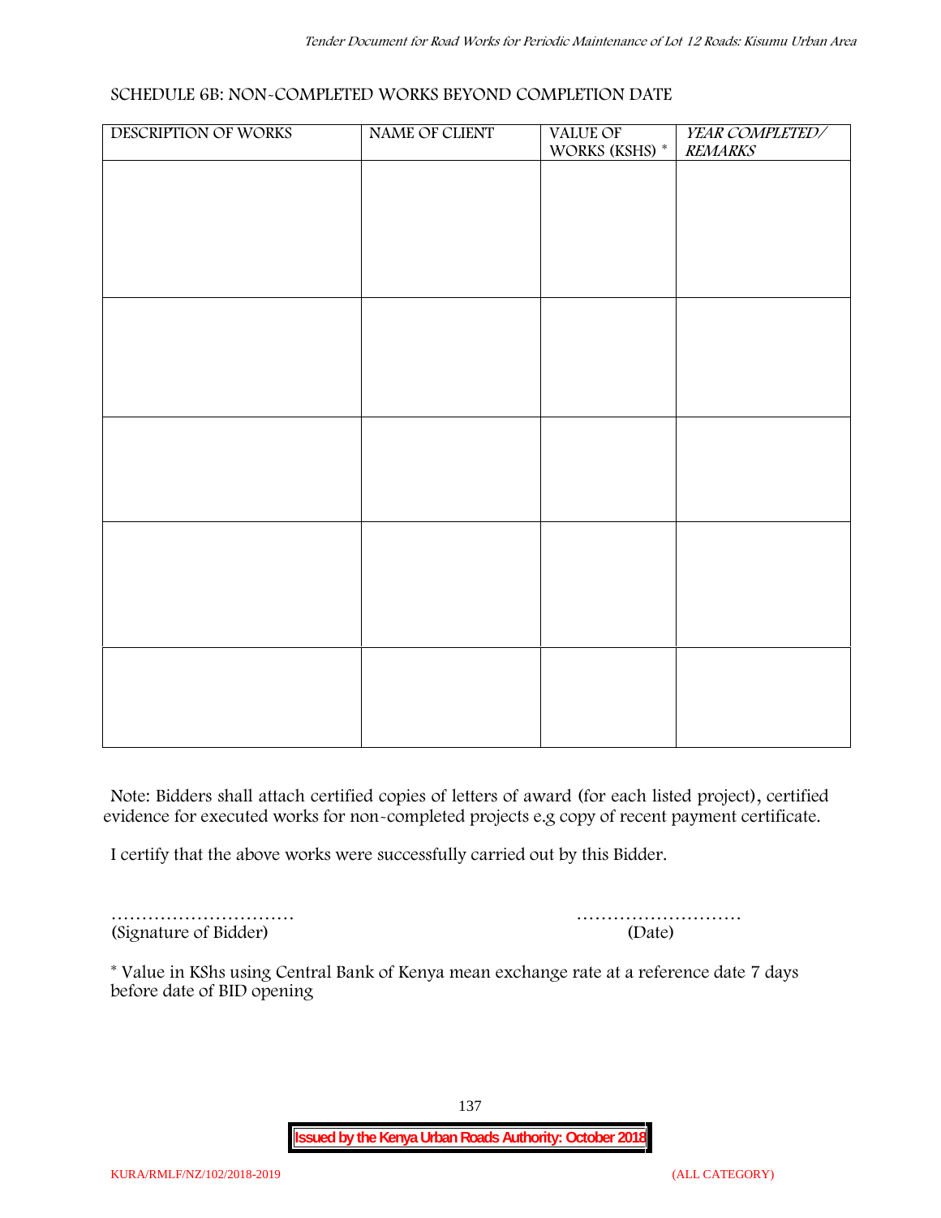SCHEDULE 6B: NON-COMPLETED WORKS BEYOND COMPLETION DATE

| DESCRIPTION OF WORKS | NAME OF CLIENT | VALUE OF WORKS (KSHS) * | *YEAR COMPLETED/ REMARKS* |
|---|---|---|---|
| | | | |
| | | | |
| | | | |
| | | | |
| | | | |

Note: Bidders shall attach certified copies of letters of award (for each listed project), certified evidence for executed works for non-completed projects e.g copy of recent payment certificate.

I certify that the above works were successfully carried out by this Bidder.

………………………… (Signature of Bidder)

……………………… (Date)

* Value in KShs using Central Bank of Kenya mean exchange rate at a reference date 7 days before date of BID opening

**Issued by the Kenya Urban Roads Authority: October 2018**

KURA/RMLF/NZ/102/2018-2019 (ALL CATEGORY)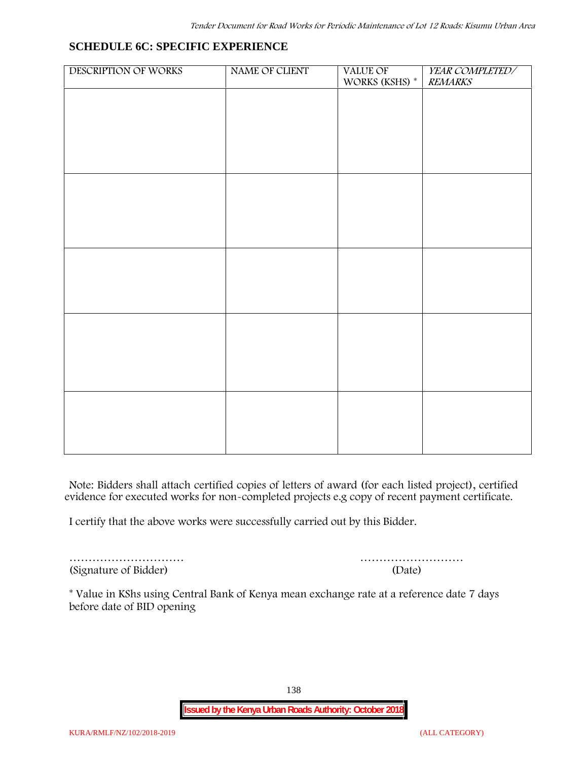## SCHEDULE 6C: SPECIFIC EXPERIENCE

| DESCRIPTION OF WORKS | NAME OF CLIENT | VALUE OF WORKS (KSHS) * | *YEAR COMPLETED/ REMARKS* |
|---|---|---|---|
| | | | |
| | | | |
| | | | |
| | | | |
| | | | |

Note: Bidders shall attach certified copies of letters of award (for each listed project), certified evidence for executed works for non-completed projects e.g copy of recent payment certificate.

I certify that the above works were successfully carried out by this Bidder.

………………………… ………………………
(Signature of Bidder) (Date)

* Value in KShs using Central Bank of Kenya mean exchange rate at a reference date 7 days before date of BID opening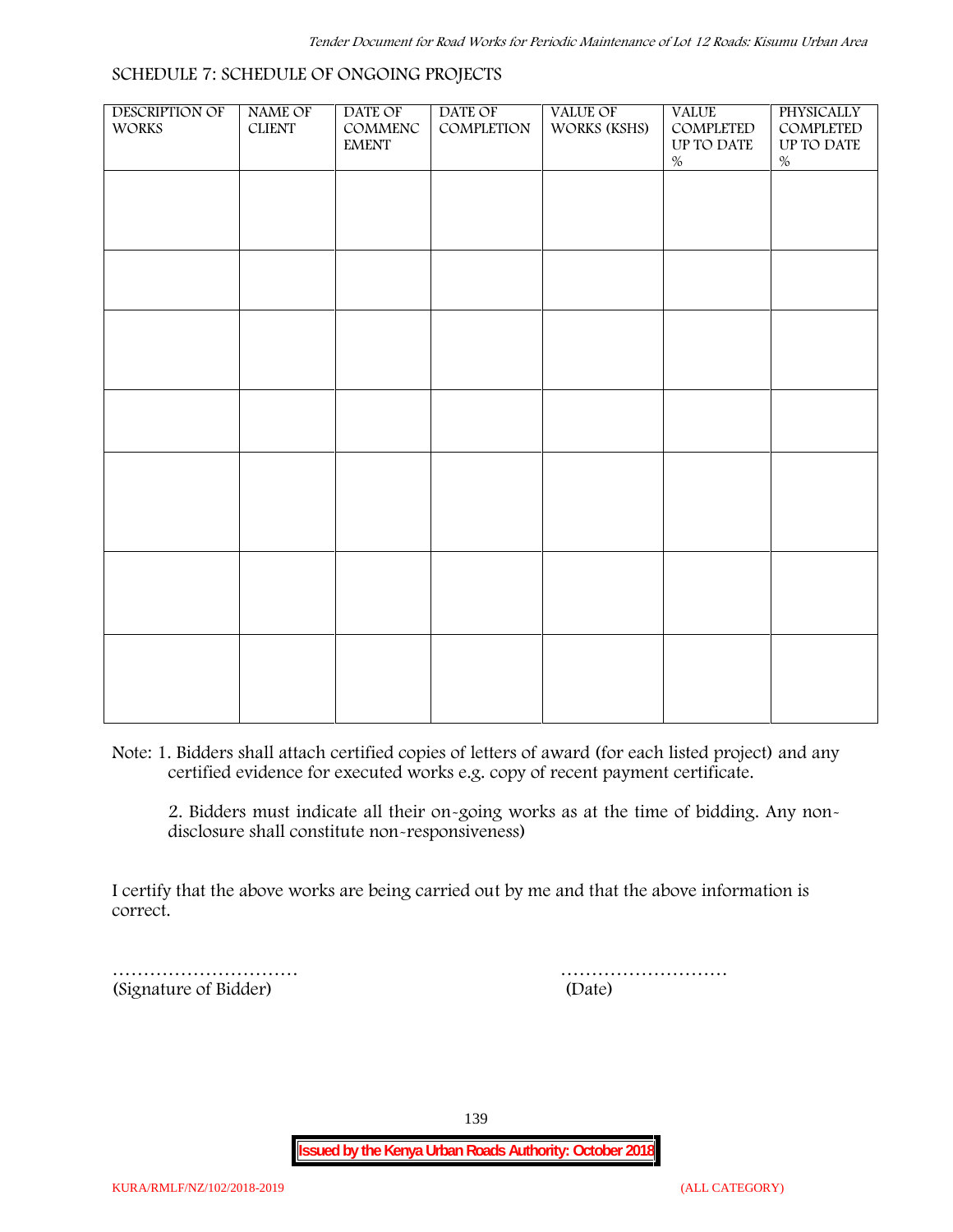## SCHEDULE 7: SCHEDULE OF ONGOING PROJECTS

| DESCRIPTION OF WORKS | NAME OF CLIENT | DATE OF COMMENCEMENT | DATE OF COMPLETION | VALUE OF WORKS (KSHS) | VALUE COMPLETED UP TO DATE % | PHYSICALLY COMPLETED UP TO DATE % |
|---|---|---|---|---|---|---|
| | | | | | | |
| | | | | | | |
| | | | | | | |
| | | | | | | |
| | | | | | | |
| | | | | | | |
| | | | | | | |

Note: 1. Bidders shall attach certified copies of letters of award (for each listed project) and any certified evidence for executed works e.g. copy of recent payment certificate.

2. Bidders must indicate all their on-going works as at the time of bidding. Any non-disclosure shall constitute non-responsiveness)

I certify that the above works are being carried out by me and that the above information is correct.

…………………………  
(Signature of Bidder)

………………………  
(Date)

**Issued by the Kenya Urban Roads Authority: October 2018**

KURA/RMLF/NZ/102/2018-2019 (ALL CATEGORY)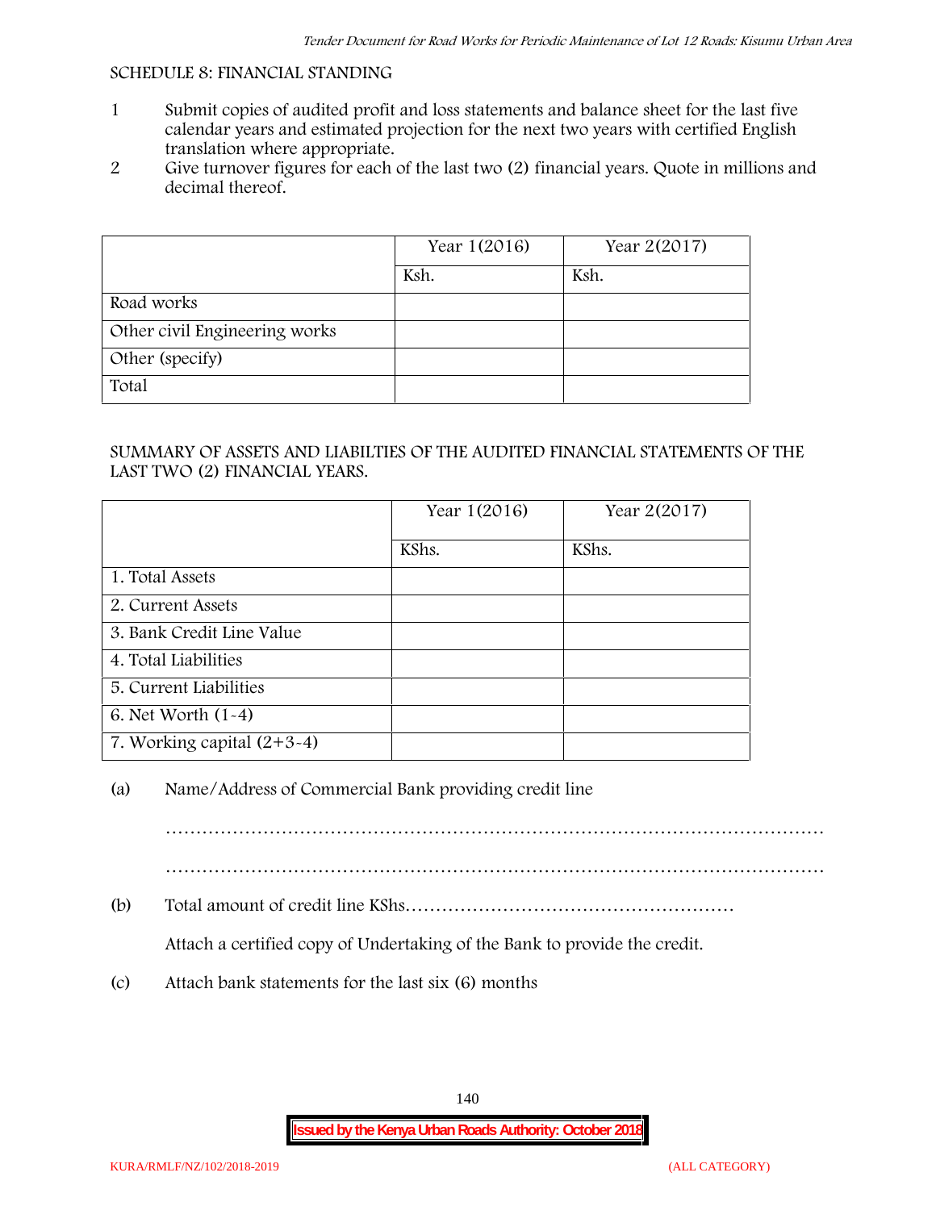SCHEDULE 8: FINANCIAL STANDING

1. Submit copies of audited profit and loss statements and balance sheet for the last five calendar years and estimated projection for the next two years with certified English translation where appropriate.
2. Give turnover figures for each of the last two (2) financial years. Quote in millions and decimal thereof.

| | Year 1(2016) | Year 2(2017) |
|---|---|---|
| | Ksh. | Ksh. |
| Road works | | |
| Other civil Engineering works | | |
| Other (specify) | | |
| Total | | |

SUMMARY OF ASSETS AND LIABILTIES OF THE AUDITED FINANCIAL STATEMENTS OF THE LAST TWO (2) FINANCIAL YEARS.

| | Year 1(2016) | Year 2(2017) |
|---|---|---|
| | KShs. | KShs. |
| 1. Total Assets | | |
| 2. Current Assets | | |
| 3. Bank Credit Line Value | | |
| 4. Total Liabilities | | |
| 5. Current Liabilities | | |
| 6. Net Worth (1-4) | | |
| 7. Working capital (2+3-4) | | |

(a) Name/Address of Commercial Bank providing credit line

…………………………………………………………………………………………………

…………………………………………………………………………………………………

(b) Total amount of credit line KShs………………………………………………

Attach a certified copy of Undertaking of the Bank to provide the credit.

(c) Attach bank statements for the last six (6) months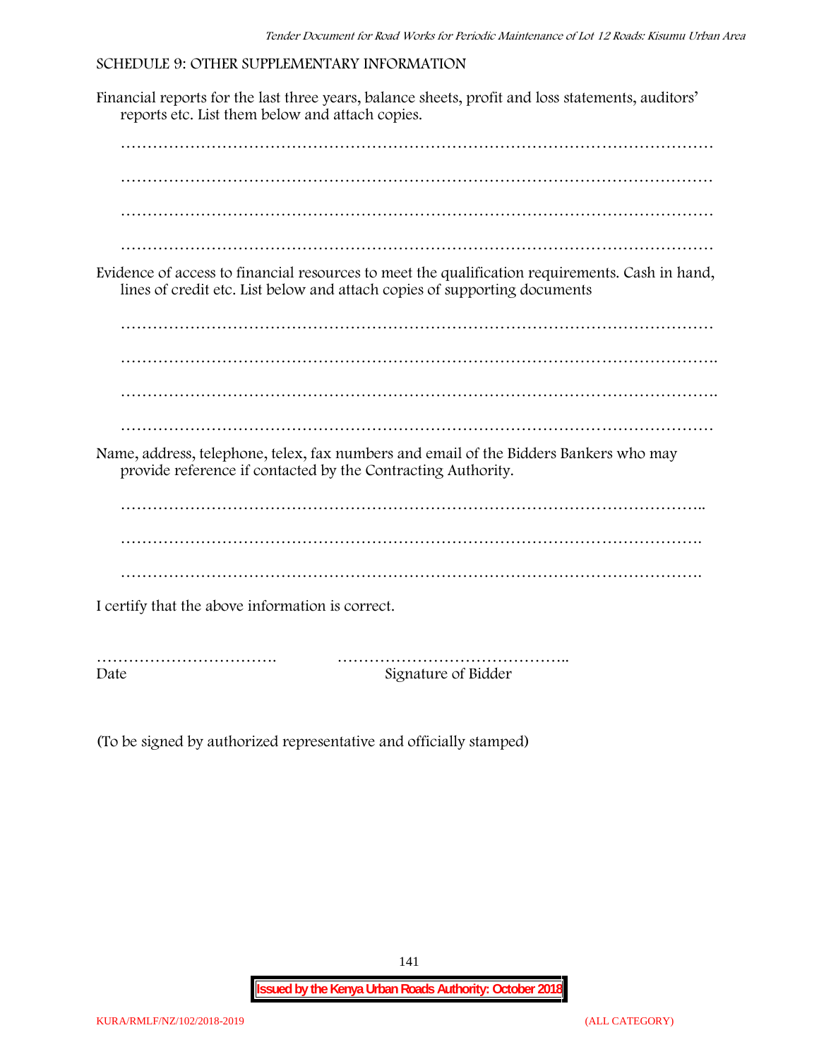SCHEDULE 9: OTHER SUPPLEMENTARY INFORMATION

Financial reports for the last three years, balance sheets, profit and loss statements, auditors' reports etc. List them below and attach copies.

…………………………………………………………………………………………………

…………………………………………………………………………………………………

…………………………………………………………………………………………………

…………………………………………………………………………………………………

Evidence of access to financial resources to meet the qualification requirements. Cash in hand, lines of credit etc. List below and attach copies of supporting documents

…………………………………………………………………………………………………

…………………………………………………………………………………………………

…………………………………………………………………………………………………

…………………………………………………………………………………………………

Name, address, telephone, telex, fax numbers and email of the Bidders Bankers who may provide reference if contacted by the Contracting Authority.

………………………………………………………………………………………………..

……………………………………………………………………………………………….

……………………………………………………………………………………………….

I certify that the above information is correct.

……………………………. ……………………………………..

Date Signature of Bidder

(To be signed by authorized representative and officially stamped)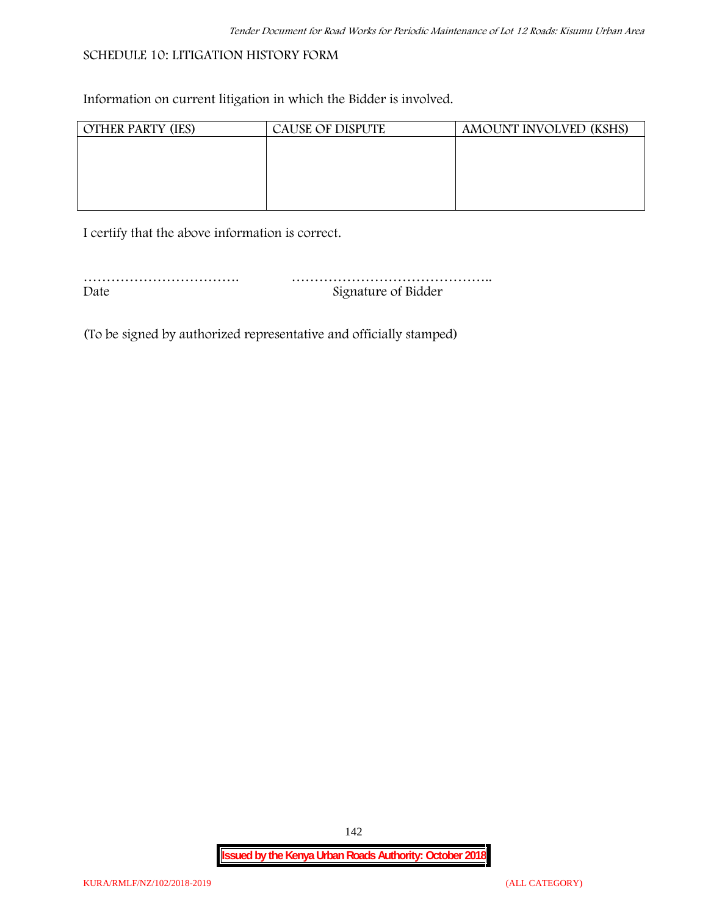SCHEDULE 10: LITIGATION HISTORY FORM

Information on current litigation in which the Bidder is involved.

| OTHER PARTY (IES) | CAUSE OF DISPUTE | AMOUNT INVOLVED (KSHS) |
|---|---|---|
| | | |

I certify that the above information is correct.

……………………………. ……………………………………..
Date Signature of Bidder

(To be signed by authorized representative and officially stamped)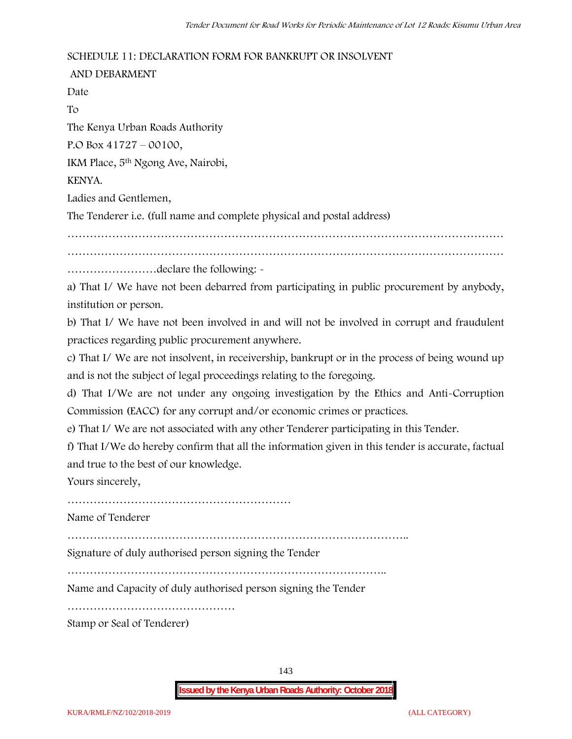SCHEDULE 11: DECLARATION FORM FOR BANKRUPT OR INSOLVENT AND DEBARMENT

Date

To

The Kenya Urban Roads Authority

P.O Box 41727 – 00100,

IKM Place, 5th Ngong Ave, Nairobi,

KENYA.

Ladies and Gentlemen,

The Tenderer i.e. (full name and complete physical and postal address)

…………………………………………………………………………………………………………

…………………………………………………………………………………………………………

……………………declare the following: -

a) That I/ We have not been debarred from participating in public procurement by anybody, institution or person.

b) That I/ We have not been involved in and will not be involved in corrupt and fraudulent practices regarding public procurement anywhere.

c) That I/ We are not insolvent, in receivership, bankrupt or in the process of being wound up and is not the subject of legal proceedings relating to the foregoing.

d) That I/We are not under any ongoing investigation by the Ethics and Anti-Corruption Commission (EACC) for any corrupt and/or economic crimes or practices.

e) That I/ We are not associated with any other Tenderer participating in this Tender.

f) That I/We do hereby confirm that all the information given in this tender is accurate, factual and true to the best of our knowledge.

Yours sincerely,

……………………………………………………

Name of Tenderer

………………………………………………………………………………..

Signature of duly authorised person signing the Tender

…………………………………………………………………………..

Name and Capacity of duly authorised person signing the Tender

………………………………………

Stamp or Seal of Tenderer)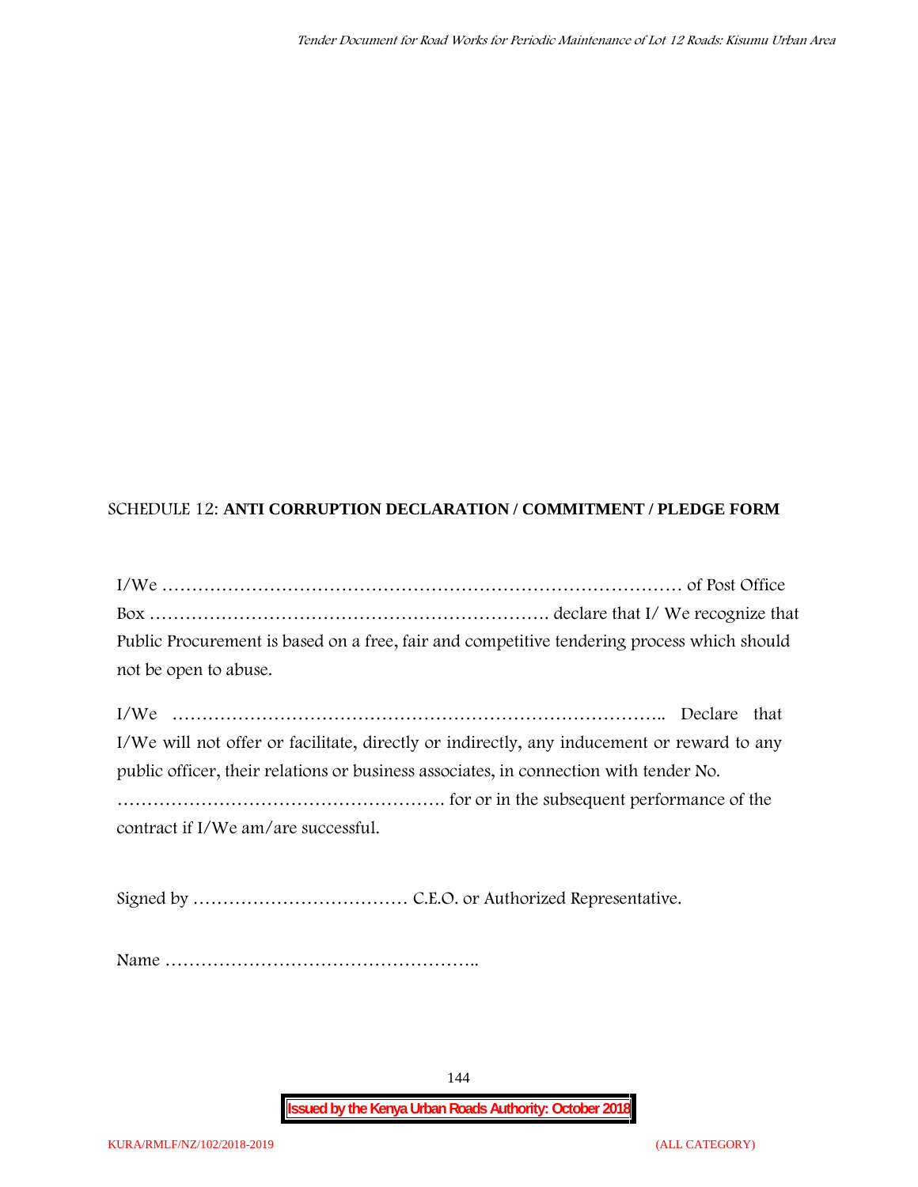SCHEDULE 12: **ANTI CORRUPTION DECLARATION / COMMITMENT / PLEDGE FORM**

I/We …………………………………………………………………………… of Post Office Box ………………………………………………………. declare that I/ We recognize that Public Procurement is based on a free, fair and competitive tendering process which should not be open to abuse.

I/We ……………………………………………………………………….. Declare that I/We will not offer or facilitate, directly or indirectly, any inducement or reward to any public officer, their relations or business associates, in connection with tender No. ………………………………………………. for or in the subsequent performance of the contract if I/We am/are successful.

Signed by ……………………………… C.E.O. or Authorized Representative.

Name ……………………………………………..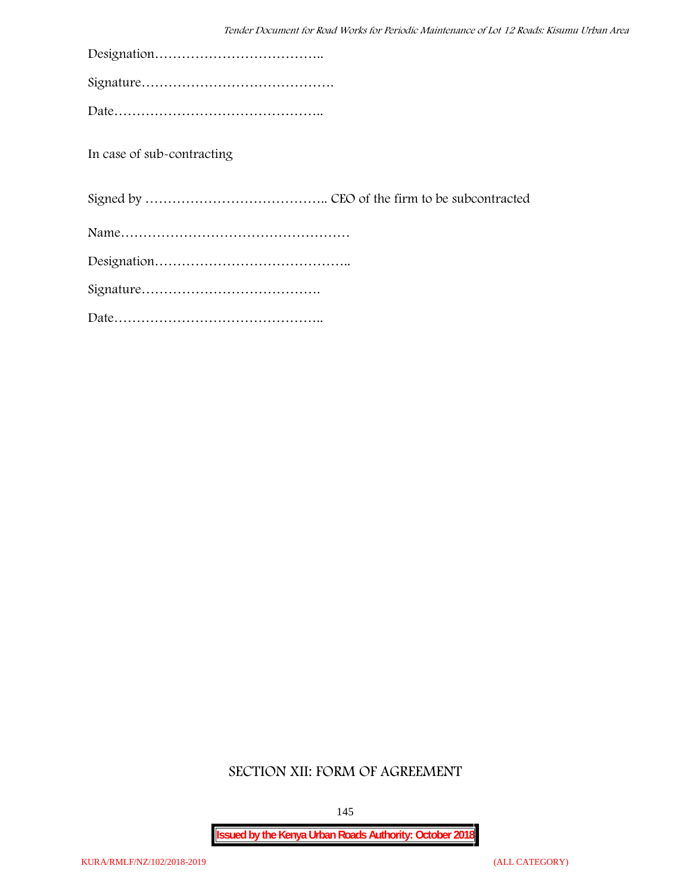Designation………………………………..

Signature…………………………………….

Date………………………………………..

In case of sub-contracting

Signed by ………………………………….. CEO of the firm to be subcontracted

Name……………………………………………

Designation……………………………………..

Signature………………………………….

Date………………………………………..

## SECTION XII: FORM OF AGREEMENT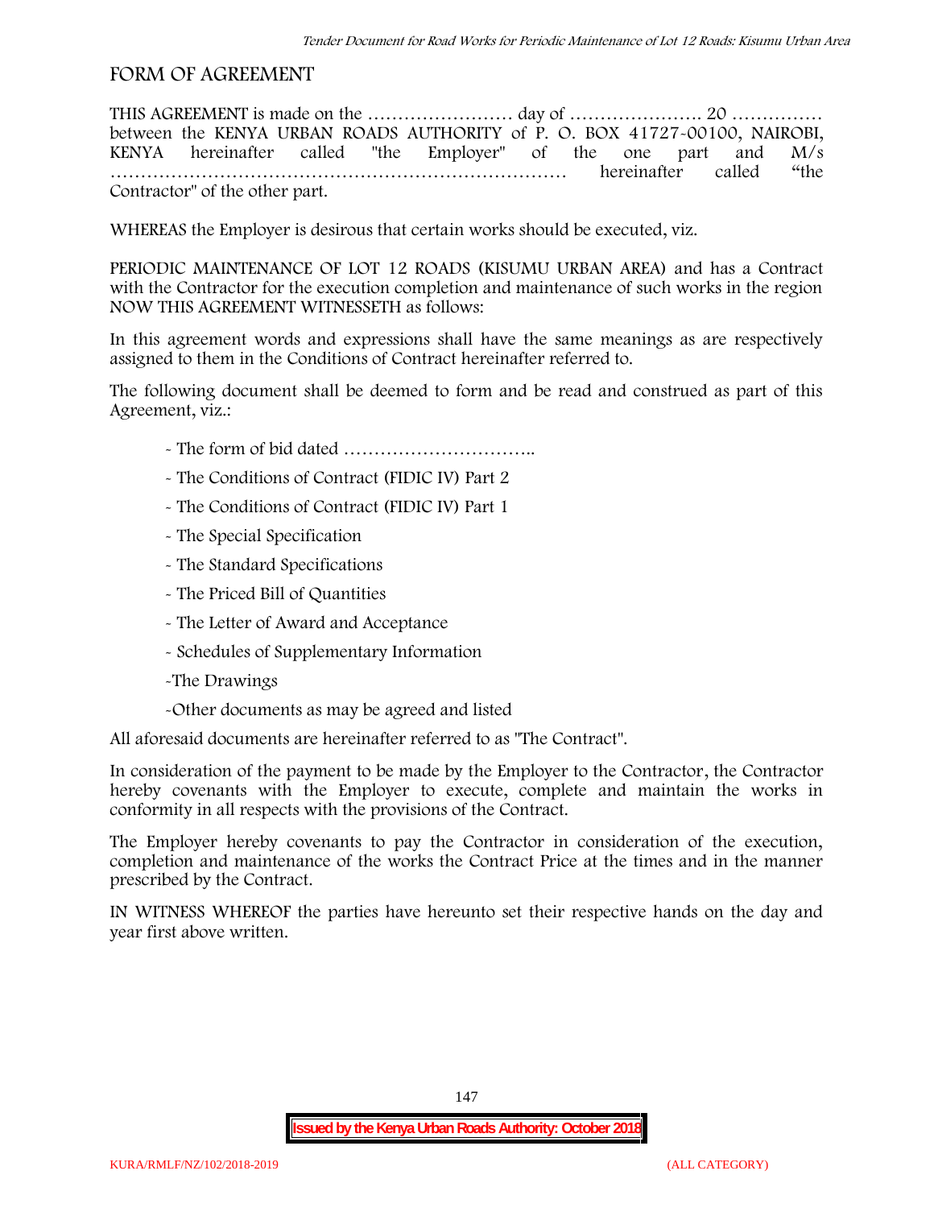## FORM OF AGREEMENT

THIS AGREEMENT is made on the …………………… day of …………………. 20 …………… between the KENYA URBAN ROADS AUTHORITY of P. O. BOX 41727-00100, NAIROBI, KENYA hereinafter called "the Employer" of the one part and M/s ……………………………………………………………… hereinafter called "the Contractor" of the other part.

WHEREAS the Employer is desirous that certain works should be executed, viz.

PERIODIC MAINTENANCE OF LOT 12 ROADS (KISUMU URBAN AREA) and has a Contract with the Contractor for the execution completion and maintenance of such works in the region NOW THIS AGREEMENT WITNESSETH as follows:

In this agreement words and expressions shall have the same meanings as are respectively assigned to them in the Conditions of Contract hereinafter referred to.

The following document shall be deemed to form and be read and construed as part of this Agreement, viz.:

- The form of bid dated …………………………..
- The Conditions of Contract (FIDIC IV) Part 2
- The Conditions of Contract (FIDIC IV) Part 1
- The Special Specification
- The Standard Specifications
- The Priced Bill of Quantities
- The Letter of Award and Acceptance
- Schedules of Supplementary Information
- The Drawings
- Other documents as may be agreed and listed

All aforesaid documents are hereinafter referred to as "The Contract".

In consideration of the payment to be made by the Employer to the Contractor, the Contractor hereby covenants with the Employer to execute, complete and maintain the works in conformity in all respects with the provisions of the Contract.

The Employer hereby covenants to pay the Contractor in consideration of the execution, completion and maintenance of the works the Contract Price at the times and in the manner prescribed by the Contract.

IN WITNESS WHEREOF the parties have hereunto set their respective hands on the day and year first above written.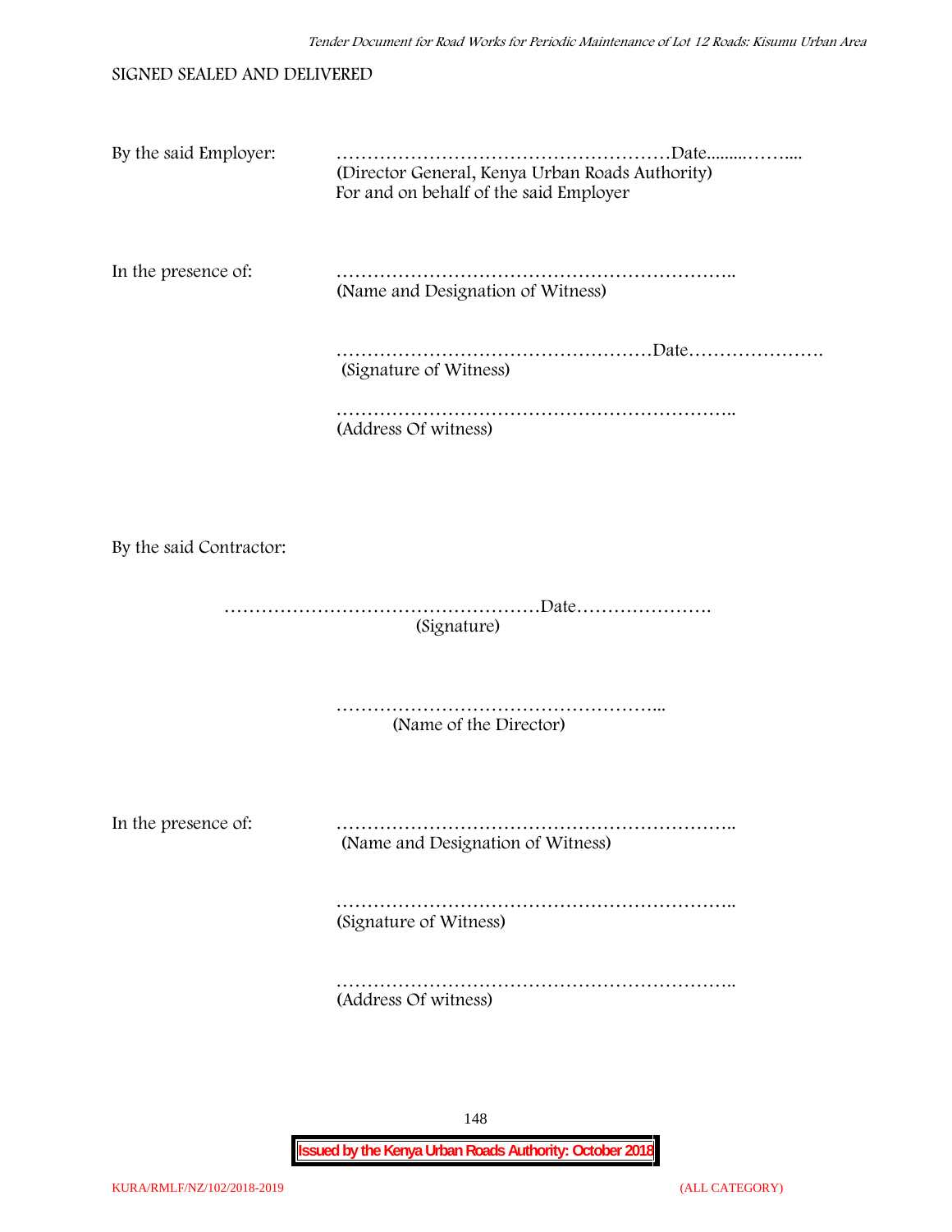SIGNED SEALED AND DELIVERED

By the said Employer: ………………………………………………Date.........……....
(Director General, Kenya Urban Roads Authority)
For and on behalf of the said Employer

In the presence of: ………………………………………………………..
(Name and Designation of Witness)

……………………………………………Date………………….
(Signature of Witness)

………………………………………………………..
(Address Of witness)

By the said Contractor:

……………………………………………Date………………….
(Signature)

……………………………………………...
(Name of the Director)

In the presence of: ………………………………………………………..
(Name and Designation of Witness)

………………………………………………………..
(Signature of Witness)

………………………………………………………..
(Address Of witness)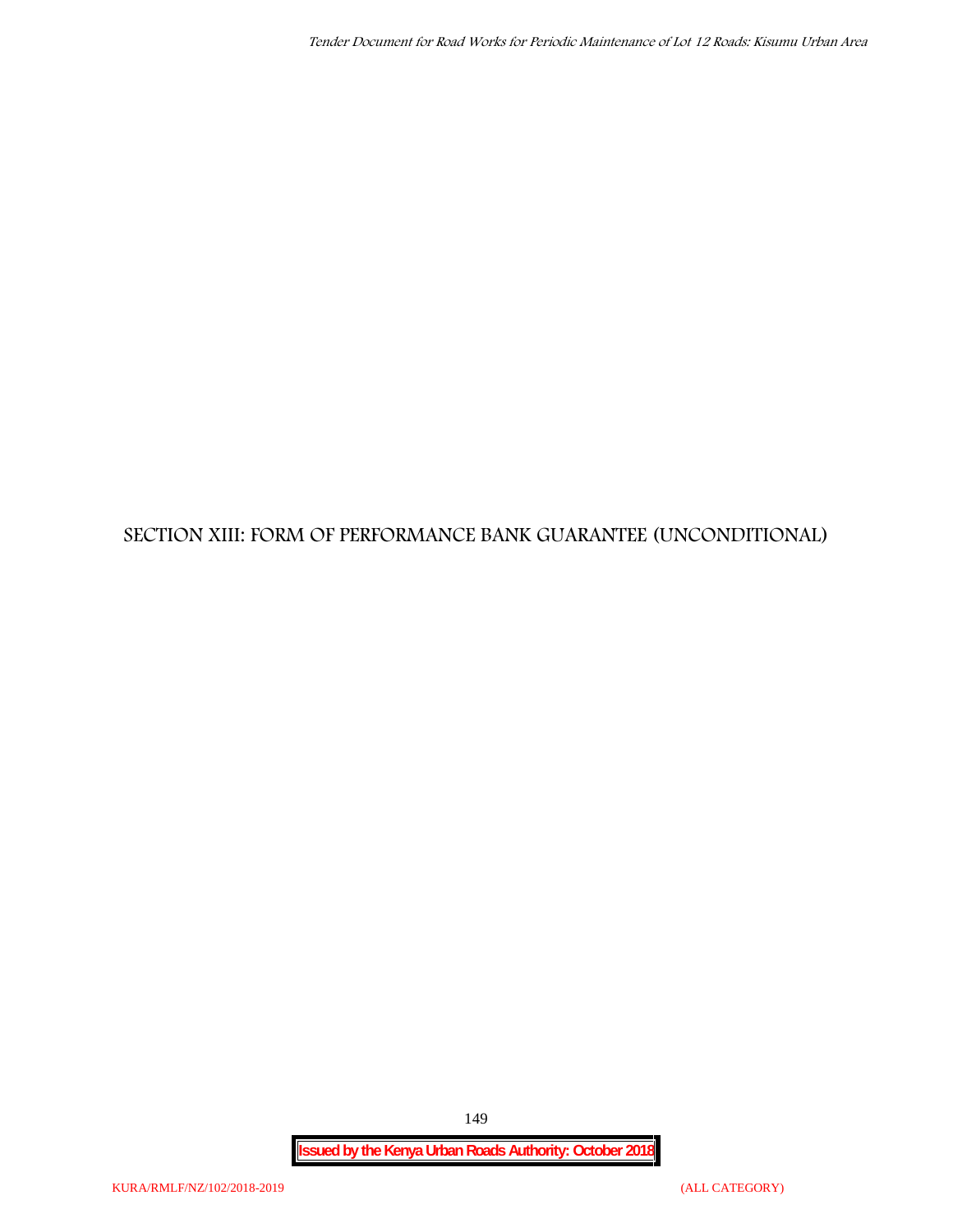# SECTION XIII: FORM OF PERFORMANCE BANK GUARANTEE (UNCONDITIONAL)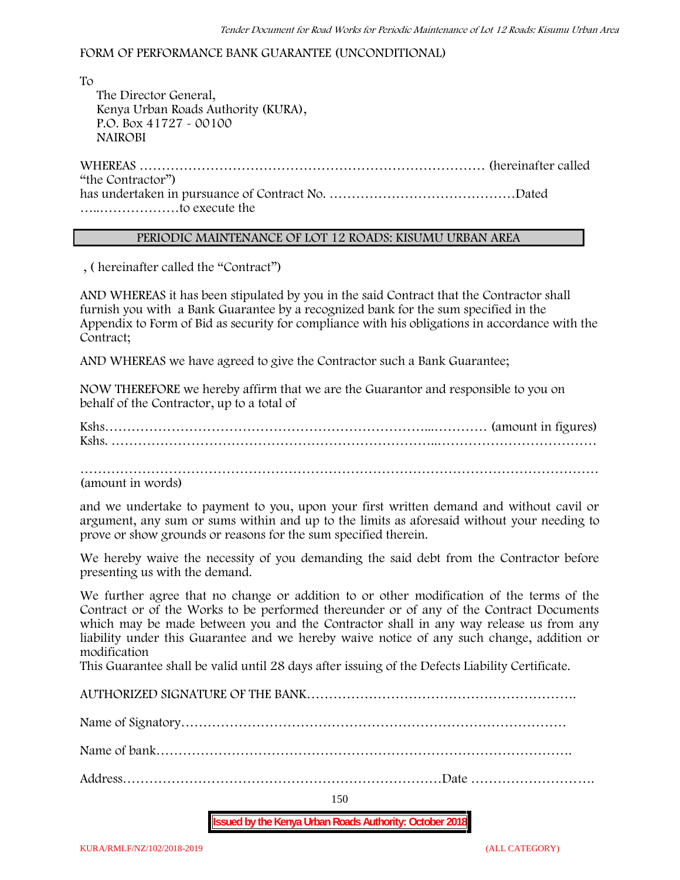FORM OF PERFORMANCE BANK GUARANTEE (UNCONDITIONAL)

To

The Director General,
Kenya Urban Roads Authority (KURA),
P.O. Box 41727 - 00100
NAIROBI

WHEREAS …………………………………………………………………… (hereinafter called "the Contractor")
has undertaken in pursuance of Contract No. ……………………………………Dated …..………………to execute the

**PERIODIC MAINTENANCE OF LOT 12 ROADS: KISUMU URBAN AREA**

, ( hereinafter called the "Contract")

AND WHEREAS it has been stipulated by you in the said Contract that the Contractor shall furnish you with a Bank Guarantee by a recognized bank for the sum specified in the Appendix to Form of Bid as security for compliance with his obligations in accordance with the Contract;

AND WHEREAS we have agreed to give the Contractor such a Bank Guarantee;

NOW THEREFORE we hereby affirm that we are the Guarantor and responsible to you on behalf of the Contractor, up to a total of

Kshs………………………………………………………………..………… (amount in figures)
Kshs. …………………………………………………………………..………………………………

…………………………………………………………………………………………………………
(amount in words)

and we undertake to payment to you, upon your first written demand and without cavil or argument, any sum or sums within and up to the limits as aforesaid without your needing to prove or show grounds or reasons for the sum specified therein.

We hereby waive the necessity of you demanding the said debt from the Contractor before presenting us with the demand.

We further agree that no change or addition to or other modification of the terms of the Contract or of the Works to be performed thereunder or of any of the Contract Documents which may be made between you and the Contractor shall in any way release us from any liability under this Guarantee and we hereby waive notice of any such change, addition or modification
This Guarantee shall be valid until 28 days after issuing of the Defects Liability Certificate.

AUTHORIZED SIGNATURE OF THE BANK…………………………………………………….

Name of Signatory……………………………………………………………………………

Name of bank……………………………………………………………………………….

Address………………………………………………………………Date ……………………….